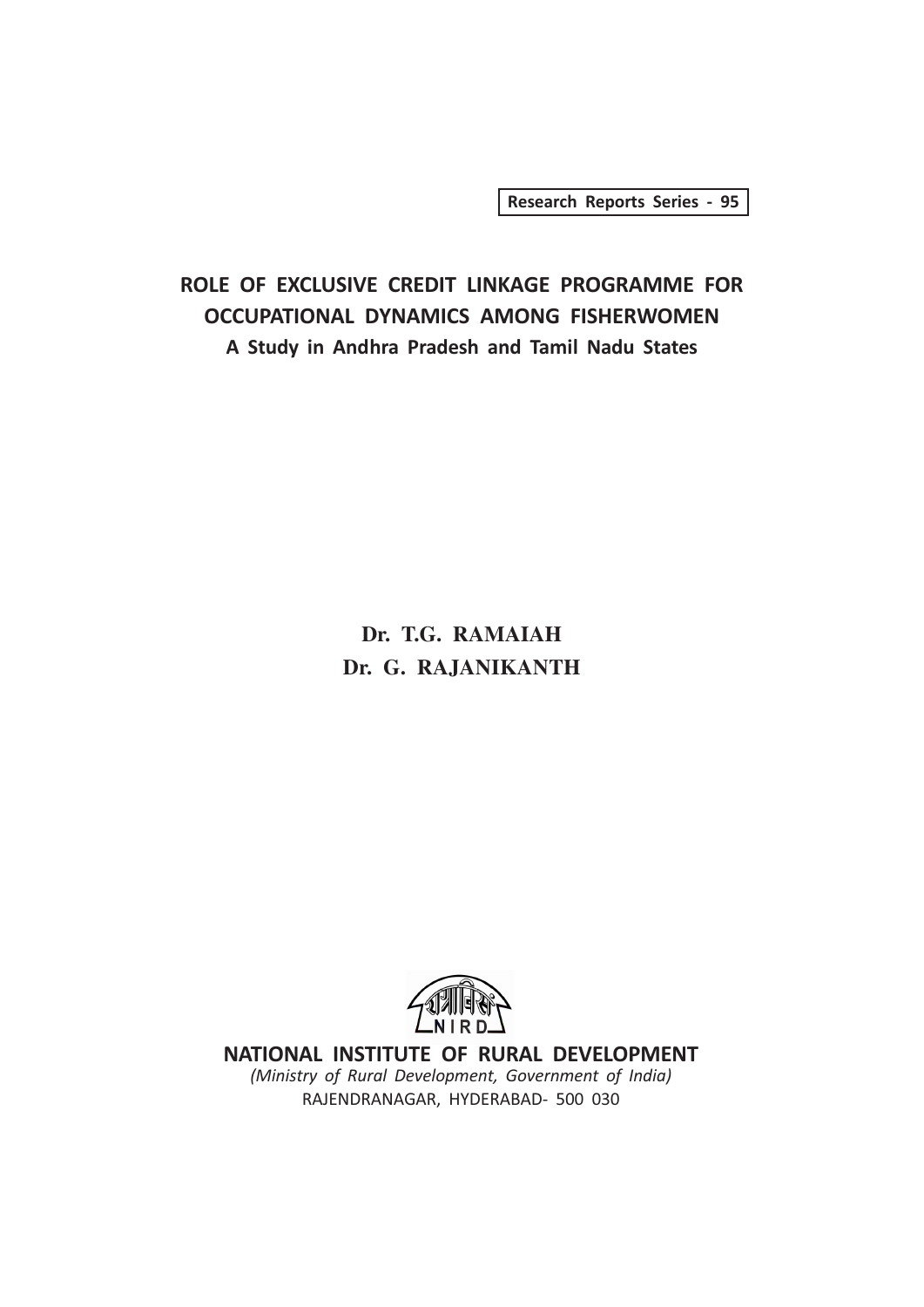Research Reports Series - 95

# ROLE OF EXCLUSIVE CREDIT LINKAGE PROGRAMME FOR OCCUPATIONAL DYNAMICS AMONG FISHERWOMEN

## A Study in Andhra Pradesh and Tamil Nadu States

**Dr. T.G. RAMAIAH**

**Dr. G. RAJANIKANTH**

NIRD

**NATIONAL INSTITUTE OF RURAL DEVELOPMENT**

*(Ministry of Rural Development, Government of India)*

RAJENDRANAGAR, HYDERABAD- 500 030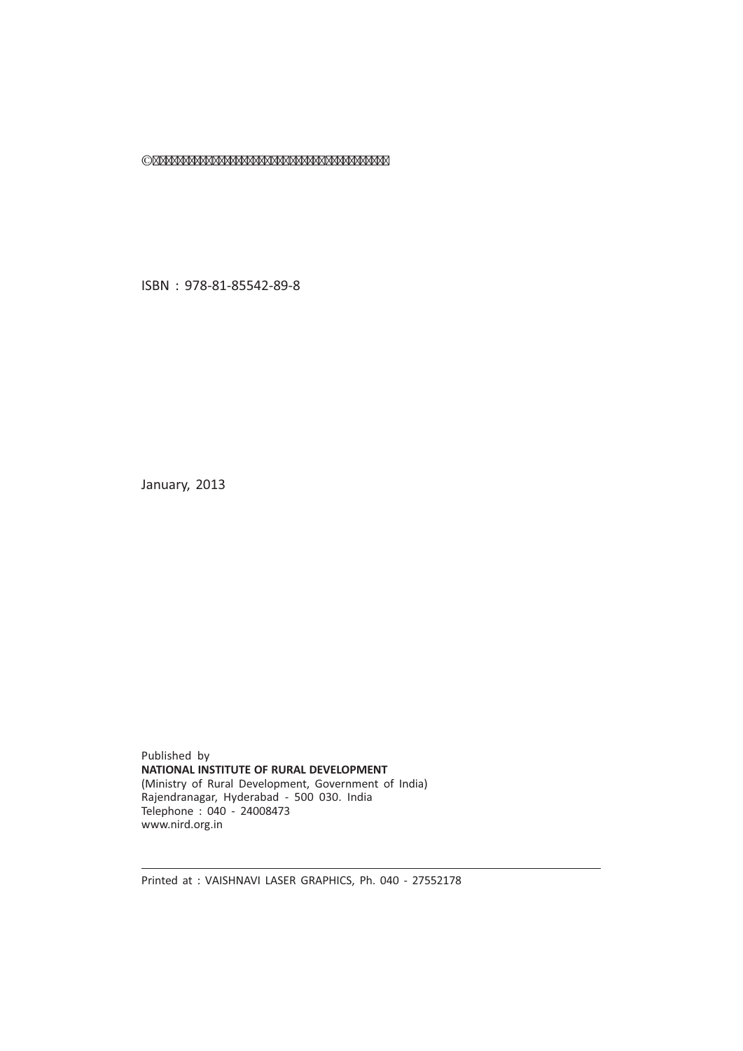©

ISBN : 978-81-85542-89-8

January, 2013

Published by
**NATIONAL INSTITUTE OF RURAL DEVELOPMENT**
(Ministry of Rural Development, Government of India)
Rajendranagar, Hyderabad - 500 030. India
Telephone : 040 - 24008473
www.nird.org.in

---

Printed at : VAISHNAVI LASER GRAPHICS, Ph. 040 - 27552178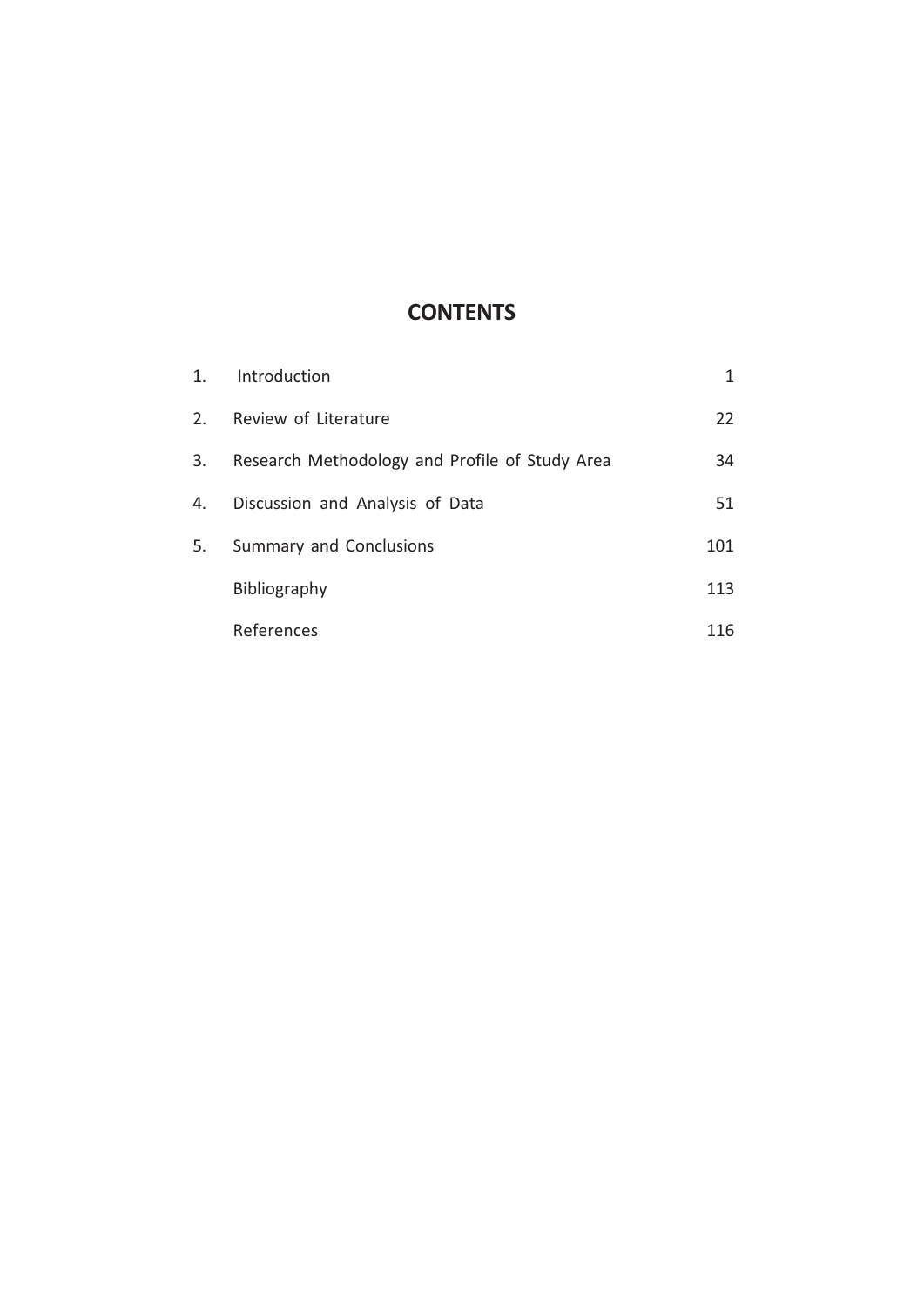# CONTENTS

| | | |
|---|---|---|
| 1. | Introduction | 1 |
| 2. | Review of Literature | 22 |
| 3. | Research Methodology and Profile of Study Area | 34 |
| 4. | Discussion and Analysis of Data | 51 |
| 5. | Summary and Conclusions | 101 |
| | Bibliography | 113 |
| | References | 116 |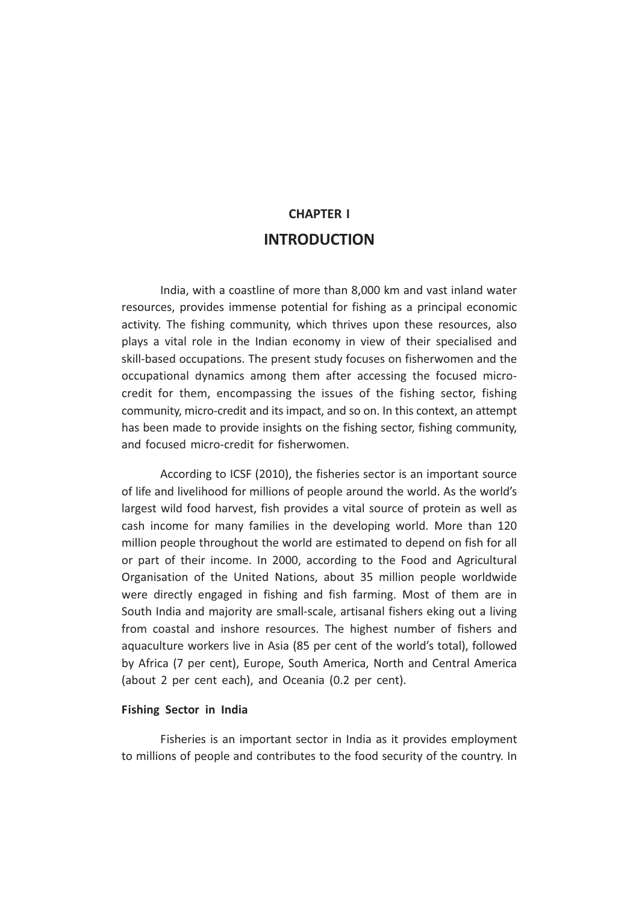# CHAPTER I

# INTRODUCTION

India, with a coastline of more than 8,000 km and vast inland water resources, provides immense potential for fishing as a principal economic activity. The fishing community, which thrives upon these resources, also plays a vital role in the Indian economy in view of their specialised and skill-based occupations. The present study focuses on fisherwomen and the occupational dynamics among them after accessing the focused micro-credit for them, encompassing the issues of the fishing sector, fishing community, micro-credit and its impact, and so on. In this context, an attempt has been made to provide insights on the fishing sector, fishing community, and focused micro-credit for fisherwomen.

According to ICSF (2010), the fisheries sector is an important source of life and livelihood for millions of people around the world. As the world's largest wild food harvest, fish provides a vital source of protein as well as cash income for many families in the developing world. More than 120 million people throughout the world are estimated to depend on fish for all or part of their income. In 2000, according to the Food and Agricultural Organisation of the United Nations, about 35 million people worldwide were directly engaged in fishing and fish farming. Most of them are in South India and majority are small-scale, artisanal fishers eking out a living from coastal and inshore resources. The highest number of fishers and aquaculture workers live in Asia (85 per cent of the world's total), followed by Africa (7 per cent), Europe, South America, North and Central America (about 2 per cent each), and Oceania (0.2 per cent).

### Fishing Sector in India

Fisheries is an important sector in India as it provides employment to millions of people and contributes to the food security of the country. In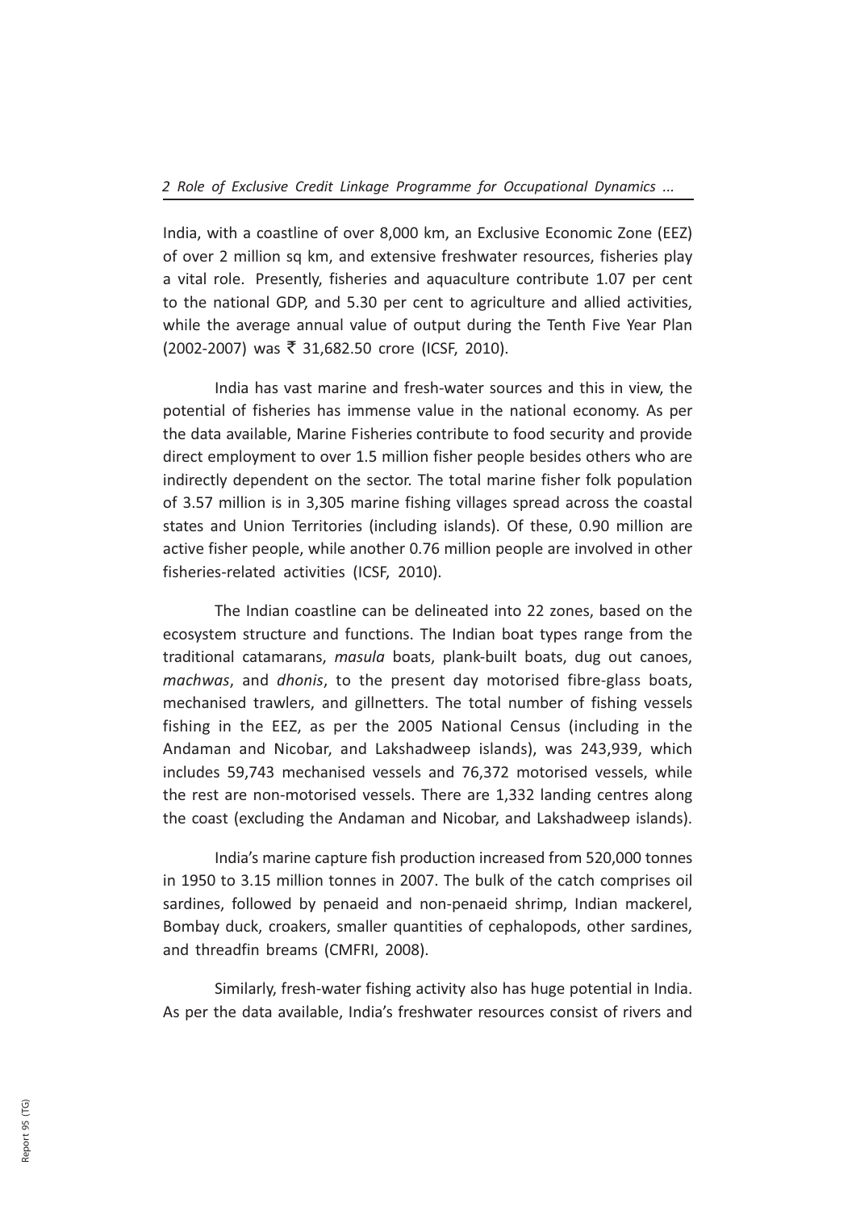India, with a coastline of over 8,000 km, an Exclusive Economic Zone (EEZ) of over 2 million sq km, and extensive freshwater resources, fisheries play a vital role. Presently, fisheries and aquaculture contribute 1.07 per cent to the national GDP, and 5.30 per cent to agriculture and allied activities, while the average annual value of output during the Tenth Five Year Plan (2002-2007) was ₹ 31,682.50 crore (ICSF, 2010).

India has vast marine and fresh-water sources and this in view, the potential of fisheries has immense value in the national economy. As per the data available, Marine Fisheries contribute to food security and provide direct employment to over 1.5 million fisher people besides others who are indirectly dependent on the sector. The total marine fisher folk population of 3.57 million is in 3,305 marine fishing villages spread across the coastal states and Union Territories (including islands). Of these, 0.90 million are active fisher people, while another 0.76 million people are involved in other fisheries-related activities (ICSF, 2010).

The Indian coastline can be delineated into 22 zones, based on the ecosystem structure and functions. The Indian boat types range from the traditional catamarans, *masula* boats, plank-built boats, dug out canoes, *machwas*, and *dhonis*, to the present day motorised fibre-glass boats, mechanised trawlers, and gillnetters. The total number of fishing vessels fishing in the EEZ, as per the 2005 National Census (including in the Andaman and Nicobar, and Lakshadweep islands), was 243,939, which includes 59,743 mechanised vessels and 76,372 motorised vessels, while the rest are non-motorised vessels. There are 1,332 landing centres along the coast (excluding the Andaman and Nicobar, and Lakshadweep islands).

India's marine capture fish production increased from 520,000 tonnes in 1950 to 3.15 million tonnes in 2007. The bulk of the catch comprises oil sardines, followed by penaeid and non-penaeid shrimp, Indian mackerel, Bombay duck, croakers, smaller quantities of cephalopods, other sardines, and threadfin breams (CMFRI, 2008).

Similarly, fresh-water fishing activity also has huge potential in India. As per the data available, India's freshwater resources consist of rivers and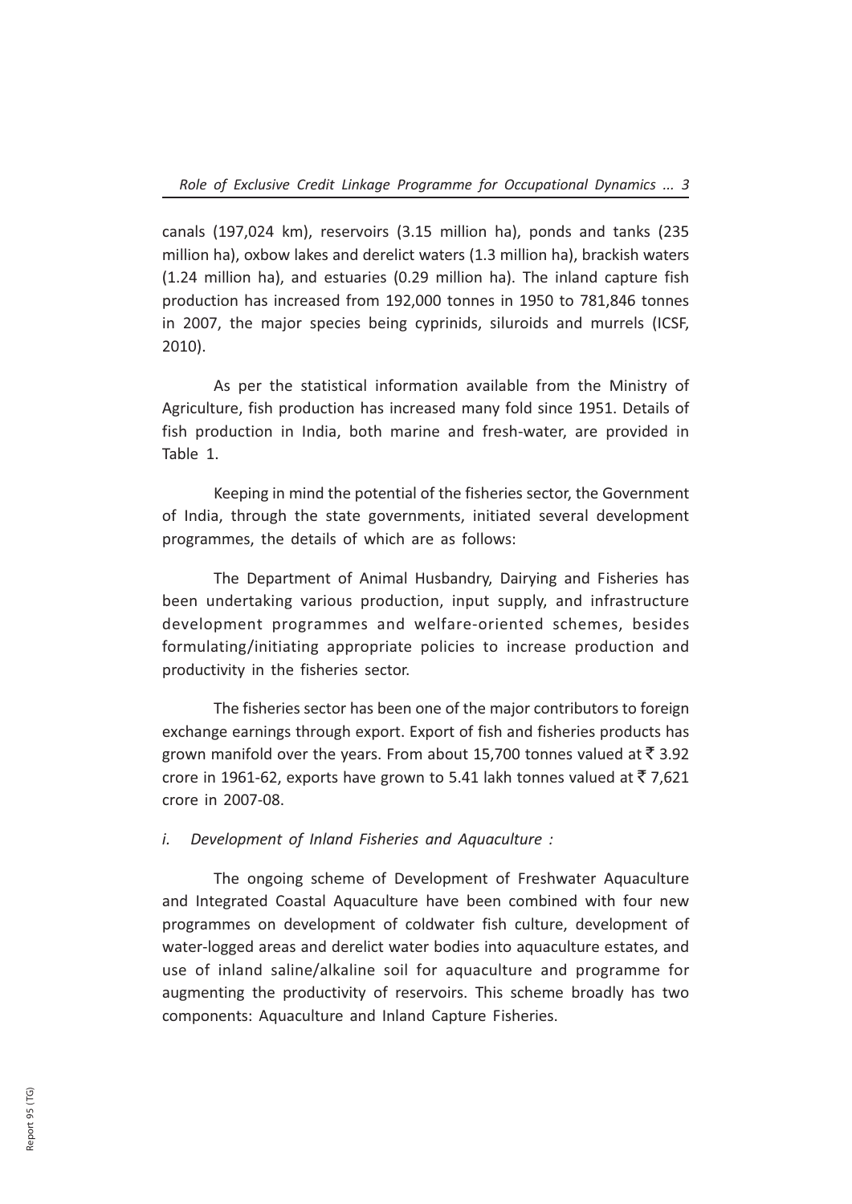canals (197,024 km), reservoirs (3.15 million ha), ponds and tanks (235 million ha), oxbow lakes and derelict waters (1.3 million ha), brackish waters (1.24 million ha), and estuaries (0.29 million ha). The inland capture fish production has increased from 192,000 tonnes in 1950 to 781,846 tonnes in 2007, the major species being cyprinids, siluroids and murrels (ICSF, 2010).

As per the statistical information available from the Ministry of Agriculture, fish production has increased many fold since 1951. Details of fish production in India, both marine and fresh-water, are provided in Table 1.

Keeping in mind the potential of the fisheries sector, the Government of India, through the state governments, initiated several development programmes, the details of which are as follows:

The Department of Animal Husbandry, Dairying and Fisheries has been undertaking various production, input supply, and infrastructure development programmes and welfare-oriented schemes, besides formulating/initiating appropriate policies to increase production and productivity in the fisheries sector.

The fisheries sector has been one of the major contributors to foreign exchange earnings through export. Export of fish and fisheries products has grown manifold over the years. From about 15,700 tonnes valued at ₹ 3.92 crore in 1961-62, exports have grown to 5.41 lakh tonnes valued at ₹ 7,621 crore in 2007-08.

*i. Development of Inland Fisheries and Aquaculture :*

The ongoing scheme of Development of Freshwater Aquaculture and Integrated Coastal Aquaculture have been combined with four new programmes on development of coldwater fish culture, development of water-logged areas and derelict water bodies into aquaculture estates, and use of inland saline/alkaline soil for aquaculture and programme for augmenting the productivity of reservoirs. This scheme broadly has two components: Aquaculture and Inland Capture Fisheries.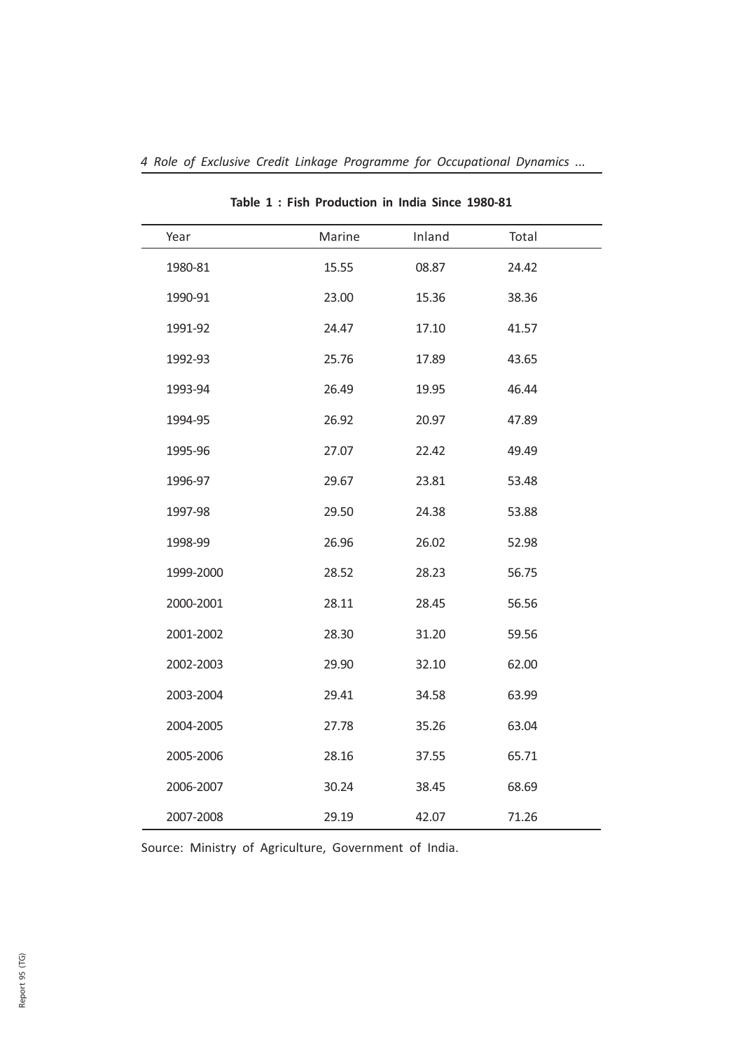**Table 1 : Fish Production in India Since 1980-81**

| Year | Marine | Inland | Total |
|---|---|---|---|
| 1980-81 | 15.55 | 08.87 | 24.42 |
| 1990-91 | 23.00 | 15.36 | 38.36 |
| 1991-92 | 24.47 | 17.10 | 41.57 |
| 1992-93 | 25.76 | 17.89 | 43.65 |
| 1993-94 | 26.49 | 19.95 | 46.44 |
| 1994-95 | 26.92 | 20.97 | 47.89 |
| 1995-96 | 27.07 | 22.42 | 49.49 |
| 1996-97 | 29.67 | 23.81 | 53.48 |
| 1997-98 | 29.50 | 24.38 | 53.88 |
| 1998-99 | 26.96 | 26.02 | 52.98 |
| 1999-2000 | 28.52 | 28.23 | 56.75 |
| 2000-2001 | 28.11 | 28.45 | 56.56 |
| 2001-2002 | 28.30 | 31.20 | 59.56 |
| 2002-2003 | 29.90 | 32.10 | 62.00 |
| 2003-2004 | 29.41 | 34.58 | 63.99 |
| 2004-2005 | 27.78 | 35.26 | 63.04 |
| 2005-2006 | 28.16 | 37.55 | 65.71 |
| 2006-2007 | 30.24 | 38.45 | 68.69 |
| 2007-2008 | 29.19 | 42.07 | 71.26 |

Source: Ministry of Agriculture, Government of India.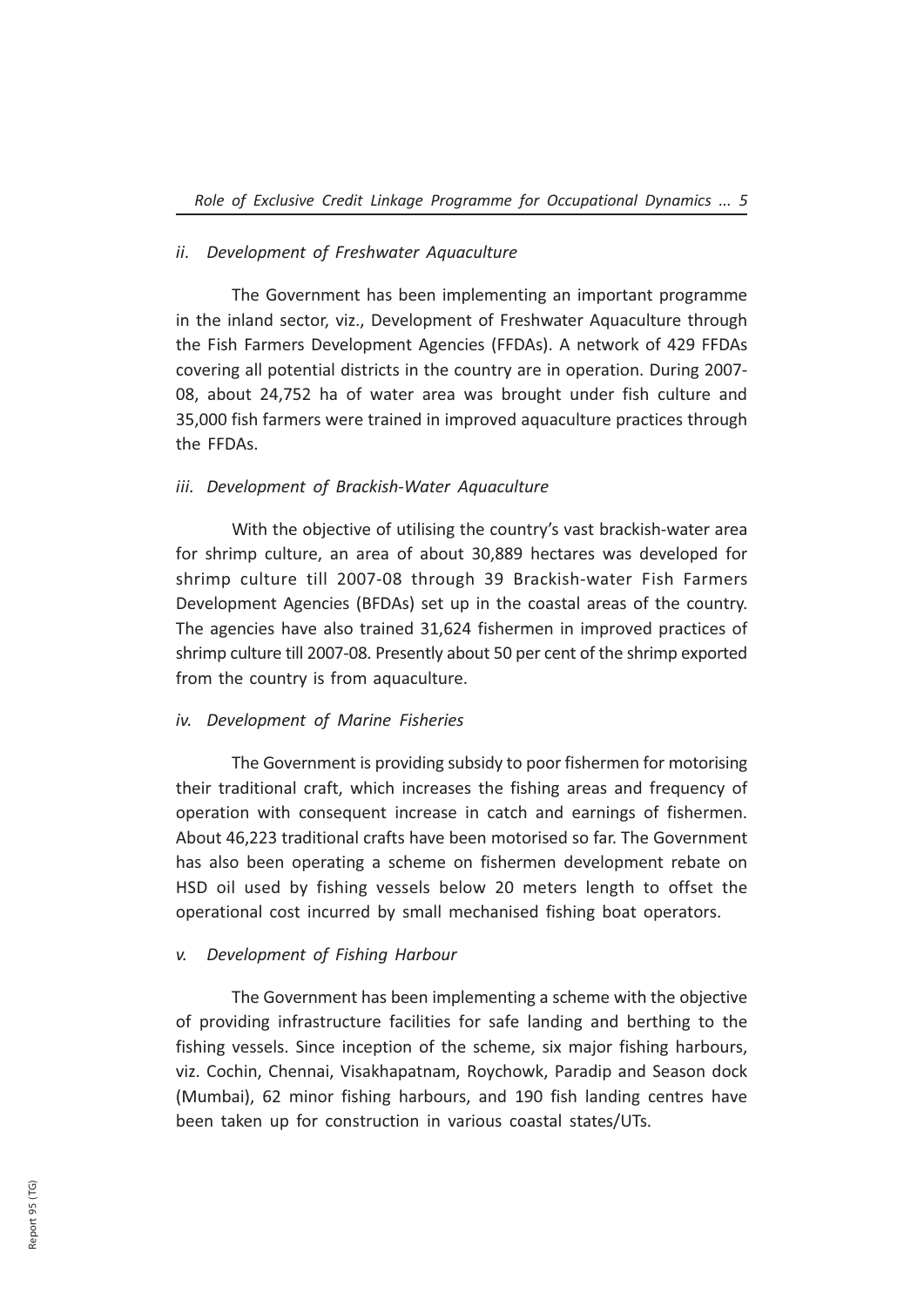### *ii. Development of Freshwater Aquaculture*

The Government has been implementing an important programme in the inland sector, viz., Development of Freshwater Aquaculture through the Fish Farmers Development Agencies (FFDAs). A network of 429 FFDAs covering all potential districts in the country are in operation. During 2007-08, about 24,752 ha of water area was brought under fish culture and 35,000 fish farmers were trained in improved aquaculture practices through the FFDAs.

### *iii. Development of Brackish-Water Aquaculture*

With the objective of utilising the country's vast brackish-water area for shrimp culture, an area of about 30,889 hectares was developed for shrimp culture till 2007-08 through 39 Brackish-water Fish Farmers Development Agencies (BFDAs) set up in the coastal areas of the country. The agencies have also trained 31,624 fishermen in improved practices of shrimp culture till 2007-08. Presently about 50 per cent of the shrimp exported from the country is from aquaculture.

### *iv. Development of Marine Fisheries*

The Government is providing subsidy to poor fishermen for motorising their traditional craft, which increases the fishing areas and frequency of operation with consequent increase in catch and earnings of fishermen. About 46,223 traditional crafts have been motorised so far. The Government has also been operating a scheme on fishermen development rebate on HSD oil used by fishing vessels below 20 meters length to offset the operational cost incurred by small mechanised fishing boat operators.

### *v. Development of Fishing Harbour*

The Government has been implementing a scheme with the objective of providing infrastructure facilities for safe landing and berthing to the fishing vessels. Since inception of the scheme, six major fishing harbours, viz. Cochin, Chennai, Visakhapatnam, Roychowk, Paradip and Season dock (Mumbai), 62 minor fishing harbours, and 190 fish landing centres have been taken up for construction in various coastal states/UTs.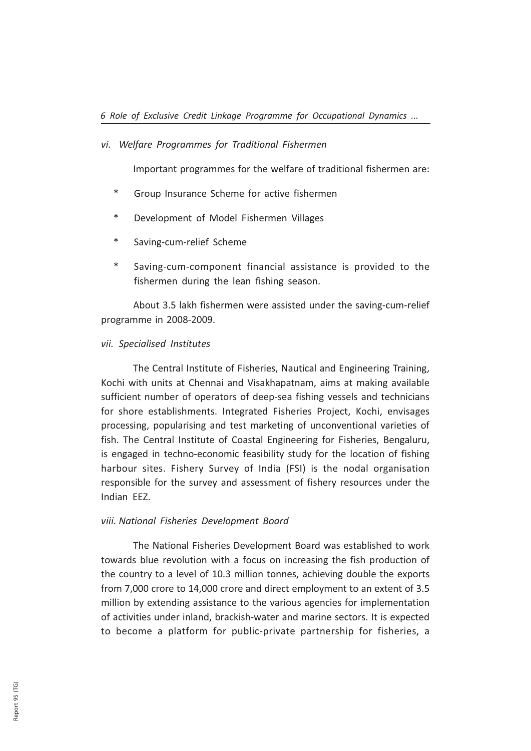*vi. Welfare Programmes for Traditional Fishermen*

Important programmes for the welfare of traditional fishermen are:

* Group Insurance Scheme for active fishermen
* Development of Model Fishermen Villages
* Saving-cum-relief Scheme
* Saving-cum-component financial assistance is provided to the fishermen during the lean fishing season.

About 3.5 lakh fishermen were assisted under the saving-cum-relief programme in 2008-2009.

*vii. Specialised Institutes*

The Central Institute of Fisheries, Nautical and Engineering Training, Kochi with units at Chennai and Visakhapatnam, aims at making available sufficient number of operators of deep-sea fishing vessels and technicians for shore establishments. Integrated Fisheries Project, Kochi, envisages processing, popularising and test marketing of unconventional varieties of fish. The Central Institute of Coastal Engineering for Fisheries, Bengaluru, is engaged in techno-economic feasibility study for the location of fishing harbour sites. Fishery Survey of India (FSI) is the nodal organisation responsible for the survey and assessment of fishery resources under the Indian EEZ.

*viii. National Fisheries Development Board*

The National Fisheries Development Board was established to work towards blue revolution with a focus on increasing the fish production of the country to a level of 10.3 million tonnes, achieving double the exports from 7,000 crore to 14,000 crore and direct employment to an extent of 3.5 million by extending assistance to the various agencies for implementation of activities under inland, brackish-water and marine sectors. It is expected to become a platform for public-private partnership for fisheries, a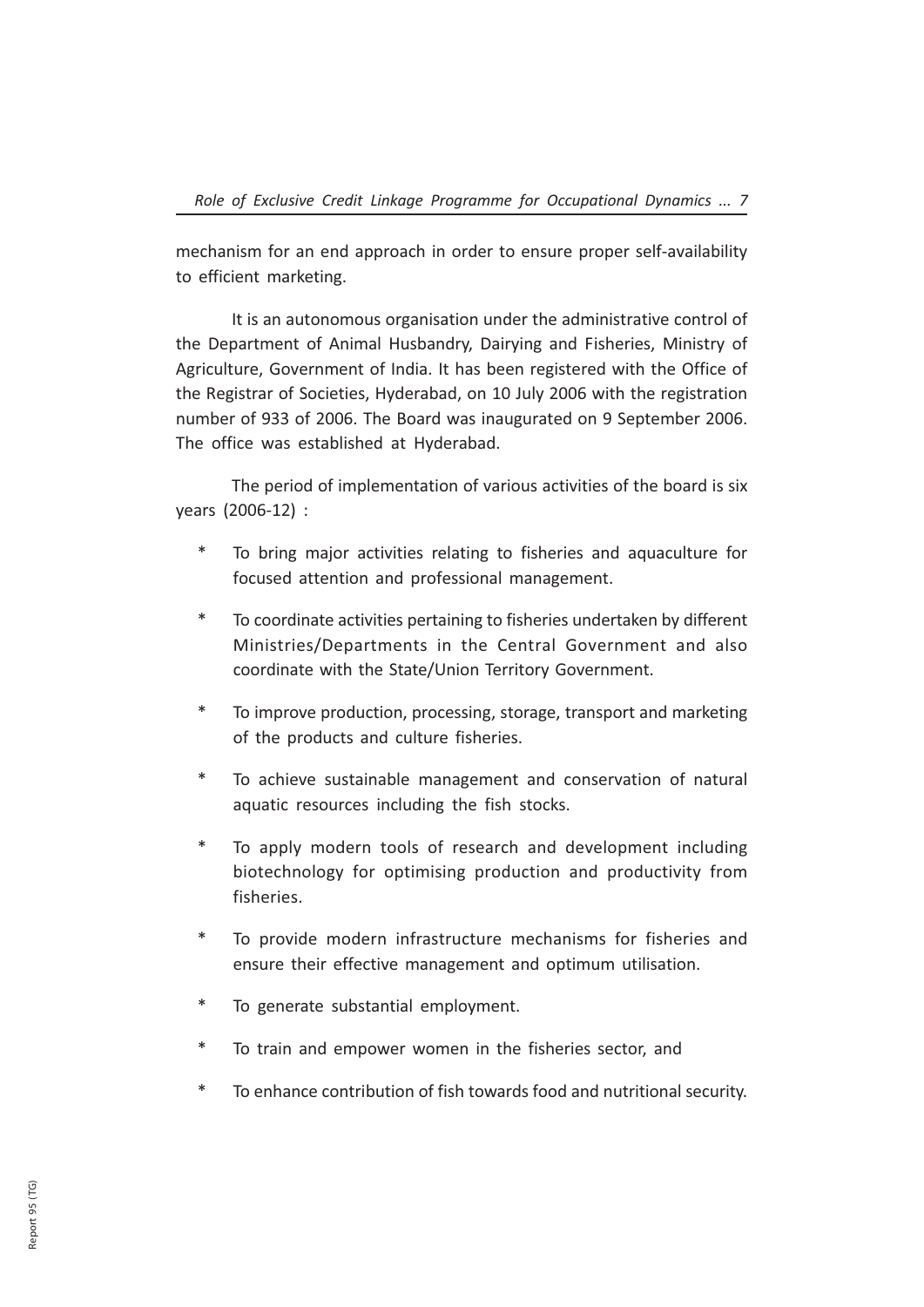mechanism for an end approach in order to ensure proper self-availability to efficient marketing.

It is an autonomous organisation under the administrative control of the Department of Animal Husbandry, Dairying and Fisheries, Ministry of Agriculture, Government of India. It has been registered with the Office of the Registrar of Societies, Hyderabad, on 10 July 2006 with the registration number of 933 of 2006. The Board was inaugurated on 9 September 2006. The office was established at Hyderabad.

The period of implementation of various activities of the board is six years (2006-12) :

- To bring major activities relating to fisheries and aquaculture for focused attention and professional management.
- To coordinate activities pertaining to fisheries undertaken by different Ministries/Departments in the Central Government and also coordinate with the State/Union Territory Government.
- To improve production, processing, storage, transport and marketing of the products and culture fisheries.
- To achieve sustainable management and conservation of natural aquatic resources including the fish stocks.
- To apply modern tools of research and development including biotechnology for optimising production and productivity from fisheries.
- To provide modern infrastructure mechanisms for fisheries and ensure their effective management and optimum utilisation.
- To generate substantial employment.
- To train and empower women in the fisheries sector, and
- To enhance contribution of fish towards food and nutritional security.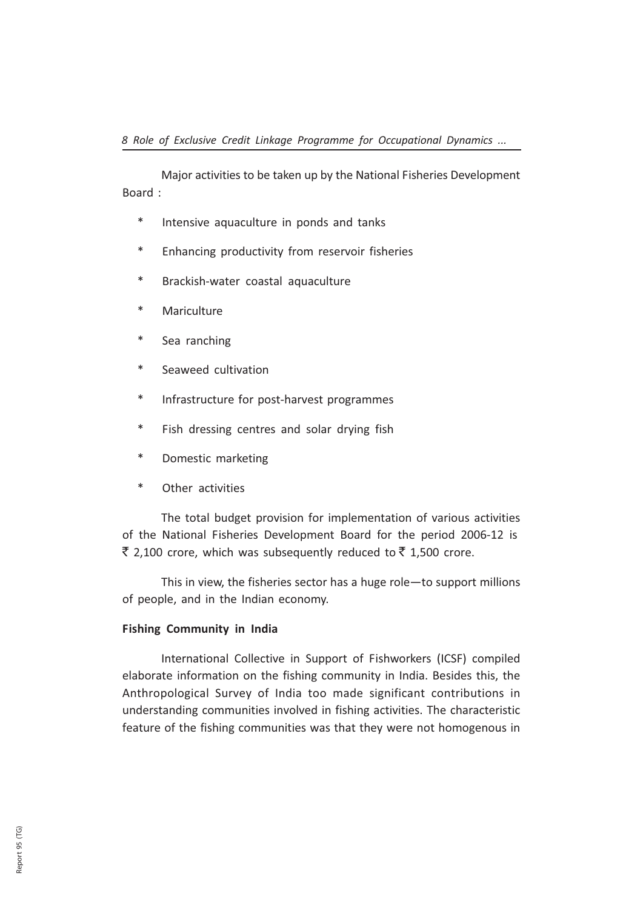Major activities to be taken up by the National Fisheries Development Board :

* Intensive aquaculture in ponds and tanks
* Enhancing productivity from reservoir fisheries
* Brackish-water coastal aquaculture
* Mariculture
* Sea ranching
* Seaweed cultivation
* Infrastructure for post-harvest programmes
* Fish dressing centres and solar drying fish
* Domestic marketing
* Other activities

The total budget provision for implementation of various activities of the National Fisheries Development Board for the period 2006-12 is ₹ 2,100 crore, which was subsequently reduced to ₹ 1,500 crore.

This in view, the fisheries sector has a huge role—to support millions of people, and in the Indian economy.

**Fishing Community in India**

International Collective in Support of Fishworkers (ICSF) compiled elaborate information on the fishing community in India. Besides this, the Anthropological Survey of India too made significant contributions in understanding communities involved in fishing activities. The characteristic feature of the fishing communities was that they were not homogenous in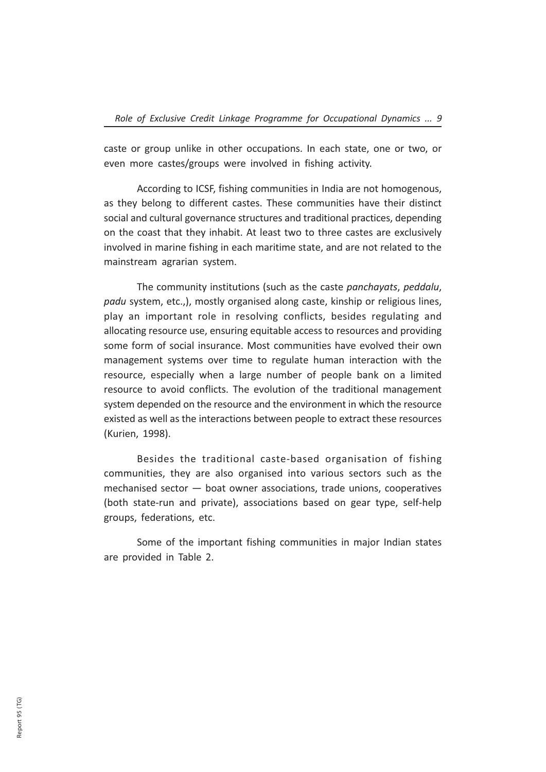caste or group unlike in other occupations. In each state, one or two, or even more castes/groups were involved in fishing activity.

According to ICSF, fishing communities in India are not homogenous, as they belong to different castes. These communities have their distinct social and cultural governance structures and traditional practices, depending on the coast that they inhabit. At least two to three castes are exclusively involved in marine fishing in each maritime state, and are not related to the mainstream agrarian system.

The community institutions (such as the caste *panchayats*, *peddalu*, *padu* system, etc.,), mostly organised along caste, kinship or religious lines, play an important role in resolving conflicts, besides regulating and allocating resource use, ensuring equitable access to resources and providing some form of social insurance. Most communities have evolved their own management systems over time to regulate human interaction with the resource, especially when a large number of people bank on a limited resource to avoid conflicts. The evolution of the traditional management system depended on the resource and the environment in which the resource existed as well as the interactions between people to extract these resources (Kurien, 1998).

Besides the traditional caste-based organisation of fishing communities, they are also organised into various sectors such as the mechanised sector — boat owner associations, trade unions, cooperatives (both state-run and private), associations based on gear type, self-help groups, federations, etc.

Some of the important fishing communities in major Indian states are provided in Table 2.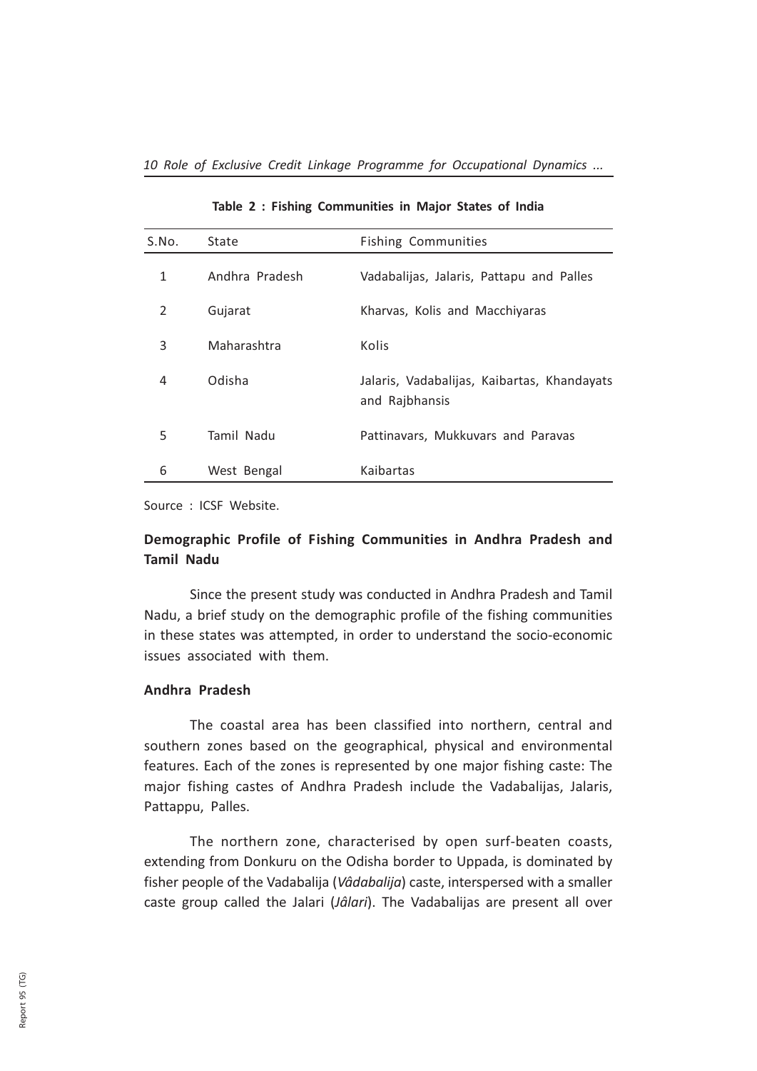**Table 2 : Fishing Communities in Major States of India**

| S.No. | State | Fishing Communities |
|---|---|---|
| 1 | Andhra Pradesh | Vadabalijas, Jalaris, Pattapu and Palles |
| 2 | Gujarat | Kharvas, Kolis and Macchiyaras |
| 3 | Maharashtra | Kolis |
| 4 | Odisha | Jalaris, Vadabalijas, Kaibartas, Khandayats and Rajbhansis |
| 5 | Tamil Nadu | Pattinavars, Mukkuvars and Paravas |
| 6 | West Bengal | Kaibartas |

Source : ICSF Website.

## Demographic Profile of Fishing Communities in Andhra Pradesh and Tamil Nadu

Since the present study was conducted in Andhra Pradesh and Tamil Nadu, a brief study on the demographic profile of the fishing communities in these states was attempted, in order to understand the socio-economic issues associated with them.

### Andhra Pradesh

The coastal area has been classified into northern, central and southern zones based on the geographical, physical and environmental features. Each of the zones is represented by one major fishing caste: The major fishing castes of Andhra Pradesh include the Vadabalijas, Jalaris, Pattappu, Palles.

The northern zone, characterised by open surf-beaten coasts, extending from Donkuru on the Odisha border to Uppada, is dominated by fisher people of the Vadabalija (*Vâdabalija*) caste, interspersed with a smaller caste group called the Jalari (*Jâlari*). The Vadabalijas are present all over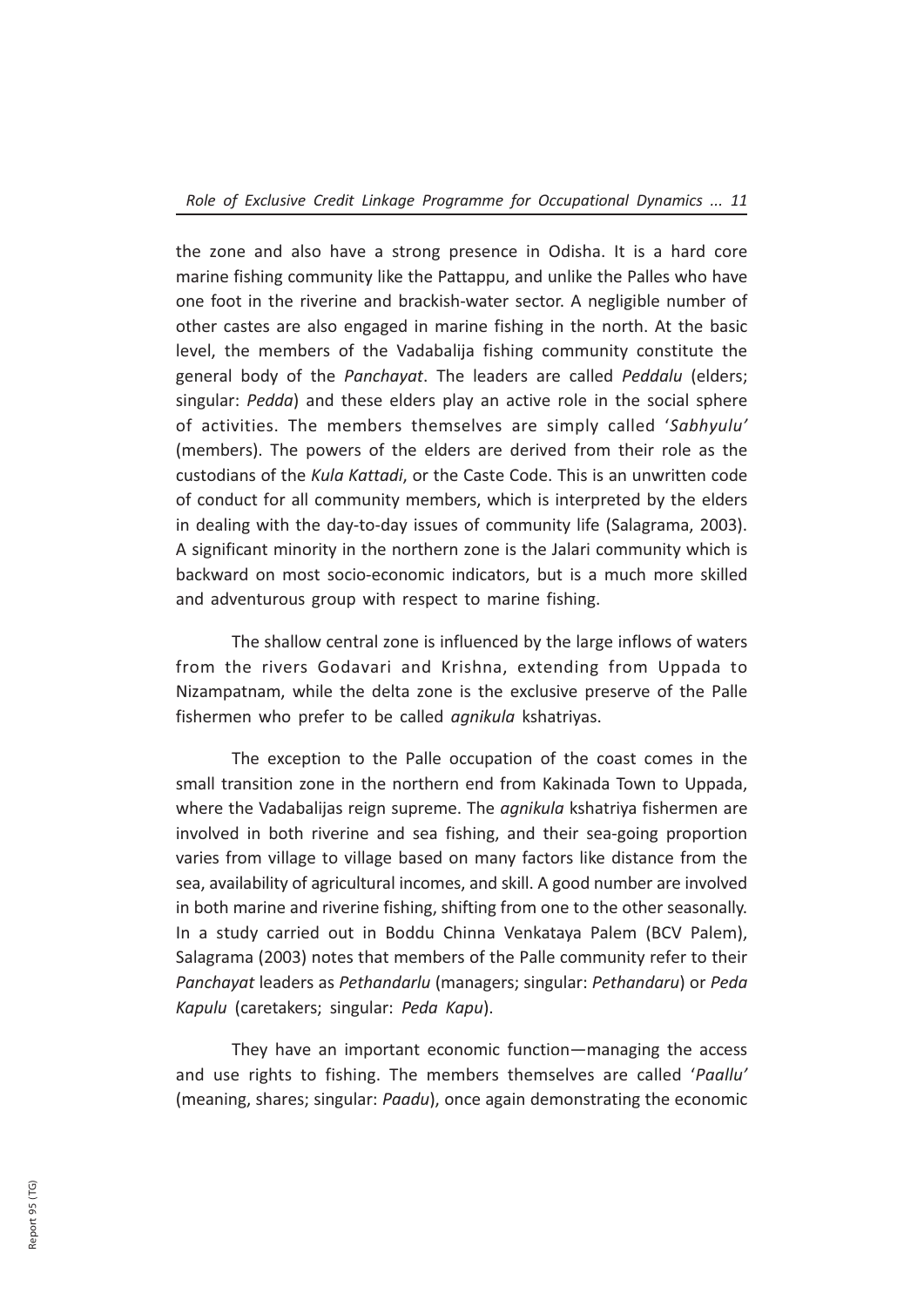the zone and also have a strong presence in Odisha. It is a hard core marine fishing community like the Pattappu, and unlike the Palles who have one foot in the riverine and brackish-water sector. A negligible number of other castes are also engaged in marine fishing in the north. At the basic level, the members of the Vadabalija fishing community constitute the general body of the *Panchayat*. The leaders are called *Peddalu* (elders; singular: *Pedda*) and these elders play an active role in the social sphere of activities. The members themselves are simply called '*Sabhyulu'* (members). The powers of the elders are derived from their role as the custodians of the *Kula Kattadi*, or the Caste Code. This is an unwritten code of conduct for all community members, which is interpreted by the elders in dealing with the day-to-day issues of community life (Salagrama, 2003). A significant minority in the northern zone is the Jalari community which is backward on most socio-economic indicators, but is a much more skilled and adventurous group with respect to marine fishing.

The shallow central zone is influenced by the large inflows of waters from the rivers Godavari and Krishna, extending from Uppada to Nizampatnam, while the delta zone is the exclusive preserve of the Palle fishermen who prefer to be called *agnikula* kshatriyas.

The exception to the Palle occupation of the coast comes in the small transition zone in the northern end from Kakinada Town to Uppada, where the Vadabalijas reign supreme. The *agnikula* kshatriya fishermen are involved in both riverine and sea fishing, and their sea-going proportion varies from village to village based on many factors like distance from the sea, availability of agricultural incomes, and skill. A good number are involved in both marine and riverine fishing, shifting from one to the other seasonally. In a study carried out in Boddu Chinna Venkataya Palem (BCV Palem), Salagrama (2003) notes that members of the Palle community refer to their *Panchayat* leaders as *Pethandarlu* (managers; singular: *Pethandaru*) or *Peda Kapulu* (caretakers; singular: *Peda Kapu*).

They have an important economic function—managing the access and use rights to fishing. The members themselves are called '*Paallu'* (meaning, shares; singular: *Paadu*), once again demonstrating the economic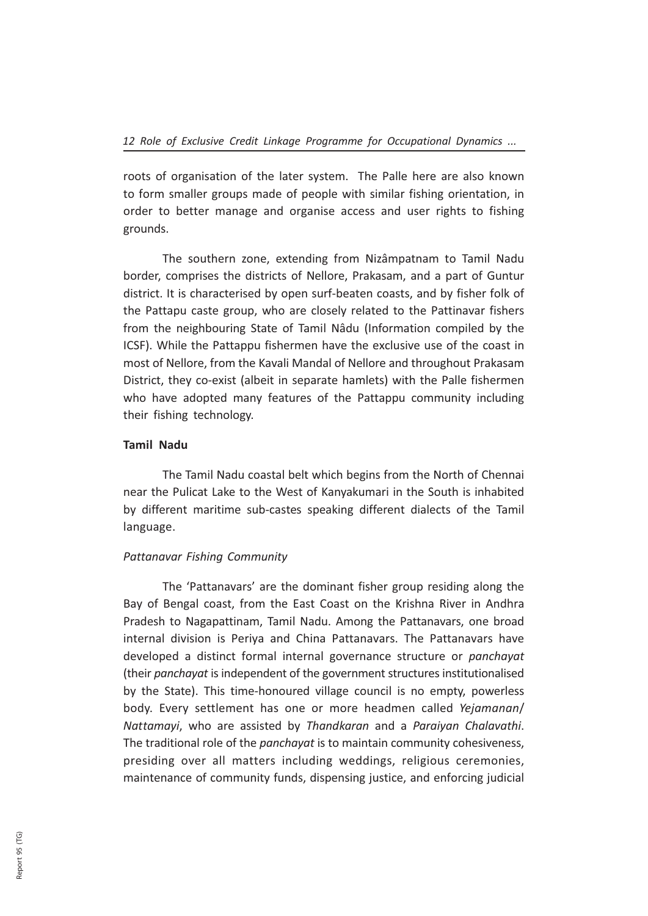roots of organisation of the later system. The Palle here are also known to form smaller groups made of people with similar fishing orientation, in order to better manage and organise access and user rights to fishing grounds.

The southern zone, extending from Nizâmpatnam to Tamil Nadu border, comprises the districts of Nellore, Prakasam, and a part of Guntur district. It is characterised by open surf-beaten coasts, and by fisher folk of the Pattapu caste group, who are closely related to the Pattinavar fishers from the neighbouring State of Tamil Nâdu (Information compiled by the ICSF). While the Pattappu fishermen have the exclusive use of the coast in most of Nellore, from the Kavali Mandal of Nellore and throughout Prakasam District, they co-exist (albeit in separate hamlets) with the Palle fishermen who have adopted many features of the Pattappu community including their fishing technology.

### Tamil Nadu

The Tamil Nadu coastal belt which begins from the North of Chennai near the Pulicat Lake to the West of Kanyakumari in the South is inhabited by different maritime sub-castes speaking different dialects of the Tamil language.

#### *Pattanavar Fishing Community*

The 'Pattanavars' are the dominant fisher group residing along the Bay of Bengal coast, from the East Coast on the Krishna River in Andhra Pradesh to Nagapattinam, Tamil Nadu. Among the Pattanavars, one broad internal division is Periya and China Pattanavars. The Pattanavars have developed a distinct formal internal governance structure or *panchayat* (their *panchayat* is independent of the government structures institutionalised by the State). This time-honoured village council is no empty, powerless body. Every settlement has one or more headmen called *Yejamanan*/ *Nattamayi*, who are assisted by *Thandkaran* and a *Paraiyan Chalavathi*. The traditional role of the *panchayat* is to maintain community cohesiveness, presiding over all matters including weddings, religious ceremonies, maintenance of community funds, dispensing justice, and enforcing judicial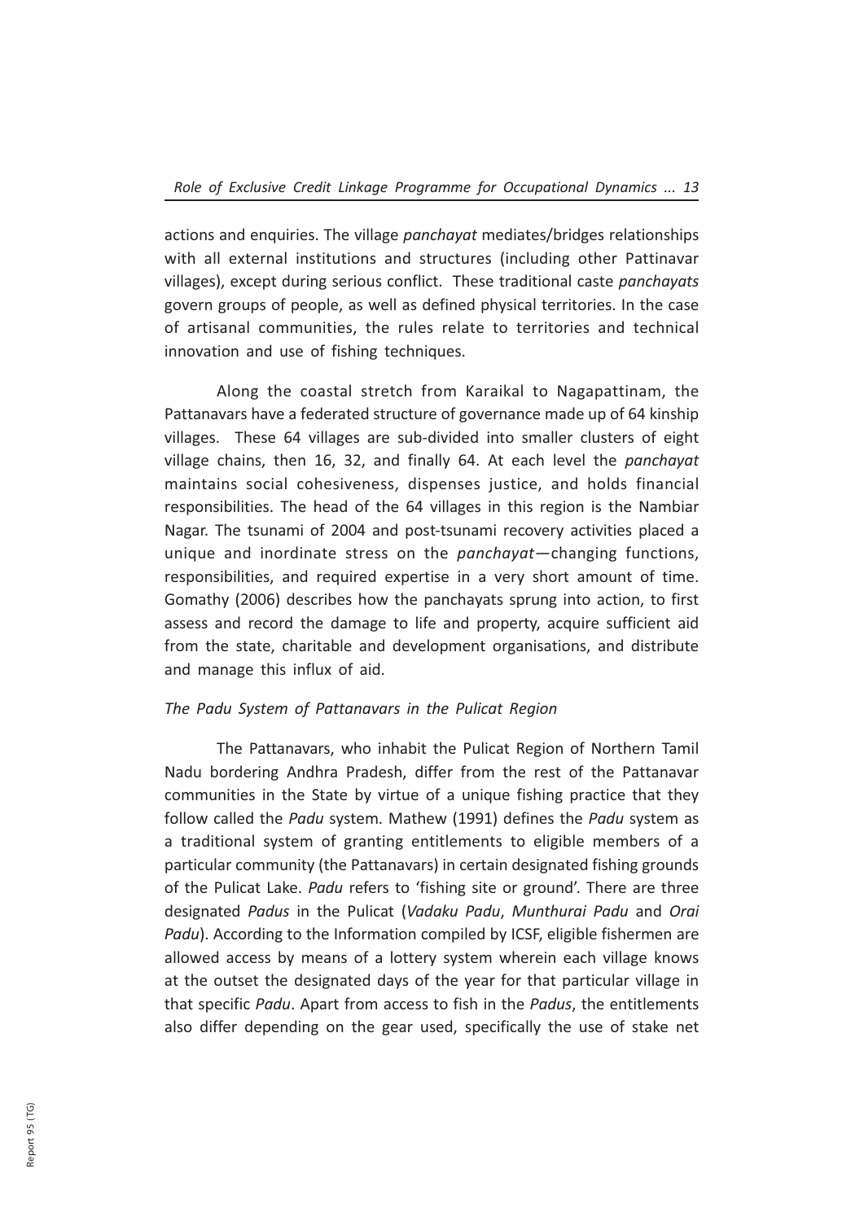actions and enquiries. The village *panchayat* mediates/bridges relationships with all external institutions and structures (including other Pattinavar villages), except during serious conflict. These traditional caste *panchayats* govern groups of people, as well as defined physical territories. In the case of artisanal communities, the rules relate to territories and technical innovation and use of fishing techniques.

Along the coastal stretch from Karaikal to Nagapattinam, the Pattanavars have a federated structure of governance made up of 64 kinship villages. These 64 villages are sub-divided into smaller clusters of eight village chains, then 16, 32, and finally 64. At each level the *panchayat* maintains social cohesiveness, dispenses justice, and holds financial responsibilities. The head of the 64 villages in this region is the Nambiar Nagar. The tsunami of 2004 and post-tsunami recovery activities placed a unique and inordinate stress on the *panchayat*—changing functions, responsibilities, and required expertise in a very short amount of time. Gomathy (2006) describes how the panchayats sprung into action, to first assess and record the damage to life and property, acquire sufficient aid from the state, charitable and development organisations, and distribute and manage this influx of aid.

### *The Padu System of Pattanavars in the Pulicat Region*

The Pattanavars, who inhabit the Pulicat Region of Northern Tamil Nadu bordering Andhra Pradesh, differ from the rest of the Pattanavar communities in the State by virtue of a unique fishing practice that they follow called the *Padu* system. Mathew (1991) defines the *Padu* system as a traditional system of granting entitlements to eligible members of a particular community (the Pattanavars) in certain designated fishing grounds of the Pulicat Lake. *Padu* refers to 'fishing site or ground'. There are three designated *Padus* in the Pulicat (*Vadaku Padu*, *Munthurai Padu* and *Orai Padu*). According to the Information compiled by ICSF, eligible fishermen are allowed access by means of a lottery system wherein each village knows at the outset the designated days of the year for that particular village in that specific *Padu*. Apart from access to fish in the *Padus*, the entitlements also differ depending on the gear used, specifically the use of stake net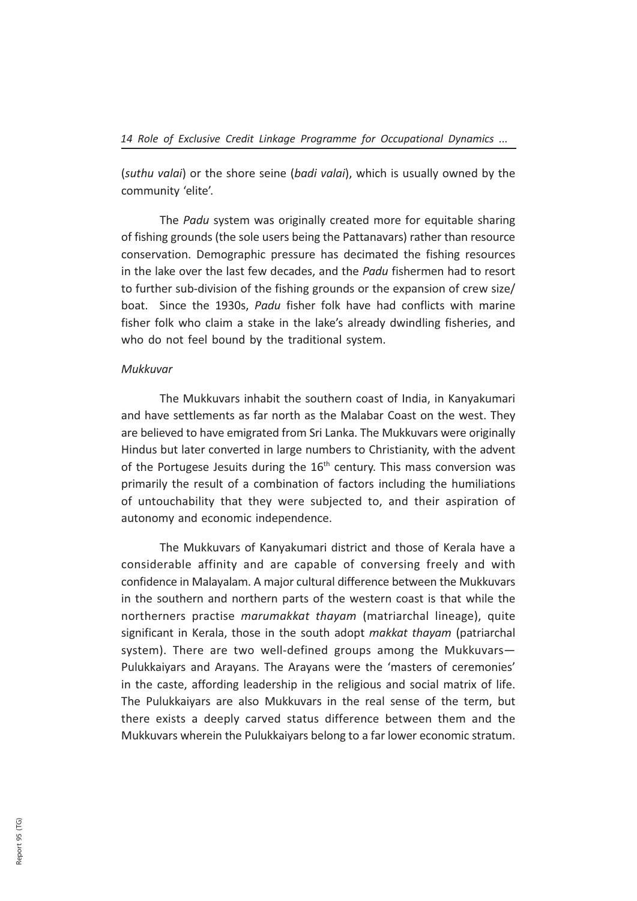(*suthu valai*) or the shore seine (*badi valai*), which is usually owned by the community 'elite'.

The *Padu* system was originally created more for equitable sharing of fishing grounds (the sole users being the Pattanavars) rather than resource conservation. Demographic pressure has decimated the fishing resources in the lake over the last few decades, and the *Padu* fishermen had to resort to further sub-division of the fishing grounds or the expansion of crew size/ boat. Since the 1930s, *Padu* fisher folk have had conflicts with marine fisher folk who claim a stake in the lake's already dwindling fisheries, and who do not feel bound by the traditional system.

*Mukkuvar*

The Mukkuvars inhabit the southern coast of India, in Kanyakumari and have settlements as far north as the Malabar Coast on the west. They are believed to have emigrated from Sri Lanka. The Mukkuvars were originally Hindus but later converted in large numbers to Christianity, with the advent of the Portugese Jesuits during the 16th century. This mass conversion was primarily the result of a combination of factors including the humiliations of untouchability that they were subjected to, and their aspiration of autonomy and economic independence.

The Mukkuvars of Kanyakumari district and those of Kerala have a considerable affinity and are capable of conversing freely and with confidence in Malayalam. A major cultural difference between the Mukkuvars in the southern and northern parts of the western coast is that while the northerners practise *marumakkat thayam* (matriarchal lineage), quite significant in Kerala, those in the south adopt *makkat thayam* (patriarchal system). There are two well-defined groups among the Mukkuvars— Pulukkaiyars and Arayans. The Arayans were the 'masters of ceremonies' in the caste, affording leadership in the religious and social matrix of life. The Pulukkaiyars are also Mukkuvars in the real sense of the term, but there exists a deeply carved status difference between them and the Mukkuvars wherein the Pulukkaiyars belong to a far lower economic stratum.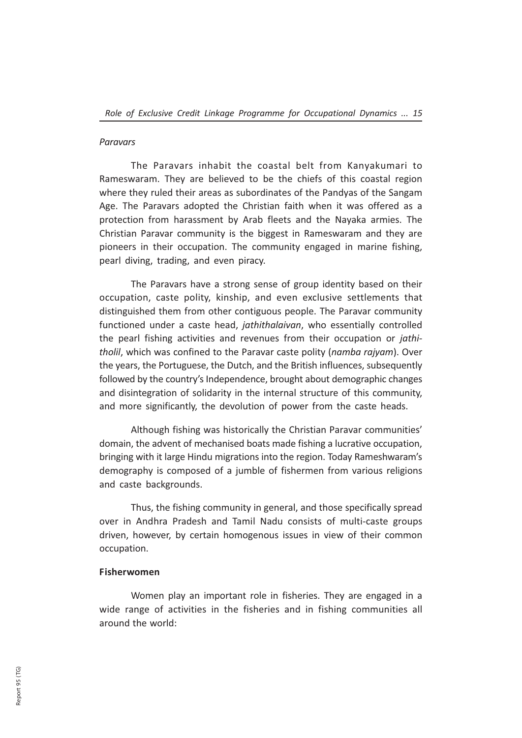*Paravars*

The Paravars inhabit the coastal belt from Kanyakumari to Rameswaram. They are believed to be the chiefs of this coastal region where they ruled their areas as subordinates of the Pandyas of the Sangam Age. The Paravars adopted the Christian faith when it was offered as a protection from harassment by Arab fleets and the Nayaka armies. The Christian Paravar community is the biggest in Rameswaram and they are pioneers in their occupation. The community engaged in marine fishing, pearl diving, trading, and even piracy.

The Paravars have a strong sense of group identity based on their occupation, caste polity, kinship, and even exclusive settlements that distinguished them from other contiguous people. The Paravar community functioned under a caste head, *jathithalaivan*, who essentially controlled the pearl fishing activities and revenues from their occupation or *jathi-tholil*, which was confined to the Paravar caste polity (*namba rajyam*). Over the years, the Portuguese, the Dutch, and the British influences, subsequently followed by the country's Independence, brought about demographic changes and disintegration of solidarity in the internal structure of this community, and more significantly, the devolution of power from the caste heads.

Although fishing was historically the Christian Paravar communities' domain, the advent of mechanised boats made fishing a lucrative occupation, bringing with it large Hindu migrations into the region. Today Rameshwaram's demography is composed of a jumble of fishermen from various religions and caste backgrounds.

Thus, the fishing community in general, and those specifically spread over in Andhra Pradesh and Tamil Nadu consists of multi-caste groups driven, however, by certain homogenous issues in view of their common occupation.

**Fisherwomen**

Women play an important role in fisheries. They are engaged in a wide range of activities in the fisheries and in fishing communities all around the world: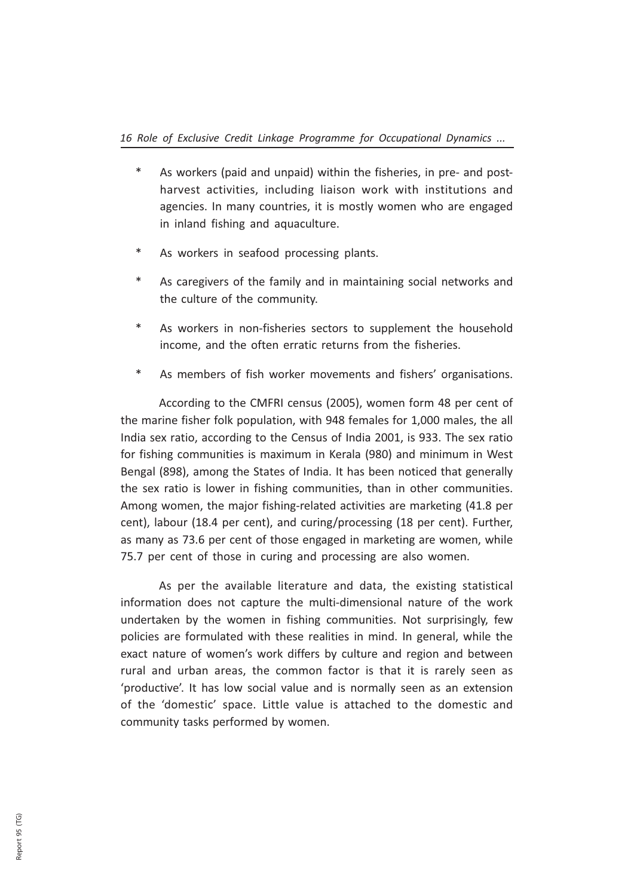* As workers (paid and unpaid) within the fisheries, in pre- and post-harvest activities, including liaison work with institutions and agencies. In many countries, it is mostly women who are engaged in inland fishing and aquaculture.

* As workers in seafood processing plants.

* As caregivers of the family and in maintaining social networks and the culture of the community.

* As workers in non-fisheries sectors to supplement the household income, and the often erratic returns from the fisheries.

* As members of fish worker movements and fishers' organisations.

According to the CMFRI census (2005), women form 48 per cent of the marine fisher folk population, with 948 females for 1,000 males, the all India sex ratio, according to the Census of India 2001, is 933. The sex ratio for fishing communities is maximum in Kerala (980) and minimum in West Bengal (898), among the States of India. It has been noticed that generally the sex ratio is lower in fishing communities, than in other communities. Among women, the major fishing-related activities are marketing (41.8 per cent), labour (18.4 per cent), and curing/processing (18 per cent). Further, as many as 73.6 per cent of those engaged in marketing are women, while 75.7 per cent of those in curing and processing are also women.

As per the available literature and data, the existing statistical information does not capture the multi-dimensional nature of the work undertaken by the women in fishing communities. Not surprisingly, few policies are formulated with these realities in mind. In general, while the exact nature of women's work differs by culture and region and between rural and urban areas, the common factor is that it is rarely seen as 'productive'. It has low social value and is normally seen as an extension of the 'domestic' space. Little value is attached to the domestic and community tasks performed by women.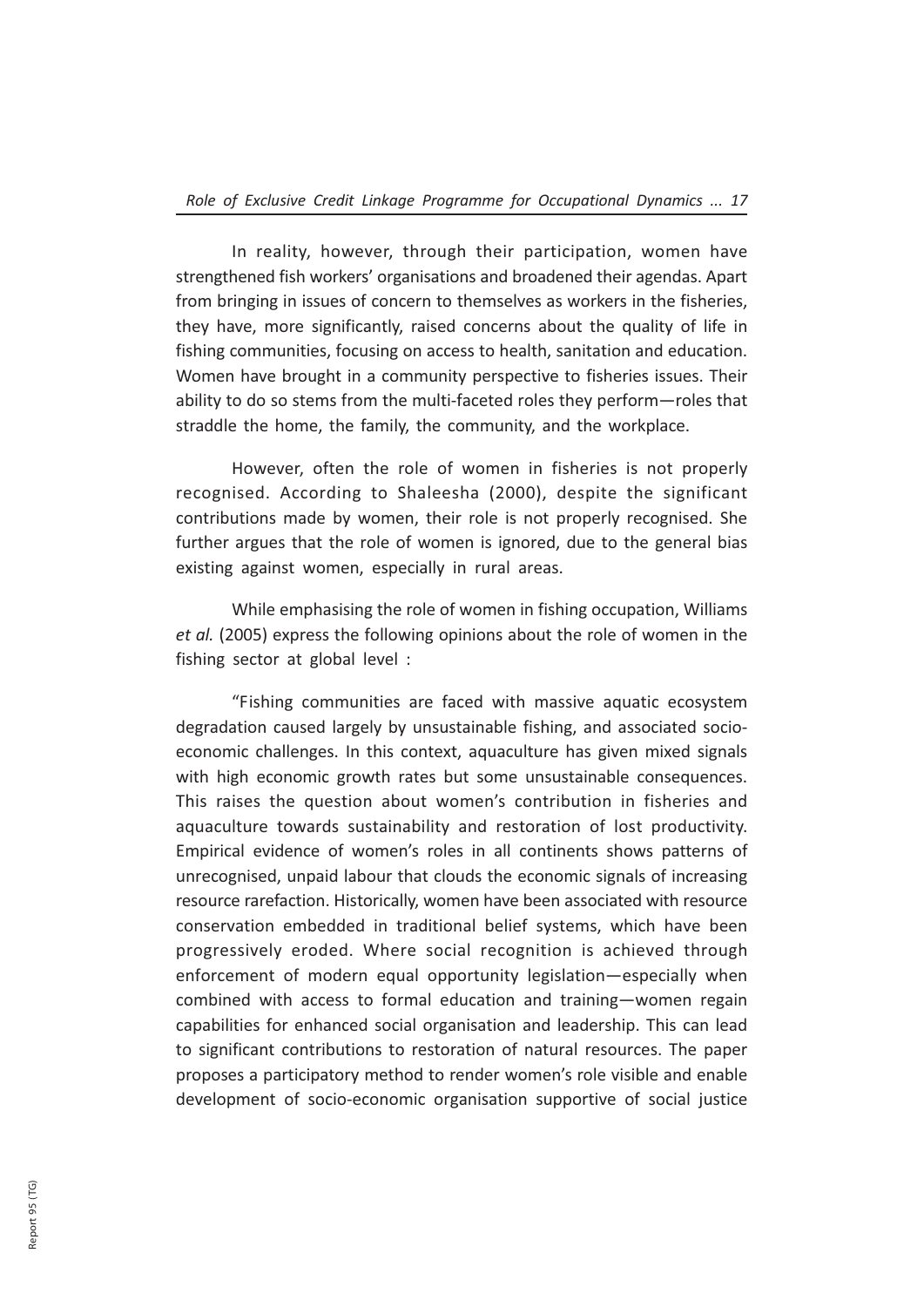In reality, however, through their participation, women have strengthened fish workers' organisations and broadened their agendas. Apart from bringing in issues of concern to themselves as workers in the fisheries, they have, more significantly, raised concerns about the quality of life in fishing communities, focusing on access to health, sanitation and education. Women have brought in a community perspective to fisheries issues. Their ability to do so stems from the multi-faceted roles they perform—roles that straddle the home, the family, the community, and the workplace.

However, often the role of women in fisheries is not properly recognised. According to Shaleesha (2000), despite the significant contributions made by women, their role is not properly recognised. She further argues that the role of women is ignored, due to the general bias existing against women, especially in rural areas.

While emphasising the role of women in fishing occupation, Williams *et al.* (2005) express the following opinions about the role of women in the fishing sector at global level :

"Fishing communities are faced with massive aquatic ecosystem degradation caused largely by unsustainable fishing, and associated socio-economic challenges. In this context, aquaculture has given mixed signals with high economic growth rates but some unsustainable consequences. This raises the question about women's contribution in fisheries and aquaculture towards sustainability and restoration of lost productivity. Empirical evidence of women's roles in all continents shows patterns of unrecognised, unpaid labour that clouds the economic signals of increasing resource rarefaction. Historically, women have been associated with resource conservation embedded in traditional belief systems, which have been progressively eroded. Where social recognition is achieved through enforcement of modern equal opportunity legislation—especially when combined with access to formal education and training—women regain capabilities for enhanced social organisation and leadership. This can lead to significant contributions to restoration of natural resources. The paper proposes a participatory method to render women's role visible and enable development of socio-economic organisation supportive of social justice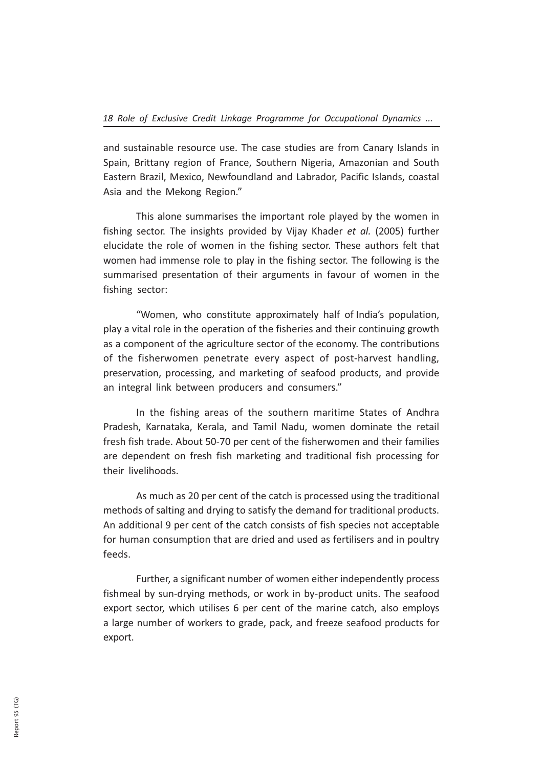and sustainable resource use. The case studies are from Canary Islands in Spain, Brittany region of France, Southern Nigeria, Amazonian and South Eastern Brazil, Mexico, Newfoundland and Labrador, Pacific Islands, coastal Asia and the Mekong Region."

This alone summarises the important role played by the women in fishing sector. The insights provided by Vijay Khader *et al.* (2005) further elucidate the role of women in the fishing sector. These authors felt that women had immense role to play in the fishing sector. The following is the summarised presentation of their arguments in favour of women in the fishing sector:

"Women, who constitute approximately half of India's population, play a vital role in the operation of the fisheries and their continuing growth as a component of the agriculture sector of the economy. The contributions of the fisherwomen penetrate every aspect of post-harvest handling, preservation, processing, and marketing of seafood products, and provide an integral link between producers and consumers."

In the fishing areas of the southern maritime States of Andhra Pradesh, Karnataka, Kerala, and Tamil Nadu, women dominate the retail fresh fish trade. About 50-70 per cent of the fisherwomen and their families are dependent on fresh fish marketing and traditional fish processing for their livelihoods.

As much as 20 per cent of the catch is processed using the traditional methods of salting and drying to satisfy the demand for traditional products. An additional 9 per cent of the catch consists of fish species not acceptable for human consumption that are dried and used as fertilisers and in poultry feeds.

Further, a significant number of women either independently process fishmeal by sun-drying methods, or work in by-product units. The seafood export sector, which utilises 6 per cent of the marine catch, also employs a large number of workers to grade, pack, and freeze seafood products for export.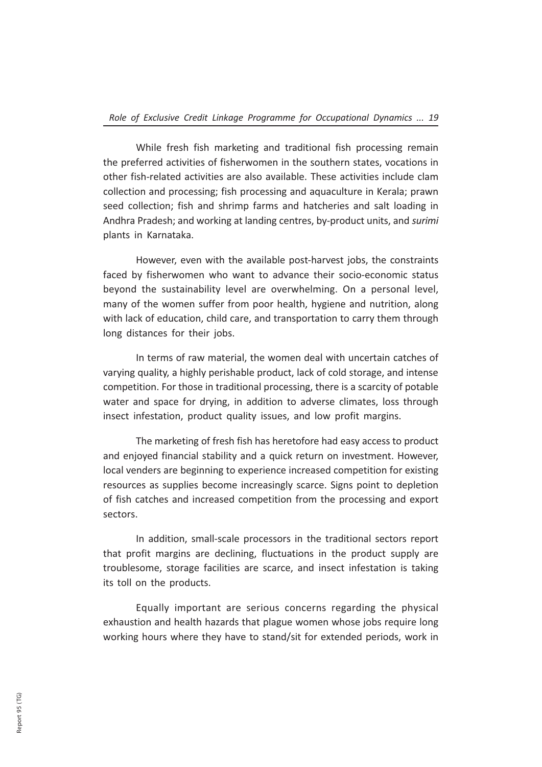While fresh fish marketing and traditional fish processing remain the preferred activities of fisherwomen in the southern states, vocations in other fish-related activities are also available. These activities include clam collection and processing; fish processing and aquaculture in Kerala; prawn seed collection; fish and shrimp farms and hatcheries and salt loading in Andhra Pradesh; and working at landing centres, by-product units, and *surimi* plants in Karnataka.

However, even with the available post-harvest jobs, the constraints faced by fisherwomen who want to advance their socio-economic status beyond the sustainability level are overwhelming. On a personal level, many of the women suffer from poor health, hygiene and nutrition, along with lack of education, child care, and transportation to carry them through long distances for their jobs.

In terms of raw material, the women deal with uncertain catches of varying quality, a highly perishable product, lack of cold storage, and intense competition. For those in traditional processing, there is a scarcity of potable water and space for drying, in addition to adverse climates, loss through insect infestation, product quality issues, and low profit margins.

The marketing of fresh fish has heretofore had easy access to product and enjoyed financial stability and a quick return on investment. However, local venders are beginning to experience increased competition for existing resources as supplies become increasingly scarce. Signs point to depletion of fish catches and increased competition from the processing and export sectors.

In addition, small-scale processors in the traditional sectors report that profit margins are declining, fluctuations in the product supply are troublesome, storage facilities are scarce, and insect infestation is taking its toll on the products.

Equally important are serious concerns regarding the physical exhaustion and health hazards that plague women whose jobs require long working hours where they have to stand/sit for extended periods, work in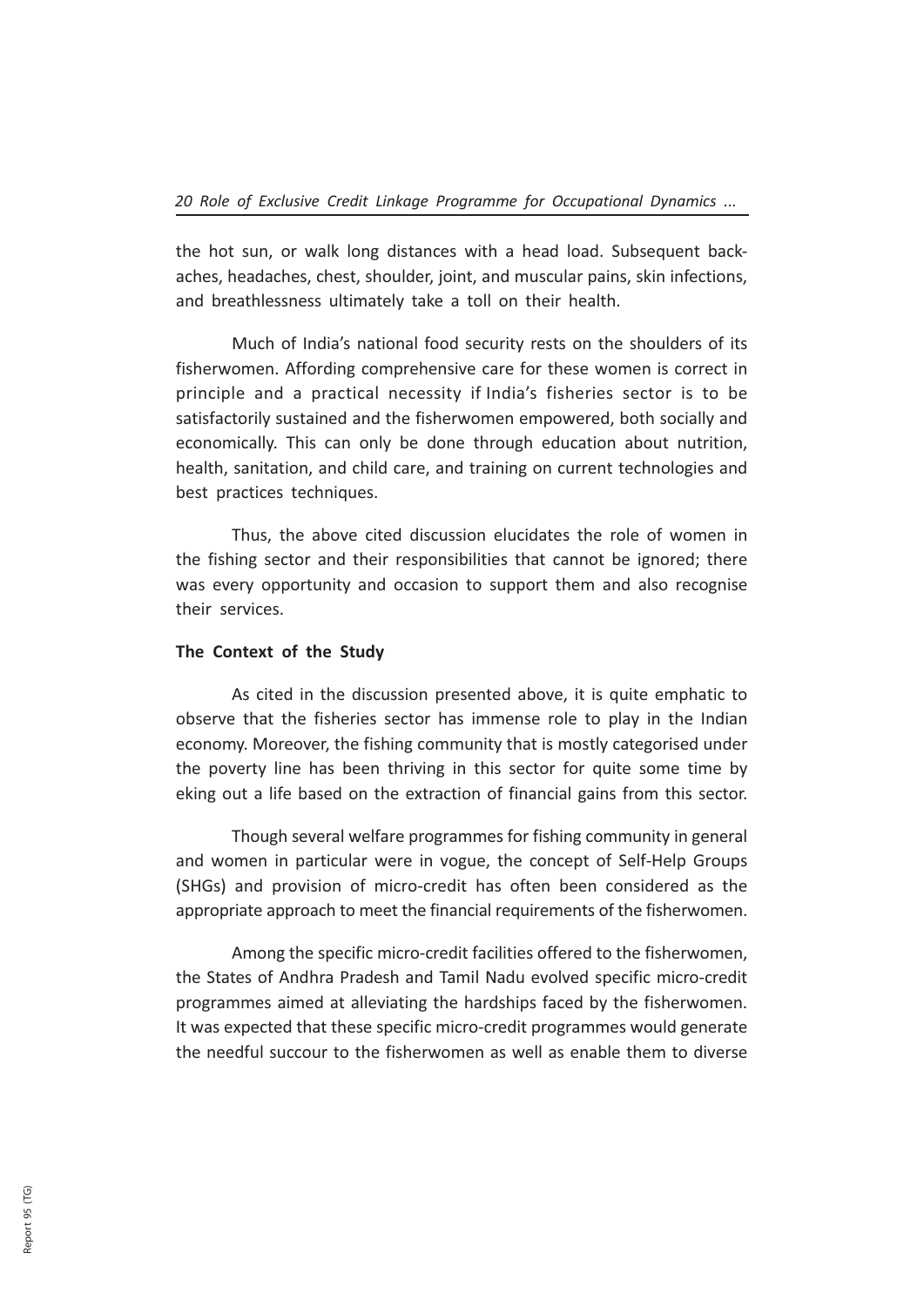the hot sun, or walk long distances with a head load. Subsequent back-aches, headaches, chest, shoulder, joint, and muscular pains, skin infections, and breathlessness ultimately take a toll on their health.

Much of India's national food security rests on the shoulders of its fisherwomen. Affording comprehensive care for these women is correct in principle and a practical necessity if India's fisheries sector is to be satisfactorily sustained and the fisherwomen empowered, both socially and economically. This can only be done through education about nutrition, health, sanitation, and child care, and training on current technologies and best practices techniques.

Thus, the above cited discussion elucidates the role of women in the fishing sector and their responsibilities that cannot be ignored; there was every opportunity and occasion to support them and also recognise their services.

**The Context of the Study**

As cited in the discussion presented above, it is quite emphatic to observe that the fisheries sector has immense role to play in the Indian economy. Moreover, the fishing community that is mostly categorised under the poverty line has been thriving in this sector for quite some time by eking out a life based on the extraction of financial gains from this sector.

Though several welfare programmes for fishing community in general and women in particular were in vogue, the concept of Self-Help Groups (SHGs) and provision of micro-credit has often been considered as the appropriate approach to meet the financial requirements of the fisherwomen.

Among the specific micro-credit facilities offered to the fisherwomen, the States of Andhra Pradesh and Tamil Nadu evolved specific micro-credit programmes aimed at alleviating the hardships faced by the fisherwomen. It was expected that these specific micro-credit programmes would generate the needful succour to the fisherwomen as well as enable them to diverse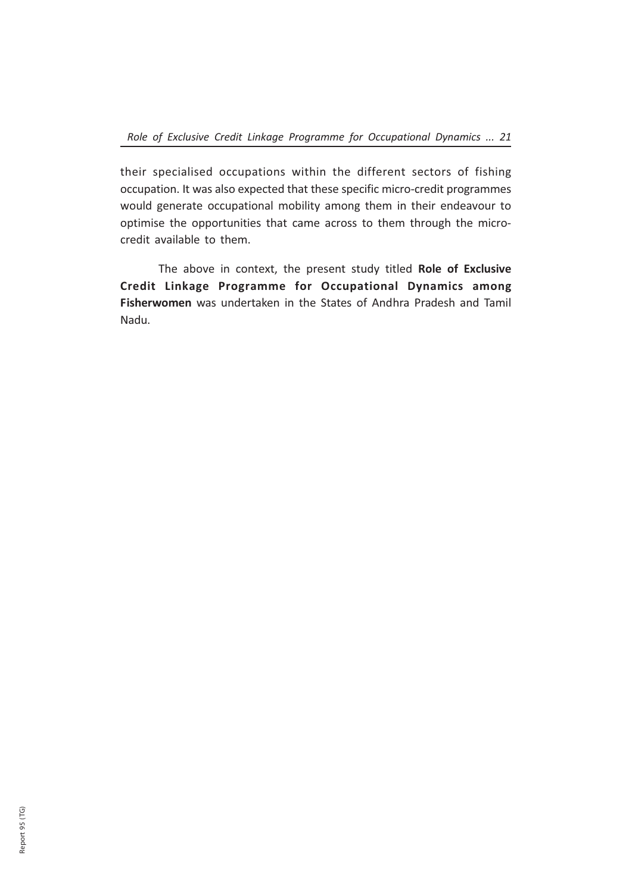their specialised occupations within the different sectors of fishing occupation. It was also expected that these specific micro-credit programmes would generate occupational mobility among them in their endeavour to optimise the opportunities that came across to them through the micro-credit available to them.

The above in context, the present study titled **Role of Exclusive Credit Linkage Programme for Occupational Dynamics among Fisherwomen** was undertaken in the States of Andhra Pradesh and Tamil Nadu.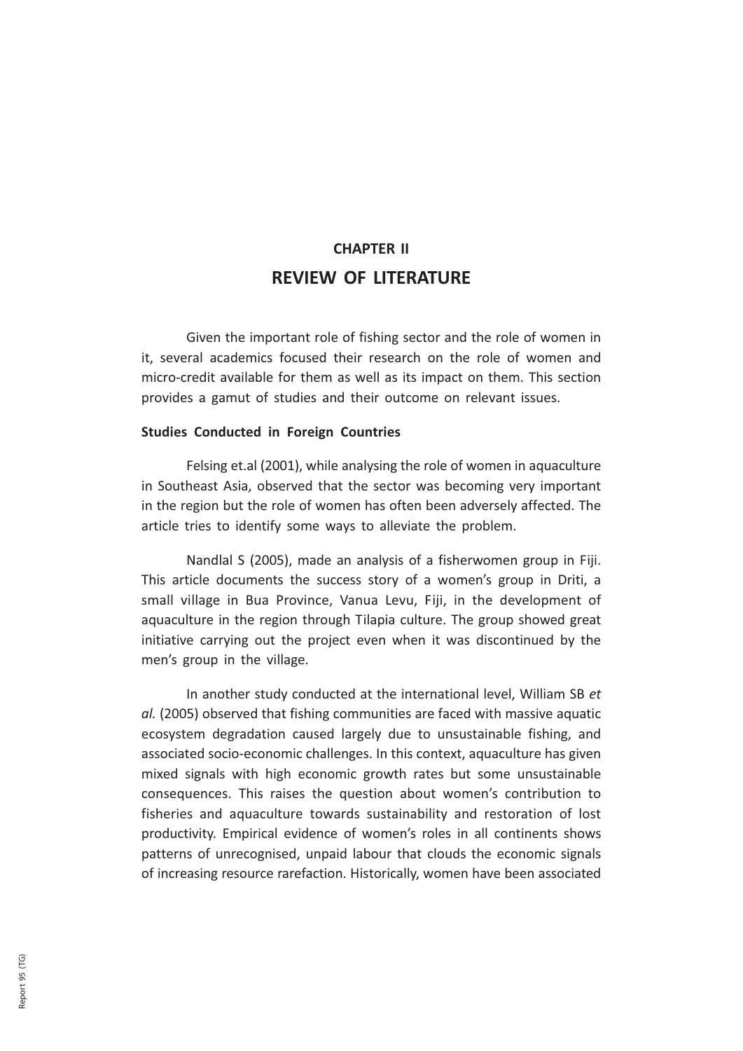# CHAPTER II

# REVIEW OF LITERATURE

Given the important role of fishing sector and the role of women in it, several academics focused their research on the role of women and micro-credit available for them as well as its impact on them. This section provides a gamut of studies and their outcome on relevant issues.

**Studies Conducted in Foreign Countries**

Felsing et.al (2001), while analysing the role of women in aquaculture in Southeast Asia, observed that the sector was becoming very important in the region but the role of women has often been adversely affected. The article tries to identify some ways to alleviate the problem.

Nandlal S (2005), made an analysis of a fisherwomen group in Fiji. This article documents the success story of a women's group in Driti, a small village in Bua Province, Vanua Levu, Fiji, in the development of aquaculture in the region through Tilapia culture. The group showed great initiative carrying out the project even when it was discontinued by the men's group in the village.

In another study conducted at the international level, William SB *et al.* (2005) observed that fishing communities are faced with massive aquatic ecosystem degradation caused largely due to unsustainable fishing, and associated socio-economic challenges. In this context, aquaculture has given mixed signals with high economic growth rates but some unsustainable consequences. This raises the question about women's contribution to fisheries and aquaculture towards sustainability and restoration of lost productivity. Empirical evidence of women's roles in all continents shows patterns of unrecognised, unpaid labour that clouds the economic signals of increasing resource rarefaction. Historically, women have been associated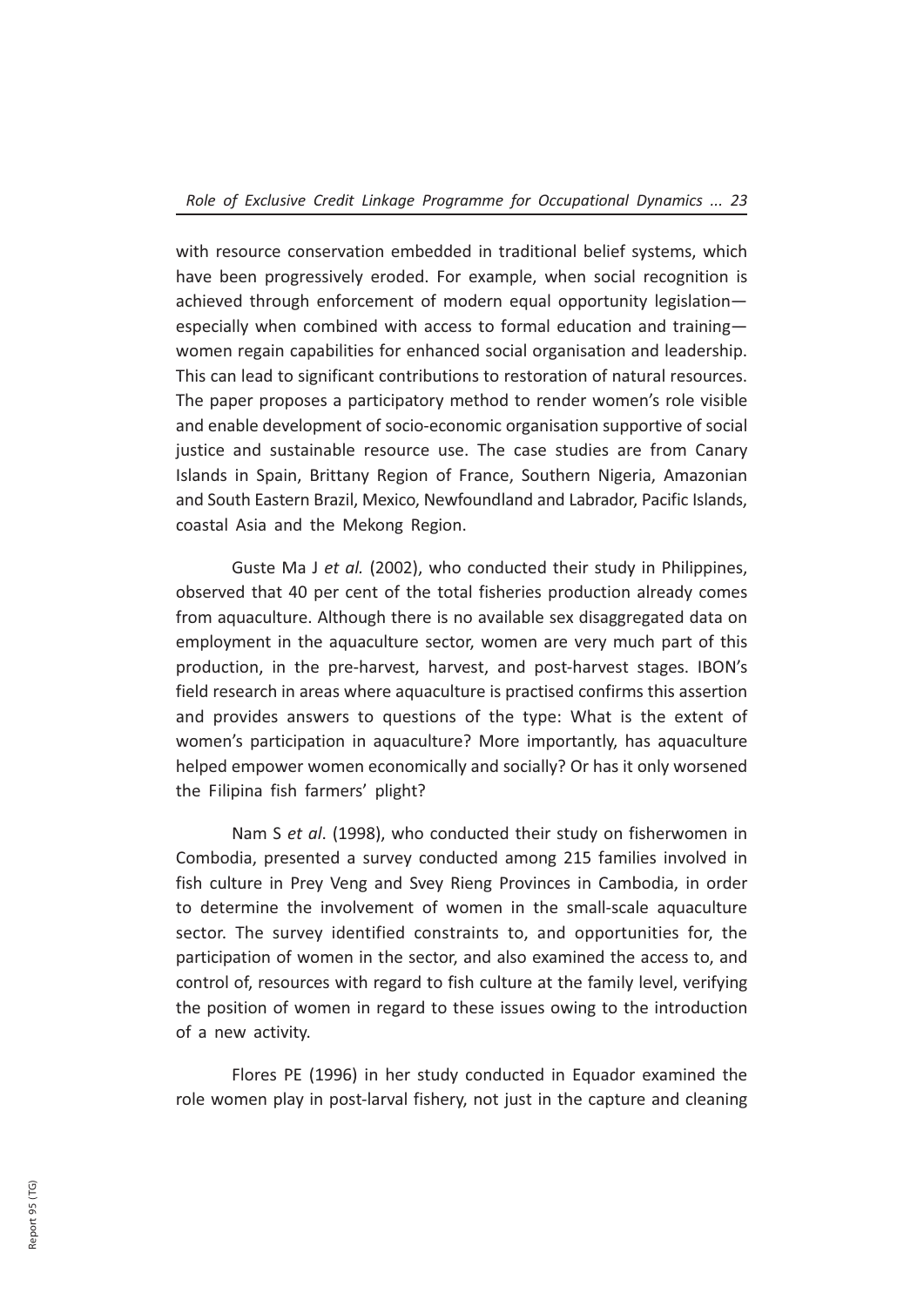with resource conservation embedded in traditional belief systems, which have been progressively eroded. For example, when social recognition is achieved through enforcement of modern equal opportunity legislation—especially when combined with access to formal education and training—women regain capabilities for enhanced social organisation and leadership. This can lead to significant contributions to restoration of natural resources. The paper proposes a participatory method to render women's role visible and enable development of socio-economic organisation supportive of social justice and sustainable resource use. The case studies are from Canary Islands in Spain, Brittany Region of France, Southern Nigeria, Amazonian and South Eastern Brazil, Mexico, Newfoundland and Labrador, Pacific Islands, coastal Asia and the Mekong Region.

Guste Ma J *et al.* (2002), who conducted their study in Philippines, observed that 40 per cent of the total fisheries production already comes from aquaculture. Although there is no available sex disaggregated data on employment in the aquaculture sector, women are very much part of this production, in the pre-harvest, harvest, and post-harvest stages. IBON's field research in areas where aquaculture is practised confirms this assertion and provides answers to questions of the type: What is the extent of women's participation in aquaculture? More importantly, has aquaculture helped empower women economically and socially? Or has it only worsened the Filipina fish farmers' plight?

Nam S *et al*. (1998), who conducted their study on fisherwomen in Combodia, presented a survey conducted among 215 families involved in fish culture in Prey Veng and Svey Rieng Provinces in Cambodia, in order to determine the involvement of women in the small-scale aquaculture sector. The survey identified constraints to, and opportunities for, the participation of women in the sector, and also examined the access to, and control of, resources with regard to fish culture at the family level, verifying the position of women in regard to these issues owing to the introduction of a new activity.

Flores PE (1996) in her study conducted in Equador examined the role women play in post-larval fishery, not just in the capture and cleaning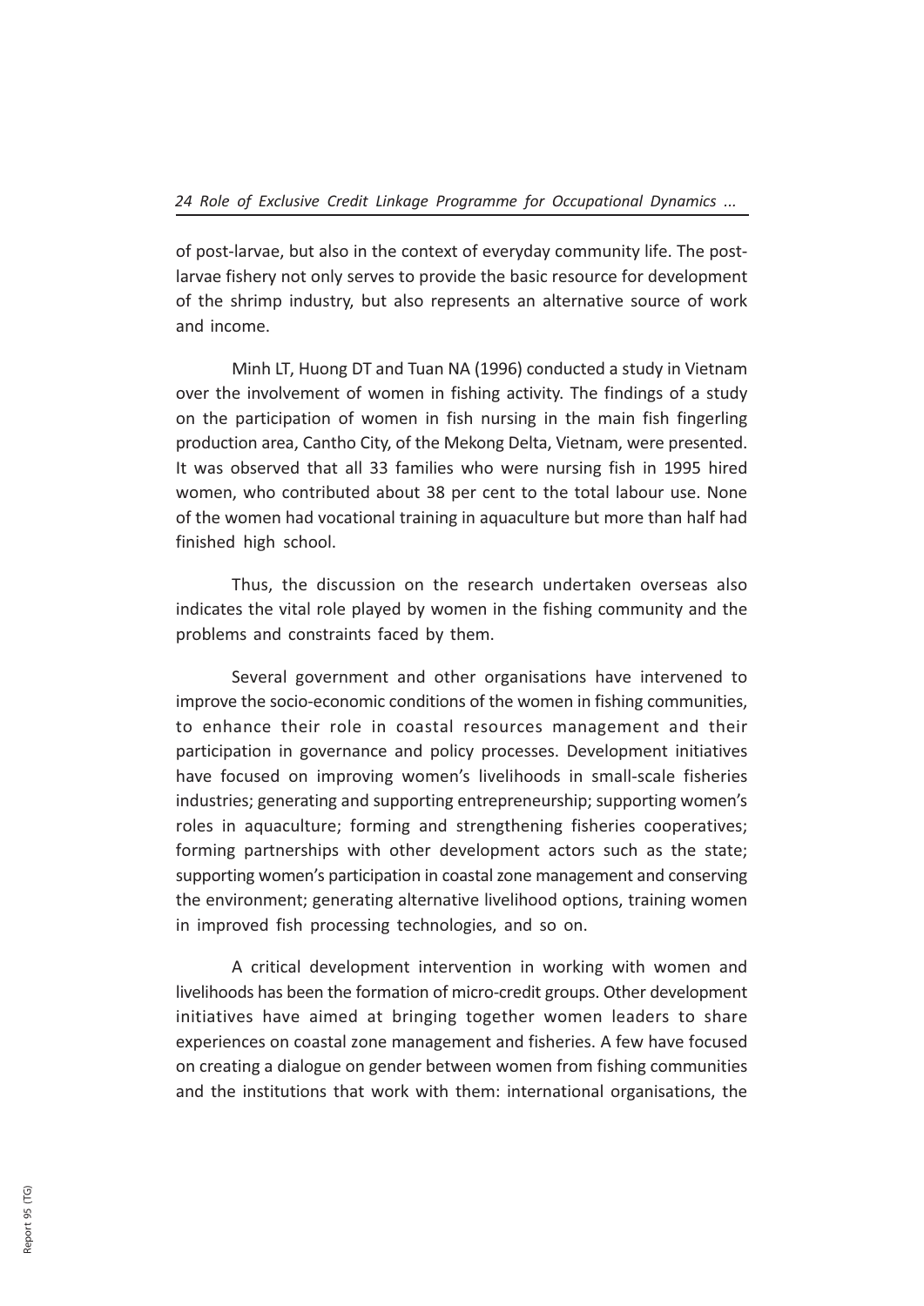of post-larvae, but also in the context of everyday community life. The post-larvae fishery not only serves to provide the basic resource for development of the shrimp industry, but also represents an alternative source of work and income.

Minh LT, Huong DT and Tuan NA (1996) conducted a study in Vietnam over the involvement of women in fishing activity. The findings of a study on the participation of women in fish nursing in the main fish fingerling production area, Cantho City, of the Mekong Delta, Vietnam, were presented. It was observed that all 33 families who were nursing fish in 1995 hired women, who contributed about 38 per cent to the total labour use. None of the women had vocational training in aquaculture but more than half had finished high school.

Thus, the discussion on the research undertaken overseas also indicates the vital role played by women in the fishing community and the problems and constraints faced by them.

Several government and other organisations have intervened to improve the socio-economic conditions of the women in fishing communities, to enhance their role in coastal resources management and their participation in governance and policy processes. Development initiatives have focused on improving women's livelihoods in small-scale fisheries industries; generating and supporting entrepreneurship; supporting women's roles in aquaculture; forming and strengthening fisheries cooperatives; forming partnerships with other development actors such as the state; supporting women's participation in coastal zone management and conserving the environment; generating alternative livelihood options, training women in improved fish processing technologies, and so on.

A critical development intervention in working with women and livelihoods has been the formation of micro-credit groups. Other development initiatives have aimed at bringing together women leaders to share experiences on coastal zone management and fisheries. A few have focused on creating a dialogue on gender between women from fishing communities and the institutions that work with them: international organisations, the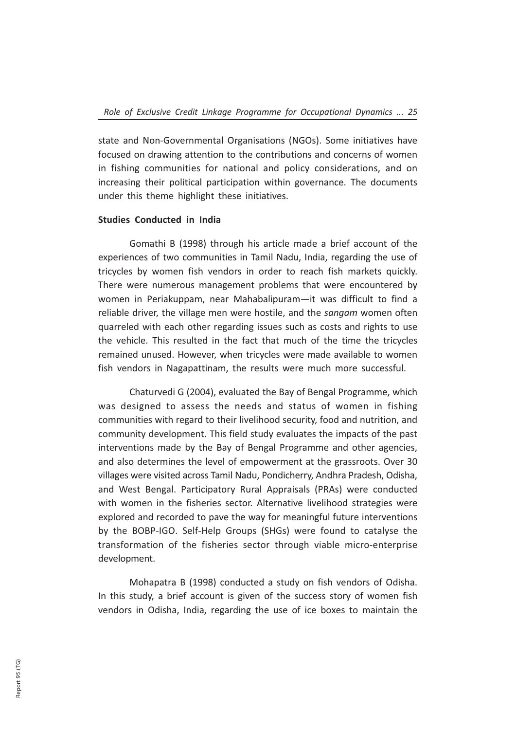state and Non-Governmental Organisations (NGOs). Some initiatives have focused on drawing attention to the contributions and concerns of women in fishing communities for national and policy considerations, and on increasing their political participation within governance. The documents under this theme highlight these initiatives.

### Studies Conducted in India

Gomathi B (1998) through his article made a brief account of the experiences of two communities in Tamil Nadu, India, regarding the use of tricycles by women fish vendors in order to reach fish markets quickly. There were numerous management problems that were encountered by women in Periakuppam, near Mahabalipuram—it was difficult to find a reliable driver, the village men were hostile, and the *sangam* women often quarreled with each other regarding issues such as costs and rights to use the vehicle. This resulted in the fact that much of the time the tricycles remained unused. However, when tricycles were made available to women fish vendors in Nagapattinam, the results were much more successful.

Chaturvedi G (2004), evaluated the Bay of Bengal Programme, which was designed to assess the needs and status of women in fishing communities with regard to their livelihood security, food and nutrition, and community development. This field study evaluates the impacts of the past interventions made by the Bay of Bengal Programme and other agencies, and also determines the level of empowerment at the grassroots. Over 30 villages were visited across Tamil Nadu, Pondicherry, Andhra Pradesh, Odisha, and West Bengal. Participatory Rural Appraisals (PRAs) were conducted with women in the fisheries sector. Alternative livelihood strategies were explored and recorded to pave the way for meaningful future interventions by the BOBP-IGO. Self-Help Groups (SHGs) were found to catalyse the transformation of the fisheries sector through viable micro-enterprise development.

Mohapatra B (1998) conducted a study on fish vendors of Odisha. In this study, a brief account is given of the success story of women fish vendors in Odisha, India, regarding the use of ice boxes to maintain the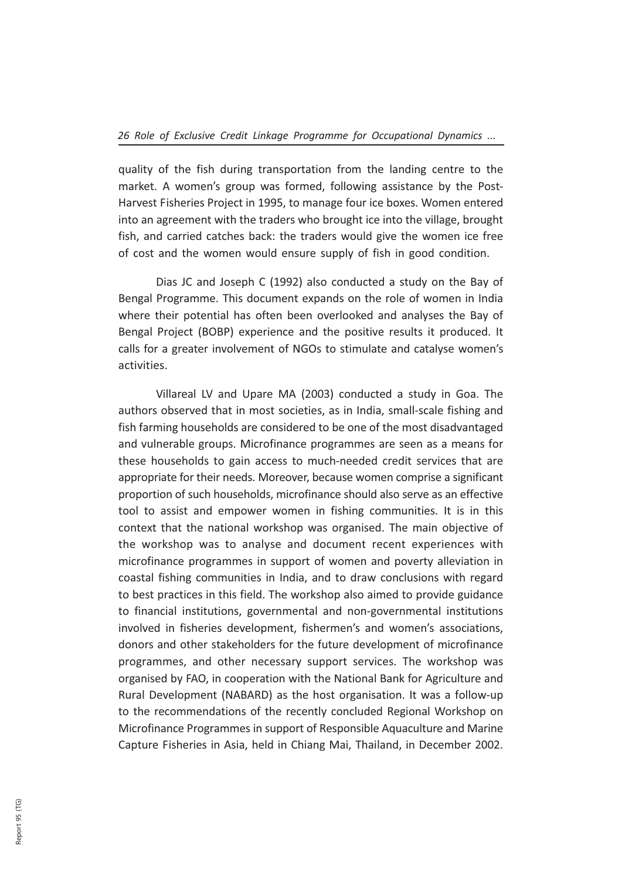quality of the fish during transportation from the landing centre to the market. A women's group was formed, following assistance by the Post-Harvest Fisheries Project in 1995, to manage four ice boxes. Women entered into an agreement with the traders who brought ice into the village, brought fish, and carried catches back: the traders would give the women ice free of cost and the women would ensure supply of fish in good condition.

Dias JC and Joseph C (1992) also conducted a study on the Bay of Bengal Programme. This document expands on the role of women in India where their potential has often been overlooked and analyses the Bay of Bengal Project (BOBP) experience and the positive results it produced. It calls for a greater involvement of NGOs to stimulate and catalyse women's activities.

Villareal LV and Upare MA (2003) conducted a study in Goa. The authors observed that in most societies, as in India, small-scale fishing and fish farming households are considered to be one of the most disadvantaged and vulnerable groups. Microfinance programmes are seen as a means for these households to gain access to much-needed credit services that are appropriate for their needs. Moreover, because women comprise a significant proportion of such households, microfinance should also serve as an effective tool to assist and empower women in fishing communities. It is in this context that the national workshop was organised. The main objective of the workshop was to analyse and document recent experiences with microfinance programmes in support of women and poverty alleviation in coastal fishing communities in India, and to draw conclusions with regard to best practices in this field. The workshop also aimed to provide guidance to financial institutions, governmental and non-governmental institutions involved in fisheries development, fishermen's and women's associations, donors and other stakeholders for the future development of microfinance programmes, and other necessary support services. The workshop was organised by FAO, in cooperation with the National Bank for Agriculture and Rural Development (NABARD) as the host organisation. It was a follow-up to the recommendations of the recently concluded Regional Workshop on Microfinance Programmes in support of Responsible Aquaculture and Marine Capture Fisheries in Asia, held in Chiang Mai, Thailand, in December 2002.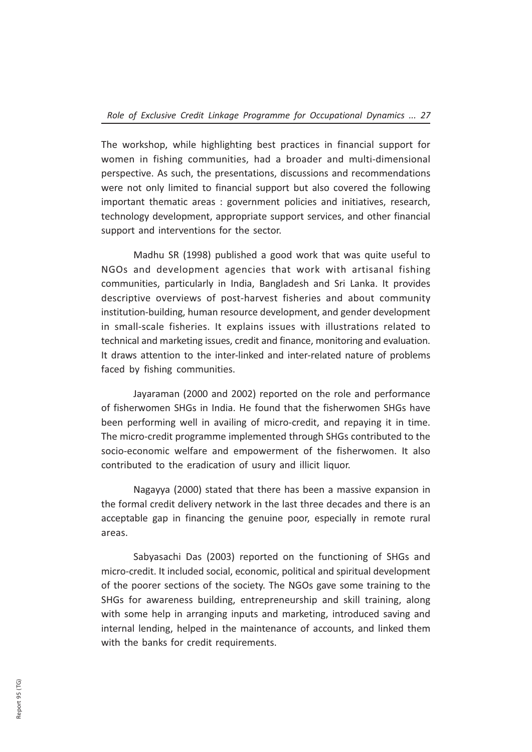The workshop, while highlighting best practices in financial support for women in fishing communities, had a broader and multi-dimensional perspective. As such, the presentations, discussions and recommendations were not only limited to financial support but also covered the following important thematic areas : government policies and initiatives, research, technology development, appropriate support services, and other financial support and interventions for the sector.

Madhu SR (1998) published a good work that was quite useful to NGOs and development agencies that work with artisanal fishing communities, particularly in India, Bangladesh and Sri Lanka. It provides descriptive overviews of post-harvest fisheries and about community institution-building, human resource development, and gender development in small-scale fisheries. It explains issues with illustrations related to technical and marketing issues, credit and finance, monitoring and evaluation. It draws attention to the inter-linked and inter-related nature of problems faced by fishing communities.

Jayaraman (2000 and 2002) reported on the role and performance of fisherwomen SHGs in India. He found that the fisherwomen SHGs have been performing well in availing of micro-credit, and repaying it in time. The micro-credit programme implemented through SHGs contributed to the socio-economic welfare and empowerment of the fisherwomen. It also contributed to the eradication of usury and illicit liquor.

Nagayya (2000) stated that there has been a massive expansion in the formal credit delivery network in the last three decades and there is an acceptable gap in financing the genuine poor, especially in remote rural areas.

Sabyasachi Das (2003) reported on the functioning of SHGs and micro-credit. It included social, economic, political and spiritual development of the poorer sections of the society. The NGOs gave some training to the SHGs for awareness building, entrepreneurship and skill training, along with some help in arranging inputs and marketing, introduced saving and internal lending, helped in the maintenance of accounts, and linked them with the banks for credit requirements.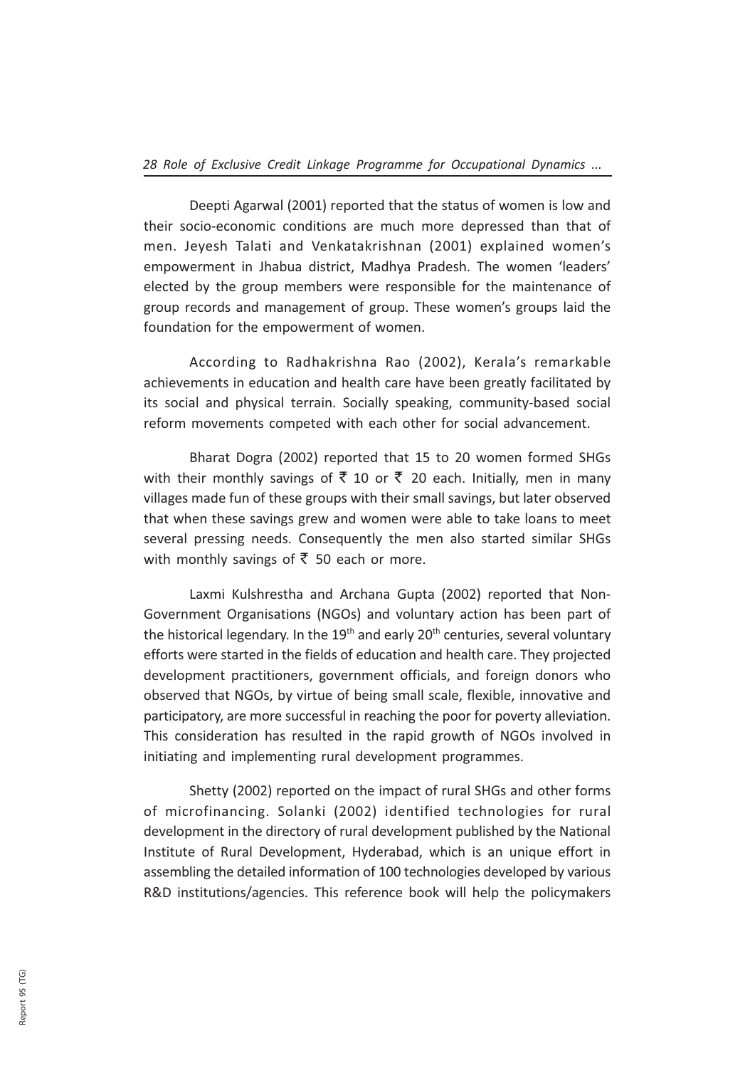Deepti Agarwal (2001) reported that the status of women is low and their socio-economic conditions are much more depressed than that of men. Jeyesh Talati and Venkatakrishnan (2001) explained women's empowerment in Jhabua district, Madhya Pradesh. The women 'leaders' elected by the group members were responsible for the maintenance of group records and management of group. These women's groups laid the foundation for the empowerment of women.

According to Radhakrishna Rao (2002), Kerala's remarkable achievements in education and health care have been greatly facilitated by its social and physical terrain. Socially speaking, community-based social reform movements competed with each other for social advancement.

Bharat Dogra (2002) reported that 15 to 20 women formed SHGs with their monthly savings of ₹ 10 or ₹ 20 each. Initially, men in many villages made fun of these groups with their small savings, but later observed that when these savings grew and women were able to take loans to meet several pressing needs. Consequently the men also started similar SHGs with monthly savings of ₹ 50 each or more.

Laxmi Kulshrestha and Archana Gupta (2002) reported that Non-Government Organisations (NGOs) and voluntary action has been part of the historical legendary. In the 19th and early 20th centuries, several voluntary efforts were started in the fields of education and health care. They projected development practitioners, government officials, and foreign donors who observed that NGOs, by virtue of being small scale, flexible, innovative and participatory, are more successful in reaching the poor for poverty alleviation. This consideration has resulted in the rapid growth of NGOs involved in initiating and implementing rural development programmes.

Shetty (2002) reported on the impact of rural SHGs and other forms of microfinancing. Solanki (2002) identified technologies for rural development in the directory of rural development published by the National Institute of Rural Development, Hyderabad, which is an unique effort in assembling the detailed information of 100 technologies developed by various R&D institutions/agencies. This reference book will help the policymakers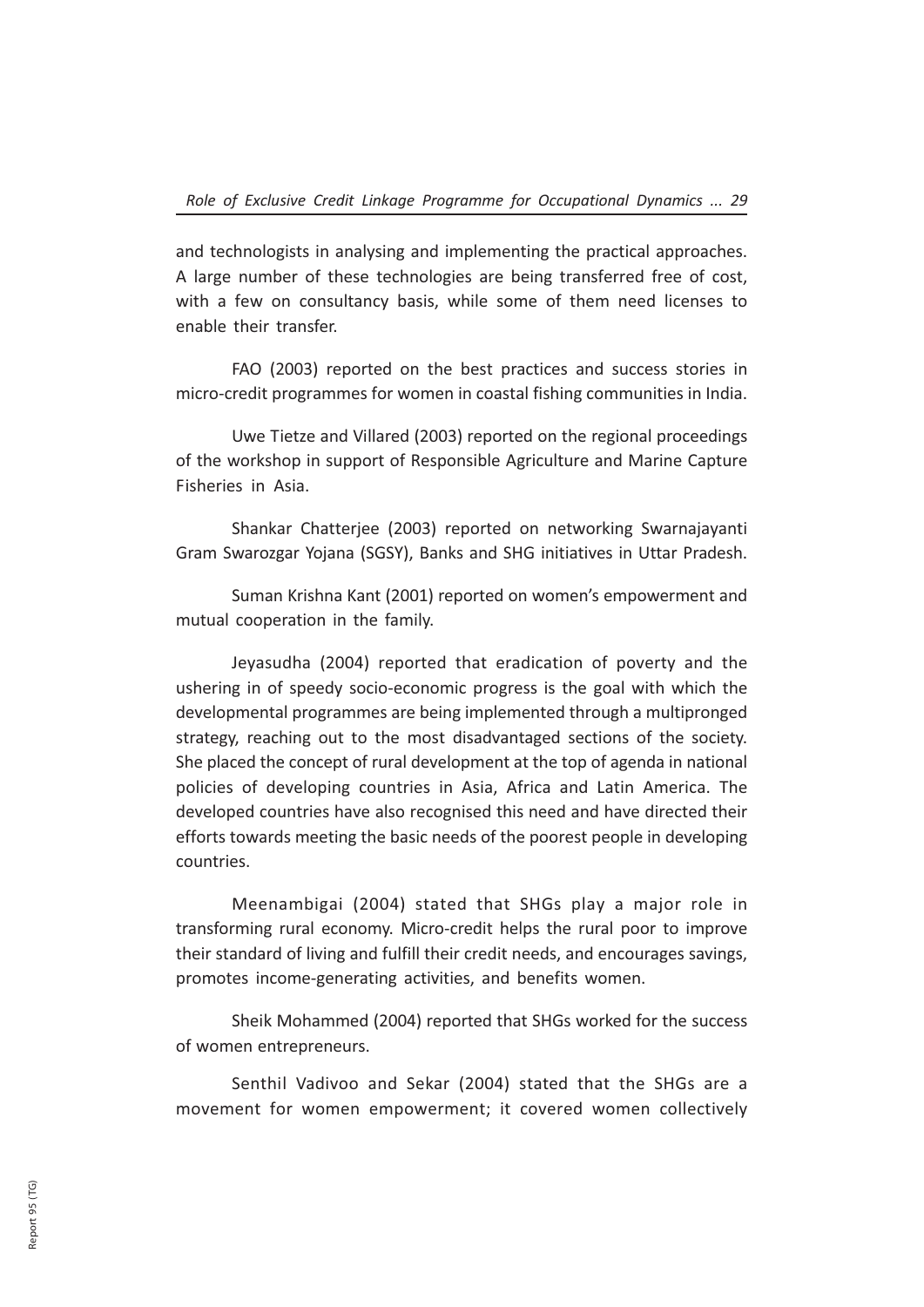and technologists in analysing and implementing the practical approaches. A large number of these technologies are being transferred free of cost, with a few on consultancy basis, while some of them need licenses to enable their transfer.

FAO (2003) reported on the best practices and success stories in micro-credit programmes for women in coastal fishing communities in India.

Uwe Tietze and Villared (2003) reported on the regional proceedings of the workshop in support of Responsible Agriculture and Marine Capture Fisheries in Asia.

Shankar Chatterjee (2003) reported on networking Swarnajayanti Gram Swarozgar Yojana (SGSY), Banks and SHG initiatives in Uttar Pradesh.

Suman Krishna Kant (2001) reported on women's empowerment and mutual cooperation in the family.

Jeyasudha (2004) reported that eradication of poverty and the ushering in of speedy socio-economic progress is the goal with which the developmental programmes are being implemented through a multipronged strategy, reaching out to the most disadvantaged sections of the society. She placed the concept of rural development at the top of agenda in national policies of developing countries in Asia, Africa and Latin America. The developed countries have also recognised this need and have directed their efforts towards meeting the basic needs of the poorest people in developing countries.

Meenambigai (2004) stated that SHGs play a major role in transforming rural economy. Micro-credit helps the rural poor to improve their standard of living and fulfill their credit needs, and encourages savings, promotes income-generating activities, and benefits women.

Sheik Mohammed (2004) reported that SHGs worked for the success of women entrepreneurs.

Senthil Vadivoo and Sekar (2004) stated that the SHGs are a movement for women empowerment; it covered women collectively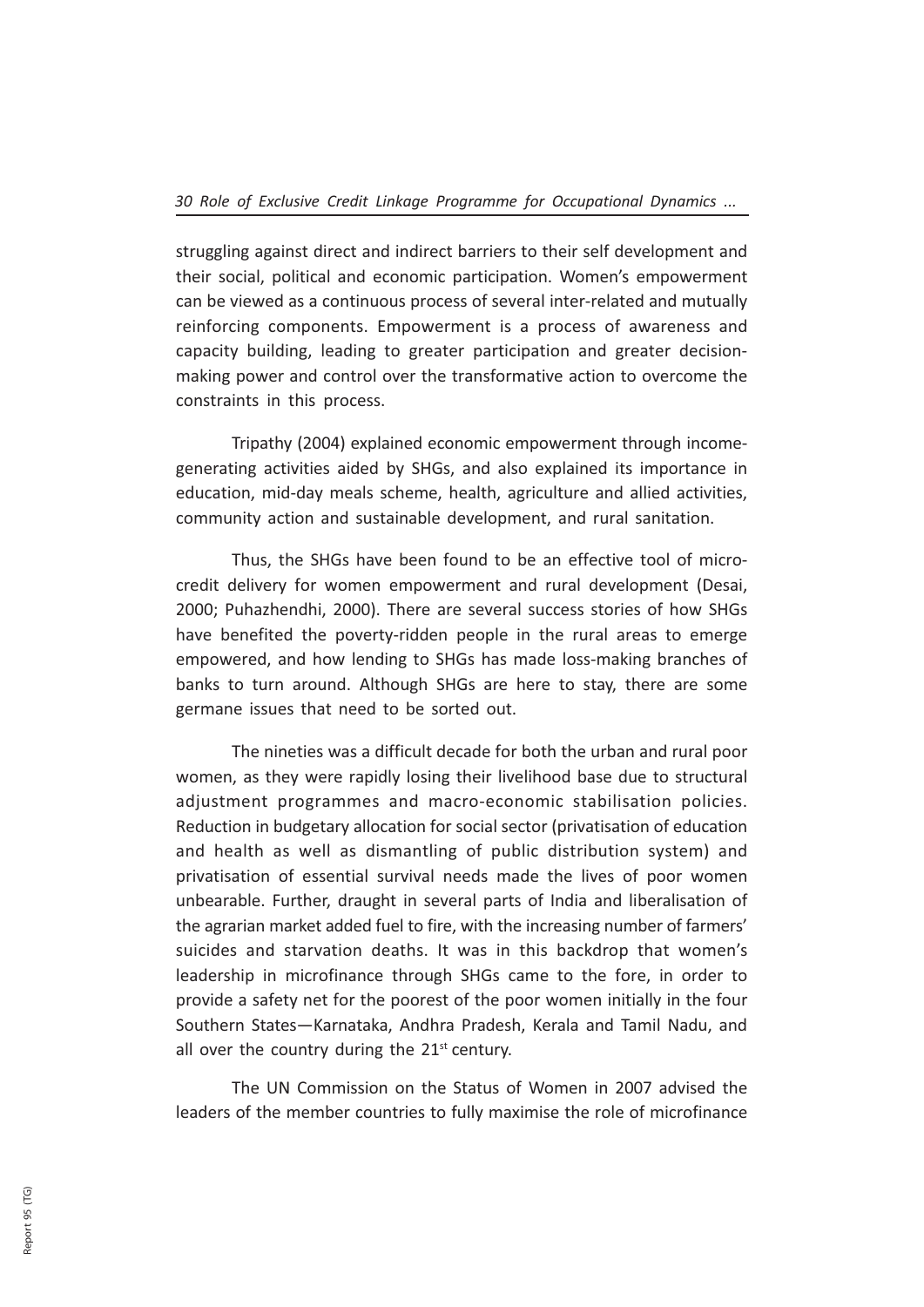struggling against direct and indirect barriers to their self development and their social, political and economic participation. Women's empowerment can be viewed as a continuous process of several inter-related and mutually reinforcing components. Empowerment is a process of awareness and capacity building, leading to greater participation and greater decision-making power and control over the transformative action to overcome the constraints in this process.

Tripathy (2004) explained economic empowerment through income-generating activities aided by SHGs, and also explained its importance in education, mid-day meals scheme, health, agriculture and allied activities, community action and sustainable development, and rural sanitation.

Thus, the SHGs have been found to be an effective tool of micro-credit delivery for women empowerment and rural development (Desai, 2000; Puhazhendhi, 2000). There are several success stories of how SHGs have benefited the poverty-ridden people in the rural areas to emerge empowered, and how lending to SHGs has made loss-making branches of banks to turn around. Although SHGs are here to stay, there are some germane issues that need to be sorted out.

The nineties was a difficult decade for both the urban and rural poor women, as they were rapidly losing their livelihood base due to structural adjustment programmes and macro-economic stabilisation policies. Reduction in budgetary allocation for social sector (privatisation of education and health as well as dismantling of public distribution system) and privatisation of essential survival needs made the lives of poor women unbearable. Further, draught in several parts of India and liberalisation of the agrarian market added fuel to fire, with the increasing number of farmers' suicides and starvation deaths. It was in this backdrop that women's leadership in microfinance through SHGs came to the fore, in order to provide a safety net for the poorest of the poor women initially in the four Southern States—Karnataka, Andhra Pradesh, Kerala and Tamil Nadu, and all over the country during the 21st century.

The UN Commission on the Status of Women in 2007 advised the leaders of the member countries to fully maximise the role of microfinance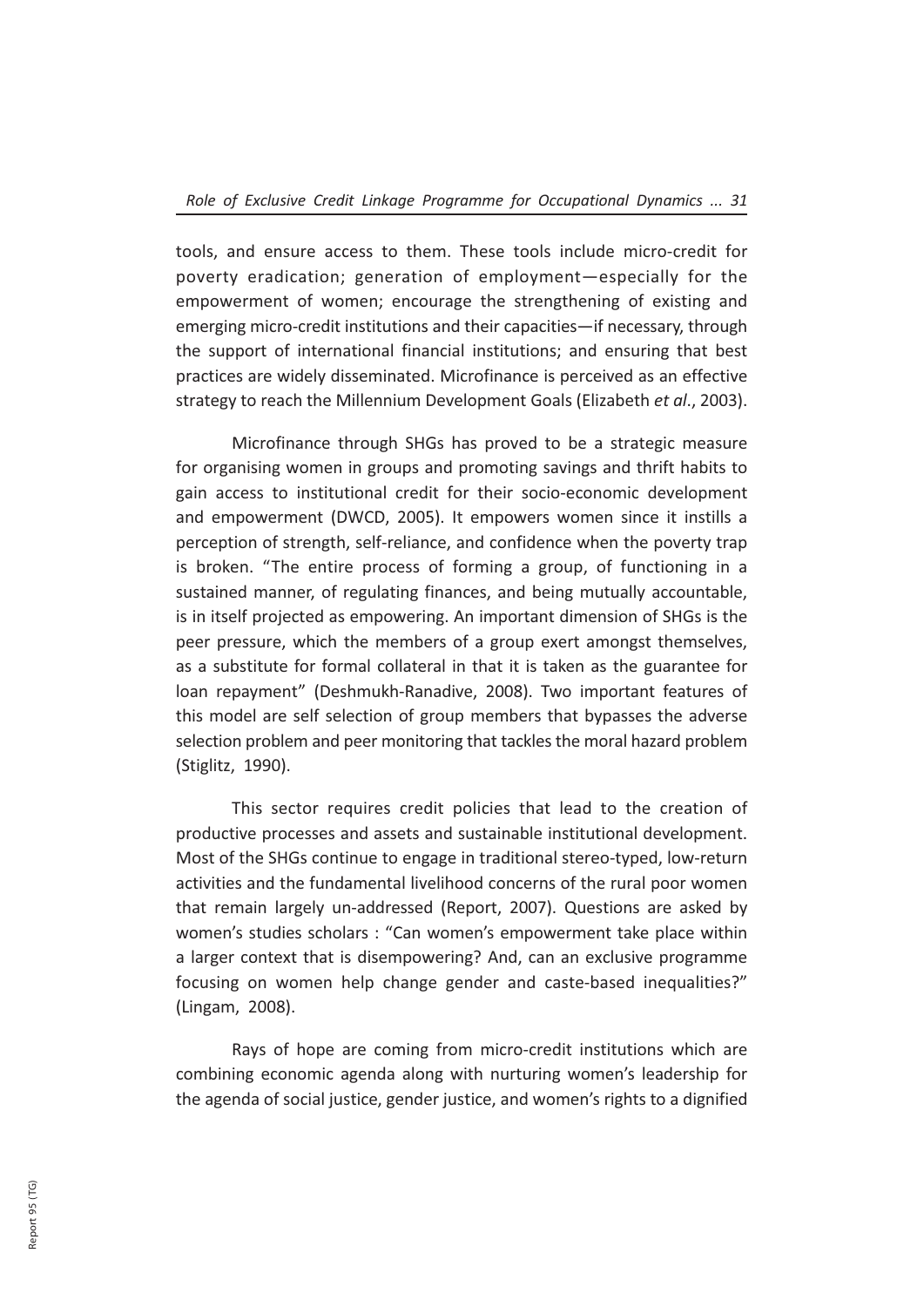tools, and ensure access to them. These tools include micro-credit for poverty eradication; generation of employment—especially for the empowerment of women; encourage the strengthening of existing and emerging micro-credit institutions and their capacities—if necessary, through the support of international financial institutions; and ensuring that best practices are widely disseminated. Microfinance is perceived as an effective strategy to reach the Millennium Development Goals (Elizabeth *et al*., 2003).

Microfinance through SHGs has proved to be a strategic measure for organising women in groups and promoting savings and thrift habits to gain access to institutional credit for their socio-economic development and empowerment (DWCD, 2005). It empowers women since it instills a perception of strength, self-reliance, and confidence when the poverty trap is broken. "The entire process of forming a group, of functioning in a sustained manner, of regulating finances, and being mutually accountable, is in itself projected as empowering. An important dimension of SHGs is the peer pressure, which the members of a group exert amongst themselves, as a substitute for formal collateral in that it is taken as the guarantee for loan repayment" (Deshmukh-Ranadive, 2008). Two important features of this model are self selection of group members that bypasses the adverse selection problem and peer monitoring that tackles the moral hazard problem (Stiglitz, 1990).

This sector requires credit policies that lead to the creation of productive processes and assets and sustainable institutional development. Most of the SHGs continue to engage in traditional stereo-typed, low-return activities and the fundamental livelihood concerns of the rural poor women that remain largely un-addressed (Report, 2007). Questions are asked by women's studies scholars : "Can women's empowerment take place within a larger context that is disempowering? And, can an exclusive programme focusing on women help change gender and caste-based inequalities?" (Lingam, 2008).

Rays of hope are coming from micro-credit institutions which are combining economic agenda along with nurturing women's leadership for the agenda of social justice, gender justice, and women's rights to a dignified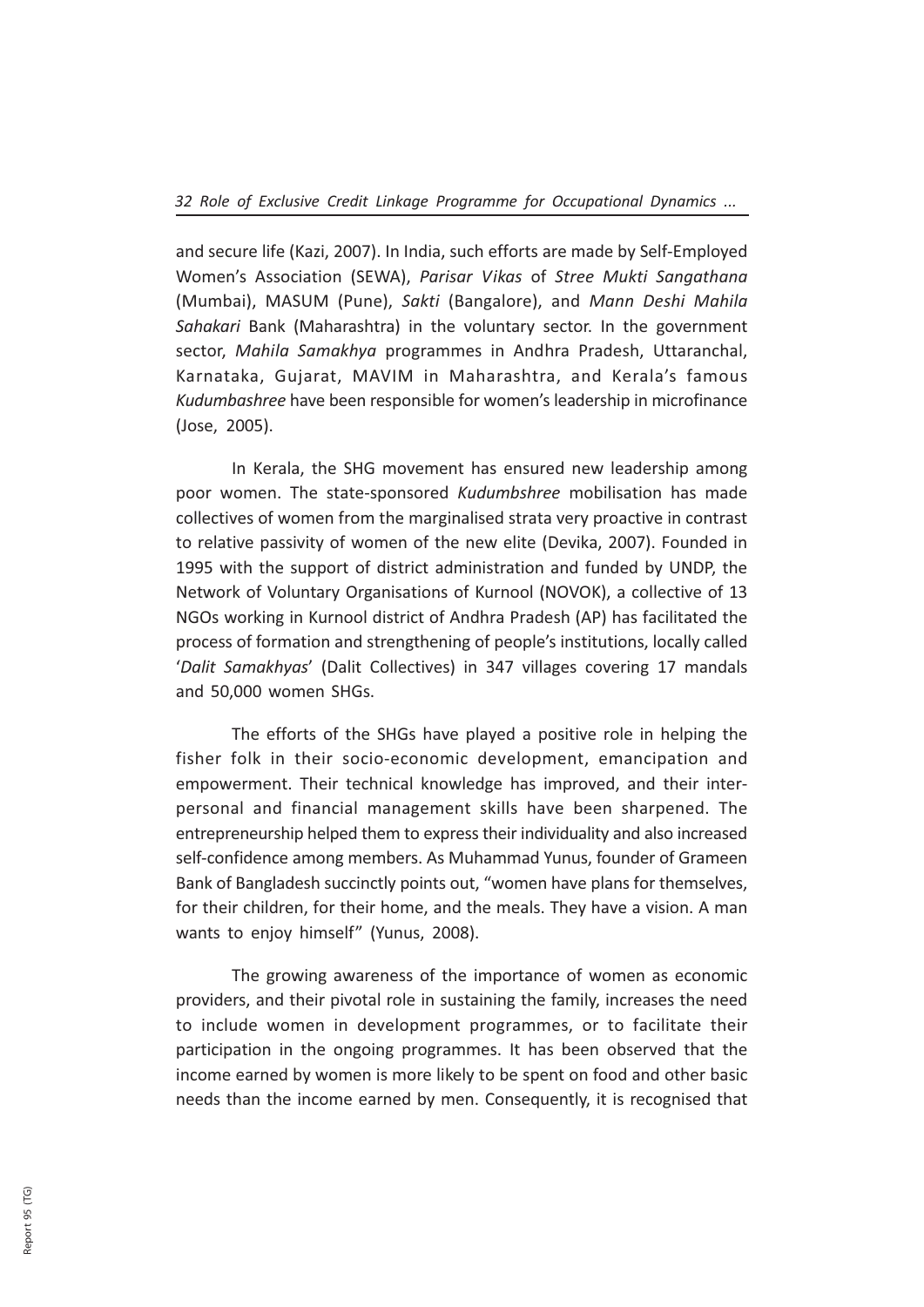and secure life (Kazi, 2007). In India, such efforts are made by Self-Employed Women's Association (SEWA), *Parisar Vikas* of *Stree Mukti Sangathana* (Mumbai), MASUM (Pune), *Sakti* (Bangalore), and *Mann Deshi Mahila Sahakari* Bank (Maharashtra) in the voluntary sector. In the government sector, *Mahila Samakhya* programmes in Andhra Pradesh, Uttaranchal, Karnataka, Gujarat, MAVIM in Maharashtra, and Kerala's famous *Kudumbashree* have been responsible for women's leadership in microfinance (Jose, 2005).

In Kerala, the SHG movement has ensured new leadership among poor women. The state-sponsored *Kudumbshree* mobilisation has made collectives of women from the marginalised strata very proactive in contrast to relative passivity of women of the new elite (Devika, 2007). Founded in 1995 with the support of district administration and funded by UNDP, the Network of Voluntary Organisations of Kurnool (NOVOK), a collective of 13 NGOs working in Kurnool district of Andhra Pradesh (AP) has facilitated the process of formation and strengthening of people's institutions, locally called '*Dalit Samakhyas*' (Dalit Collectives) in 347 villages covering 17 mandals and 50,000 women SHGs.

The efforts of the SHGs have played a positive role in helping the fisher folk in their socio-economic development, emancipation and empowerment. Their technical knowledge has improved, and their inter-personal and financial management skills have been sharpened. The entrepreneurship helped them to express their individuality and also increased self-confidence among members. As Muhammad Yunus, founder of Grameen Bank of Bangladesh succinctly points out, "women have plans for themselves, for their children, for their home, and the meals. They have a vision. A man wants to enjoy himself" (Yunus, 2008).

The growing awareness of the importance of women as economic providers, and their pivotal role in sustaining the family, increases the need to include women in development programmes, or to facilitate their participation in the ongoing programmes. It has been observed that the income earned by women is more likely to be spent on food and other basic needs than the income earned by men. Consequently, it is recognised that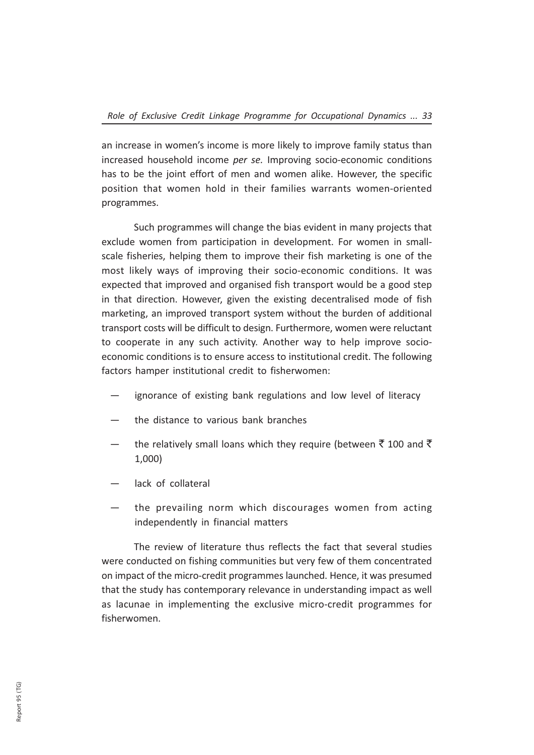an increase in women's income is more likely to improve family status than increased household income *per se.* Improving socio-economic conditions has to be the joint effort of men and women alike. However, the specific position that women hold in their families warrants women-oriented programmes.

Such programmes will change the bias evident in many projects that exclude women from participation in development. For women in small-scale fisheries, helping them to improve their fish marketing is one of the most likely ways of improving their socio-economic conditions. It was expected that improved and organised fish transport would be a good step in that direction. However, given the existing decentralised mode of fish marketing, an improved transport system without the burden of additional transport costs will be difficult to design. Furthermore, women were reluctant to cooperate in any such activity. Another way to help improve socio-economic conditions is to ensure access to institutional credit. The following factors hamper institutional credit to fisherwomen:

- ignorance of existing bank regulations and low level of literacy
- the distance to various bank branches
- the relatively small loans which they require (between ₹ 100 and ₹ 1,000)
- lack of collateral
- the prevailing norm which discourages women from acting independently in financial matters

The review of literature thus reflects the fact that several studies were conducted on fishing communities but very few of them concentrated on impact of the micro-credit programmes launched. Hence, it was presumed that the study has contemporary relevance in understanding impact as well as lacunae in implementing the exclusive micro-credit programmes for fisherwomen.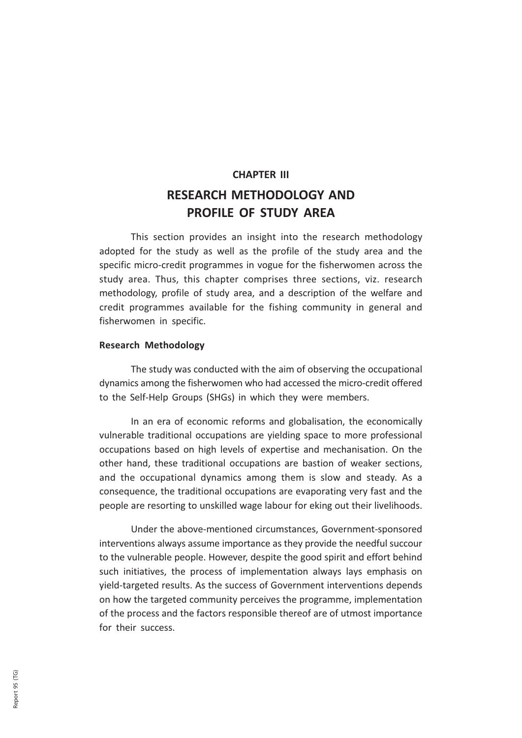## CHAPTER III

# RESEARCH METHODOLOGY AND PROFILE OF STUDY AREA

This section provides an insight into the research methodology adopted for the study as well as the profile of the study area and the specific micro-credit programmes in vogue for the fisherwomen across the study area. Thus, this chapter comprises three sections, viz. research methodology, profile of study area, and a description of the welfare and credit programmes available for the fishing community in general and fisherwomen in specific.

### Research Methodology

The study was conducted with the aim of observing the occupational dynamics among the fisherwomen who had accessed the micro-credit offered to the Self-Help Groups (SHGs) in which they were members.

In an era of economic reforms and globalisation, the economically vulnerable traditional occupations are yielding space to more professional occupations based on high levels of expertise and mechanisation. On the other hand, these traditional occupations are bastion of weaker sections, and the occupational dynamics among them is slow and steady. As a consequence, the traditional occupations are evaporating very fast and the people are resorting to unskilled wage labour for eking out their livelihoods.

Under the above-mentioned circumstances, Government-sponsored interventions always assume importance as they provide the needful succour to the vulnerable people. However, despite the good spirit and effort behind such initiatives, the process of implementation always lays emphasis on yield-targeted results. As the success of Government interventions depends on how the targeted community perceives the programme, implementation of the process and the factors responsible thereof are of utmost importance for their success.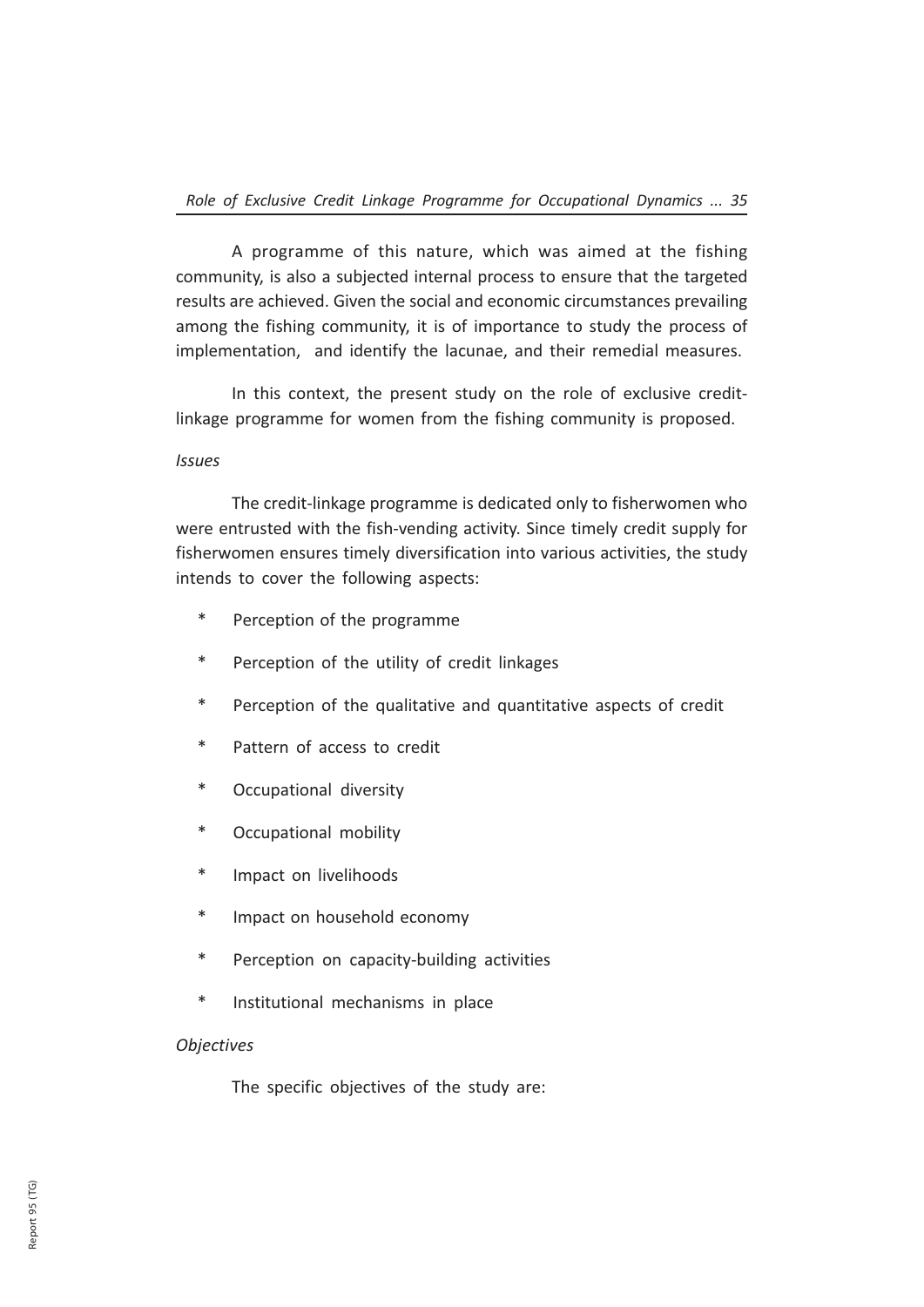A programme of this nature, which was aimed at the fishing community, is also a subjected internal process to ensure that the targeted results are achieved. Given the social and economic circumstances prevailing among the fishing community, it is of importance to study the process of implementation, and identify the lacunae, and their remedial measures.

In this context, the present study on the role of exclusive credit-linkage programme for women from the fishing community is proposed.

*Issues*

The credit-linkage programme is dedicated only to fisherwomen who were entrusted with the fish-vending activity. Since timely credit supply for fisherwomen ensures timely diversification into various activities, the study intends to cover the following aspects:

- Perception of the programme
- Perception of the utility of credit linkages
- Perception of the qualitative and quantitative aspects of credit
- Pattern of access to credit
- Occupational diversity
- Occupational mobility
- Impact on livelihoods
- Impact on household economy
- Perception on capacity-building activities
- Institutional mechanisms in place

*Objectives*

The specific objectives of the study are: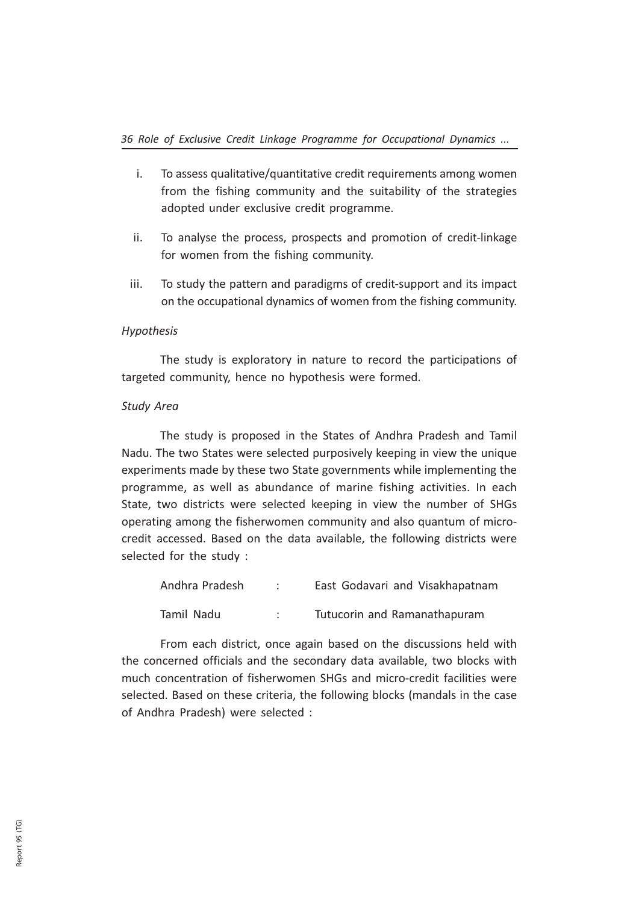i. To assess qualitative/quantitative credit requirements among women from the fishing community and the suitability of the strategies adopted under exclusive credit programme.

ii. To analyse the process, prospects and promotion of credit-linkage for women from the fishing community.

iii. To study the pattern and paradigms of credit-support and its impact on the occupational dynamics of women from the fishing community.

*Hypothesis*

The study is exploratory in nature to record the participations of targeted community, hence no hypothesis were formed.

*Study Area*

The study is proposed in the States of Andhra Pradesh and Tamil Nadu. The two States were selected purposively keeping in view the unique experiments made by these two State governments while implementing the programme, as well as abundance of marine fishing activities. In each State, two districts were selected keeping in view the number of SHGs operating among the fisherwomen community and also quantum of micro-credit accessed. Based on the data available, the following districts were selected for the study :

| | | |
|---|---|---|
| Andhra Pradesh | : | East Godavari and Visakhapatnam |
| Tamil Nadu | : | Tutucorin and Ramanathapuram |

From each district, once again based on the discussions held with the concerned officials and the secondary data available, two blocks with much concentration of fisherwomen SHGs and micro-credit facilities were selected. Based on these criteria, the following blocks (mandals in the case of Andhra Pradesh) were selected :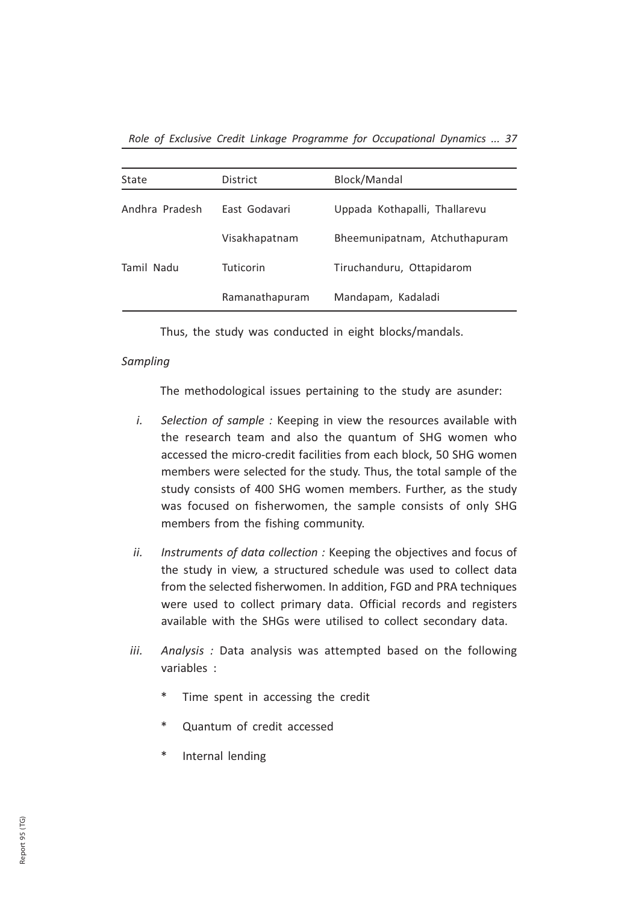| State | District | Block/Mandal |
|---|---|---|
| Andhra Pradesh | East Godavari | Uppada Kothapalli, Thallarevu |
| | Visakhapatnam | Bheemunipatnam, Atchuthapuram |
| Tamil Nadu | Tuticorin | Tiruchanduru, Ottapidarom |
| | Ramanathapuram | Mandapam, Kadaladi |

Thus, the study was conducted in eight blocks/mandals.

*Sampling*

The methodological issues pertaining to the study are asunder:

i. *Selection of sample :* Keeping in view the resources available with the research team and also the quantum of SHG women who accessed the micro-credit facilities from each block, 50 SHG women members were selected for the study. Thus, the total sample of the study consists of 400 SHG women members. Further, as the study was focused on fisherwomen, the sample consists of only SHG members from the fishing community.

ii. *Instruments of data collection :* Keeping the objectives and focus of the study in view, a structured schedule was used to collect data from the selected fisherwomen. In addition, FGD and PRA techniques were used to collect primary data. Official records and registers available with the SHGs were utilised to collect secondary data.

iii. *Analysis :* Data analysis was attempted based on the following variables :

   * Time spent in accessing the credit
   * Quantum of credit accessed
   * Internal lending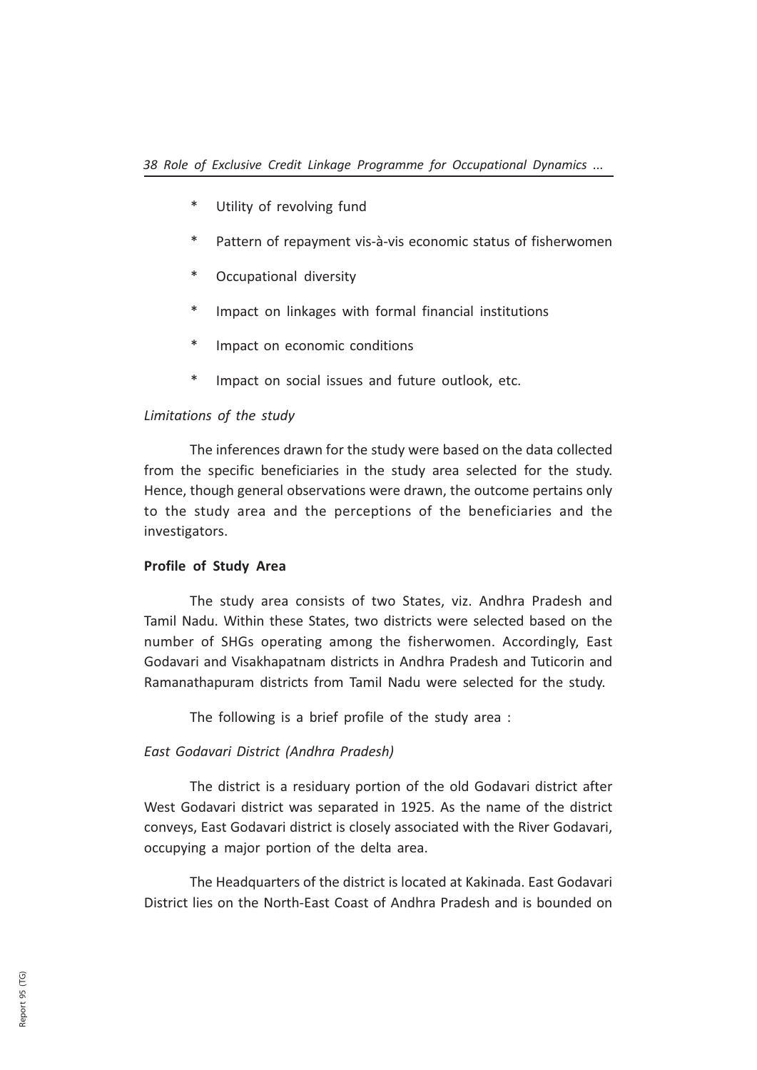* Utility of revolving fund
* Pattern of repayment vis-à-vis economic status of fisherwomen
* Occupational diversity
* Impact on linkages with formal financial institutions
* Impact on economic conditions
* Impact on social issues and future outlook, etc.

*Limitations of the study*

The inferences drawn for the study were based on the data collected from the specific beneficiaries in the study area selected for the study. Hence, though general observations were drawn, the outcome pertains only to the study area and the perceptions of the beneficiaries and the investigators.

**Profile of Study Area**

The study area consists of two States, viz. Andhra Pradesh and Tamil Nadu. Within these States, two districts were selected based on the number of SHGs operating among the fisherwomen. Accordingly, East Godavari and Visakhapatnam districts in Andhra Pradesh and Tuticorin and Ramanathapuram districts from Tamil Nadu were selected for the study.

The following is a brief profile of the study area :

*East Godavari District (Andhra Pradesh)*

The district is a residuary portion of the old Godavari district after West Godavari district was separated in 1925. As the name of the district conveys, East Godavari district is closely associated with the River Godavari, occupying a major portion of the delta area.

The Headquarters of the district is located at Kakinada. East Godavari District lies on the North-East Coast of Andhra Pradesh and is bounded on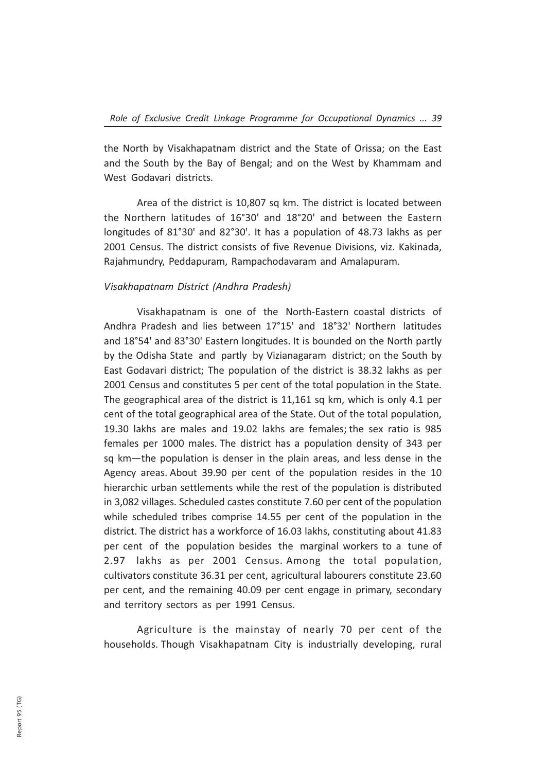the North by Visakhapatnam district and the State of Orissa; on the East and the South by the Bay of Bengal; and on the West by Khammam and West Godavari districts.

Area of the district is 10,807 sq km. The district is located between the Northern latitudes of 16°30' and 18°20' and between the Eastern longitudes of 81°30' and 82°30'. It has a population of 48.73 lakhs as per 2001 Census. The district consists of five Revenue Divisions, viz. Kakinada, Rajahmundry, Peddapuram, Rampachodavaram and Amalapuram.

*Visakhapatnam District (Andhra Pradesh)*

Visakhapatnam is one of the North-Eastern coastal districts of Andhra Pradesh and lies between 17°15' and 18°32' Northern latitudes and 18°54' and 83°30' Eastern longitudes. It is bounded on the North partly by the Odisha State and partly by Vizianagaram district; on the South by East Godavari district; The population of the district is 38.32 lakhs as per 2001 Census and constitutes 5 per cent of the total population in the State. The geographical area of the district is 11,161 sq km, which is only 4.1 per cent of the total geographical area of the State. Out of the total population, 19.30 lakhs are males and 19.02 lakhs are females; the sex ratio is 985 females per 1000 males. The district has a population density of 343 per sq km—the population is denser in the plain areas, and less dense in the Agency areas. About 39.90 per cent of the population resides in the 10 hierarchic urban settlements while the rest of the population is distributed in 3,082 villages. Scheduled castes constitute 7.60 per cent of the population while scheduled tribes comprise 14.55 per cent of the population in the district. The district has a workforce of 16.03 lakhs, constituting about 41.83 per cent of the population besides the marginal workers to a tune of 2.97 lakhs as per 2001 Census. Among the total population, cultivators constitute 36.31 per cent, agricultural labourers constitute 23.60 per cent, and the remaining 40.09 per cent engage in primary, secondary and territory sectors as per 1991 Census.

Agriculture is the mainstay of nearly 70 per cent of the households. Though Visakhapatnam City is industrially developing, rural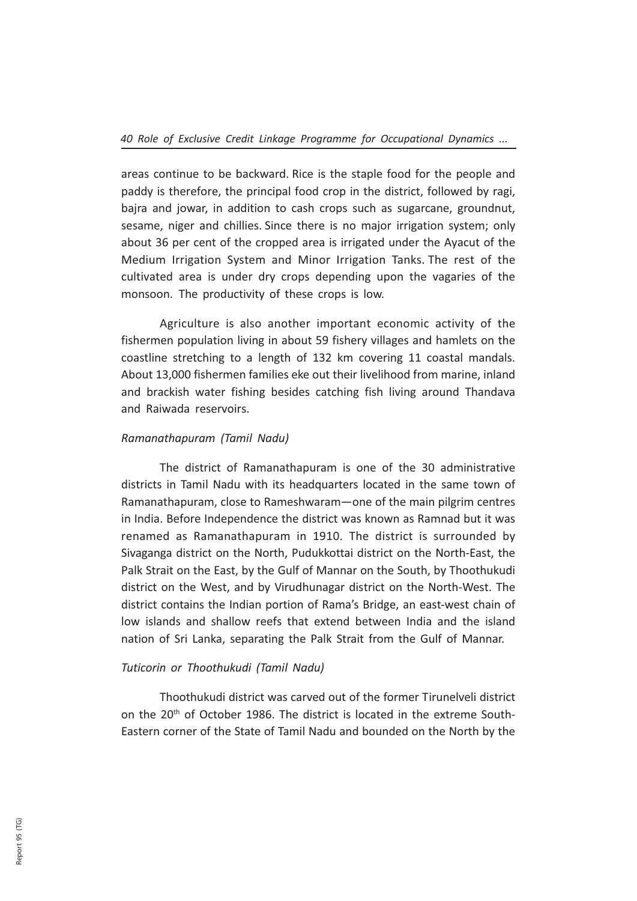areas continue to be backward. Rice is the staple food for the people and paddy is therefore, the principal food crop in the district, followed by ragi, bajra and jowar, in addition to cash crops such as sugarcane, groundnut, sesame, niger and chillies. Since there is no major irrigation system; only about 36 per cent of the cropped area is irrigated under the Ayacut of the Medium Irrigation System and Minor Irrigation Tanks. The rest of the cultivated area is under dry crops depending upon the vagaries of the monsoon. The productivity of these crops is low.

Agriculture is also another important economic activity of the fishermen population living in about 59 fishery villages and hamlets on the coastline stretching to a length of 132 km covering 11 coastal mandals. About 13,000 fishermen families eke out their livelihood from marine, inland and brackish water fishing besides catching fish living around Thandava and Raiwada reservoirs.

*Ramanathapuram (Tamil Nadu)*

The district of Ramanathapuram is one of the 30 administrative districts in Tamil Nadu with its headquarters located in the same town of Ramanathapuram, close to Rameshwaram—one of the main pilgrim centres in India. Before Independence the district was known as Ramnad but it was renamed as Ramanathapuram in 1910. The district is surrounded by Sivaganga district on the North, Pudukkottai district on the North-East, the Palk Strait on the East, by the Gulf of Mannar on the South, by Thoothukudi district on the West, and by Virudhunagar district on the North-West. The district contains the Indian portion of Rama's Bridge, an east-west chain of low islands and shallow reefs that extend between India and the island nation of Sri Lanka, separating the Palk Strait from the Gulf of Mannar.

*Tuticorin or Thoothukudi (Tamil Nadu)*

Thoothukudi district was carved out of the former Tirunelveli district on the 20th of October 1986. The district is located in the extreme South-Eastern corner of the State of Tamil Nadu and bounded on the North by the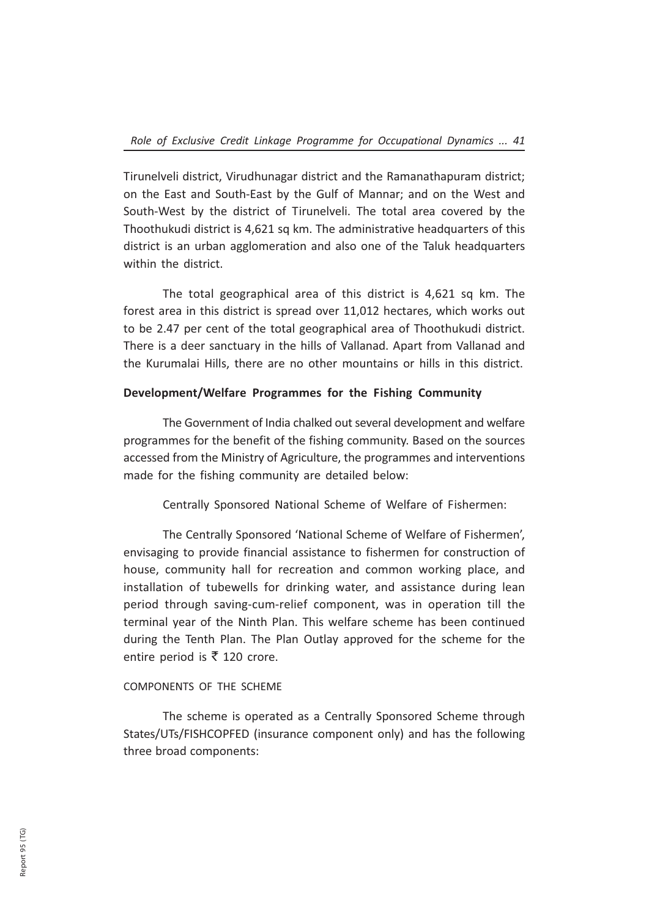Tirunelveli district, Virudhunagar district and the Ramanathapuram district; on the East and South-East by the Gulf of Mannar; and on the West and South-West by the district of Tirunelveli. The total area covered by the Thoothukudi district is 4,621 sq km. The administrative headquarters of this district is an urban agglomeration and also one of the Taluk headquarters within the district.

The total geographical area of this district is 4,621 sq km. The forest area in this district is spread over 11,012 hectares, which works out to be 2.47 per cent of the total geographical area of Thoothukudi district. There is a deer sanctuary in the hills of Vallanad. Apart from Vallanad and the Kurumalai Hills, there are no other mountains or hills in this district.

**Development/Welfare Programmes for the Fishing Community**

The Government of India chalked out several development and welfare programmes for the benefit of the fishing community. Based on the sources accessed from the Ministry of Agriculture, the programmes and interventions made for the fishing community are detailed below:

Centrally Sponsored National Scheme of Welfare of Fishermen:

The Centrally Sponsored 'National Scheme of Welfare of Fishermen', envisaging to provide financial assistance to fishermen for construction of house, community hall for recreation and common working place, and installation of tubewells for drinking water, and assistance during lean period through saving-cum-relief component, was in operation till the terminal year of the Ninth Plan. This welfare scheme has been continued during the Tenth Plan. The Plan Outlay approved for the scheme for the entire period is ₹ 120 crore.

COMPONENTS OF THE SCHEME

The scheme is operated as a Centrally Sponsored Scheme through States/UTs/FISHCOPFED (insurance component only) and has the following three broad components: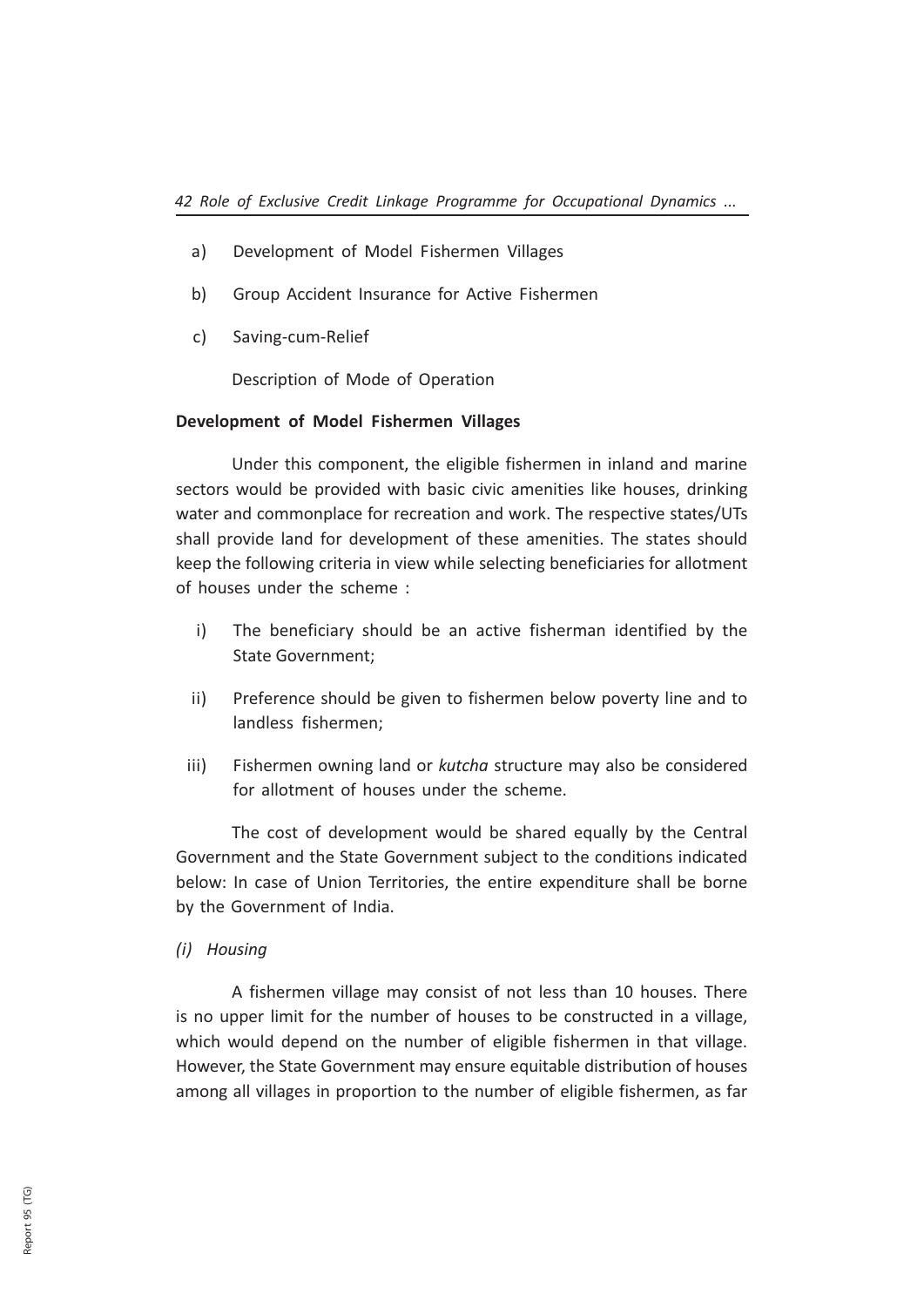a) Development of Model Fishermen Villages

b) Group Accident Insurance for Active Fishermen

c) Saving-cum-Relief

Description of Mode of Operation

**Development of Model Fishermen Villages**

Under this component, the eligible fishermen in inland and marine sectors would be provided with basic civic amenities like houses, drinking water and commonplace for recreation and work. The respective states/UTs shall provide land for development of these amenities. The states should keep the following criteria in view while selecting beneficiaries for allotment of houses under the scheme :

i) The beneficiary should be an active fisherman identified by the State Government;

ii) Preference should be given to fishermen below poverty line and to landless fishermen;

iii) Fishermen owning land or *kutcha* structure may also be considered for allotment of houses under the scheme.

The cost of development would be shared equally by the Central Government and the State Government subject to the conditions indicated below: In case of Union Territories, the entire expenditure shall be borne by the Government of India.

*(i) Housing*

A fishermen village may consist of not less than 10 houses. There is no upper limit for the number of houses to be constructed in a village, which would depend on the number of eligible fishermen in that village. However, the State Government may ensure equitable distribution of houses among all villages in proportion to the number of eligible fishermen, as far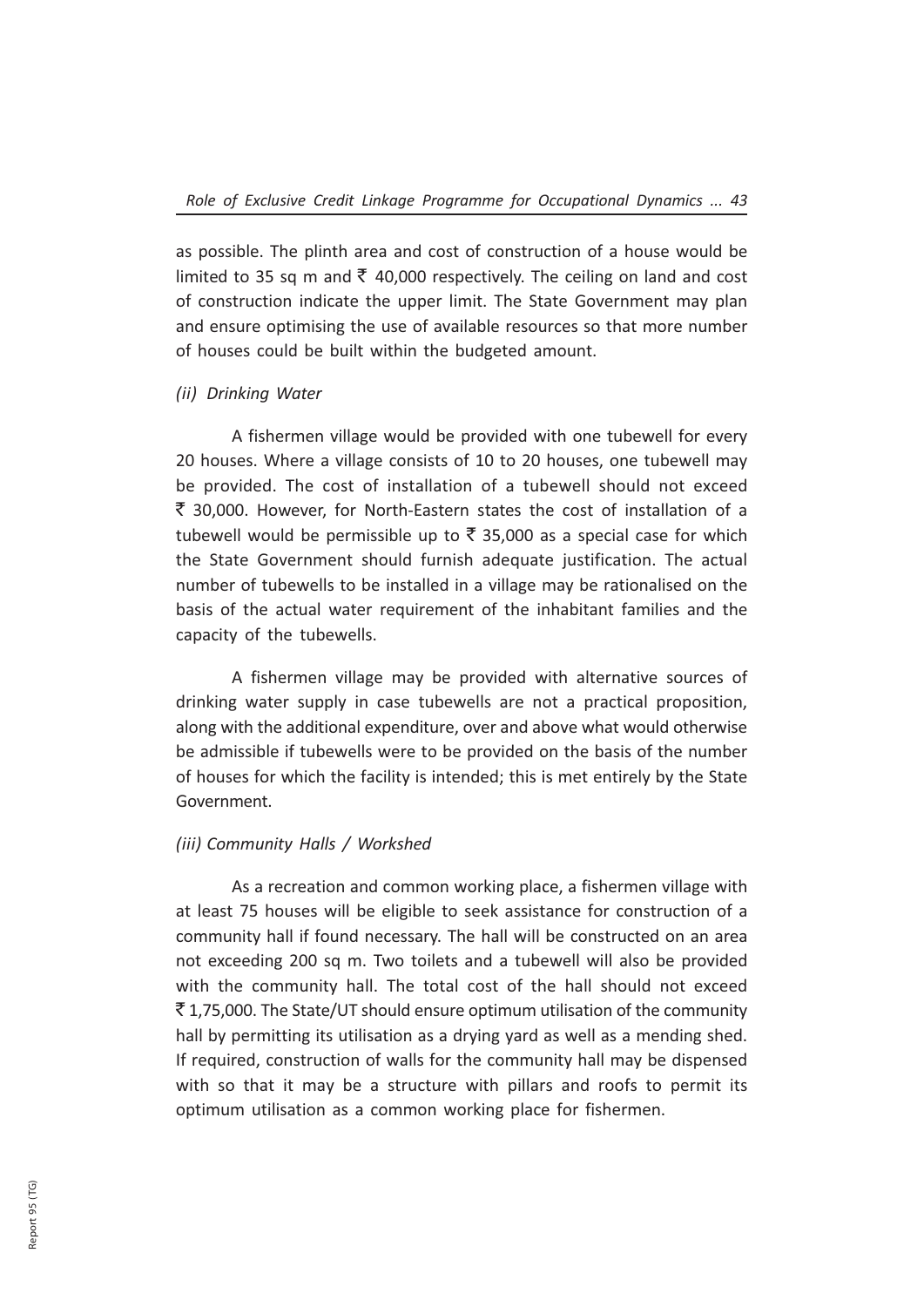as possible. The plinth area and cost of construction of a house would be limited to 35 sq m and ₹ 40,000 respectively. The ceiling on land and cost of construction indicate the upper limit. The State Government may plan and ensure optimising the use of available resources so that more number of houses could be built within the budgeted amount.

*(ii) Drinking Water*

A fishermen village would be provided with one tubewell for every 20 houses. Where a village consists of 10 to 20 houses, one tubewell may be provided. The cost of installation of a tubewell should not exceed ₹ 30,000. However, for North-Eastern states the cost of installation of a tubewell would be permissible up to ₹ 35,000 as a special case for which the State Government should furnish adequate justification. The actual number of tubewells to be installed in a village may be rationalised on the basis of the actual water requirement of the inhabitant families and the capacity of the tubewells.

A fishermen village may be provided with alternative sources of drinking water supply in case tubewells are not a practical proposition, along with the additional expenditure, over and above what would otherwise be admissible if tubewells were to be provided on the basis of the number of houses for which the facility is intended; this is met entirely by the State Government.

*(iii) Community Halls / Workshed*

As a recreation and common working place, a fishermen village with at least 75 houses will be eligible to seek assistance for construction of a community hall if found necessary. The hall will be constructed on an area not exceeding 200 sq m. Two toilets and a tubewell will also be provided with the community hall. The total cost of the hall should not exceed ₹ 1,75,000. The State/UT should ensure optimum utilisation of the community hall by permitting its utilisation as a drying yard as well as a mending shed. If required, construction of walls for the community hall may be dispensed with so that it may be a structure with pillars and roofs to permit its optimum utilisation as a common working place for fishermen.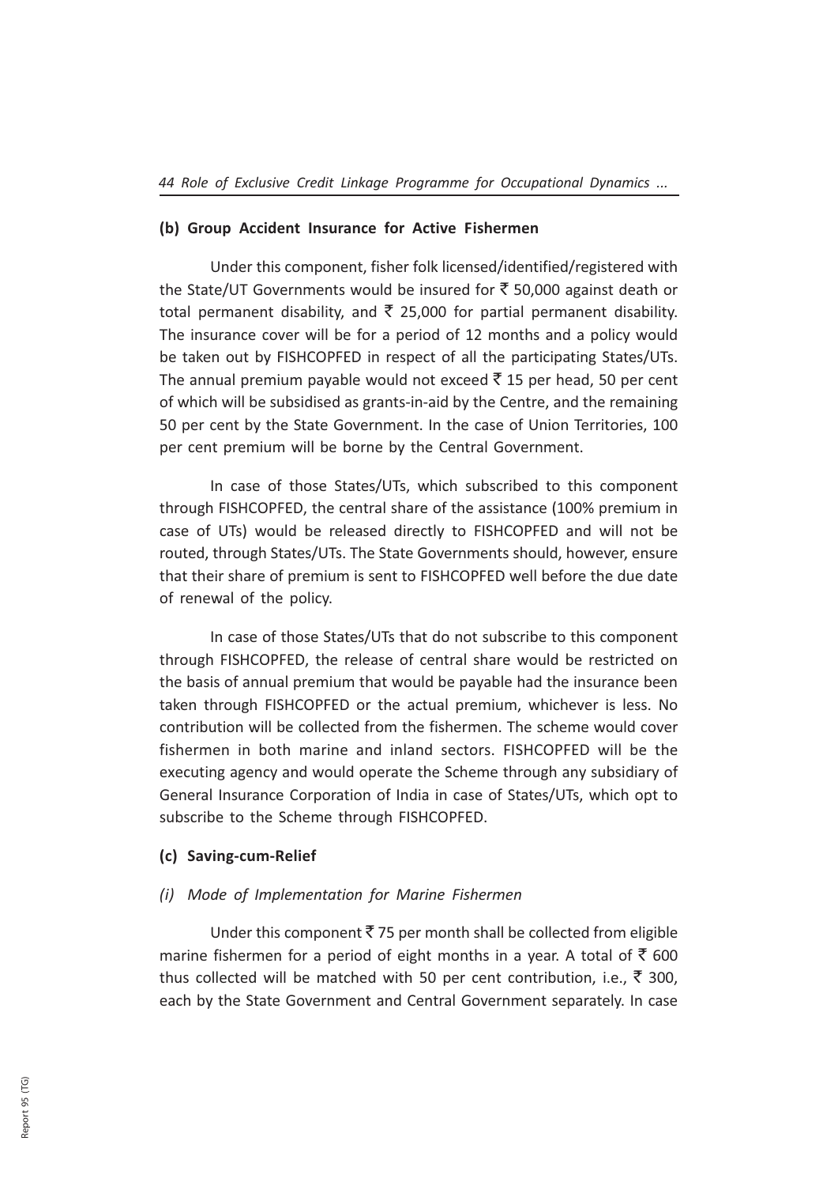### (b) Group Accident Insurance for Active Fishermen

Under this component, fisher folk licensed/identified/registered with the State/UT Governments would be insured for ₹ 50,000 against death or total permanent disability, and ₹ 25,000 for partial permanent disability. The insurance cover will be for a period of 12 months and a policy would be taken out by FISHCOPFED in respect of all the participating States/UTs. The annual premium payable would not exceed ₹ 15 per head, 50 per cent of which will be subsidised as grants-in-aid by the Centre, and the remaining 50 per cent by the State Government. In the case of Union Territories, 100 per cent premium will be borne by the Central Government.

In case of those States/UTs, which subscribed to this component through FISHCOPFED, the central share of the assistance (100% premium in case of UTs) would be released directly to FISHCOPFED and will not be routed, through States/UTs. The State Governments should, however, ensure that their share of premium is sent to FISHCOPFED well before the due date of renewal of the policy.

In case of those States/UTs that do not subscribe to this component through FISHCOPFED, the release of central share would be restricted on the basis of annual premium that would be payable had the insurance been taken through FISHCOPFED or the actual premium, whichever is less. No contribution will be collected from the fishermen. The scheme would cover fishermen in both marine and inland sectors. FISHCOPFED will be the executing agency and would operate the Scheme through any subsidiary of General Insurance Corporation of India in case of States/UTs, which opt to subscribe to the Scheme through FISHCOPFED.

### (c) Saving-cum-Relief

#### *(i) Mode of Implementation for Marine Fishermen*

Under this component ₹ 75 per month shall be collected from eligible marine fishermen for a period of eight months in a year. A total of ₹ 600 thus collected will be matched with 50 per cent contribution, i.e., ₹ 300, each by the State Government and Central Government separately. In case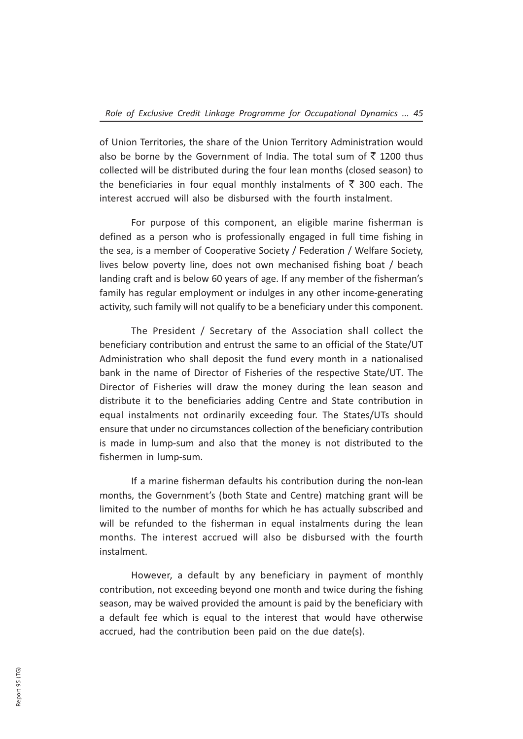of Union Territories, the share of the Union Territory Administration would also be borne by the Government of India. The total sum of ₹ 1200 thus collected will be distributed during the four lean months (closed season) to the beneficiaries in four equal monthly instalments of ₹ 300 each. The interest accrued will also be disbursed with the fourth instalment.

For purpose of this component, an eligible marine fisherman is defined as a person who is professionally engaged in full time fishing in the sea, is a member of Cooperative Society / Federation / Welfare Society, lives below poverty line, does not own mechanised fishing boat / beach landing craft and is below 60 years of age. If any member of the fisherman's family has regular employment or indulges in any other income-generating activity, such family will not qualify to be a beneficiary under this component.

The President / Secretary of the Association shall collect the beneficiary contribution and entrust the same to an official of the State/UT Administration who shall deposit the fund every month in a nationalised bank in the name of Director of Fisheries of the respective State/UT. The Director of Fisheries will draw the money during the lean season and distribute it to the beneficiaries adding Centre and State contribution in equal instalments not ordinarily exceeding four. The States/UTs should ensure that under no circumstances collection of the beneficiary contribution is made in lump-sum and also that the money is not distributed to the fishermen in lump-sum.

If a marine fisherman defaults his contribution during the non-lean months, the Government's (both State and Centre) matching grant will be limited to the number of months for which he has actually subscribed and will be refunded to the fisherman in equal instalments during the lean months. The interest accrued will also be disbursed with the fourth instalment.

However, a default by any beneficiary in payment of monthly contribution, not exceeding beyond one month and twice during the fishing season, may be waived provided the amount is paid by the beneficiary with a default fee which is equal to the interest that would have otherwise accrued, had the contribution been paid on the due date(s).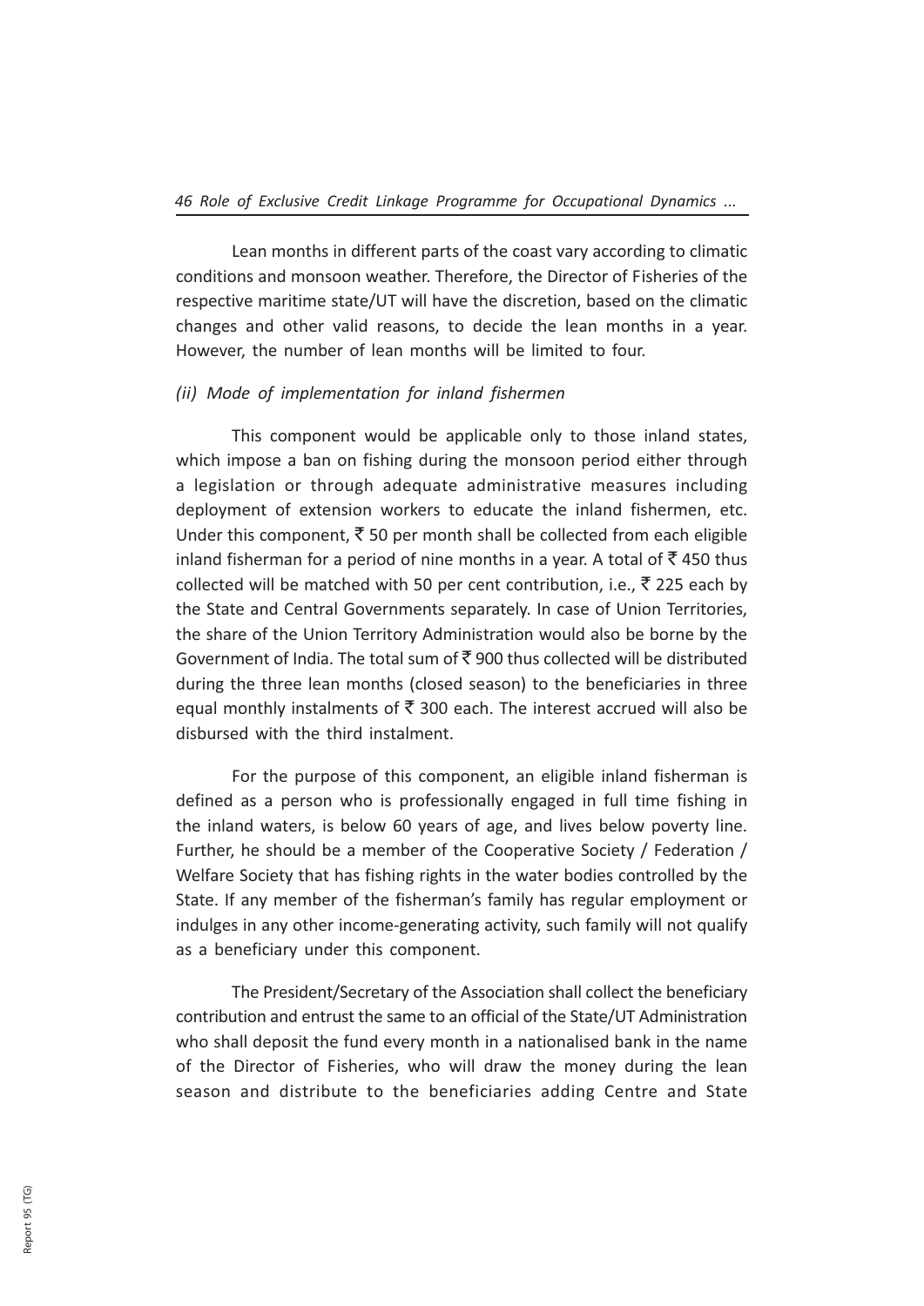Lean months in different parts of the coast vary according to climatic conditions and monsoon weather. Therefore, the Director of Fisheries of the respective maritime state/UT will have the discretion, based on the climatic changes and other valid reasons, to decide the lean months in a year. However, the number of lean months will be limited to four.

*(ii) Mode of implementation for inland fishermen*

This component would be applicable only to those inland states, which impose a ban on fishing during the monsoon period either through a legislation or through adequate administrative measures including deployment of extension workers to educate the inland fishermen, etc. Under this component, ₹ 50 per month shall be collected from each eligible inland fisherman for a period of nine months in a year. A total of ₹ 450 thus collected will be matched with 50 per cent contribution, i.e., ₹ 225 each by the State and Central Governments separately. In case of Union Territories, the share of the Union Territory Administration would also be borne by the Government of India. The total sum of ₹ 900 thus collected will be distributed during the three lean months (closed season) to the beneficiaries in three equal monthly instalments of ₹ 300 each. The interest accrued will also be disbursed with the third instalment.

For the purpose of this component, an eligible inland fisherman is defined as a person who is professionally engaged in full time fishing in the inland waters, is below 60 years of age, and lives below poverty line. Further, he should be a member of the Cooperative Society / Federation / Welfare Society that has fishing rights in the water bodies controlled by the State. If any member of the fisherman's family has regular employment or indulges in any other income-generating activity, such family will not qualify as a beneficiary under this component.

The President/Secretary of the Association shall collect the beneficiary contribution and entrust the same to an official of the State/UT Administration who shall deposit the fund every month in a nationalised bank in the name of the Director of Fisheries, who will draw the money during the lean season and distribute to the beneficiaries adding Centre and State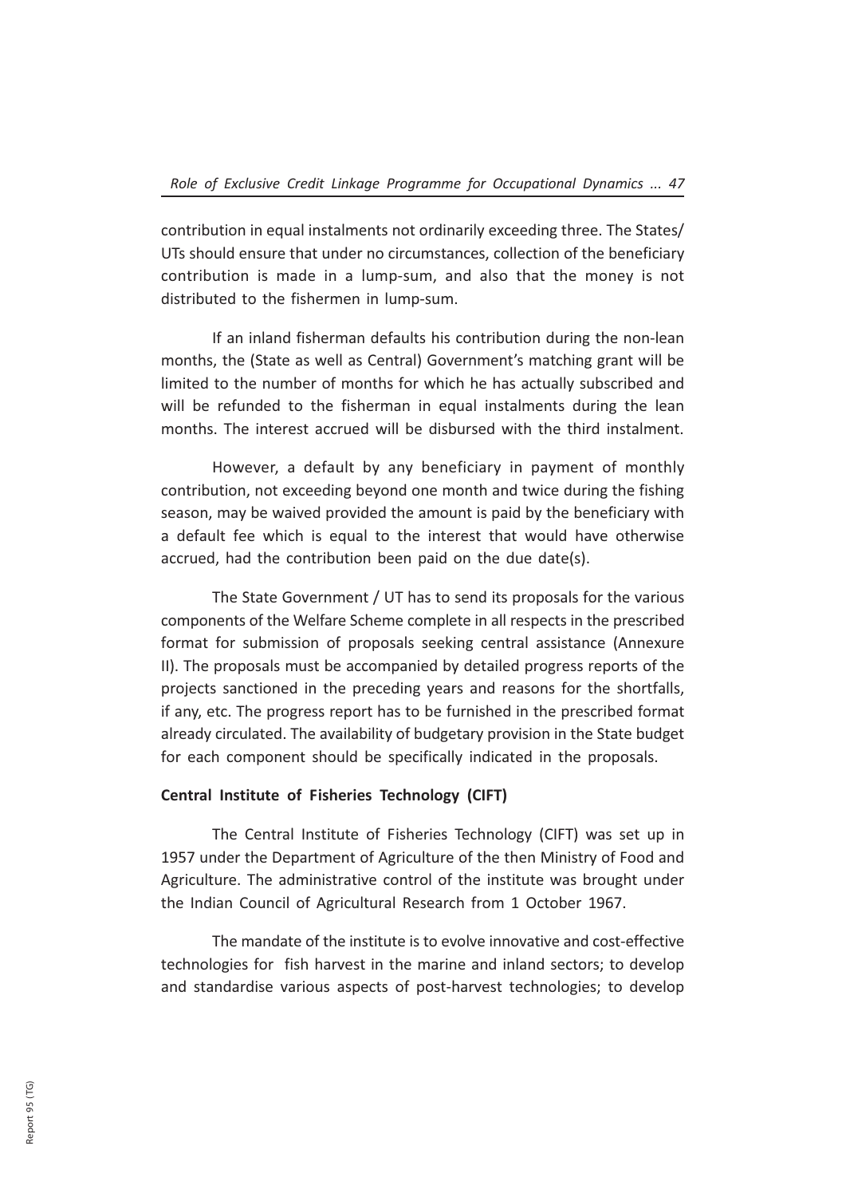contribution in equal instalments not ordinarily exceeding three. The States/ UTs should ensure that under no circumstances, collection of the beneficiary contribution is made in a lump-sum, and also that the money is not distributed to the fishermen in lump-sum.

If an inland fisherman defaults his contribution during the non-lean months, the (State as well as Central) Government's matching grant will be limited to the number of months for which he has actually subscribed and will be refunded to the fisherman in equal instalments during the lean months. The interest accrued will be disbursed with the third instalment.

However, a default by any beneficiary in payment of monthly contribution, not exceeding beyond one month and twice during the fishing season, may be waived provided the amount is paid by the beneficiary with a default fee which is equal to the interest that would have otherwise accrued, had the contribution been paid on the due date(s).

The State Government / UT has to send its proposals for the various components of the Welfare Scheme complete in all respects in the prescribed format for submission of proposals seeking central assistance (Annexure II). The proposals must be accompanied by detailed progress reports of the projects sanctioned in the preceding years and reasons for the shortfalls, if any, etc. The progress report has to be furnished in the prescribed format already circulated. The availability of budgetary provision in the State budget for each component should be specifically indicated in the proposals.

**Central Institute of Fisheries Technology (CIFT)**

The Central Institute of Fisheries Technology (CIFT) was set up in 1957 under the Department of Agriculture of the then Ministry of Food and Agriculture. The administrative control of the institute was brought under the Indian Council of Agricultural Research from 1 October 1967.

The mandate of the institute is to evolve innovative and cost-effective technologies for fish harvest in the marine and inland sectors; to develop and standardise various aspects of post-harvest technologies; to develop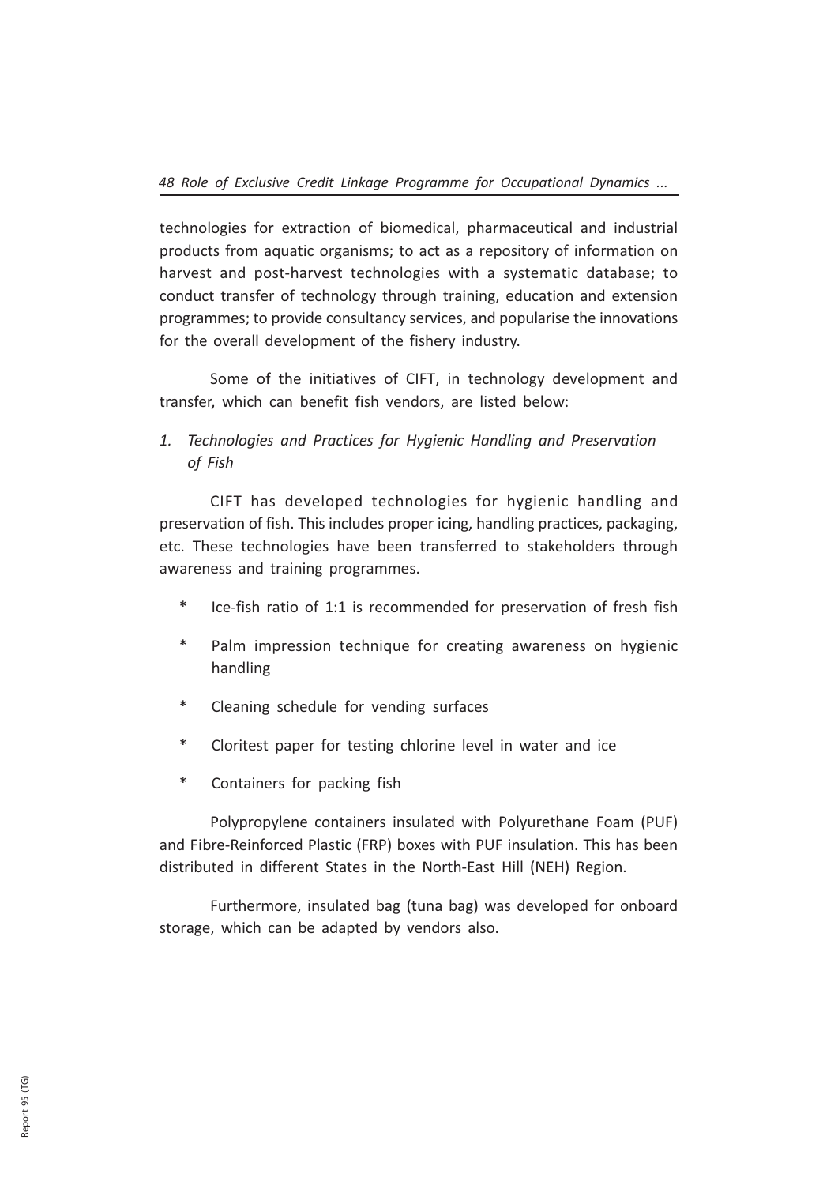technologies for extraction of biomedical, pharmaceutical and industrial products from aquatic organisms; to act as a repository of information on harvest and post-harvest technologies with a systematic database; to conduct transfer of technology through training, education and extension programmes; to provide consultancy services, and popularise the innovations for the overall development of the fishery industry.

Some of the initiatives of CIFT, in technology development and transfer, which can benefit fish vendors, are listed below:

*1. Technologies and Practices for Hygienic Handling and Preservation of Fish*

CIFT has developed technologies for hygienic handling and preservation of fish. This includes proper icing, handling practices, packaging, etc. These technologies have been transferred to stakeholders through awareness and training programmes.

- Ice-fish ratio of 1:1 is recommended for preservation of fresh fish
- Palm impression technique for creating awareness on hygienic handling
- Cleaning schedule for vending surfaces
- Cloritest paper for testing chlorine level in water and ice
- Containers for packing fish

Polypropylene containers insulated with Polyurethane Foam (PUF) and Fibre-Reinforced Plastic (FRP) boxes with PUF insulation. This has been distributed in different States in the North-East Hill (NEH) Region.

Furthermore, insulated bag (tuna bag) was developed for onboard storage, which can be adapted by vendors also.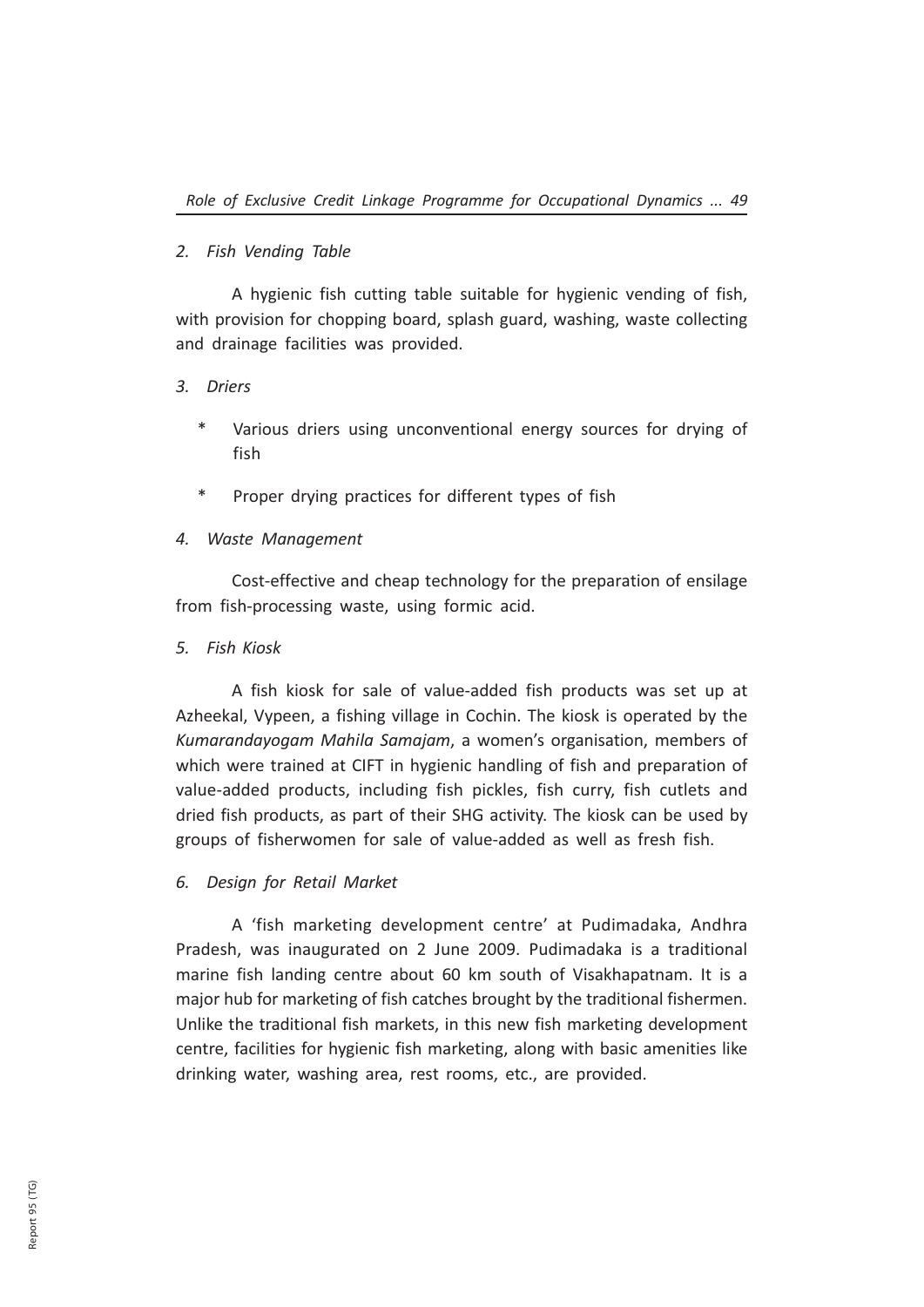*2. Fish Vending Table*

A hygienic fish cutting table suitable for hygienic vending of fish, with provision for chopping board, splash guard, washing, waste collecting and drainage facilities was provided.

*3. Driers*

- Various driers using unconventional energy sources for drying of fish
- Proper drying practices for different types of fish

*4. Waste Management*

Cost-effective and cheap technology for the preparation of ensilage from fish-processing waste, using formic acid.

*5. Fish Kiosk*

A fish kiosk for sale of value-added fish products was set up at Azheekal, Vypeen, a fishing village in Cochin. The kiosk is operated by the *Kumarandayogam Mahila Samajam*, a women's organisation, members of which were trained at CIFT in hygienic handling of fish and preparation of value-added products, including fish pickles, fish curry, fish cutlets and dried fish products, as part of their SHG activity. The kiosk can be used by groups of fisherwomen for sale of value-added as well as fresh fish.

*6. Design for Retail Market*

A 'fish marketing development centre' at Pudimadaka, Andhra Pradesh, was inaugurated on 2 June 2009. Pudimadaka is a traditional marine fish landing centre about 60 km south of Visakhapatnam. It is a major hub for marketing of fish catches brought by the traditional fishermen. Unlike the traditional fish markets, in this new fish marketing development centre, facilities for hygienic fish marketing, along with basic amenities like drinking water, washing area, rest rooms, etc., are provided.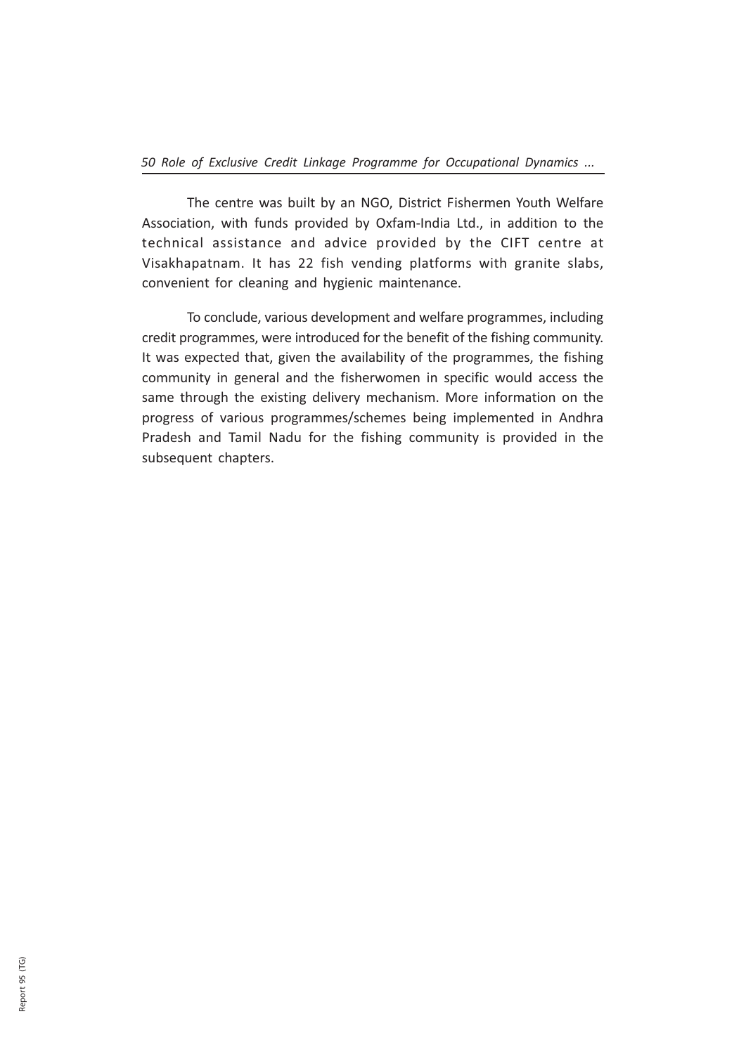The centre was built by an NGO, District Fishermen Youth Welfare Association, with funds provided by Oxfam-India Ltd., in addition to the technical assistance and advice provided by the CIFT centre at Visakhapatnam. It has 22 fish vending platforms with granite slabs, convenient for cleaning and hygienic maintenance.

To conclude, various development and welfare programmes, including credit programmes, were introduced for the benefit of the fishing community. It was expected that, given the availability of the programmes, the fishing community in general and the fisherwomen in specific would access the same through the existing delivery mechanism. More information on the progress of various programmes/schemes being implemented in Andhra Pradesh and Tamil Nadu for the fishing community is provided in the subsequent chapters.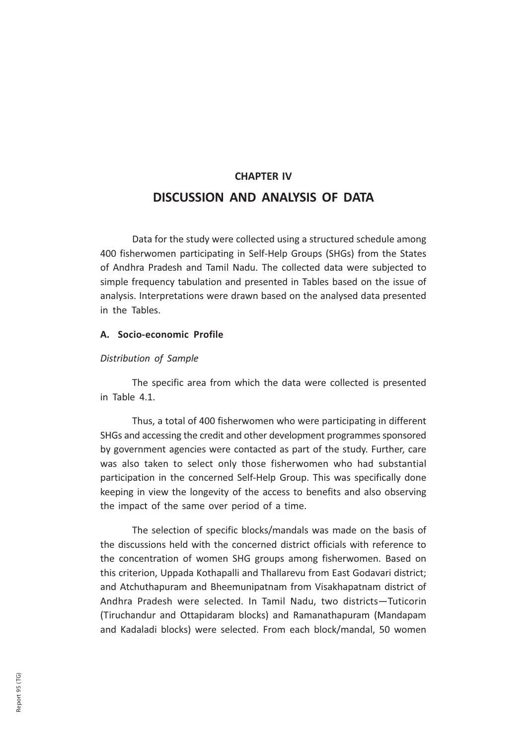## CHAPTER IV

# DISCUSSION AND ANALYSIS OF DATA

Data for the study were collected using a structured schedule among 400 fisherwomen participating in Self-Help Groups (SHGs) from the States of Andhra Pradesh and Tamil Nadu. The collected data were subjected to simple frequency tabulation and presented in Tables based on the issue of analysis. Interpretations were drawn based on the analysed data presented in the Tables.

### A. Socio-economic Profile

*Distribution of Sample*

The specific area from which the data were collected is presented in Table 4.1.

Thus, a total of 400 fisherwomen who were participating in different SHGs and accessing the credit and other development programmes sponsored by government agencies were contacted as part of the study. Further, care was also taken to select only those fisherwomen who had substantial participation in the concerned Self-Help Group. This was specifically done keeping in view the longevity of the access to benefits and also observing the impact of the same over period of a time.

The selection of specific blocks/mandals was made on the basis of the discussions held with the concerned district officials with reference to the concentration of women SHG groups among fisherwomen. Based on this criterion, Uppada Kothapalli and Thallarevu from East Godavari district; and Atchuthapuram and Bheemunipatnam from Visakhapatnam district of Andhra Pradesh were selected. In Tamil Nadu, two districts—Tuticorin (Tiruchandur and Ottapidaram blocks) and Ramanathapuram (Mandapam and Kadaladi blocks) were selected. From each block/mandal, 50 women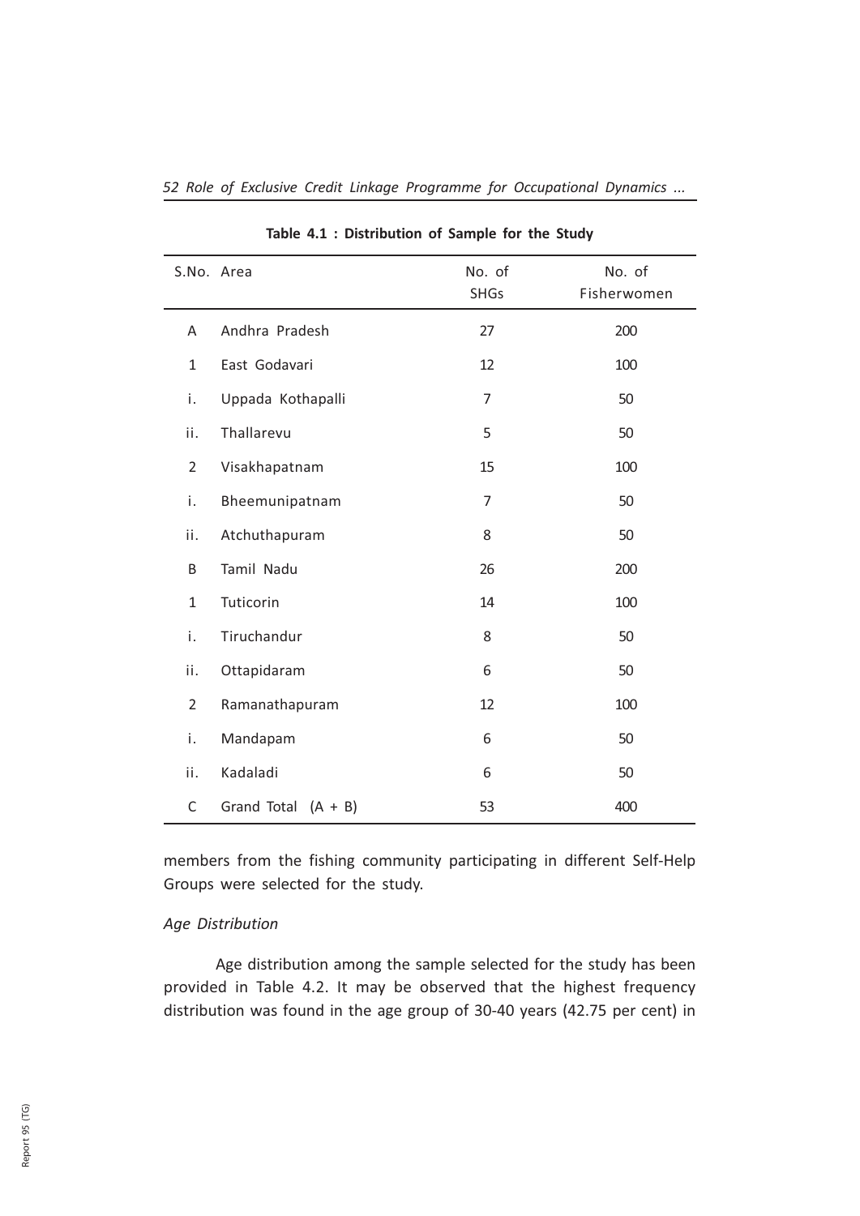**Table 4.1 : Distribution of Sample for the Study**

| S.No. | Area | No. of SHGs | No. of Fisherwomen |
|---|---|---|---|
| A | Andhra Pradesh | 27 | 200 |
| 1 | East Godavari | 12 | 100 |
| i. | Uppada Kothapalli | 7 | 50 |
| ii. | Thallarevu | 5 | 50 |
| 2 | Visakhapatnam | 15 | 100 |
| i. | Bheemunipatnam | 7 | 50 |
| ii. | Atchuthapuram | 8 | 50 |
| B | Tamil Nadu | 26 | 200 |
| 1 | Tuticorin | 14 | 100 |
| i. | Tiruchandur | 8 | 50 |
| ii. | Ottapidaram | 6 | 50 |
| 2 | Ramanathapuram | 12 | 100 |
| i. | Mandapam | 6 | 50 |
| ii. | Kadaladi | 6 | 50 |
| C | Grand Total (A + B) | 53 | 400 |

members from the fishing community participating in different Self-Help Groups were selected for the study.

*Age Distribution*

Age distribution among the sample selected for the study has been provided in Table 4.2. It may be observed that the highest frequency distribution was found in the age group of 30-40 years (42.75 per cent) in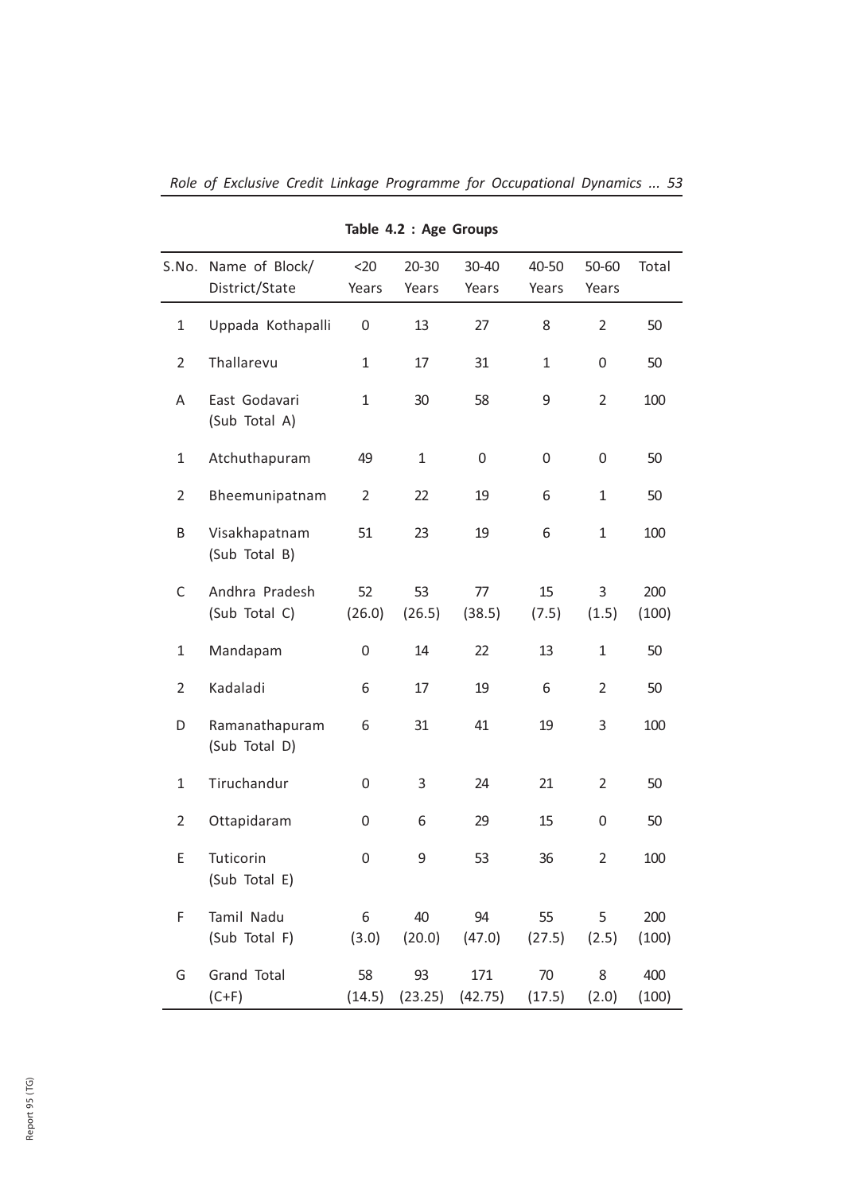**Table 4.2 : Age Groups**

| S.No. | Name of Block/ District/State | <20 Years | 20-30 Years | 30-40 Years | 40-50 Years | 50-60 Years | Total |
|---|---|---|---|---|---|---|---|
| 1 | Uppada Kothapalli | 0 | 13 | 27 | 8 | 2 | 50 |
| 2 | Thallarevu | 1 | 17 | 31 | 1 | 0 | 50 |
| A | East Godavari (Sub Total A) | 1 | 30 | 58 | 9 | 2 | 100 |
| 1 | Atchuthapuram | 49 | 1 | 0 | 0 | 0 | 50 |
| 2 | Bheemunipatnam | 2 | 22 | 19 | 6 | 1 | 50 |
| B | Visakhapatnam (Sub Total B) | 51 | 23 | 19 | 6 | 1 | 100 |
| C | Andhra Pradesh (Sub Total C) | 52 (26.0) | 53 (26.5) | 77 (38.5) | 15 (7.5) | 3 (1.5) | 200 (100) |
| 1 | Mandapam | 0 | 14 | 22 | 13 | 1 | 50 |
| 2 | Kadaladi | 6 | 17 | 19 | 6 | 2 | 50 |
| D | Ramanathapuram (Sub Total D) | 6 | 31 | 41 | 19 | 3 | 100 |
| 1 | Tiruchandur | 0 | 3 | 24 | 21 | 2 | 50 |
| 2 | Ottapidaram | 0 | 6 | 29 | 15 | 0 | 50 |
| E | Tuticorin (Sub Total E) | 0 | 9 | 53 | 36 | 2 | 100 |
| F | Tamil Nadu (Sub Total F) | 6 (3.0) | 40 (20.0) | 94 (47.0) | 55 (27.5) | 5 (2.5) | 200 (100) |
| G | Grand Total (C+F) | 58 (14.5) | 93 (23.25) | 171 (42.75) | 70 (17.5) | 8 (2.0) | 400 (100) |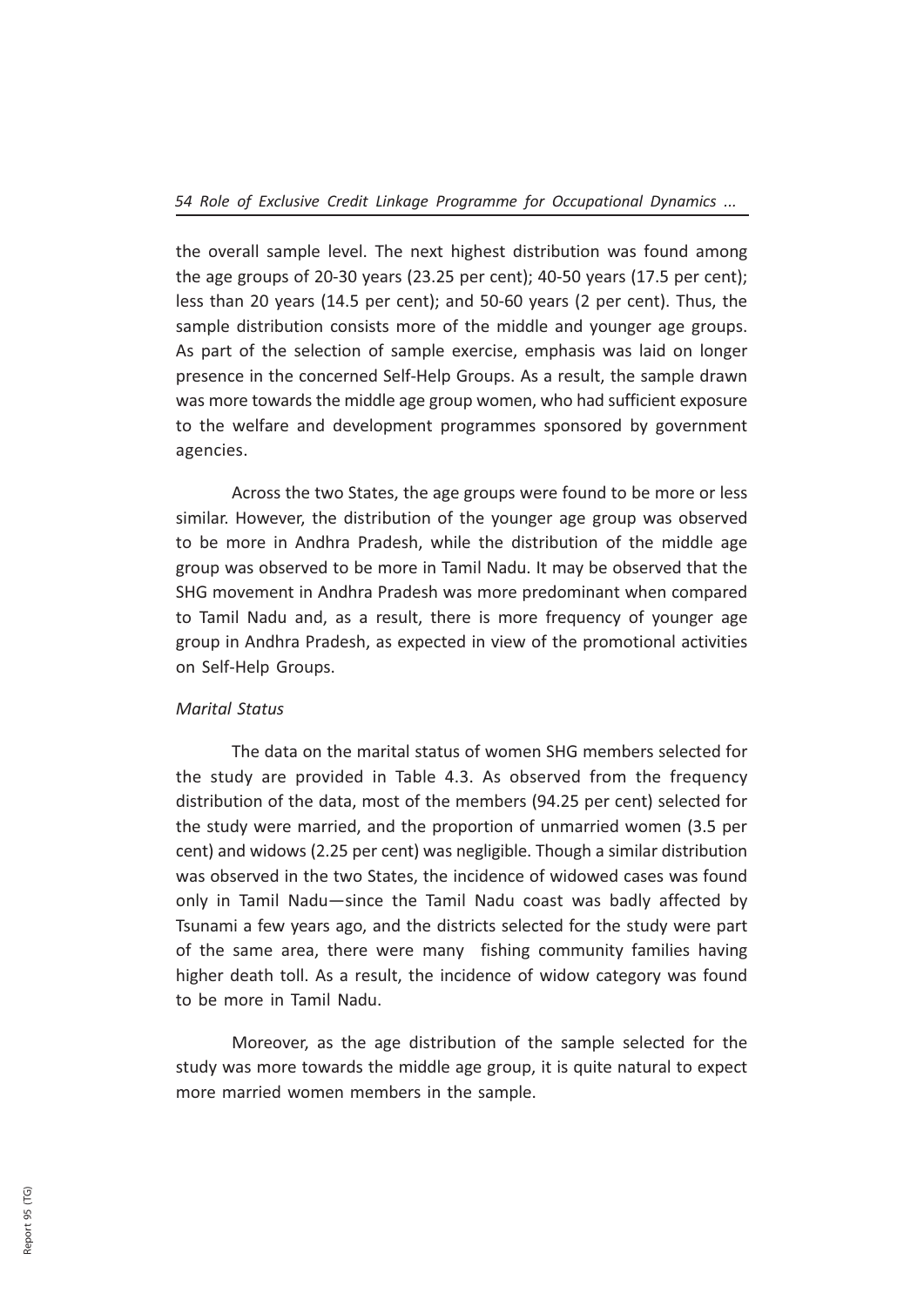the overall sample level. The next highest distribution was found among the age groups of 20-30 years (23.25 per cent); 40-50 years (17.5 per cent); less than 20 years (14.5 per cent); and 50-60 years (2 per cent). Thus, the sample distribution consists more of the middle and younger age groups. As part of the selection of sample exercise, emphasis was laid on longer presence in the concerned Self-Help Groups. As a result, the sample drawn was more towards the middle age group women, who had sufficient exposure to the welfare and development programmes sponsored by government agencies.

Across the two States, the age groups were found to be more or less similar. However, the distribution of the younger age group was observed to be more in Andhra Pradesh, while the distribution of the middle age group was observed to be more in Tamil Nadu. It may be observed that the SHG movement in Andhra Pradesh was more predominant when compared to Tamil Nadu and, as a result, there is more frequency of younger age group in Andhra Pradesh, as expected in view of the promotional activities on Self-Help Groups.

*Marital Status*

The data on the marital status of women SHG members selected for the study are provided in Table 4.3. As observed from the frequency distribution of the data, most of the members (94.25 per cent) selected for the study were married, and the proportion of unmarried women (3.5 per cent) and widows (2.25 per cent) was negligible. Though a similar distribution was observed in the two States, the incidence of widowed cases was found only in Tamil Nadu—since the Tamil Nadu coast was badly affected by Tsunami a few years ago, and the districts selected for the study were part of the same area, there were many fishing community families having higher death toll. As a result, the incidence of widow category was found to be more in Tamil Nadu.

Moreover, as the age distribution of the sample selected for the study was more towards the middle age group, it is quite natural to expect more married women members in the sample.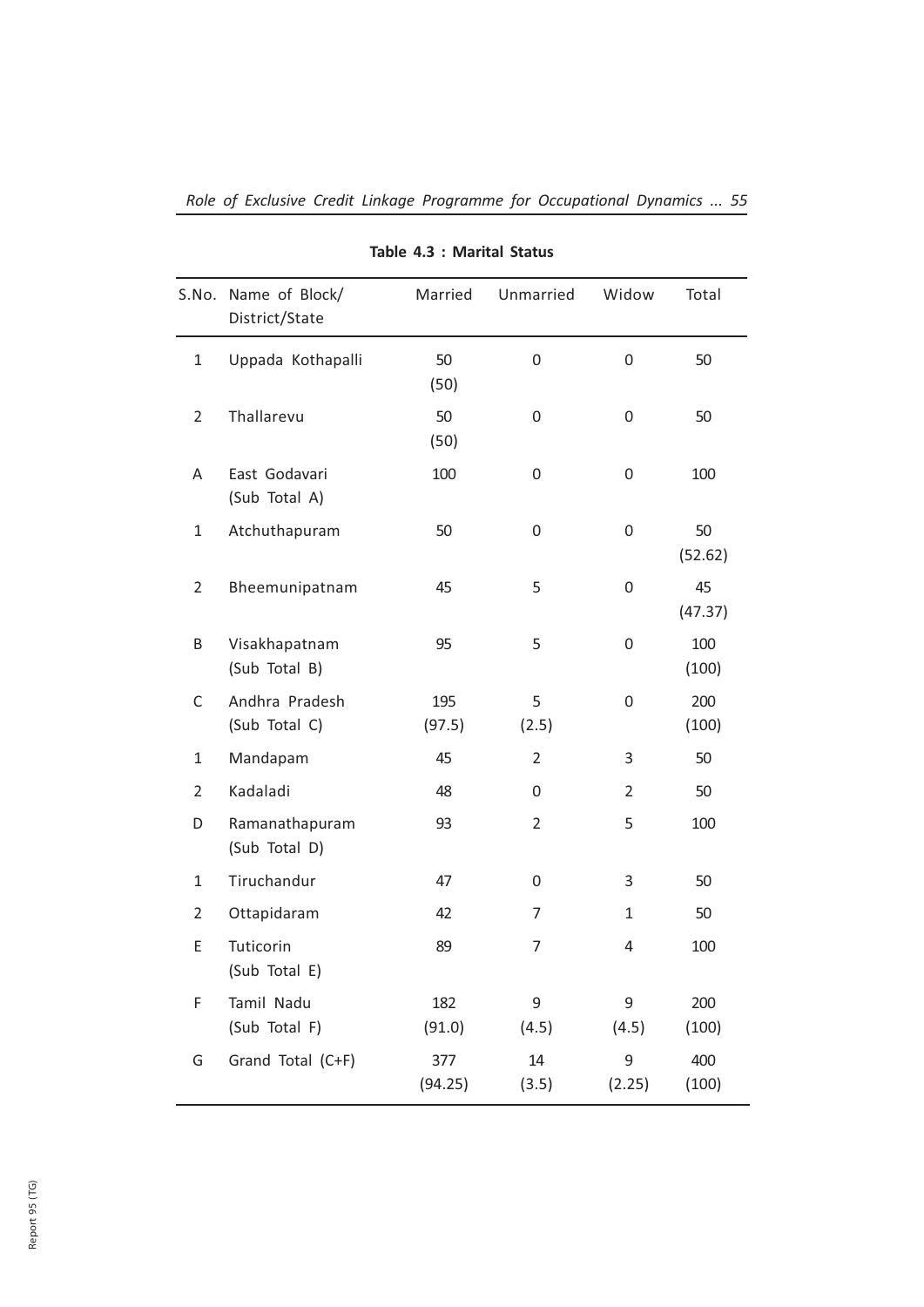**Table 4.3 : Marital Status**

| S.No. | Name of Block/ District/State | Married | Unmarried | Widow | Total |
|---|---|---|---|---|---|
| 1 | Uppada Kothapalli | 50 (50) | 0 | 0 | 50 |
| 2 | Thallarevu | 50 (50) | 0 | 0 | 50 |
| A | East Godavari (Sub Total A) | 100 | 0 | 0 | 100 |
| 1 | Atchuthapuram | 50 | 0 | 0 | 50 (52.62) |
| 2 | Bheemunipatnam | 45 | 5 | 0 | 45 (47.37) |
| B | Visakhapatnam (Sub Total B) | 95 | 5 | 0 | 100 (100) |
| C | Andhra Pradesh (Sub Total C) | 195 (97.5) | 5 (2.5) | 0 | 200 (100) |
| 1 | Mandapam | 45 | 2 | 3 | 50 |
| 2 | Kadaladi | 48 | 0 | 2 | 50 |
| D | Ramanathapuram (Sub Total D) | 93 | 2 | 5 | 100 |
| 1 | Tiruchandur | 47 | 0 | 3 | 50 |
| 2 | Ottapidaram | 42 | 7 | 1 | 50 |
| E | Tuticorin (Sub Total E) | 89 | 7 | 4 | 100 |
| F | Tamil Nadu (Sub Total F) | 182 (91.0) | 9 (4.5) | 9 (4.5) | 200 (100) |
| G | Grand Total (C+F) | 377 (94.25) | 14 (3.5) | 9 (2.25) | 400 (100) |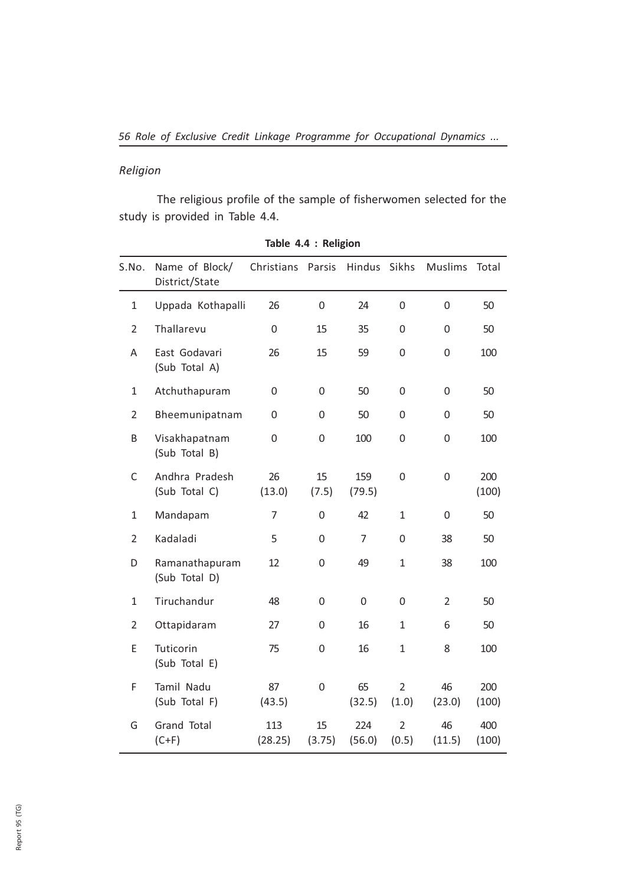*Religion*

The religious profile of the sample of fisherwomen selected for the study is provided in Table 4.4.

**Table 4.4 : Religion**

| S.No. | Name of Block/ District/State | Christians | Parsis | Hindus | Sikhs | Muslims | Total |
|---|---|---|---|---|---|---|---|
| 1 | Uppada Kothapalli | 26 | 0 | 24 | 0 | 0 | 50 |
| 2 | Thallarevu | 0 | 15 | 35 | 0 | 0 | 50 |
| A | East Godavari (Sub Total A) | 26 | 15 | 59 | 0 | 0 | 100 |
| 1 | Atchuthapuram | 0 | 0 | 50 | 0 | 0 | 50 |
| 2 | Bheemunipatnam | 0 | 0 | 50 | 0 | 0 | 50 |
| B | Visakhapatnam (Sub Total B) | 0 | 0 | 100 | 0 | 0 | 100 |
| C | Andhra Pradesh (Sub Total C) | 26 (13.0) | 15 (7.5) | 159 (79.5) | 0 | 0 | 200 (100) |
| 1 | Mandapam | 7 | 0 | 42 | 1 | 0 | 50 |
| 2 | Kadaladi | 5 | 0 | 7 | 0 | 38 | 50 |
| D | Ramanathapuram (Sub Total D) | 12 | 0 | 49 | 1 | 38 | 100 |
| 1 | Tiruchandur | 48 | 0 | 0 | 0 | 2 | 50 |
| 2 | Ottapidaram | 27 | 0 | 16 | 1 | 6 | 50 |
| E | Tuticorin (Sub Total E) | 75 | 0 | 16 | 1 | 8 | 100 |
| F | Tamil Nadu (Sub Total F) | 87 (43.5) | 0 | 65 (32.5) | 2 (1.0) | 46 (23.0) | 200 (100) |
| G | Grand Total (C+F) | 113 (28.25) | 15 (3.75) | 224 (56.0) | 2 (0.5) | 46 (11.5) | 400 (100) |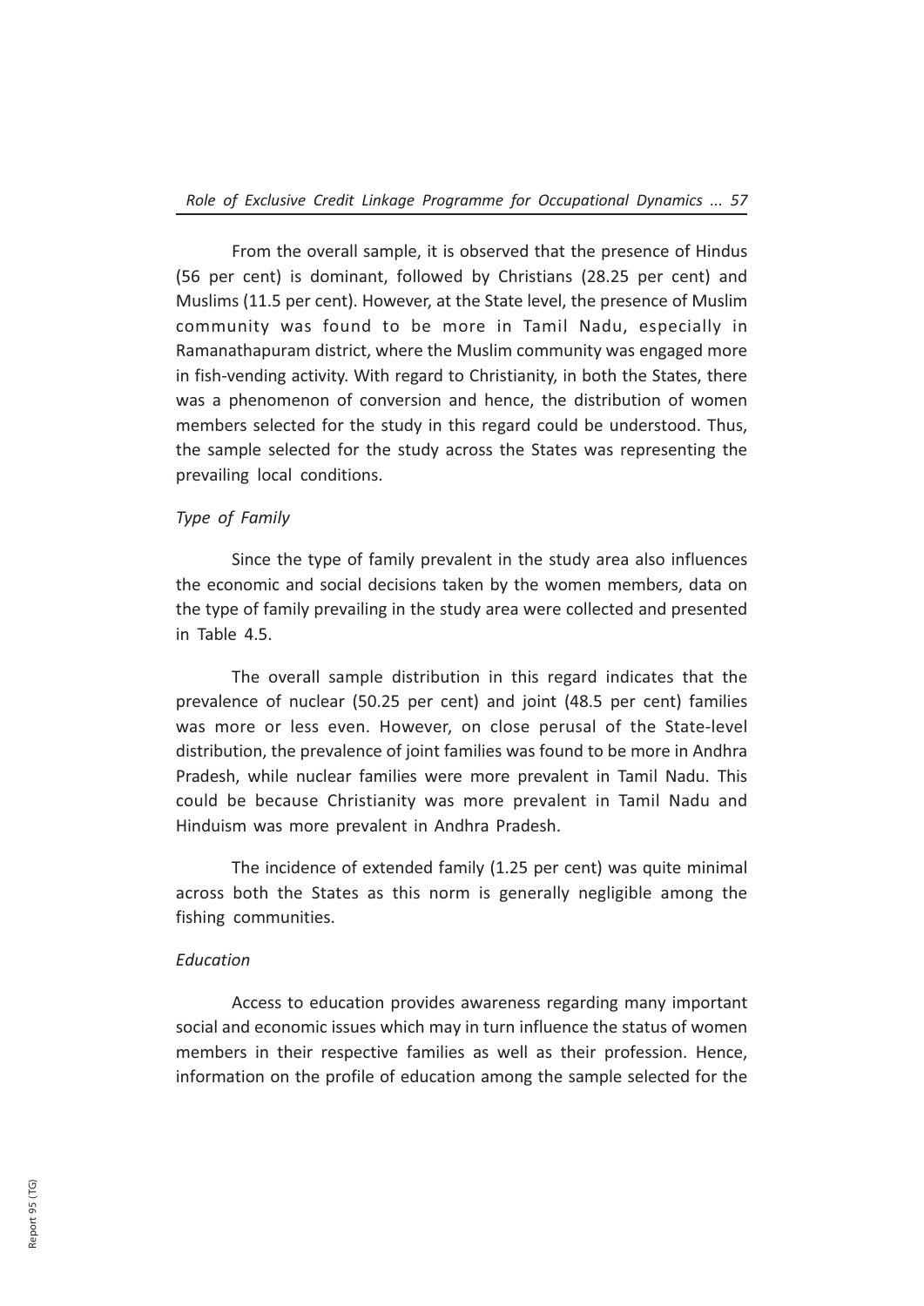From the overall sample, it is observed that the presence of Hindus (56 per cent) is dominant, followed by Christians (28.25 per cent) and Muslims (11.5 per cent). However, at the State level, the presence of Muslim community was found to be more in Tamil Nadu, especially in Ramanathapuram district, where the Muslim community was engaged more in fish-vending activity. With regard to Christianity, in both the States, there was a phenomenon of conversion and hence, the distribution of women members selected for the study in this regard could be understood. Thus, the sample selected for the study across the States was representing the prevailing local conditions.

### *Type of Family*

Since the type of family prevalent in the study area also influences the economic and social decisions taken by the women members, data on the type of family prevailing in the study area were collected and presented in Table 4.5.

The overall sample distribution in this regard indicates that the prevalence of nuclear (50.25 per cent) and joint (48.5 per cent) families was more or less even. However, on close perusal of the State-level distribution, the prevalence of joint families was found to be more in Andhra Pradesh, while nuclear families were more prevalent in Tamil Nadu. This could be because Christianity was more prevalent in Tamil Nadu and Hinduism was more prevalent in Andhra Pradesh.

The incidence of extended family (1.25 per cent) was quite minimal across both the States as this norm is generally negligible among the fishing communities.

### *Education*

Access to education provides awareness regarding many important social and economic issues which may in turn influence the status of women members in their respective families as well as their profession. Hence, information on the profile of education among the sample selected for the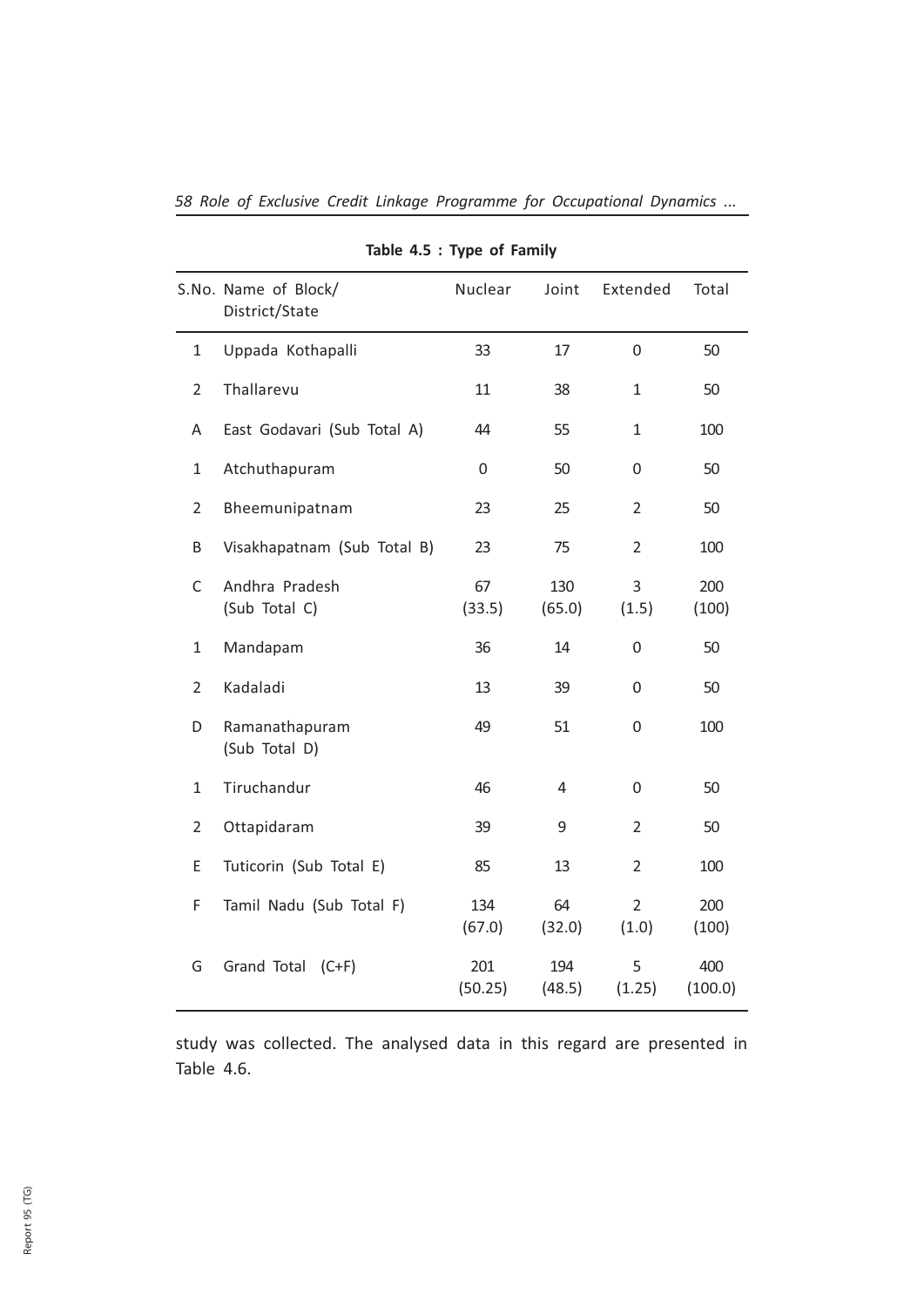**Table 4.5 : Type of Family**

| S.No. | Name of Block/ District/State | Nuclear | Joint | Extended | Total |
|---|---|---|---|---|---|
| 1 | Uppada Kothapalli | 33 | 17 | 0 | 50 |
| 2 | Thallarevu | 11 | 38 | 1 | 50 |
| A | East Godavari (Sub Total A) | 44 | 55 | 1 | 100 |
| 1 | Atchuthapuram | 0 | 50 | 0 | 50 |
| 2 | Bheemunipatnam | 23 | 25 | 2 | 50 |
| B | Visakhapatnam (Sub Total B) | 23 | 75 | 2 | 100 |
| C | Andhra Pradesh (Sub Total C) | 67 (33.5) | 130 (65.0) | 3 (1.5) | 200 (100) |
| 1 | Mandapam | 36 | 14 | 0 | 50 |
| 2 | Kadaladi | 13 | 39 | 0 | 50 |
| D | Ramanathapuram (Sub Total D) | 49 | 51 | 0 | 100 |
| 1 | Tiruchandur | 46 | 4 | 0 | 50 |
| 2 | Ottapidaram | 39 | 9 | 2 | 50 |
| E | Tuticorin (Sub Total E) | 85 | 13 | 2 | 100 |
| F | Tamil Nadu (Sub Total F) | 134 (67.0) | 64 (32.0) | 2 (1.0) | 200 (100) |
| G | Grand Total (C+F) | 201 (50.25) | 194 (48.5) | 5 (1.25) | 400 (100.0) |

study was collected. The analysed data in this regard are presented in Table 4.6.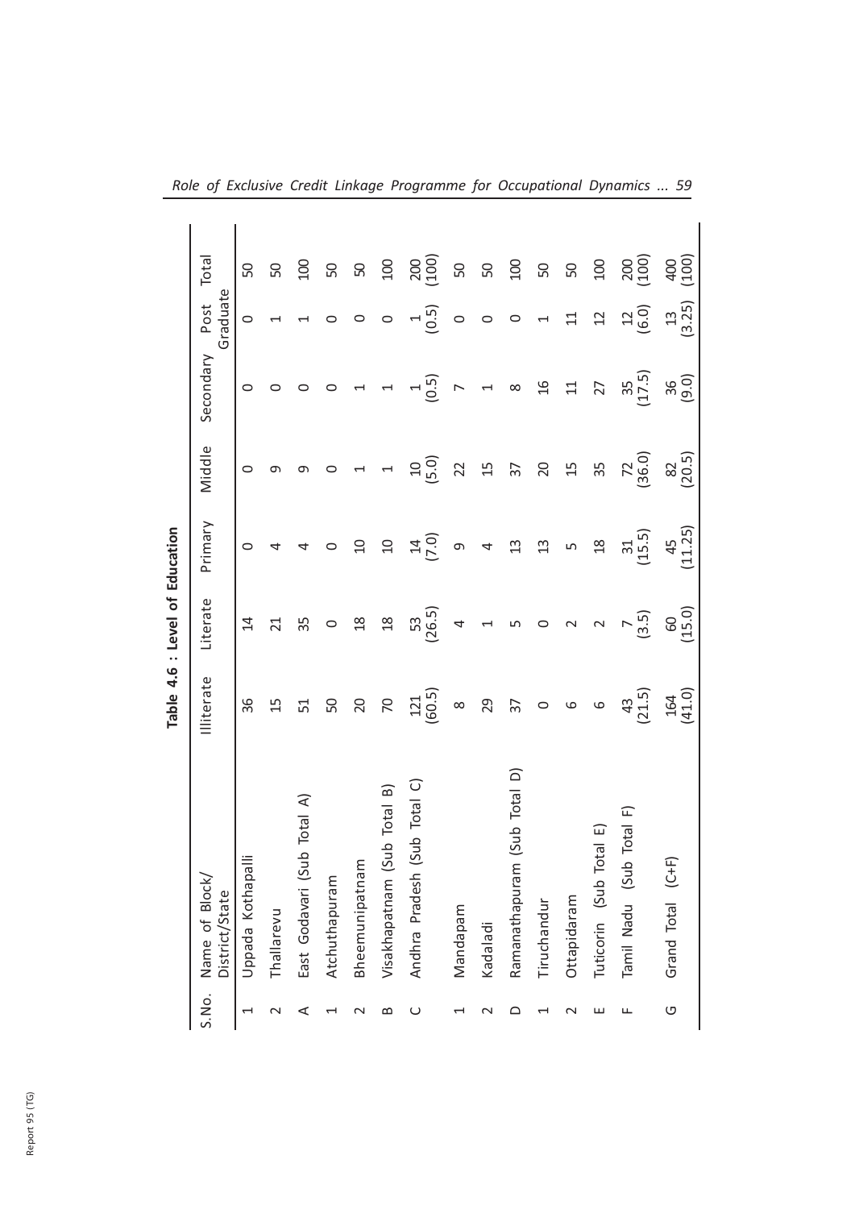**Table 4.6 : Level of Education**

| S.No. | Name of Block/ District/State | Illiterate | Literate | Primary | Middle | Secondary | Post Graduate | Total |
|---|---|---|---|---|---|---|---|---|
| 1 | Uppada Kothapalli | 36 | 14 | 0 | 0 | 0 | 0 | 50 |
| 2 | Thallarevu | 15 | 21 | 4 | 9 | 0 | 1 | 50 |
| A | East Godavari (Sub Total A) | 51 | 35 | 4 | 9 | 0 | 1 | 100 |
| 1 | Atchuthapuram | 50 | 0 | 0 | 0 | 0 | 0 | 50 |
| 2 | Bheemunipatnam | 20 | 18 | 10 | 1 | 1 | 0 | 50 |
| B | Visakhapatnam (Sub Total B) | 70 | 18 | 10 | 1 | 1 | 0 | 100 |
| C | Andhra Pradesh (Sub Total C) | 121 (60.5) | 53 (26.5) | 14 (7.0) | 10 (5.0) | 1 (0.5) | 1 (0.5) | 200 (100) |
| 1 | Mandapam | 8 | 4 | 9 | 22 | 7 | 0 | 50 |
| 2 | Kadaladi | 29 | 1 | 4 | 15 | 1 | 0 | 50 |
| D | Ramanathapuram (Sub Total D) | 37 | 5 | 13 | 37 | 8 | 0 | 100 |
| 1 | Tiruchandur | 0 | 0 | 13 | 20 | 16 | 1 | 50 |
| 2 | Ottapidaram | 6 | 2 | 5 | 15 | 11 | 11 | 50 |
| E | Tuticorin (Sub Total E) | 6 | 2 | 18 | 35 | 27 | 12 | 100 |
| F | Tamil Nadu (Sub Total F) | 43 (21.5) | 7 (3.5) | 31 (15.5) | 72 (36.0) | 35 (17.5) | 12 (6.0) | 200 (100) |
| G | Grand Total (C+F) | 164 (41.0) | 60 (15.0) | 45 (11.25) | 82 (20.5) | 36 (9.0) | 13 (3.25) | 400 (100) |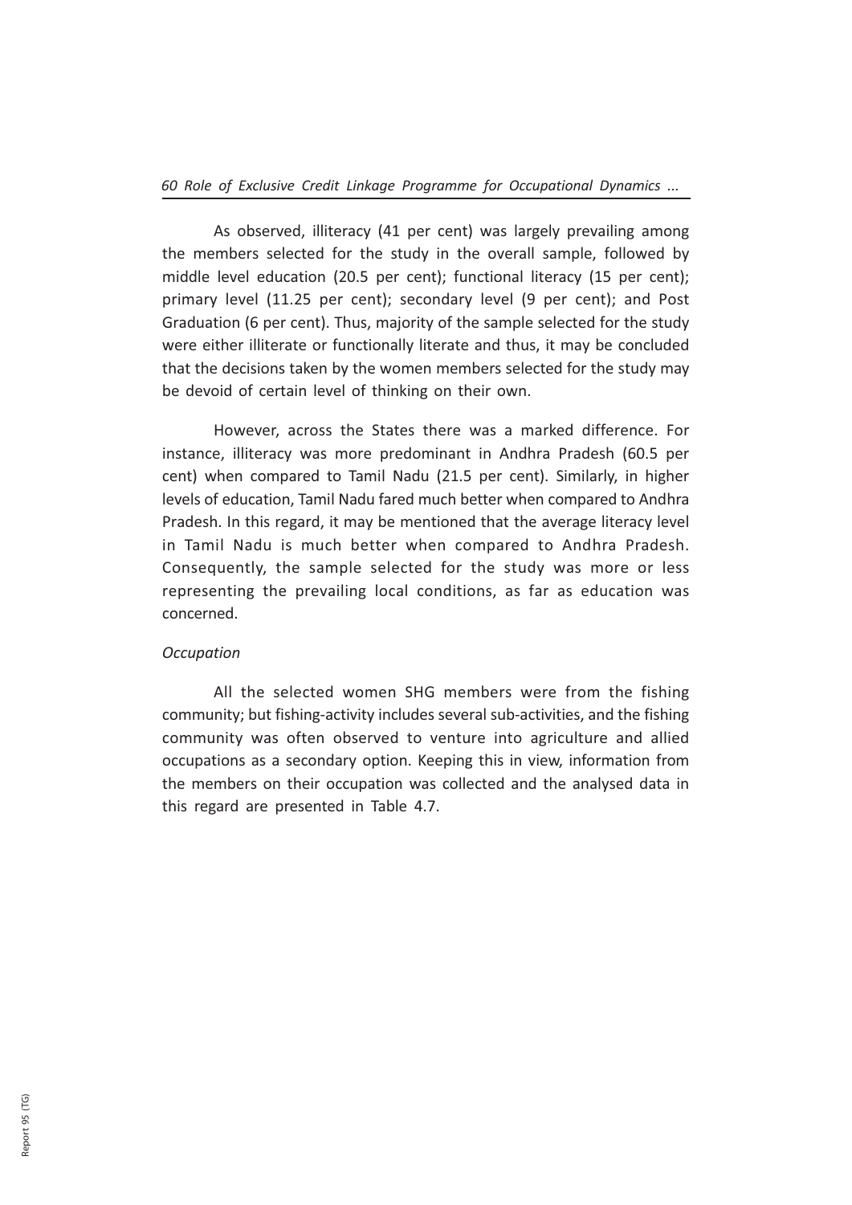As observed, illiteracy (41 per cent) was largely prevailing among the members selected for the study in the overall sample, followed by middle level education (20.5 per cent); functional literacy (15 per cent); primary level (11.25 per cent); secondary level (9 per cent); and Post Graduation (6 per cent). Thus, majority of the sample selected for the study were either illiterate or functionally literate and thus, it may be concluded that the decisions taken by the women members selected for the study may be devoid of certain level of thinking on their own.

However, across the States there was a marked difference. For instance, illiteracy was more predominant in Andhra Pradesh (60.5 per cent) when compared to Tamil Nadu (21.5 per cent). Similarly, in higher levels of education, Tamil Nadu fared much better when compared to Andhra Pradesh. In this regard, it may be mentioned that the average literacy level in Tamil Nadu is much better when compared to Andhra Pradesh. Consequently, the sample selected for the study was more or less representing the prevailing local conditions, as far as education was concerned.

*Occupation*

All the selected women SHG members were from the fishing community; but fishing-activity includes several sub-activities, and the fishing community was often observed to venture into agriculture and allied occupations as a secondary option. Keeping this in view, information from the members on their occupation was collected and the analysed data in this regard are presented in Table 4.7.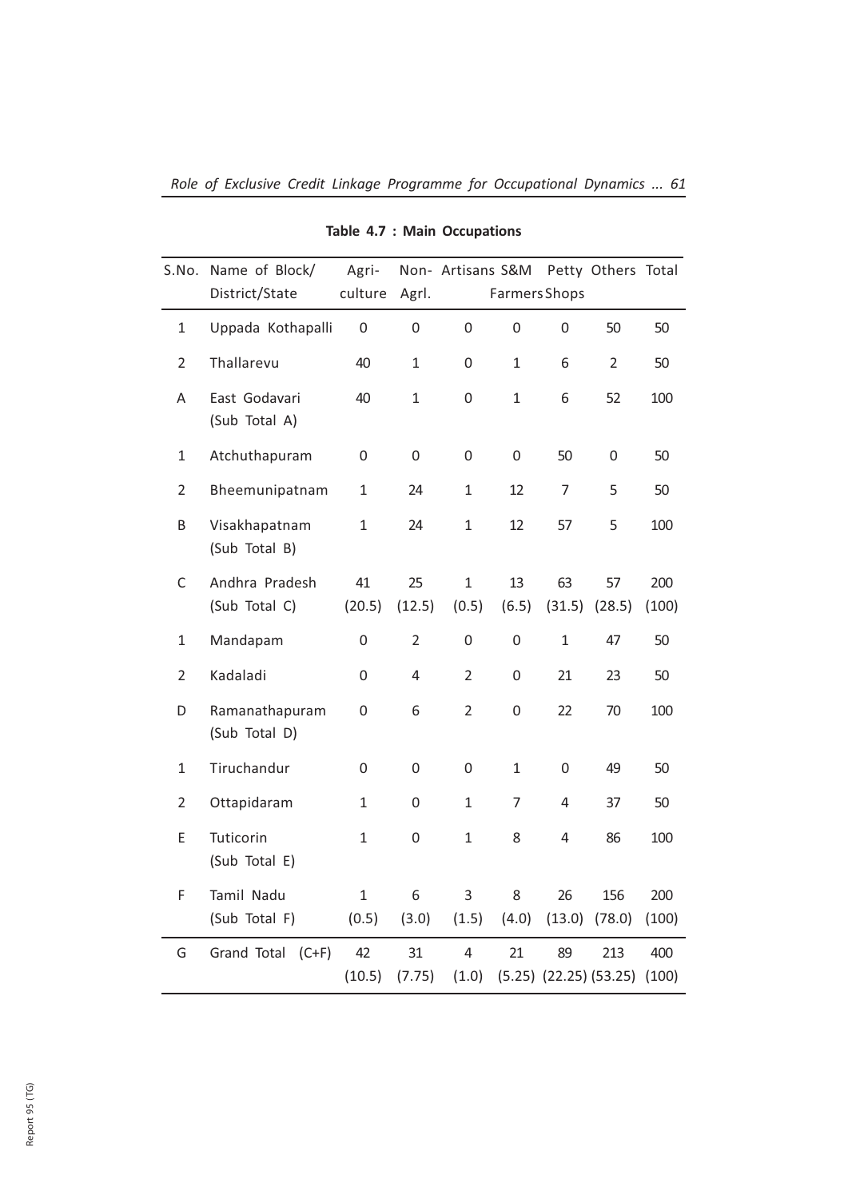**Table 4.7 : Main Occupations**

| S.No. | Name of Block/ District/State | Agri- culture | Non- Agrl. | Artisans | S&M Farmers | Petty Shops | Others | Total |
|---|---|---|---|---|---|---|---|---|
| 1 | Uppada Kothapalli | 0 | 0 | 0 | 0 | 0 | 50 | 50 |
| 2 | Thallarevu | 40 | 1 | 0 | 1 | 6 | 2 | 50 |
| A | East Godavari (Sub Total A) | 40 | 1 | 0 | 1 | 6 | 52 | 100 |
| 1 | Atchuthapuram | 0 | 0 | 0 | 0 | 50 | 0 | 50 |
| 2 | Bheemunipatnam | 1 | 24 | 1 | 12 | 7 | 5 | 50 |
| B | Visakhapatnam (Sub Total B) | 1 | 24 | 1 | 12 | 57 | 5 | 100 |
| C | Andhra Pradesh (Sub Total C) | 41 (20.5) | 25 (12.5) | 1 (0.5) | 13 (6.5) | 63 (31.5) | 57 (28.5) | 200 (100) |
| 1 | Mandapam | 0 | 2 | 0 | 0 | 1 | 47 | 50 |
| 2 | Kadaladi | 0 | 4 | 2 | 0 | 21 | 23 | 50 |
| D | Ramanathapuram (Sub Total D) | 0 | 6 | 2 | 0 | 22 | 70 | 100 |
| 1 | Tiruchandur | 0 | 0 | 0 | 1 | 0 | 49 | 50 |
| 2 | Ottapidaram | 1 | 0 | 1 | 7 | 4 | 37 | 50 |
| E | Tuticorin (Sub Total E) | 1 | 0 | 1 | 8 | 4 | 86 | 100 |
| F | Tamil Nadu (Sub Total F) | 1 (0.5) | 6 (3.0) | 3 (1.5) | 8 (4.0) | 26 (13.0) | 156 (78.0) | 200 (100) |
| G | Grand Total (C+F) | 42 (10.5) | 31 (7.75) | 4 (1.0) | 21 (5.25) | 89 (22.25) | 213 (53.25) | 400 (100) |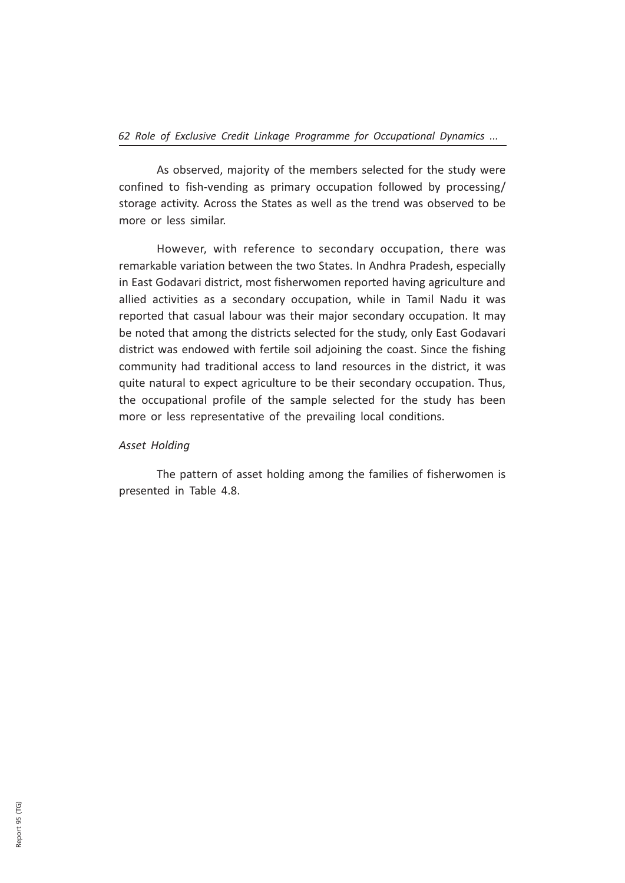As observed, majority of the members selected for the study were confined to fish-vending as primary occupation followed by processing/ storage activity. Across the States as well as the trend was observed to be more or less similar.

However, with reference to secondary occupation, there was remarkable variation between the two States. In Andhra Pradesh, especially in East Godavari district, most fisherwomen reported having agriculture and allied activities as a secondary occupation, while in Tamil Nadu it was reported that casual labour was their major secondary occupation. It may be noted that among the districts selected for the study, only East Godavari district was endowed with fertile soil adjoining the coast. Since the fishing community had traditional access to land resources in the district, it was quite natural to expect agriculture to be their secondary occupation. Thus, the occupational profile of the sample selected for the study has been more or less representative of the prevailing local conditions.

*Asset Holding*

The pattern of asset holding among the families of fisherwomen is presented in Table 4.8.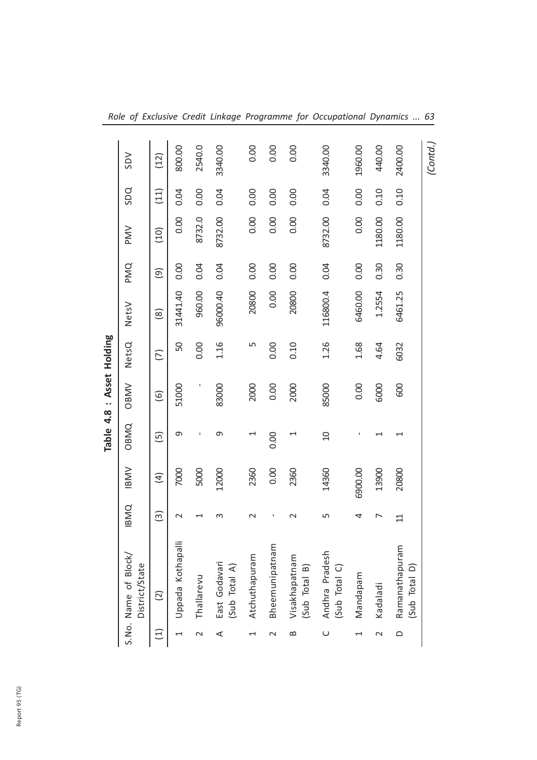**Table 4.8 : Asset Holding**

| S.No. | Name of Block/ District/State | IBMQ | IBMV | OBMQ | OBMV | NetsQ | NetsV | PMQ | PMV | SDQ | SDV |
|---|---|---|---|---|---|---|---|---|---|---|---|
| (1) | (2) | (3) | (4) | (5) | (6) | (7) | (8) | (9) | (10) | (11) | (12) |
| 1 | Uppada Kothapalli | 2 | 7000 | 9 | 51000 | 50 | 31441.40 | 0.00 | 0.00 | 0.04 | 800.00 |
| 2 | Thallarevu | 1 | 5000 | - | - | 0.00 | 960.00 | 0.04 | 8732.0 | 0.00 | 2540.0 |
| A | East Godavari (Sub Total A) | 3 | 12000 | 9 | 83000 | 1.16 | 96000.40 | 0.04 | 8732.00 | 0.04 | 3340.00 |
| 1 | Atchuthapuram | 2 | 2360 | 1 | 2000 | 5 | 20800 | 0.00 | 0.00 | 0.00 | 0.00 |
| 2 | Bheemunipatnam | - | 0.00 | 0.00 | 0.00 | 0.00 | 0.00 | 0.00 | 0.00 | 0.00 | 0.00 |
| B | Visakhapatnam (Sub Total B) | 2 | 2360 | 1 | 2000 | 0.10 | 20800 | 0.00 | 0.00 | 0.00 | 0.00 |
| C | Andhra Pradesh (Sub Total C) | 5 | 14360 | 10 | 85000 | 1.26 | 116800.4 | 0.04 | 8732.00 | 0.04 | 3340.00 |
| 1 | Mandapam | 4 | 6900.00 | - | 0.00 | 1.68 | 6460.00 | 0.00 | 0.00 | 0.00 | 1960.00 |
| 2 | Kadaladi | 7 | 13900 | 1 | 6000 | 4.64 | 1.2554 | 0.30 | 1180.00 | 0.10 | 440.00 |
| D | Ramanathapuram (Sub Total D) | 11 | 20800 | 1 | 600 | 6032 | 6461.25 | 0.30 | 1180.00 | 0.10 | 2400.00 |

*(Contd.)*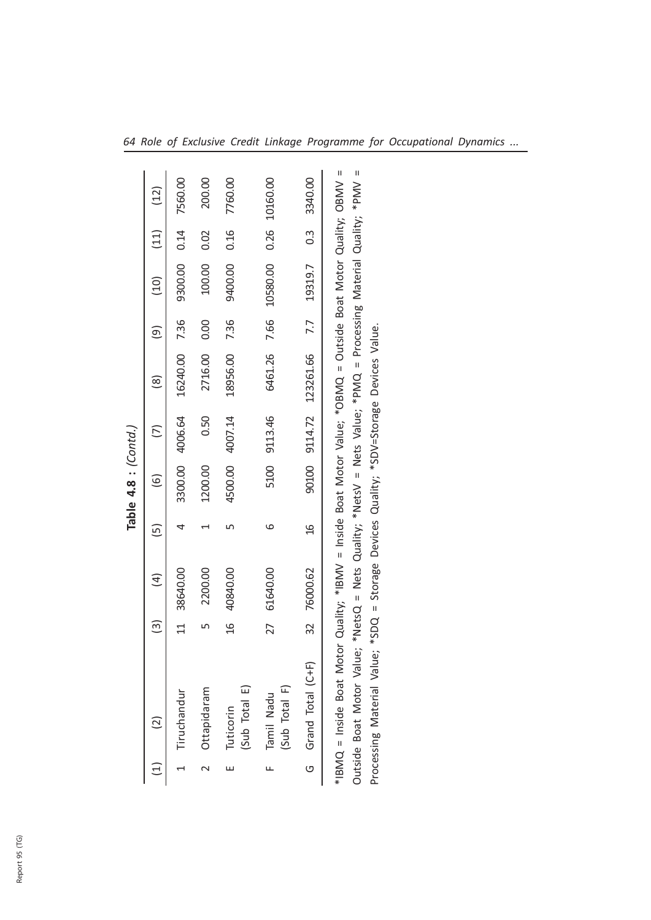**Table 4.8 : (Contd.)**

| (1) | (2) | (3) | (4) | (5) | (6) | (7) | (8) | (9) | (10) | (11) | (12) |
|---|---|---|---|---|---|---|---|---|---|---|---|
| 1 | Tiruchandur | 11 | 38640.00 | 4 | 3300.00 | 4006.64 | 16240.00 | 7.36 | 9300.00 | 0.14 | 7560.00 |
| 2 | Ottapidaram | 5 | 2200.00 | 1 | 1200.00 | 0.50 | 2716.00 | 0.00 | 100.00 | 0.02 | 200.00 |
| E | Tuticorin (Sub Total E) | 16 | 40840.00 | 5 | 4500.00 | 4007.14 | 18956.00 | 7.36 | 9400.00 | 0.16 | 7760.00 |
| F | Tamil Nadu (Sub Total F) | 27 | 61640.00 | 6 | 5100 | 9113.46 | 6461.26 | 7.66 | 10580.00 | 0.26 | 10160.00 |
| G | Grand Total (C+F) | 32 | 76000.62 | 16 | 90100 | 9114.72 | 123261.66 | 7.7 | 19319.7 | 0.3 | 3340.00 |

*IBMQ = Inside Boat Motor Quality; *IBMV = Inside Boat Motor Value; *OBMQ = Outside Boat Motor Quality; OBMV = Outside Boat Motor Value; *NetsQ = Nets Quality; *NetsV = Nets Value; *PMQ = Processing Material Quality; *PMV = Processing Material Value; *SDQ = Storage Devices Quality; *SDV=Storage Devices Value.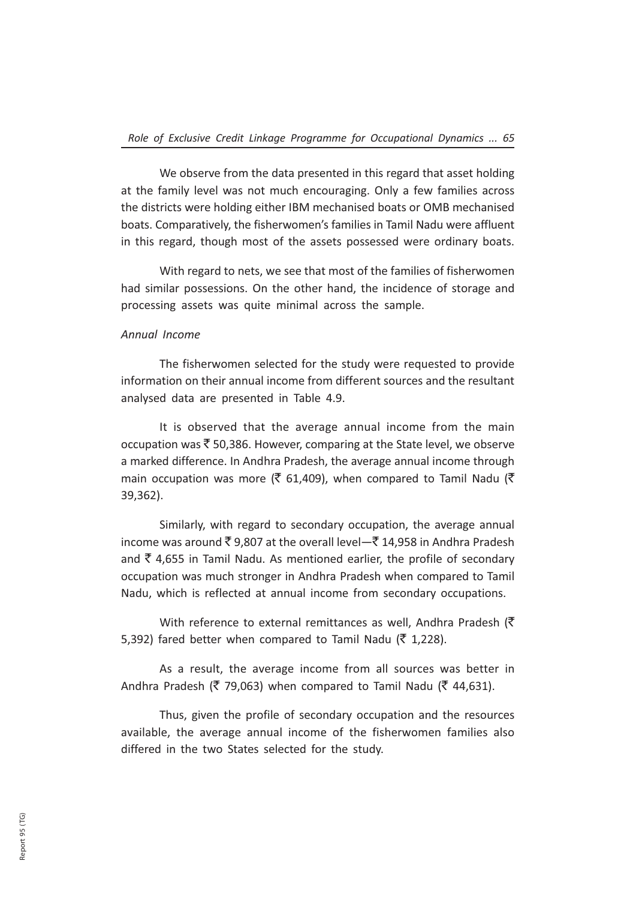We observe from the data presented in this regard that asset holding at the family level was not much encouraging. Only a few families across the districts were holding either IBM mechanised boats or OMB mechanised boats. Comparatively, the fisherwomen's families in Tamil Nadu were affluent in this regard, though most of the assets possessed were ordinary boats.

With regard to nets, we see that most of the families of fisherwomen had similar possessions. On the other hand, the incidence of storage and processing assets was quite minimal across the sample.

*Annual Income*

The fisherwomen selected for the study were requested to provide information on their annual income from different sources and the resultant analysed data are presented in Table 4.9.

It is observed that the average annual income from the main occupation was ₹ 50,386. However, comparing at the State level, we observe a marked difference. In Andhra Pradesh, the average annual income through main occupation was more (₹ 61,409), when compared to Tamil Nadu (₹ 39,362).

Similarly, with regard to secondary occupation, the average annual income was around ₹ 9,807 at the overall level—₹ 14,958 in Andhra Pradesh and ₹ 4,655 in Tamil Nadu. As mentioned earlier, the profile of secondary occupation was much stronger in Andhra Pradesh when compared to Tamil Nadu, which is reflected at annual income from secondary occupations.

With reference to external remittances as well, Andhra Pradesh (₹ 5,392) fared better when compared to Tamil Nadu (₹ 1,228).

As a result, the average income from all sources was better in Andhra Pradesh (₹ 79,063) when compared to Tamil Nadu (₹ 44,631).

Thus, given the profile of secondary occupation and the resources available, the average annual income of the fisherwomen families also differed in the two States selected for the study.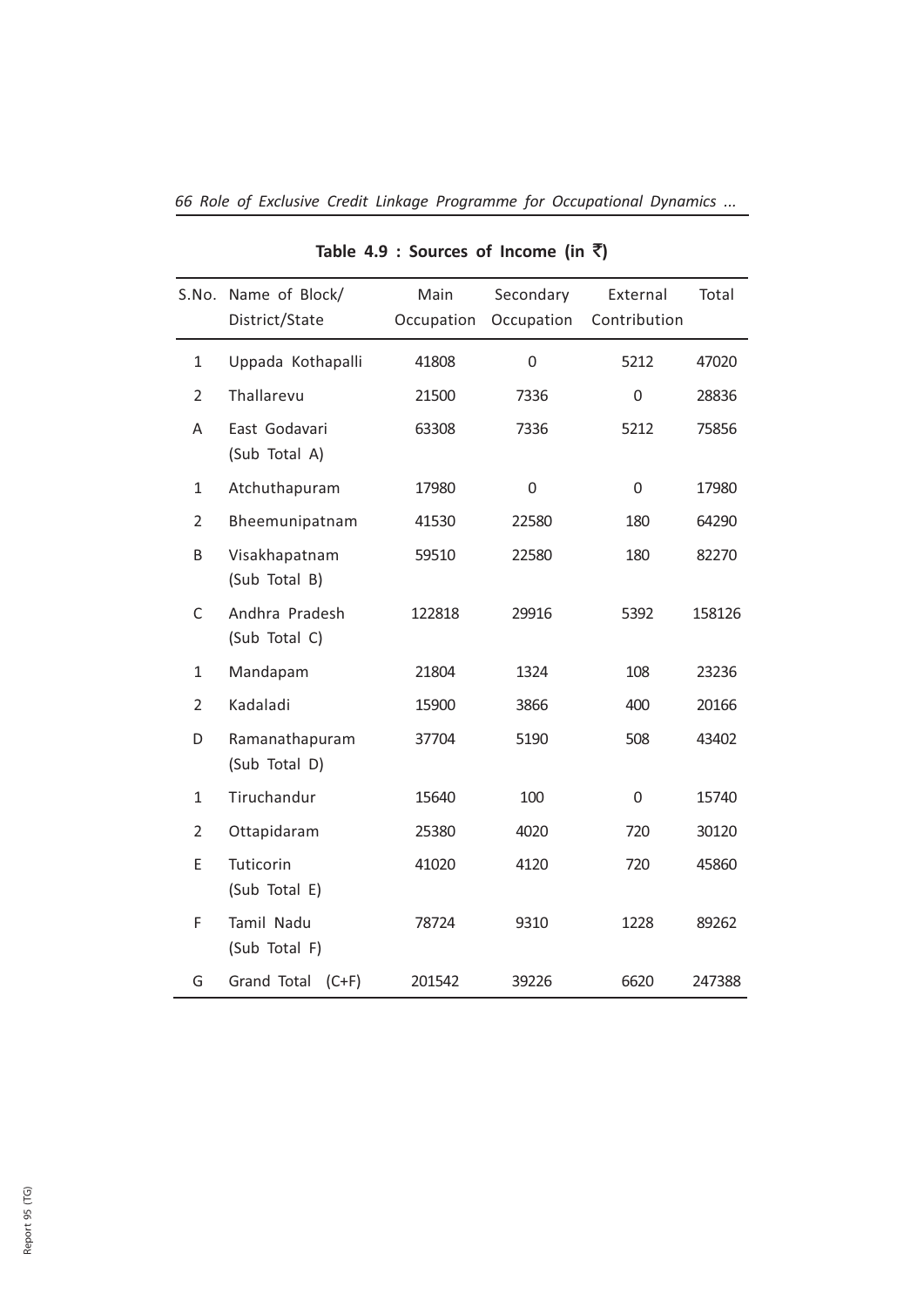**Table 4.9 : Sources of Income (in ₹)**

| S.No. | Name of Block/ District/State | Main Occupation | Secondary Occupation | External Contribution | Total |
|---|---|---|---|---|---|
| 1 | Uppada Kothapalli | 41808 | 0 | 5212 | 47020 |
| 2 | Thallarevu | 21500 | 7336 | 0 | 28836 |
| A | East Godavari (Sub Total A) | 63308 | 7336 | 5212 | 75856 |
| 1 | Atchuthapuram | 17980 | 0 | 0 | 17980 |
| 2 | Bheemunipatnam | 41530 | 22580 | 180 | 64290 |
| B | Visakhapatnam (Sub Total B) | 59510 | 22580 | 180 | 82270 |
| C | Andhra Pradesh (Sub Total C) | 122818 | 29916 | 5392 | 158126 |
| 1 | Mandapam | 21804 | 1324 | 108 | 23236 |
| 2 | Kadaladi | 15900 | 3866 | 400 | 20166 |
| D | Ramanathapuram (Sub Total D) | 37704 | 5190 | 508 | 43402 |
| 1 | Tiruchandur | 15640 | 100 | 0 | 15740 |
| 2 | Ottapidaram | 25380 | 4020 | 720 | 30120 |
| E | Tuticorin (Sub Total E) | 41020 | 4120 | 720 | 45860 |
| F | Tamil Nadu (Sub Total F) | 78724 | 9310 | 1228 | 89262 |
| G | Grand Total (C+F) | 201542 | 39226 | 6620 | 247388 |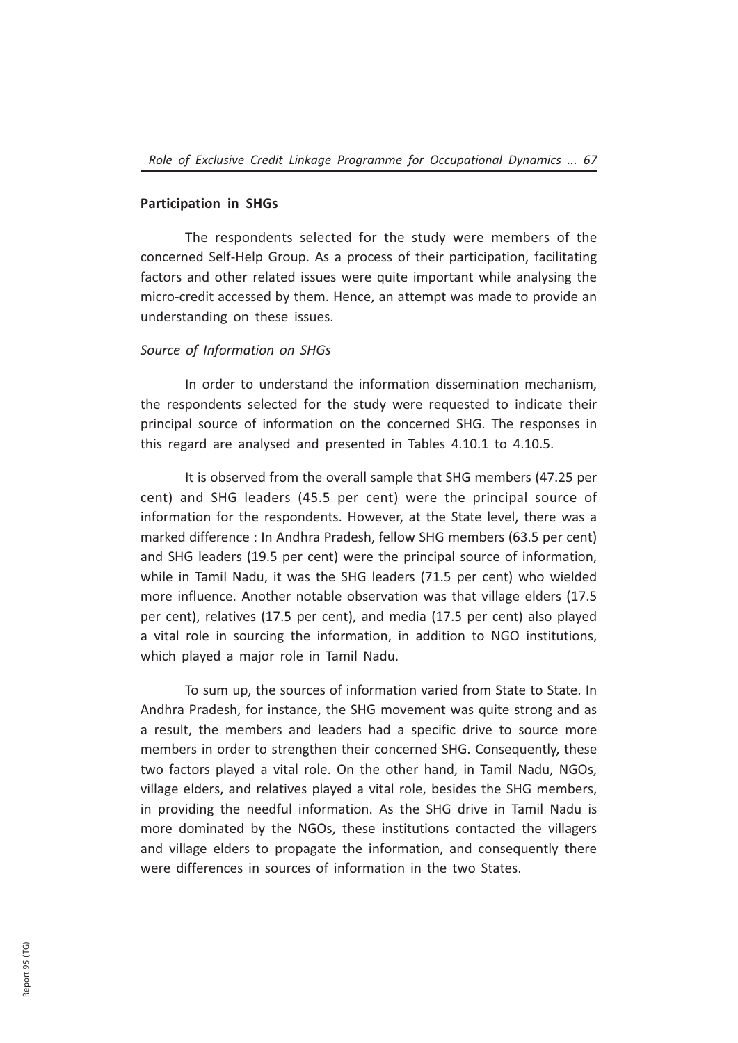**Participation in SHGs**

The respondents selected for the study were members of the concerned Self-Help Group. As a process of their participation, facilitating factors and other related issues were quite important while analysing the micro-credit accessed by them. Hence, an attempt was made to provide an understanding on these issues.

*Source of Information on SHGs*

In order to understand the information dissemination mechanism, the respondents selected for the study were requested to indicate their principal source of information on the concerned SHG. The responses in this regard are analysed and presented in Tables 4.10.1 to 4.10.5.

It is observed from the overall sample that SHG members (47.25 per cent) and SHG leaders (45.5 per cent) were the principal source of information for the respondents. However, at the State level, there was a marked difference : In Andhra Pradesh, fellow SHG members (63.5 per cent) and SHG leaders (19.5 per cent) were the principal source of information, while in Tamil Nadu, it was the SHG leaders (71.5 per cent) who wielded more influence. Another notable observation was that village elders (17.5 per cent), relatives (17.5 per cent), and media (17.5 per cent) also played a vital role in sourcing the information, in addition to NGO institutions, which played a major role in Tamil Nadu.

To sum up, the sources of information varied from State to State. In Andhra Pradesh, for instance, the SHG movement was quite strong and as a result, the members and leaders had a specific drive to source more members in order to strengthen their concerned SHG. Consequently, these two factors played a vital role. On the other hand, in Tamil Nadu, NGOs, village elders, and relatives played a vital role, besides the SHG members, in providing the needful information. As the SHG drive in Tamil Nadu is more dominated by the NGOs, these institutions contacted the villagers and village elders to propagate the information, and consequently there were differences in sources of information in the two States.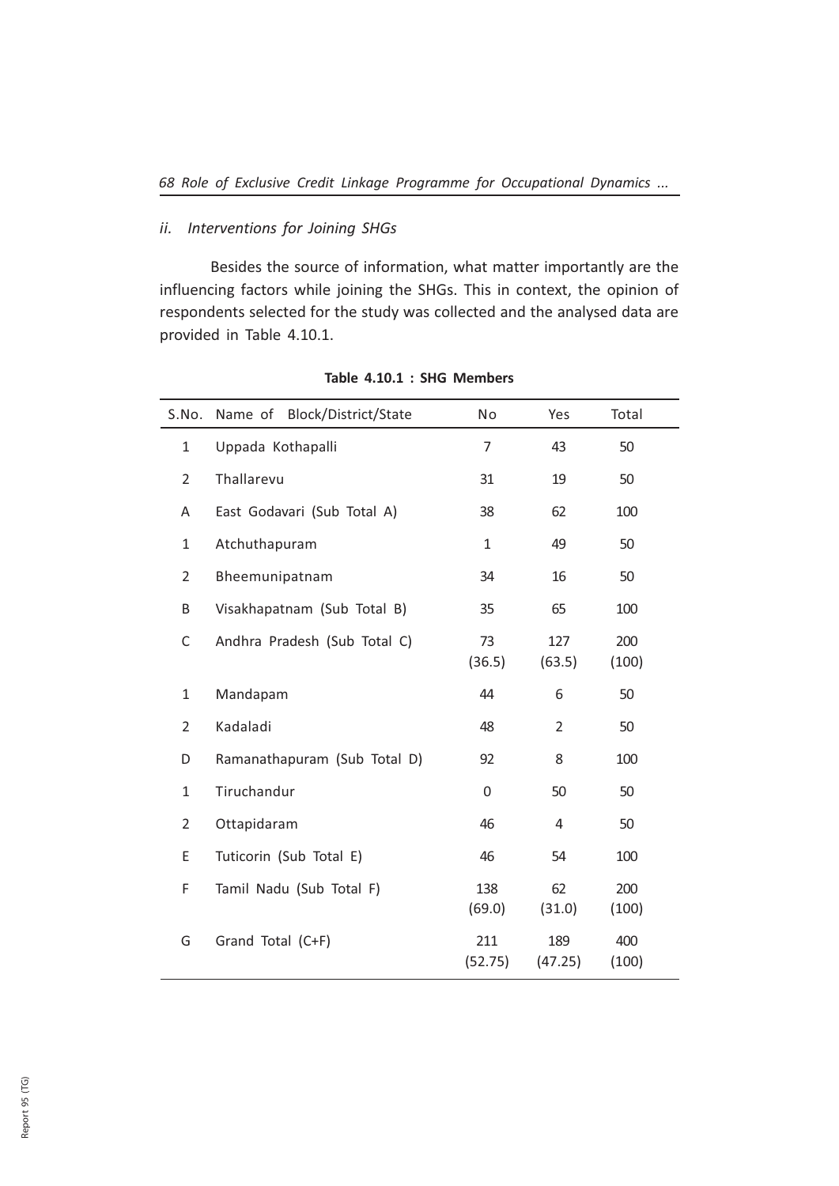### *ii. Interventions for Joining SHGs*

Besides the source of information, what matter importantly are the influencing factors while joining the SHGs. This in context, the opinion of respondents selected for the study was collected and the analysed data are provided in Table 4.10.1.

**Table 4.10.1 : SHG Members**

| S.No. | Name of Block/District/State | No | Yes | Total |
|---|---|---|---|---|
| 1 | Uppada Kothapalli | 7 | 43 | 50 |
| 2 | Thallarevu | 31 | 19 | 50 |
| A | East Godavari (Sub Total A) | 38 | 62 | 100 |
| 1 | Atchuthapuram | 1 | 49 | 50 |
| 2 | Bheemunipatnam | 34 | 16 | 50 |
| B | Visakhapatnam (Sub Total B) | 35 | 65 | 100 |
| C | Andhra Pradesh (Sub Total C) | 73 (36.5) | 127 (63.5) | 200 (100) |
| 1 | Mandapam | 44 | 6 | 50 |
| 2 | Kadaladi | 48 | 2 | 50 |
| D | Ramanathapuram (Sub Total D) | 92 | 8 | 100 |
| 1 | Tiruchandur | 0 | 50 | 50 |
| 2 | Ottapidaram | 46 | 4 | 50 |
| E | Tuticorin (Sub Total E) | 46 | 54 | 100 |
| F | Tamil Nadu (Sub Total F) | 138 (69.0) | 62 (31.0) | 200 (100) |
| G | Grand Total (C+F) | 211 (52.75) | 189 (47.25) | 400 (100) |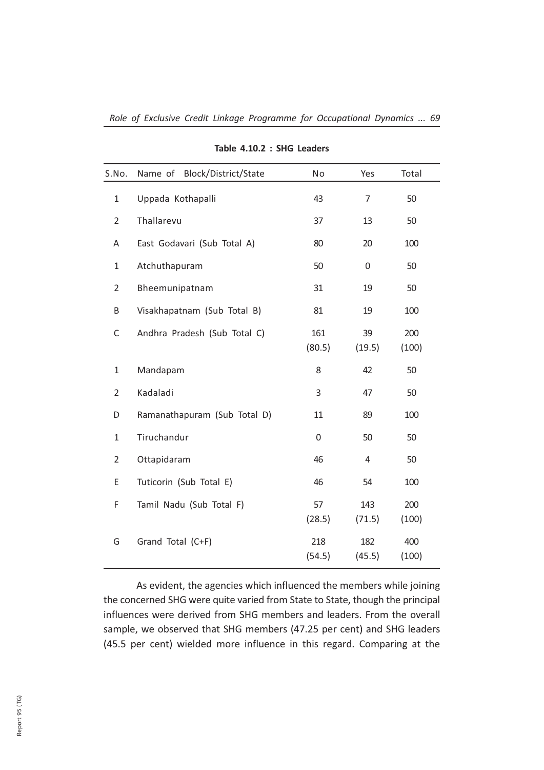**Table 4.10.2 : SHG Leaders**

| S.No. | Name of Block/District/State | No | Yes | Total |
|---|---|---|---|---|
| 1 | Uppada Kothapalli | 43 | 7 | 50 |
| 2 | Thallarevu | 37 | 13 | 50 |
| A | East Godavari (Sub Total A) | 80 | 20 | 100 |
| 1 | Atchuthapuram | 50 | 0 | 50 |
| 2 | Bheemunipatnam | 31 | 19 | 50 |
| B | Visakhapatnam (Sub Total B) | 81 | 19 | 100 |
| C | Andhra Pradesh (Sub Total C) | 161 (80.5) | 39 (19.5) | 200 (100) |
| 1 | Mandapam | 8 | 42 | 50 |
| 2 | Kadaladi | 3 | 47 | 50 |
| D | Ramanathapuram (Sub Total D) | 11 | 89 | 100 |
| 1 | Tiruchandur | 0 | 50 | 50 |
| 2 | Ottapidaram | 46 | 4 | 50 |
| E | Tuticorin (Sub Total E) | 46 | 54 | 100 |
| F | Tamil Nadu (Sub Total F) | 57 (28.5) | 143 (71.5) | 200 (100) |
| G | Grand Total (C+F) | 218 (54.5) | 182 (45.5) | 400 (100) |

As evident, the agencies which influenced the members while joining the concerned SHG were quite varied from State to State, though the principal influences were derived from SHG members and leaders. From the overall sample, we observed that SHG members (47.25 per cent) and SHG leaders (45.5 per cent) wielded more influence in this regard. Comparing at the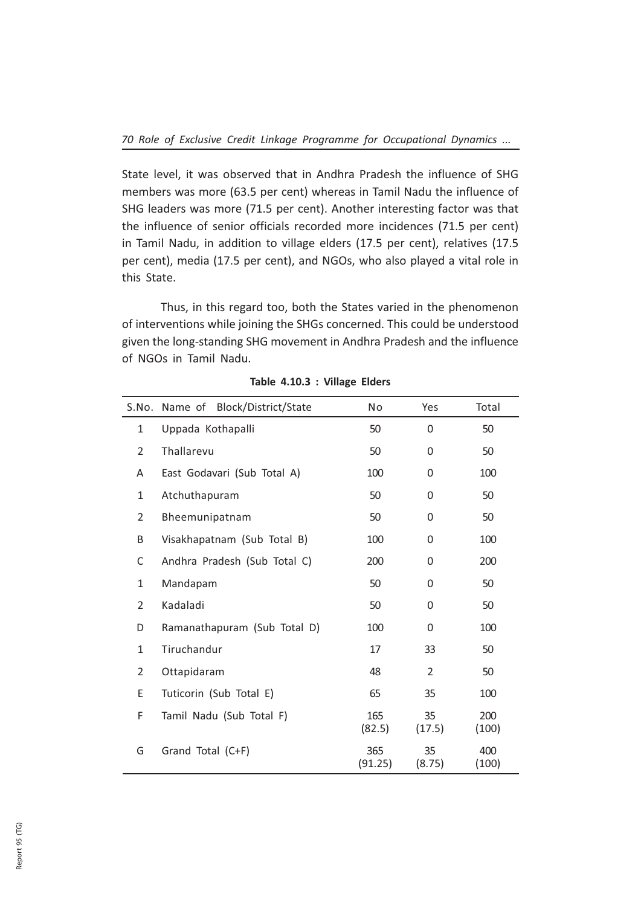State level, it was observed that in Andhra Pradesh the influence of SHG members was more (63.5 per cent) whereas in Tamil Nadu the influence of SHG leaders was more (71.5 per cent). Another interesting factor was that the influence of senior officials recorded more incidences (71.5 per cent) in Tamil Nadu, in addition to village elders (17.5 per cent), relatives (17.5 per cent), media (17.5 per cent), and NGOs, who also played a vital role in this State.

Thus, in this regard too, both the States varied in the phenomenon of interventions while joining the SHGs concerned. This could be understood given the long-standing SHG movement in Andhra Pradesh and the influence of NGOs in Tamil Nadu.

**Table 4.10.3 : Village Elders**

| S.No. | Name of Block/District/State | No | Yes | Total |
|---|---|---|---|---|
| 1 | Uppada Kothapalli | 50 | 0 | 50 |
| 2 | Thallarevu | 50 | 0 | 50 |
| A | East Godavari (Sub Total A) | 100 | 0 | 100 |
| 1 | Atchuthapuram | 50 | 0 | 50 |
| 2 | Bheemunipatnam | 50 | 0 | 50 |
| B | Visakhapatnam (Sub Total B) | 100 | 0 | 100 |
| C | Andhra Pradesh (Sub Total C) | 200 | 0 | 200 |
| 1 | Mandapam | 50 | 0 | 50 |
| 2 | Kadaladi | 50 | 0 | 50 |
| D | Ramanathapuram (Sub Total D) | 100 | 0 | 100 |
| 1 | Tiruchandur | 17 | 33 | 50 |
| 2 | Ottapidaram | 48 | 2 | 50 |
| E | Tuticorin (Sub Total E) | 65 | 35 | 100 |
| F | Tamil Nadu (Sub Total F) | 165 (82.5) | 35 (17.5) | 200 (100) |
| G | Grand Total (C+F) | 365 (91.25) | 35 (8.75) | 400 (100) |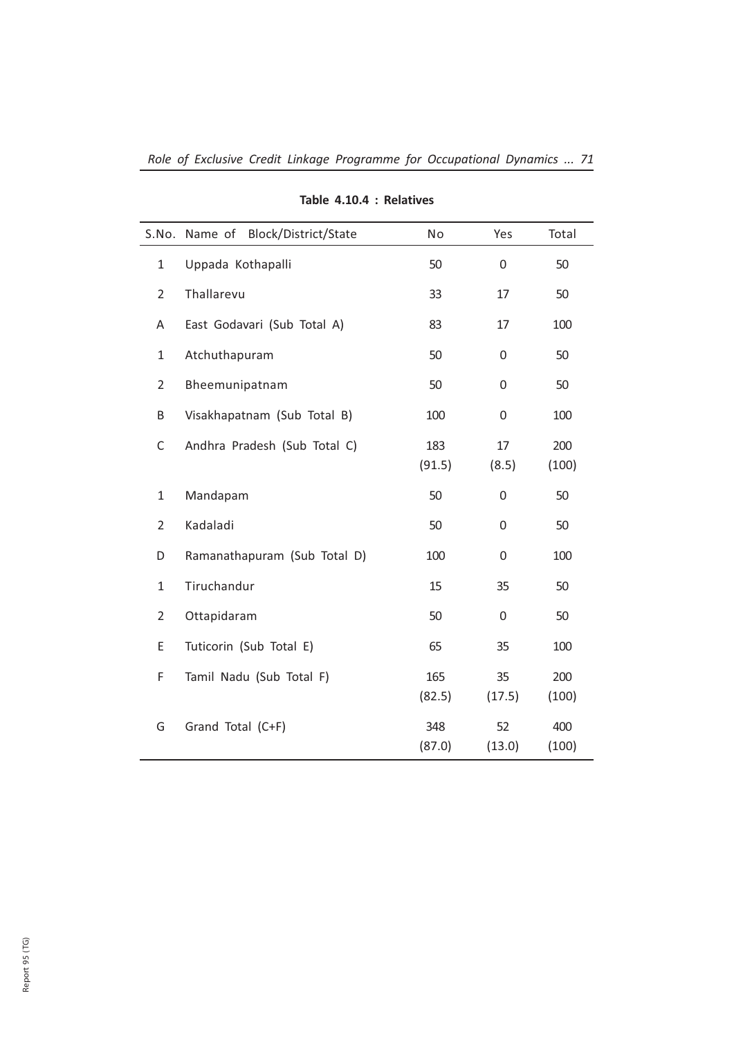**Table 4.10.4 : Relatives**

| S.No. | Name of Block/District/State | No | Yes | Total |
|---|---|---|---|---|
| 1 | Uppada Kothapalli | 50 | 0 | 50 |
| 2 | Thallarevu | 33 | 17 | 50 |
| A | East Godavari (Sub Total A) | 83 | 17 | 100 |
| 1 | Atchuthapuram | 50 | 0 | 50 |
| 2 | Bheemunipatnam | 50 | 0 | 50 |
| B | Visakhapatnam (Sub Total B) | 100 | 0 | 100 |
| C | Andhra Pradesh (Sub Total C) | 183 (91.5) | 17 (8.5) | 200 (100) |
| 1 | Mandapam | 50 | 0 | 50 |
| 2 | Kadaladi | 50 | 0 | 50 |
| D | Ramanathapuram (Sub Total D) | 100 | 0 | 100 |
| 1 | Tiruchandur | 15 | 35 | 50 |
| 2 | Ottapidaram | 50 | 0 | 50 |
| E | Tuticorin (Sub Total E) | 65 | 35 | 100 |
| F | Tamil Nadu (Sub Total F) | 165 (82.5) | 35 (17.5) | 200 (100) |
| G | Grand Total (C+F) | 348 (87.0) | 52 (13.0) | 400 (100) |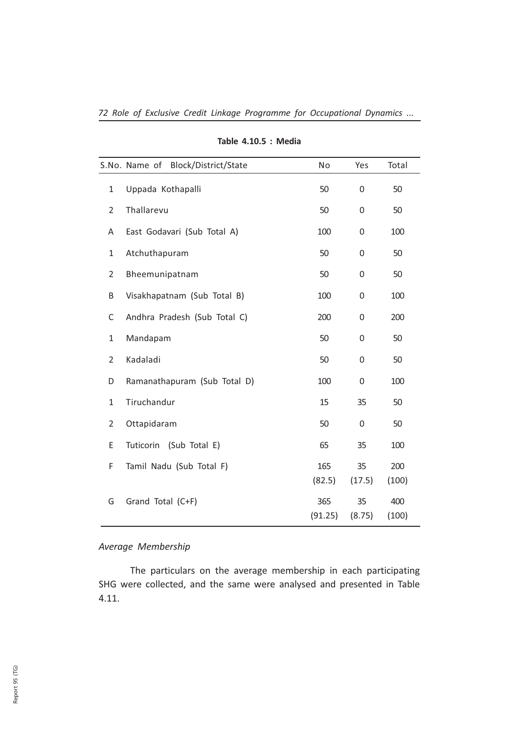**Table 4.10.5 : Media**

| S.No. | Name of Block/District/State | No | Yes | Total |
|---|---|---|---|---|
| 1 | Uppada Kothapalli | 50 | 0 | 50 |
| 2 | Thallarevu | 50 | 0 | 50 |
| A | East Godavari (Sub Total A) | 100 | 0 | 100 |
| 1 | Atchuthapuram | 50 | 0 | 50 |
| 2 | Bheemunipatnam | 50 | 0 | 50 |
| B | Visakhapatnam (Sub Total B) | 100 | 0 | 100 |
| C | Andhra Pradesh (Sub Total C) | 200 | 0 | 200 |
| 1 | Mandapam | 50 | 0 | 50 |
| 2 | Kadaladi | 50 | 0 | 50 |
| D | Ramanathapuram (Sub Total D) | 100 | 0 | 100 |
| 1 | Tiruchandur | 15 | 35 | 50 |
| 2 | Ottapidaram | 50 | 0 | 50 |
| E | Tuticorin (Sub Total E) | 65 | 35 | 100 |
| F | Tamil Nadu (Sub Total F) | 165<br>(82.5) | 35<br>(17.5) | 200<br>(100) |
| G | Grand Total (C+F) | 365<br>(91.25) | 35<br>(8.75) | 400<br>(100) |

*Average Membership*

The particulars on the average membership in each participating SHG were collected, and the same were analysed and presented in Table 4.11.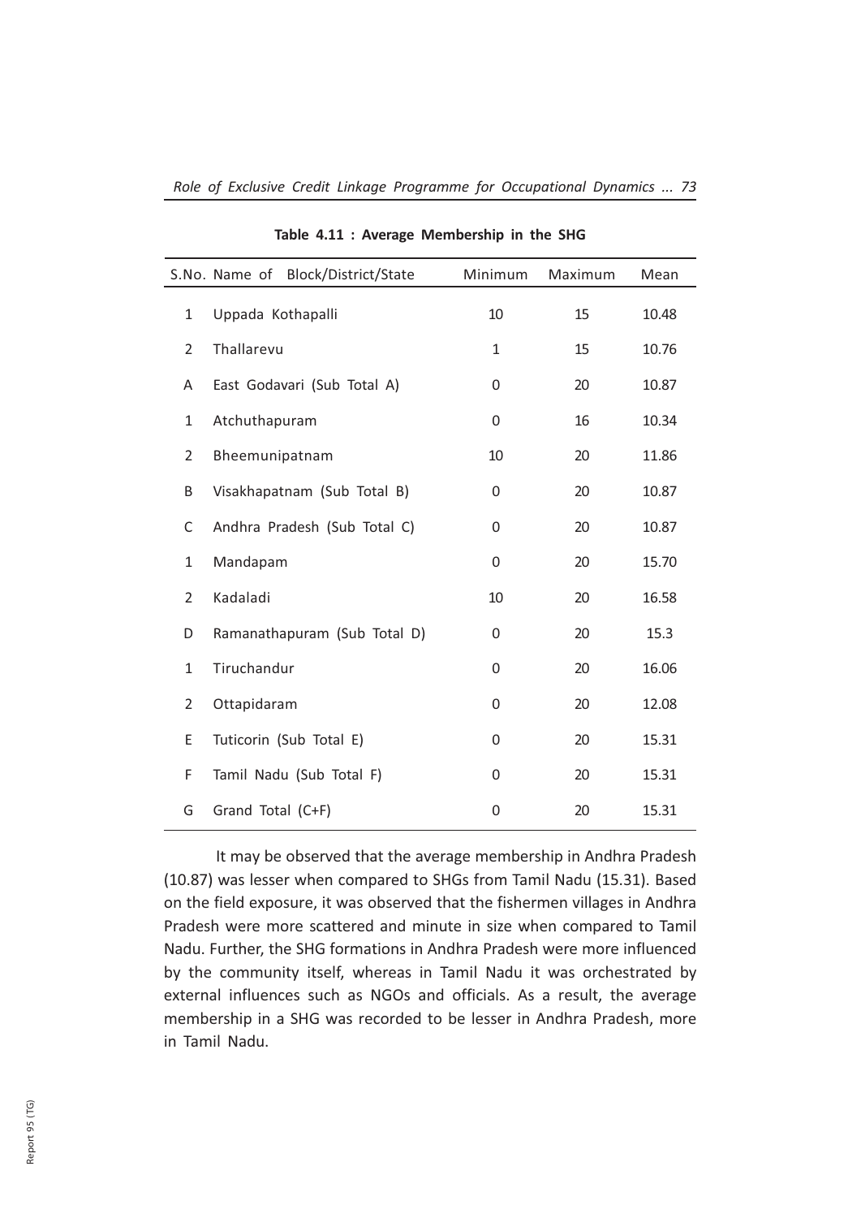**Table 4.11 : Average Membership in the SHG**

| S.No. | Name of Block/District/State | Minimum | Maximum | Mean |
|---|---|---|---|---|
| 1 | Uppada Kothapalli | 10 | 15 | 10.48 |
| 2 | Thallarevu | 1 | 15 | 10.76 |
| A | East Godavari (Sub Total A) | 0 | 20 | 10.87 |
| 1 | Atchuthapuram | 0 | 16 | 10.34 |
| 2 | Bheemunipatnam | 10 | 20 | 11.86 |
| B | Visakhapatnam (Sub Total B) | 0 | 20 | 10.87 |
| C | Andhra Pradesh (Sub Total C) | 0 | 20 | 10.87 |
| 1 | Mandapam | 0 | 20 | 15.70 |
| 2 | Kadaladi | 10 | 20 | 16.58 |
| D | Ramanathapuram (Sub Total D) | 0 | 20 | 15.3 |
| 1 | Tiruchandur | 0 | 20 | 16.06 |
| 2 | Ottapidaram | 0 | 20 | 12.08 |
| E | Tuticorin (Sub Total E) | 0 | 20 | 15.31 |
| F | Tamil Nadu (Sub Total F) | 0 | 20 | 15.31 |
| G | Grand Total (C+F) | 0 | 20 | 15.31 |

It may be observed that the average membership in Andhra Pradesh (10.87) was lesser when compared to SHGs from Tamil Nadu (15.31). Based on the field exposure, it was observed that the fishermen villages in Andhra Pradesh were more scattered and minute in size when compared to Tamil Nadu. Further, the SHG formations in Andhra Pradesh were more influenced by the community itself, whereas in Tamil Nadu it was orchestrated by external influences such as NGOs and officials. As a result, the average membership in a SHG was recorded to be lesser in Andhra Pradesh, more in Tamil Nadu.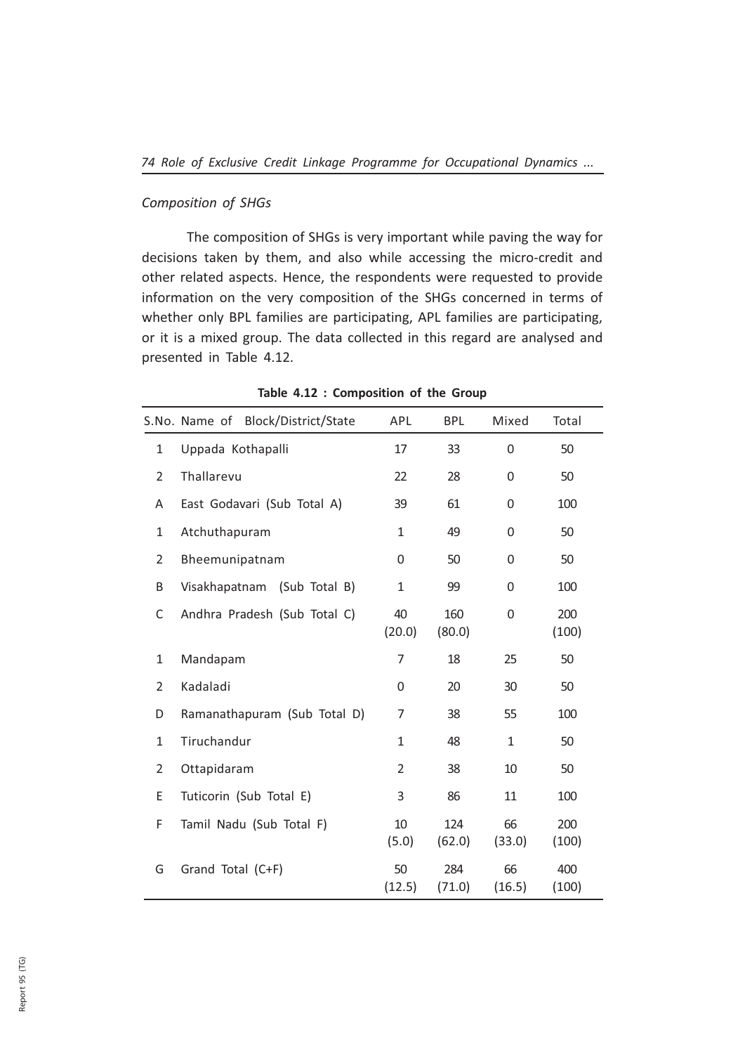*Composition of SHGs*

The composition of SHGs is very important while paving the way for decisions taken by them, and also while accessing the micro-credit and other related aspects. Hence, the respondents were requested to provide information on the very composition of the SHGs concerned in terms of whether only BPL families are participating, APL families are participating, or it is a mixed group. The data collected in this regard are analysed and presented in Table 4.12.

**Table 4.12 : Composition of the Group**

| S.No. | Name of Block/District/State | APL | BPL | Mixed | Total |
|---|---|---|---|---|---|
| 1 | Uppada Kothapalli | 17 | 33 | 0 | 50 |
| 2 | Thallarevu | 22 | 28 | 0 | 50 |
| A | East Godavari (Sub Total A) | 39 | 61 | 0 | 100 |
| 1 | Atchuthapuram | 1 | 49 | 0 | 50 |
| 2 | Bheemunipatnam | 0 | 50 | 0 | 50 |
| B | Visakhapatnam (Sub Total B) | 1 | 99 | 0 | 100 |
| C | Andhra Pradesh (Sub Total C) | 40 (20.0) | 160 (80.0) | 0 | 200 (100) |
| 1 | Mandapam | 7 | 18 | 25 | 50 |
| 2 | Kadaladi | 0 | 20 | 30 | 50 |
| D | Ramanathapuram (Sub Total D) | 7 | 38 | 55 | 100 |
| 1 | Tiruchandur | 1 | 48 | 1 | 50 |
| 2 | Ottapidaram | 2 | 38 | 10 | 50 |
| E | Tuticorin (Sub Total E) | 3 | 86 | 11 | 100 |
| F | Tamil Nadu (Sub Total F) | 10 (5.0) | 124 (62.0) | 66 (33.0) | 200 (100) |
| G | Grand Total (C+F) | 50 (12.5) | 284 (71.0) | 66 (16.5) | 400 (100) |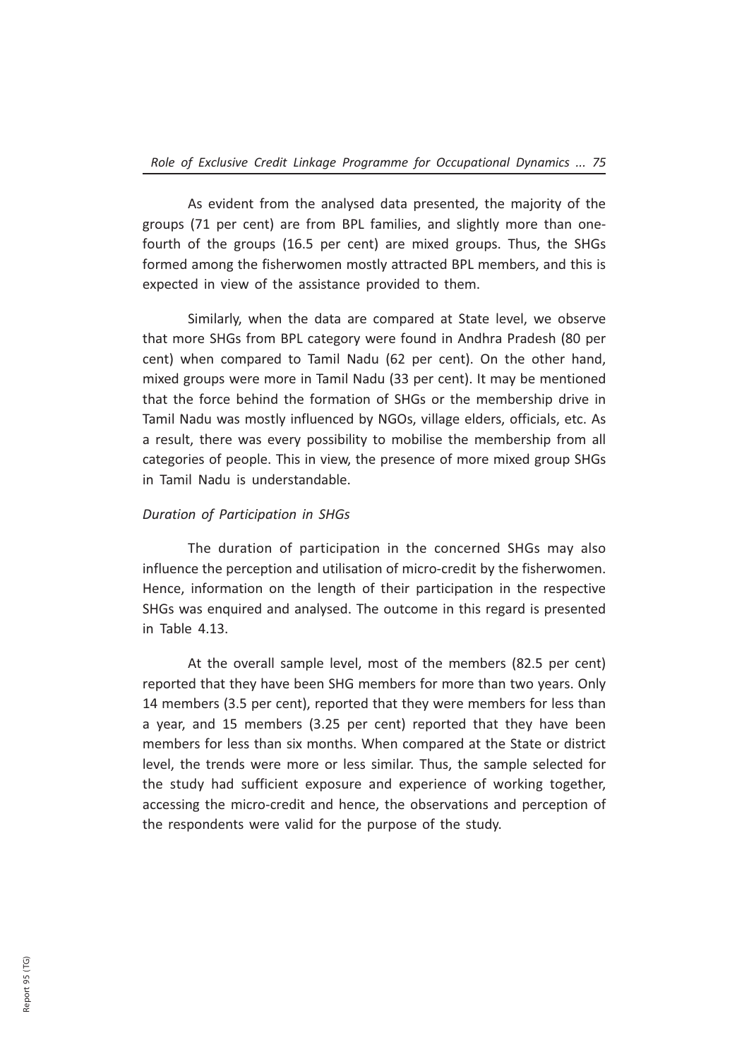As evident from the analysed data presented, the majority of the groups (71 per cent) are from BPL families, and slightly more than one-fourth of the groups (16.5 per cent) are mixed groups. Thus, the SHGs formed among the fisherwomen mostly attracted BPL members, and this is expected in view of the assistance provided to them.

Similarly, when the data are compared at State level, we observe that more SHGs from BPL category were found in Andhra Pradesh (80 per cent) when compared to Tamil Nadu (62 per cent). On the other hand, mixed groups were more in Tamil Nadu (33 per cent). It may be mentioned that the force behind the formation of SHGs or the membership drive in Tamil Nadu was mostly influenced by NGOs, village elders, officials, etc. As a result, there was every possibility to mobilise the membership from all categories of people. This in view, the presence of more mixed group SHGs in Tamil Nadu is understandable.

*Duration of Participation in SHGs*

The duration of participation in the concerned SHGs may also influence the perception and utilisation of micro-credit by the fisherwomen. Hence, information on the length of their participation in the respective SHGs was enquired and analysed. The outcome in this regard is presented in Table 4.13.

At the overall sample level, most of the members (82.5 per cent) reported that they have been SHG members for more than two years. Only 14 members (3.5 per cent), reported that they were members for less than a year, and 15 members (3.25 per cent) reported that they have been members for less than six months. When compared at the State or district level, the trends were more or less similar. Thus, the sample selected for the study had sufficient exposure and experience of working together, accessing the micro-credit and hence, the observations and perception of the respondents were valid for the purpose of the study.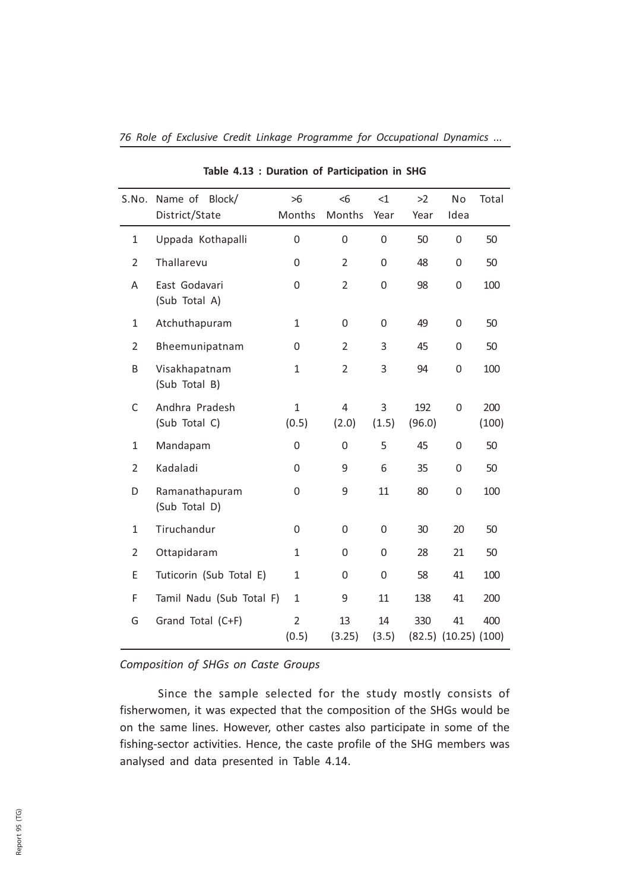**Table 4.13 : Duration of Participation in SHG**

| S.No. | Name of Block/ District/State | >6 Months | <6 Months | <1 Year | >2 Year | No Idea | Total |
|---|---|---|---|---|---|---|---|
| 1 | Uppada Kothapalli | 0 | 0 | 0 | 50 | 0 | 50 |
| 2 | Thallarevu | 0 | 2 | 0 | 48 | 0 | 50 |
| A | East Godavari (Sub Total A) | 0 | 2 | 0 | 98 | 0 | 100 |
| 1 | Atchuthapuram | 1 | 0 | 0 | 49 | 0 | 50 |
| 2 | Bheemunipatnam | 0 | 2 | 3 | 45 | 0 | 50 |
| B | Visakhapatnam (Sub Total B) | 1 | 2 | 3 | 94 | 0 | 100 |
| C | Andhra Pradesh (Sub Total C) | 1 (0.5) | 4 (2.0) | 3 (1.5) | 192 (96.0) | 0 | 200 (100) |
| 1 | Mandapam | 0 | 0 | 5 | 45 | 0 | 50 |
| 2 | Kadaladi | 0 | 9 | 6 | 35 | 0 | 50 |
| D | Ramanathapuram (Sub Total D) | 0 | 9 | 11 | 80 | 0 | 100 |
| 1 | Tiruchandur | 0 | 0 | 0 | 30 | 20 | 50 |
| 2 | Ottapidaram | 1 | 0 | 0 | 28 | 21 | 50 |
| E | Tuticorin (Sub Total E) | 1 | 0 | 0 | 58 | 41 | 100 |
| F | Tamil Nadu (Sub Total F) | 1 | 9 | 11 | 138 | 41 | 200 |
| G | Grand Total (C+F) | 2 (0.5) | 13 (3.25) | 14 (3.5) | 330 (82.5) | 41 (10.25) | 400 (100) |

*Composition of SHGs on Caste Groups*

Since the sample selected for the study mostly consists of fisherwomen, it was expected that the composition of the SHGs would be on the same lines. However, other castes also participate in some of the fishing-sector activities. Hence, the caste profile of the SHG members was analysed and data presented in Table 4.14.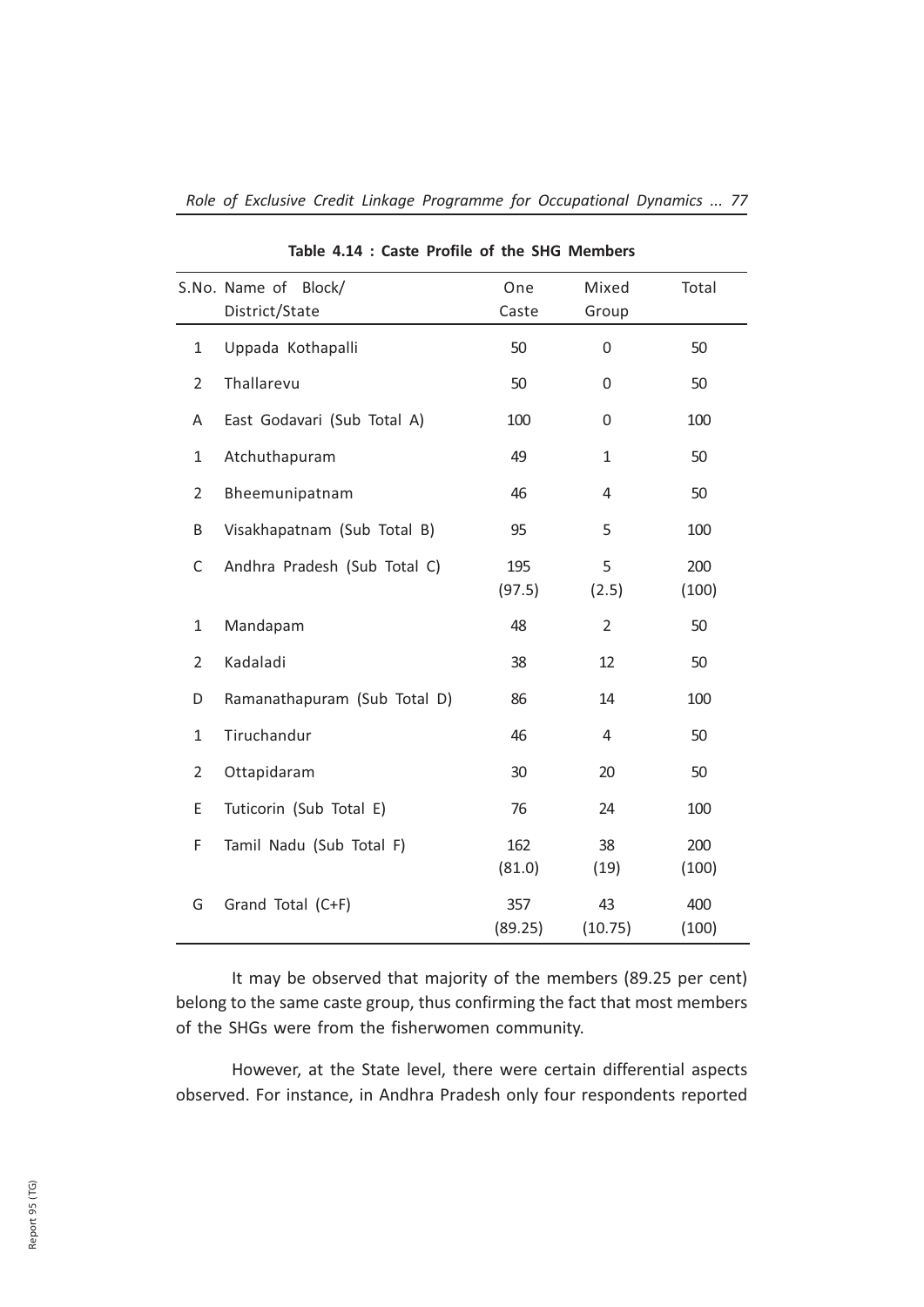**Table 4.14 : Caste Profile of the SHG Members**

| S.No. | Name of Block/ District/State | One Caste | Mixed Group | Total |
|---|---|---|---|---|
| 1 | Uppada Kothapalli | 50 | 0 | 50 |
| 2 | Thallarevu | 50 | 0 | 50 |
| A | East Godavari (Sub Total A) | 100 | 0 | 100 |
| 1 | Atchuthapuram | 49 | 1 | 50 |
| 2 | Bheemunipatnam | 46 | 4 | 50 |
| B | Visakhapatnam (Sub Total B) | 95 | 5 | 100 |
| C | Andhra Pradesh (Sub Total C) | 195 (97.5) | 5 (2.5) | 200 (100) |
| 1 | Mandapam | 48 | 2 | 50 |
| 2 | Kadaladi | 38 | 12 | 50 |
| D | Ramanathapuram (Sub Total D) | 86 | 14 | 100 |
| 1 | Tiruchandur | 46 | 4 | 50 |
| 2 | Ottapidaram | 30 | 20 | 50 |
| E | Tuticorin (Sub Total E) | 76 | 24 | 100 |
| F | Tamil Nadu (Sub Total F) | 162 (81.0) | 38 (19) | 200 (100) |
| G | Grand Total (C+F) | 357 (89.25) | 43 (10.75) | 400 (100) |

It may be observed that majority of the members (89.25 per cent) belong to the same caste group, thus confirming the fact that most members of the SHGs were from the fisherwomen community.

However, at the State level, there were certain differential aspects observed. For instance, in Andhra Pradesh only four respondents reported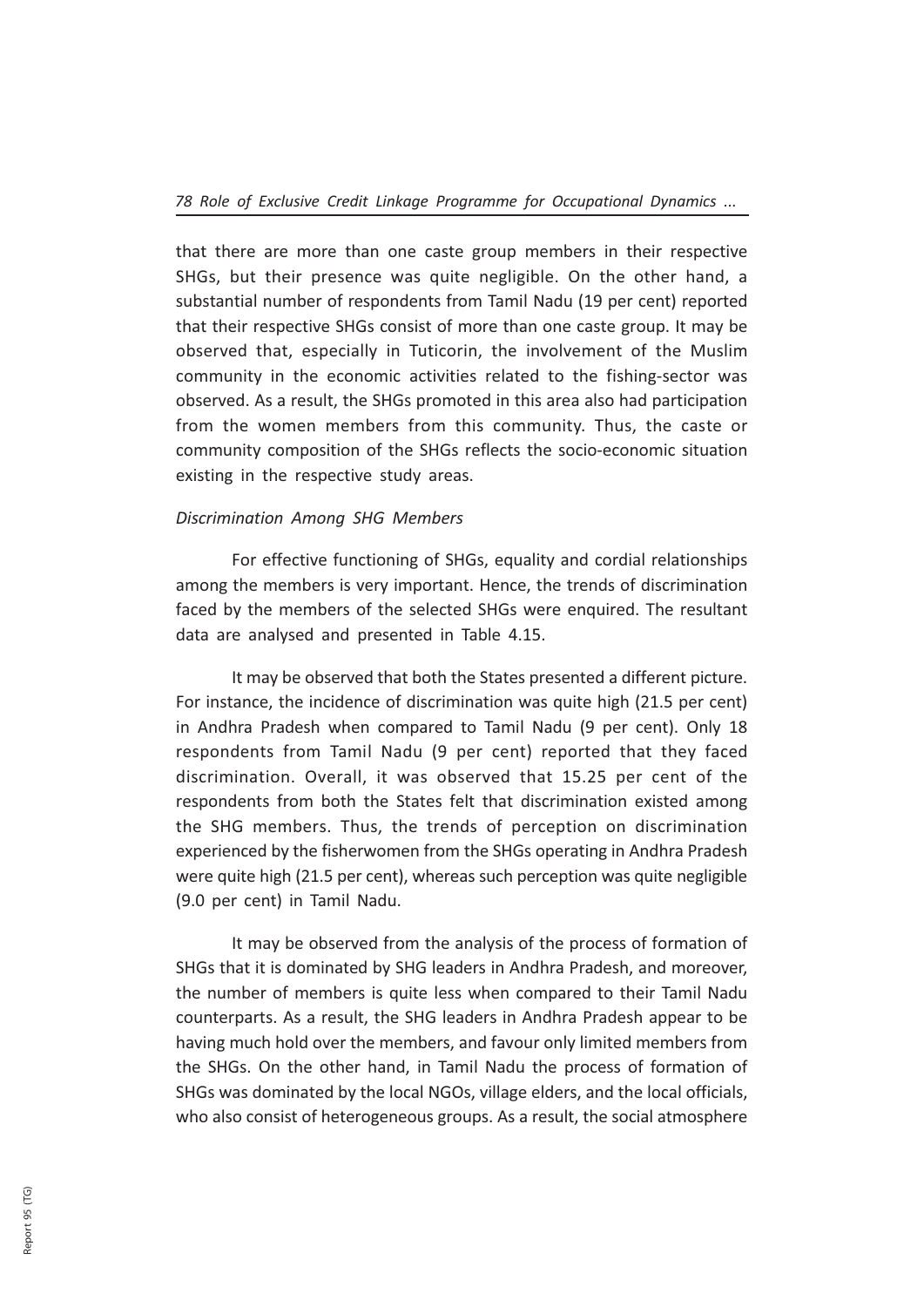that there are more than one caste group members in their respective SHGs, but their presence was quite negligible. On the other hand, a substantial number of respondents from Tamil Nadu (19 per cent) reported that their respective SHGs consist of more than one caste group. It may be observed that, especially in Tuticorin, the involvement of the Muslim community in the economic activities related to the fishing-sector was observed. As a result, the SHGs promoted in this area also had participation from the women members from this community. Thus, the caste or community composition of the SHGs reflects the socio-economic situation existing in the respective study areas.

*Discrimination Among SHG Members*

For effective functioning of SHGs, equality and cordial relationships among the members is very important. Hence, the trends of discrimination faced by the members of the selected SHGs were enquired. The resultant data are analysed and presented in Table 4.15.

It may be observed that both the States presented a different picture. For instance, the incidence of discrimination was quite high (21.5 per cent) in Andhra Pradesh when compared to Tamil Nadu (9 per cent). Only 18 respondents from Tamil Nadu (9 per cent) reported that they faced discrimination. Overall, it was observed that 15.25 per cent of the respondents from both the States felt that discrimination existed among the SHG members. Thus, the trends of perception on discrimination experienced by the fisherwomen from the SHGs operating in Andhra Pradesh were quite high (21.5 per cent), whereas such perception was quite negligible (9.0 per cent) in Tamil Nadu.

It may be observed from the analysis of the process of formation of SHGs that it is dominated by SHG leaders in Andhra Pradesh, and moreover, the number of members is quite less when compared to their Tamil Nadu counterparts. As a result, the SHG leaders in Andhra Pradesh appear to be having much hold over the members, and favour only limited members from the SHGs. On the other hand, in Tamil Nadu the process of formation of SHGs was dominated by the local NGOs, village elders, and the local officials, who also consist of heterogeneous groups. As a result, the social atmosphere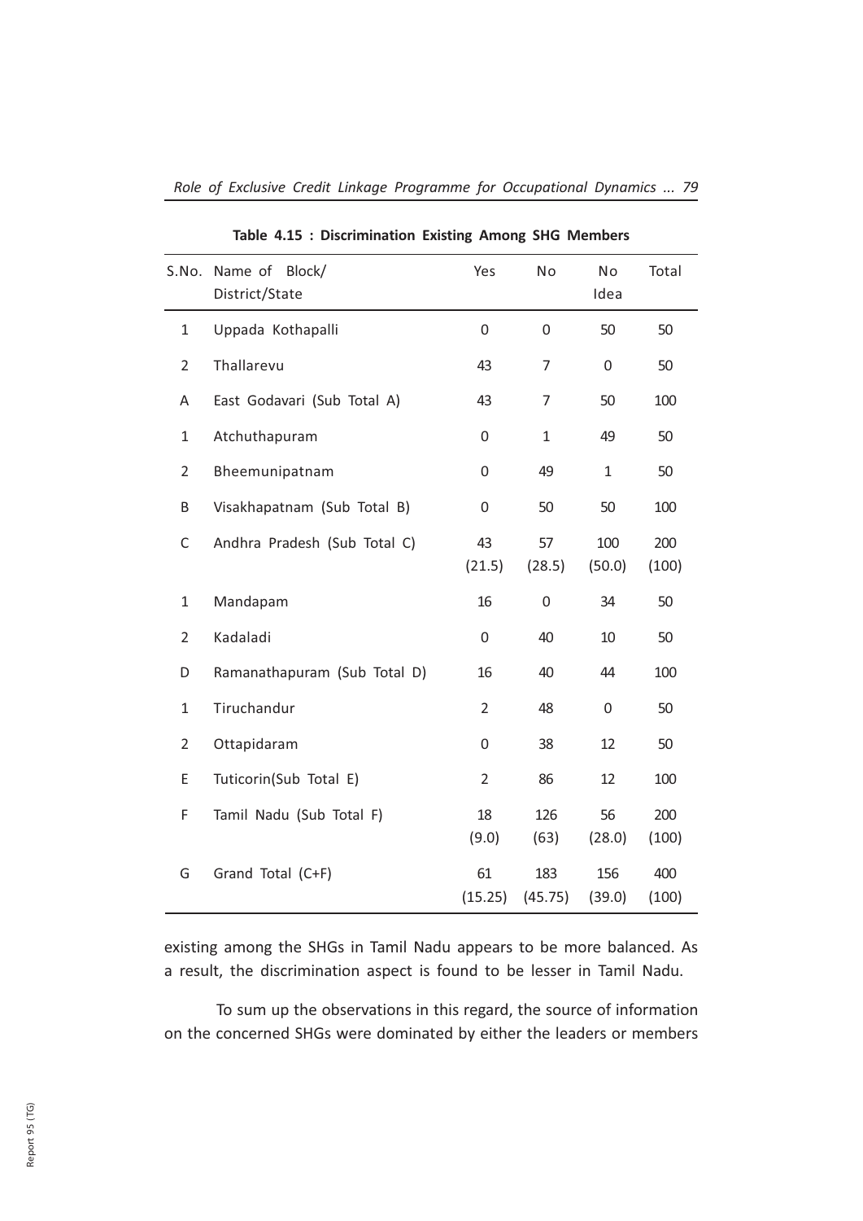**Table 4.15 : Discrimination Existing Among SHG Members**

| S.No. | Name of Block/ District/State | Yes | No | No Idea | Total |
|---|---|---|---|---|---|
| 1 | Uppada Kothapalli | 0 | 0 | 50 | 50 |
| 2 | Thallarevu | 43 | 7 | 0 | 50 |
| A | East Godavari (Sub Total A) | 43 | 7 | 50 | 100 |
| 1 | Atchuthapuram | 0 | 1 | 49 | 50 |
| 2 | Bheemunipatnam | 0 | 49 | 1 | 50 |
| B | Visakhapatnam (Sub Total B) | 0 | 50 | 50 | 100 |
| C | Andhra Pradesh (Sub Total C) | 43 (21.5) | 57 (28.5) | 100 (50.0) | 200 (100) |
| 1 | Mandapam | 16 | 0 | 34 | 50 |
| 2 | Kadaladi | 0 | 40 | 10 | 50 |
| D | Ramanathapuram (Sub Total D) | 16 | 40 | 44 | 100 |
| 1 | Tiruchandur | 2 | 48 | 0 | 50 |
| 2 | Ottapidaram | 0 | 38 | 12 | 50 |
| E | Tuticorin(Sub Total E) | 2 | 86 | 12 | 100 |
| F | Tamil Nadu (Sub Total F) | 18 (9.0) | 126 (63) | 56 (28.0) | 200 (100) |
| G | Grand Total (C+F) | 61 (15.25) | 183 (45.75) | 156 (39.0) | 400 (100) |

existing among the SHGs in Tamil Nadu appears to be more balanced. As a result, the discrimination aspect is found to be lesser in Tamil Nadu.

To sum up the observations in this regard, the source of information on the concerned SHGs were dominated by either the leaders or members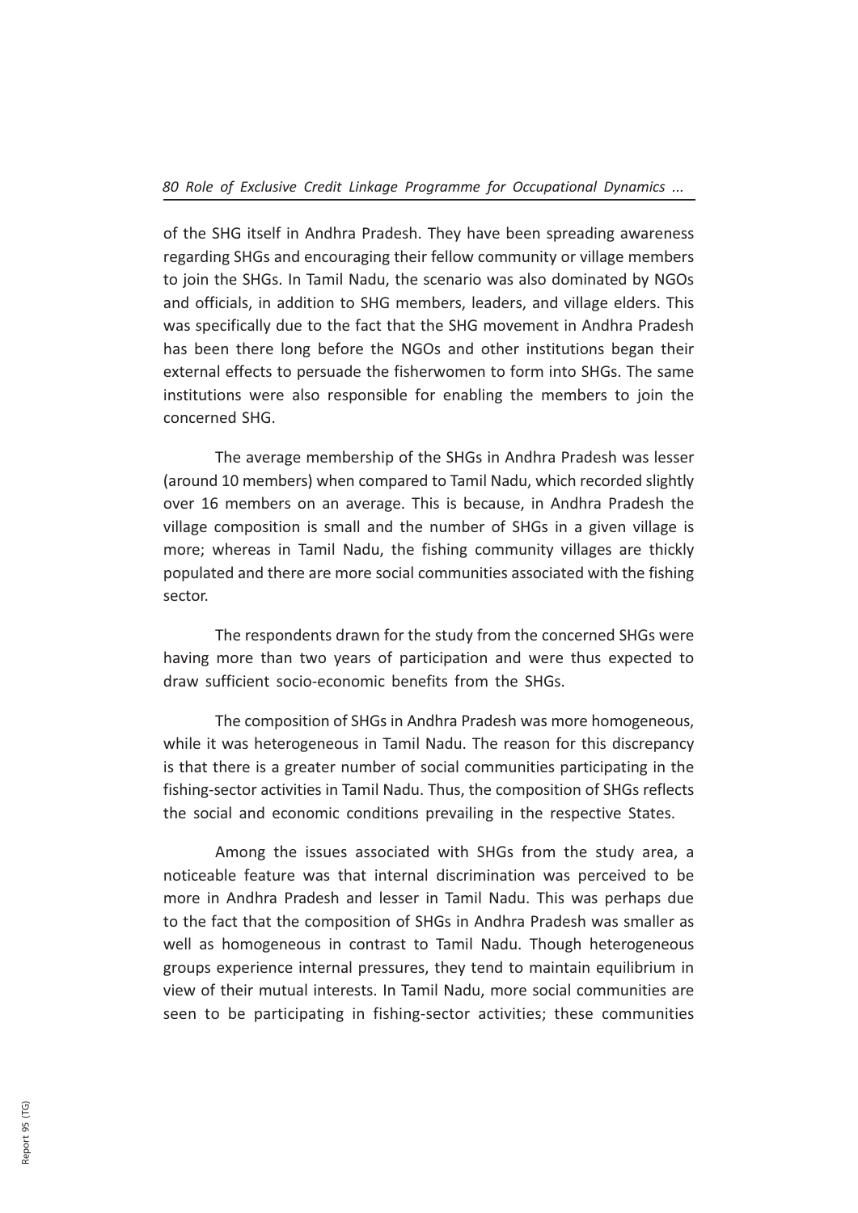of the SHG itself in Andhra Pradesh. They have been spreading awareness regarding SHGs and encouraging their fellow community or village members to join the SHGs. In Tamil Nadu, the scenario was also dominated by NGOs and officials, in addition to SHG members, leaders, and village elders. This was specifically due to the fact that the SHG movement in Andhra Pradesh has been there long before the NGOs and other institutions began their external effects to persuade the fisherwomen to form into SHGs. The same institutions were also responsible for enabling the members to join the concerned SHG.

The average membership of the SHGs in Andhra Pradesh was lesser (around 10 members) when compared to Tamil Nadu, which recorded slightly over 16 members on an average. This is because, in Andhra Pradesh the village composition is small and the number of SHGs in a given village is more; whereas in Tamil Nadu, the fishing community villages are thickly populated and there are more social communities associated with the fishing sector.

The respondents drawn for the study from the concerned SHGs were having more than two years of participation and were thus expected to draw sufficient socio-economic benefits from the SHGs.

The composition of SHGs in Andhra Pradesh was more homogeneous, while it was heterogeneous in Tamil Nadu. The reason for this discrepancy is that there is a greater number of social communities participating in the fishing-sector activities in Tamil Nadu. Thus, the composition of SHGs reflects the social and economic conditions prevailing in the respective States.

Among the issues associated with SHGs from the study area, a noticeable feature was that internal discrimination was perceived to be more in Andhra Pradesh and lesser in Tamil Nadu. This was perhaps due to the fact that the composition of SHGs in Andhra Pradesh was smaller as well as homogeneous in contrast to Tamil Nadu. Though heterogeneous groups experience internal pressures, they tend to maintain equilibrium in view of their mutual interests. In Tamil Nadu, more social communities are seen to be participating in fishing-sector activities; these communities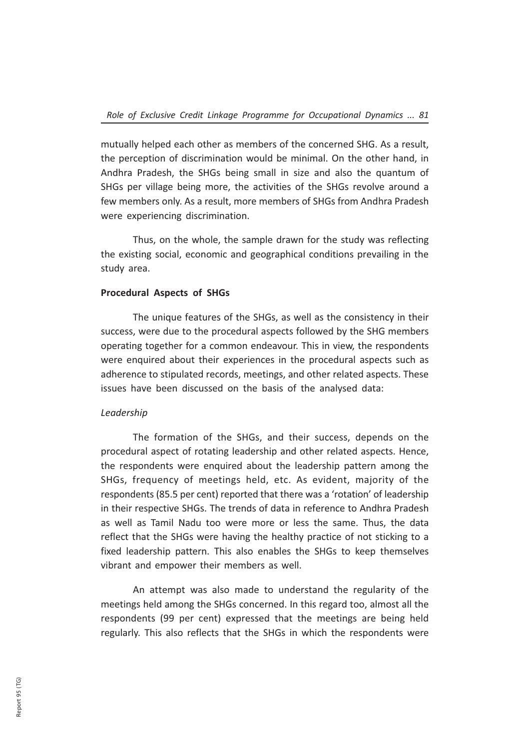mutually helped each other as members of the concerned SHG. As a result, the perception of discrimination would be minimal. On the other hand, in Andhra Pradesh, the SHGs being small in size and also the quantum of SHGs per village being more, the activities of the SHGs revolve around a few members only. As a result, more members of SHGs from Andhra Pradesh were experiencing discrimination.

Thus, on the whole, the sample drawn for the study was reflecting the existing social, economic and geographical conditions prevailing in the study area.

**Procedural Aspects of SHGs**

The unique features of the SHGs, as well as the consistency in their success, were due to the procedural aspects followed by the SHG members operating together for a common endeavour. This in view, the respondents were enquired about their experiences in the procedural aspects such as adherence to stipulated records, meetings, and other related aspects. These issues have been discussed on the basis of the analysed data:

*Leadership*

The formation of the SHGs, and their success, depends on the procedural aspect of rotating leadership and other related aspects. Hence, the respondents were enquired about the leadership pattern among the SHGs, frequency of meetings held, etc. As evident, majority of the respondents (85.5 per cent) reported that there was a 'rotation' of leadership in their respective SHGs. The trends of data in reference to Andhra Pradesh as well as Tamil Nadu too were more or less the same. Thus, the data reflect that the SHGs were having the healthy practice of not sticking to a fixed leadership pattern. This also enables the SHGs to keep themselves vibrant and empower their members as well.

An attempt was also made to understand the regularity of the meetings held among the SHGs concerned. In this regard too, almost all the respondents (99 per cent) expressed that the meetings are being held regularly. This also reflects that the SHGs in which the respondents were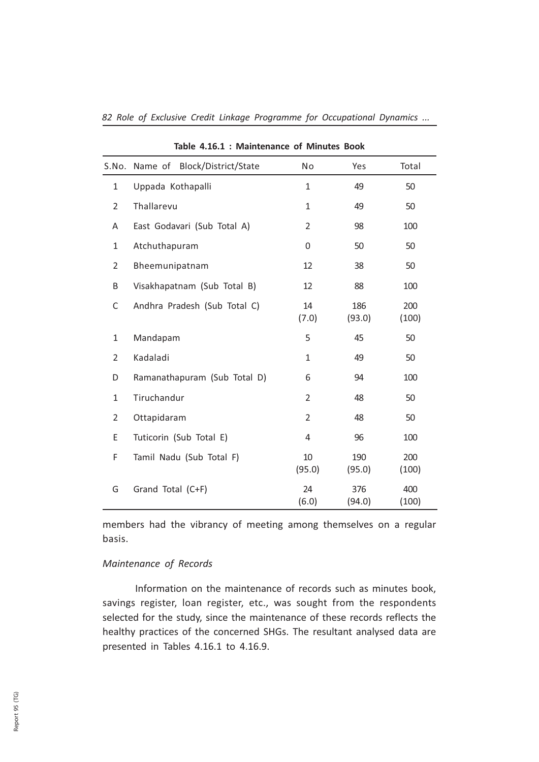**Table 4.16.1 : Maintenance of Minutes Book**

| S.No. | Name of Block/District/State | No | Yes | Total |
|---|---|---|---|---|
| 1 | Uppada Kothapalli | 1 | 49 | 50 |
| 2 | Thallarevu | 1 | 49 | 50 |
| A | East Godavari (Sub Total A) | 2 | 98 | 100 |
| 1 | Atchuthapuram | 0 | 50 | 50 |
| 2 | Bheemunipatnam | 12 | 38 | 50 |
| B | Visakhapatnam (Sub Total B) | 12 | 88 | 100 |
| C | Andhra Pradesh (Sub Total C) | 14 (7.0) | 186 (93.0) | 200 (100) |
| 1 | Mandapam | 5 | 45 | 50 |
| 2 | Kadaladi | 1 | 49 | 50 |
| D | Ramanathapuram (Sub Total D) | 6 | 94 | 100 |
| 1 | Tiruchandur | 2 | 48 | 50 |
| 2 | Ottapidaram | 2 | 48 | 50 |
| E | Tuticorin (Sub Total E) | 4 | 96 | 100 |
| F | Tamil Nadu (Sub Total F) | 10 (95.0) | 190 (95.0) | 200 (100) |
| G | Grand Total (C+F) | 24 (6.0) | 376 (94.0) | 400 (100) |

members had the vibrancy of meeting among themselves on a regular basis.

*Maintenance of Records*

Information on the maintenance of records such as minutes book, savings register, loan register, etc., was sought from the respondents selected for the study, since the maintenance of these records reflects the healthy practices of the concerned SHGs. The resultant analysed data are presented in Tables 4.16.1 to 4.16.9.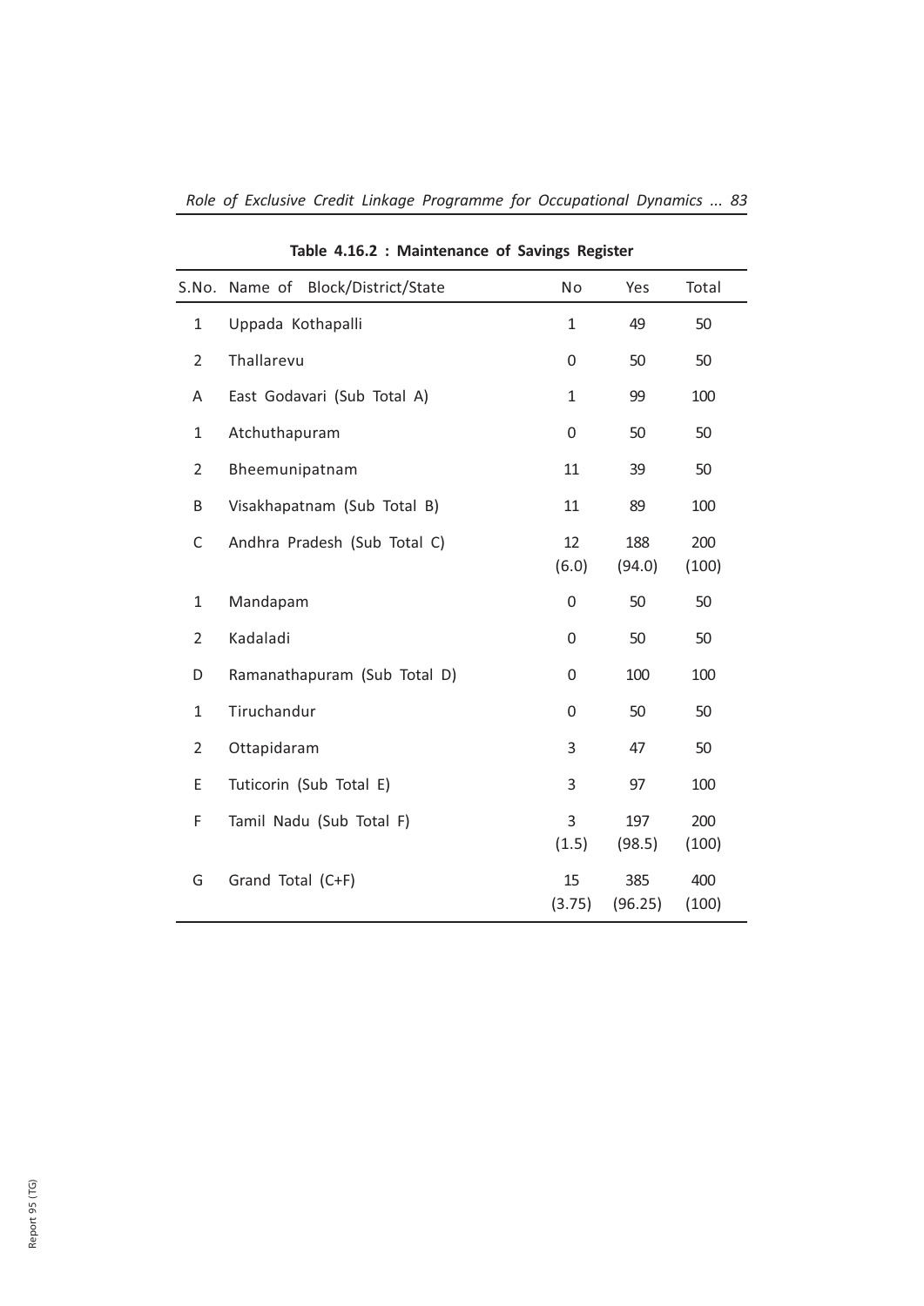**Table 4.16.2 : Maintenance of Savings Register**

| S.No. | Name of Block/District/State | No | Yes | Total |
|---|---|---|---|---|
| 1 | Uppada Kothapalli | 1 | 49 | 50 |
| 2 | Thallarevu | 0 | 50 | 50 |
| A | East Godavari (Sub Total A) | 1 | 99 | 100 |
| 1 | Atchuthapuram | 0 | 50 | 50 |
| 2 | Bheemunipatnam | 11 | 39 | 50 |
| B | Visakhapatnam (Sub Total B) | 11 | 89 | 100 |
| C | Andhra Pradesh (Sub Total C) | 12 (6.0) | 188 (94.0) | 200 (100) |
| 1 | Mandapam | 0 | 50 | 50 |
| 2 | Kadaladi | 0 | 50 | 50 |
| D | Ramanathapuram (Sub Total D) | 0 | 100 | 100 |
| 1 | Tiruchandur | 0 | 50 | 50 |
| 2 | Ottapidaram | 3 | 47 | 50 |
| E | Tuticorin (Sub Total E) | 3 | 97 | 100 |
| F | Tamil Nadu (Sub Total F) | 3 (1.5) | 197 (98.5) | 200 (100) |
| G | Grand Total (C+F) | 15 (3.75) | 385 (96.25) | 400 (100) |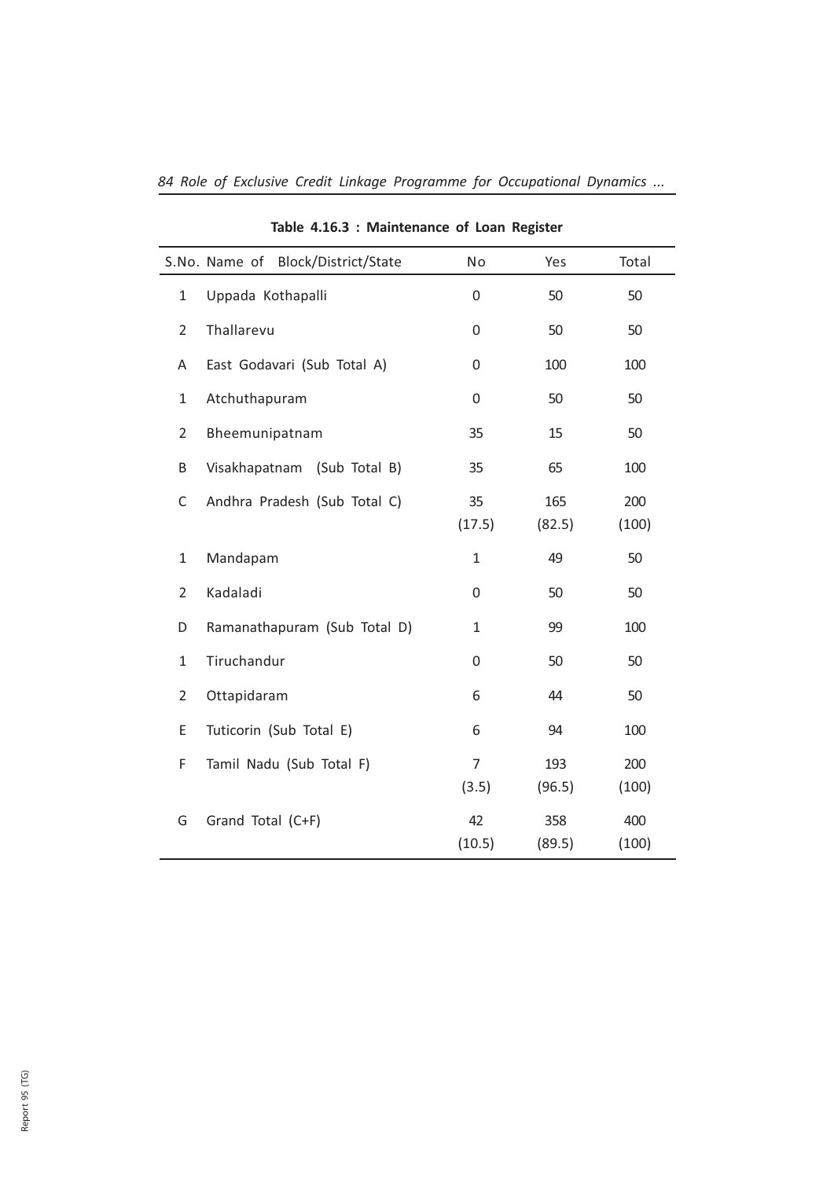**Table 4.16.3 : Maintenance of Loan Register**

| S.No. | Name of Block/District/State | No | Yes | Total |
|---|---|---|---|---|
| 1 | Uppada Kothapalli | 0 | 50 | 50 |
| 2 | Thallarevu | 0 | 50 | 50 |
| A | East Godavari (Sub Total A) | 0 | 100 | 100 |
| 1 | Atchuthapuram | 0 | 50 | 50 |
| 2 | Bheemunipatnam | 35 | 15 | 50 |
| B | Visakhapatnam (Sub Total B) | 35 | 65 | 100 |
| C | Andhra Pradesh (Sub Total C) | 35 (17.5) | 165 (82.5) | 200 (100) |
| 1 | Mandapam | 1 | 49 | 50 |
| 2 | Kadaladi | 0 | 50 | 50 |
| D | Ramanathapuram (Sub Total D) | 1 | 99 | 100 |
| 1 | Tiruchandur | 0 | 50 | 50 |
| 2 | Ottapidaram | 6 | 44 | 50 |
| E | Tuticorin (Sub Total E) | 6 | 94 | 100 |
| F | Tamil Nadu (Sub Total F) | 7 (3.5) | 193 (96.5) | 200 (100) |
| G | Grand Total (C+F) | 42 (10.5) | 358 (89.5) | 400 (100) |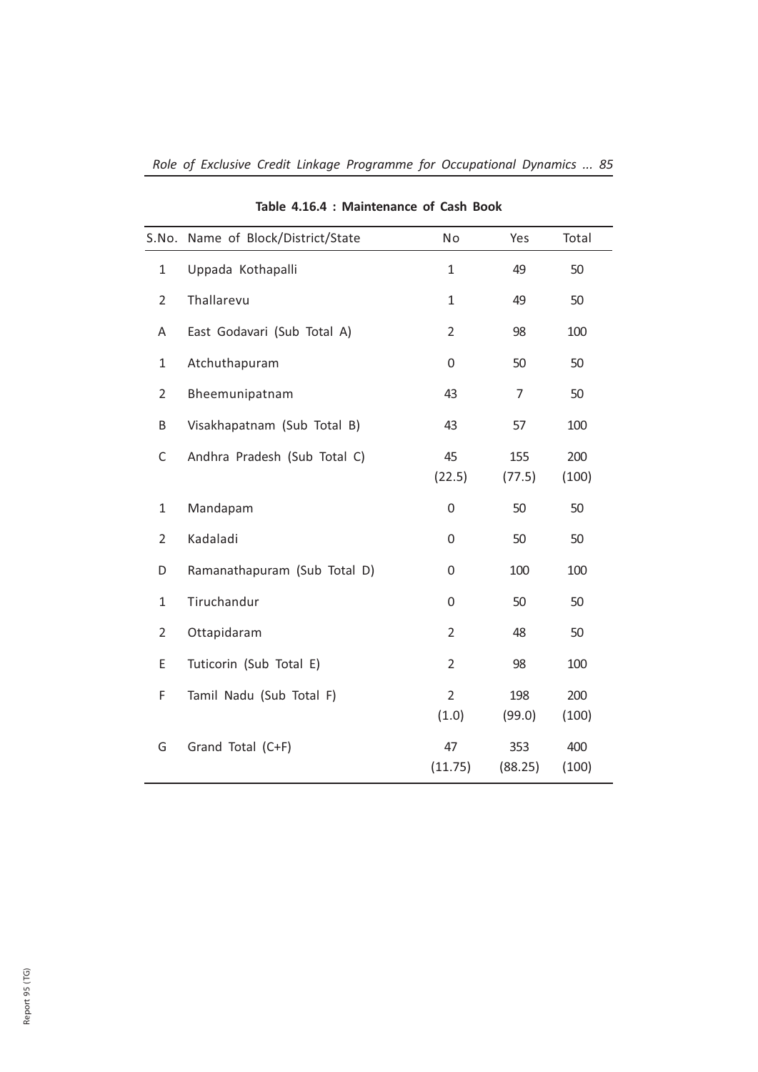**Table 4.16.4 : Maintenance of Cash Book**

| S.No. | Name of Block/District/State | No | Yes | Total |
|---|---|---|---|---|
| 1 | Uppada Kothapalli | 1 | 49 | 50 |
| 2 | Thallarevu | 1 | 49 | 50 |
| A | East Godavari (Sub Total A) | 2 | 98 | 100 |
| 1 | Atchuthapuram | 0 | 50 | 50 |
| 2 | Bheemunipatnam | 43 | 7 | 50 |
| B | Visakhapatnam (Sub Total B) | 43 | 57 | 100 |
| C | Andhra Pradesh (Sub Total C) | 45 (22.5) | 155 (77.5) | 200 (100) |
| 1 | Mandapam | 0 | 50 | 50 |
| 2 | Kadaladi | 0 | 50 | 50 |
| D | Ramanathapuram (Sub Total D) | 0 | 100 | 100 |
| 1 | Tiruchandur | 0 | 50 | 50 |
| 2 | Ottapidaram | 2 | 48 | 50 |
| E | Tuticorin (Sub Total E) | 2 | 98 | 100 |
| F | Tamil Nadu (Sub Total F) | 2 (1.0) | 198 (99.0) | 200 (100) |
| G | Grand Total (C+F) | 47 (11.75) | 353 (88.25) | 400 (100) |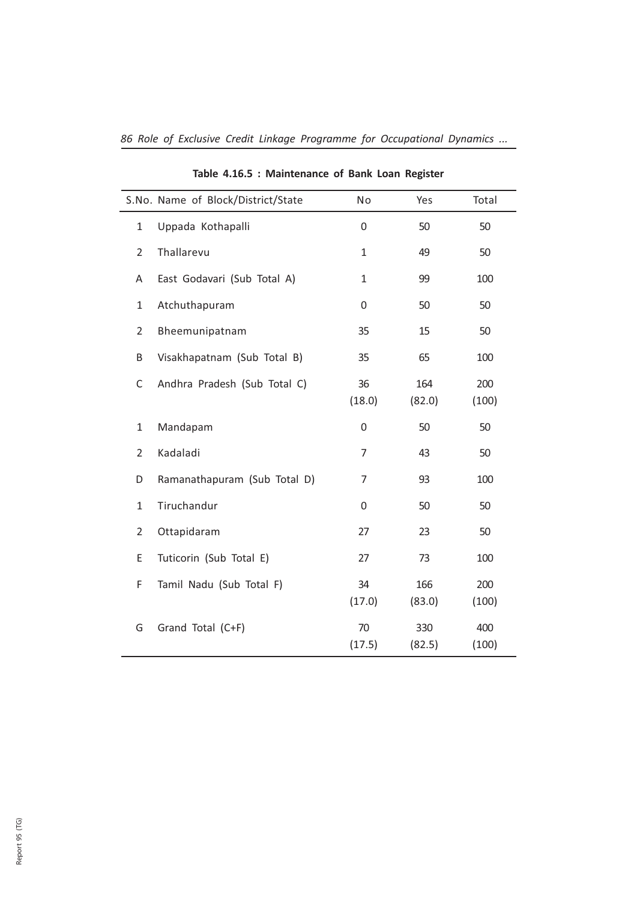**Table 4.16.5 : Maintenance of Bank Loan Register**

| S.No. | Name of Block/District/State | No | Yes | Total |
|---|---|---|---|---|
| 1 | Uppada Kothapalli | 0 | 50 | 50 |
| 2 | Thallarevu | 1 | 49 | 50 |
| A | East Godavari (Sub Total A) | 1 | 99 | 100 |
| 1 | Atchuthapuram | 0 | 50 | 50 |
| 2 | Bheemunipatnam | 35 | 15 | 50 |
| B | Visakhapatnam (Sub Total B) | 35 | 65 | 100 |
| C | Andhra Pradesh (Sub Total C) | 36 (18.0) | 164 (82.0) | 200 (100) |
| 1 | Mandapam | 0 | 50 | 50 |
| 2 | Kadaladi | 7 | 43 | 50 |
| D | Ramanathapuram (Sub Total D) | 7 | 93 | 100 |
| 1 | Tiruchandur | 0 | 50 | 50 |
| 2 | Ottapidaram | 27 | 23 | 50 |
| E | Tuticorin (Sub Total E) | 27 | 73 | 100 |
| F | Tamil Nadu (Sub Total F) | 34 (17.0) | 166 (83.0) | 200 (100) |
| G | Grand Total (C+F) | 70 (17.5) | 330 (82.5) | 400 (100) |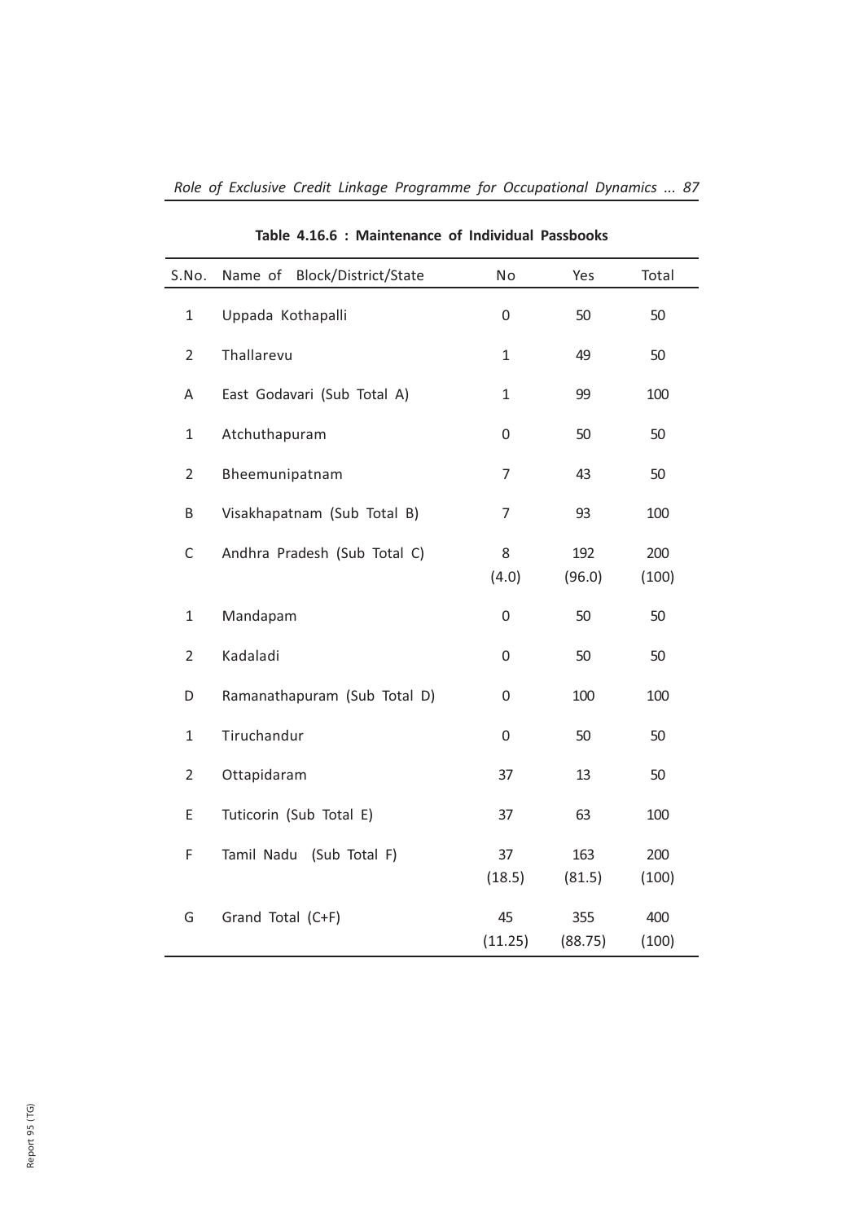**Table 4.16.6 : Maintenance of Individual Passbooks**

| S.No. | Name of Block/District/State | No | Yes | Total |
|---|---|---|---|---|
| 1 | Uppada Kothapalli | 0 | 50 | 50 |
| 2 | Thallarevu | 1 | 49 | 50 |
| A | East Godavari (Sub Total A) | 1 | 99 | 100 |
| 1 | Atchuthapuram | 0 | 50 | 50 |
| 2 | Bheemunipatnam | 7 | 43 | 50 |
| B | Visakhapatnam (Sub Total B) | 7 | 93 | 100 |
| C | Andhra Pradesh (Sub Total C) | 8<br>(4.0) | 192<br>(96.0) | 200<br>(100) |
| 1 | Mandapam | 0 | 50 | 50 |
| 2 | Kadaladi | 0 | 50 | 50 |
| D | Ramanathapuram (Sub Total D) | 0 | 100 | 100 |
| 1 | Tiruchandur | 0 | 50 | 50 |
| 2 | Ottapidaram | 37 | 13 | 50 |
| E | Tuticorin (Sub Total E) | 37 | 63 | 100 |
| F | Tamil Nadu (Sub Total F) | 37<br>(18.5) | 163<br>(81.5) | 200<br>(100) |
| G | Grand Total (C+F) | 45<br>(11.25) | 355<br>(88.75) | 400<br>(100) |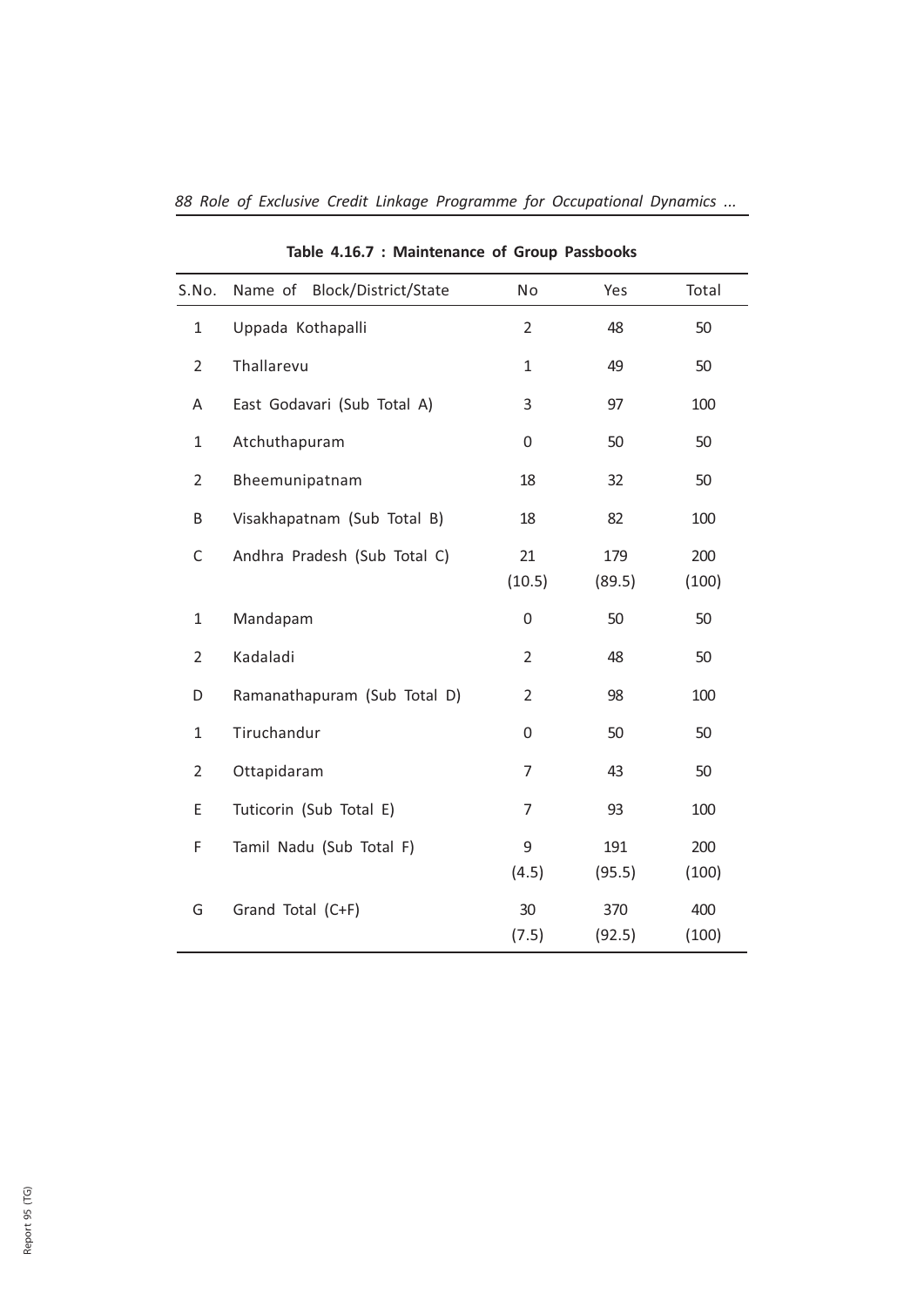**Table 4.16.7 : Maintenance of Group Passbooks**

| S.No. | Name of Block/District/State | No | Yes | Total |
|---|---|---|---|---|
| 1 | Uppada Kothapalli | 2 | 48 | 50 |
| 2 | Thallarevu | 1 | 49 | 50 |
| A | East Godavari (Sub Total A) | 3 | 97 | 100 |
| 1 | Atchuthapuram | 0 | 50 | 50 |
| 2 | Bheemunipatnam | 18 | 32 | 50 |
| B | Visakhapatnam (Sub Total B) | 18 | 82 | 100 |
| C | Andhra Pradesh (Sub Total C) | 21 (10.5) | 179 (89.5) | 200 (100) |
| 1 | Mandapam | 0 | 50 | 50 |
| 2 | Kadaladi | 2 | 48 | 50 |
| D | Ramanathapuram (Sub Total D) | 2 | 98 | 100 |
| 1 | Tiruchandur | 0 | 50 | 50 |
| 2 | Ottapidaram | 7 | 43 | 50 |
| E | Tuticorin (Sub Total E) | 7 | 93 | 100 |
| F | Tamil Nadu (Sub Total F) | 9 (4.5) | 191 (95.5) | 200 (100) |
| G | Grand Total (C+F) | 30 (7.5) | 370 (92.5) | 400 (100) |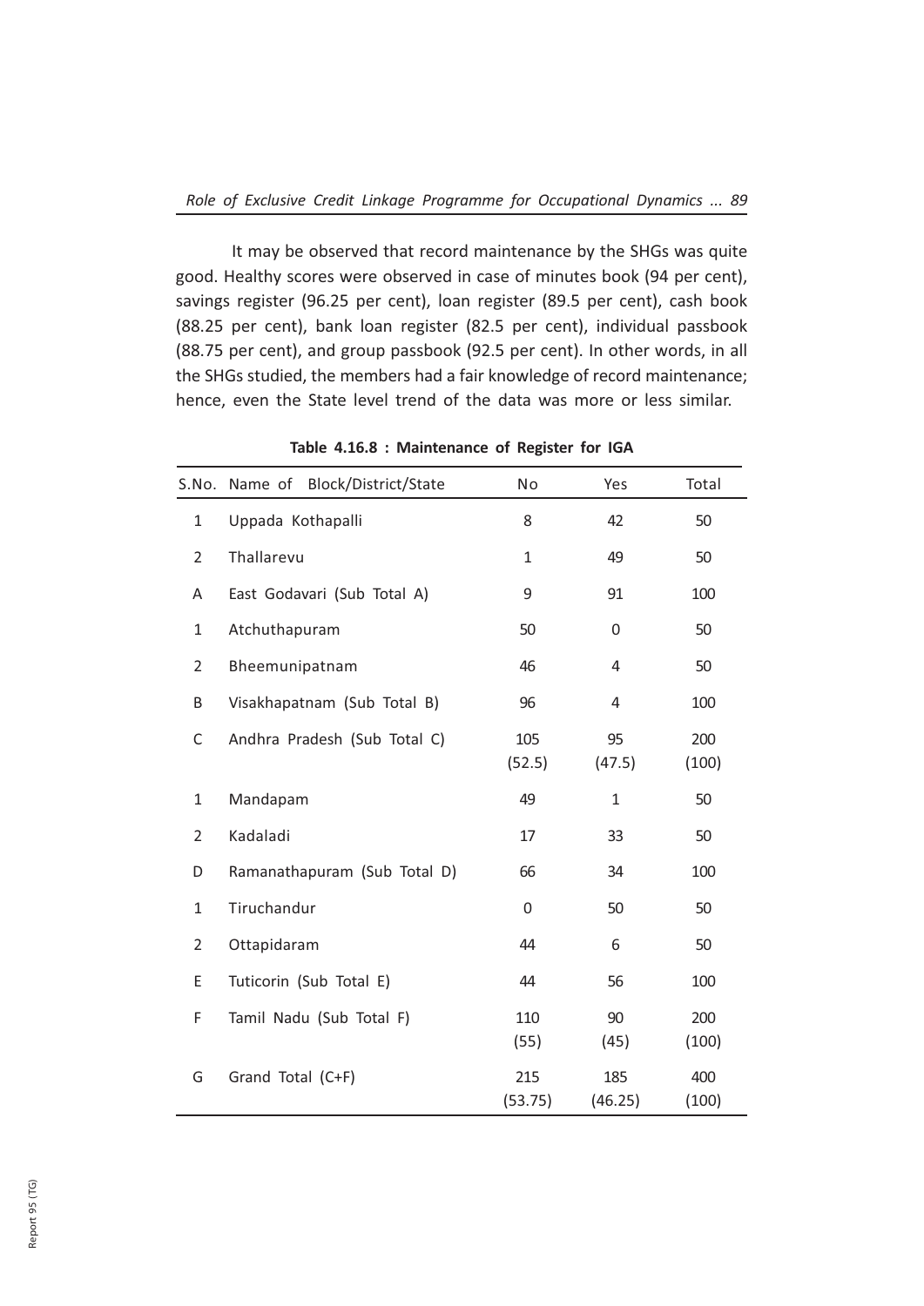It may be observed that record maintenance by the SHGs was quite good. Healthy scores were observed in case of minutes book (94 per cent), savings register (96.25 per cent), loan register (89.5 per cent), cash book (88.25 per cent), bank loan register (82.5 per cent), individual passbook (88.75 per cent), and group passbook (92.5 per cent). In other words, in all the SHGs studied, the members had a fair knowledge of record maintenance; hence, even the State level trend of the data was more or less similar.

**Table 4.16.8 : Maintenance of Register for IGA**

| S.No. | Name of Block/District/State | No | Yes | Total |
|---|---|---|---|---|
| 1 | Uppada Kothapalli | 8 | 42 | 50 |
| 2 | Thallarevu | 1 | 49 | 50 |
| A | East Godavari (Sub Total A) | 9 | 91 | 100 |
| 1 | Atchuthapuram | 50 | 0 | 50 |
| 2 | Bheemunipatnam | 46 | 4 | 50 |
| B | Visakhapatnam (Sub Total B) | 96 | 4 | 100 |
| C | Andhra Pradesh (Sub Total C) | 105 (52.5) | 95 (47.5) | 200 (100) |
| 1 | Mandapam | 49 | 1 | 50 |
| 2 | Kadaladi | 17 | 33 | 50 |
| D | Ramanathapuram (Sub Total D) | 66 | 34 | 100 |
| 1 | Tiruchandur | 0 | 50 | 50 |
| 2 | Ottapidaram | 44 | 6 | 50 |
| E | Tuticorin (Sub Total E) | 44 | 56 | 100 |
| F | Tamil Nadu (Sub Total F) | 110 (55) | 90 (45) | 200 (100) |
| G | Grand Total (C+F) | 215 (53.75) | 185 (46.25) | 400 (100) |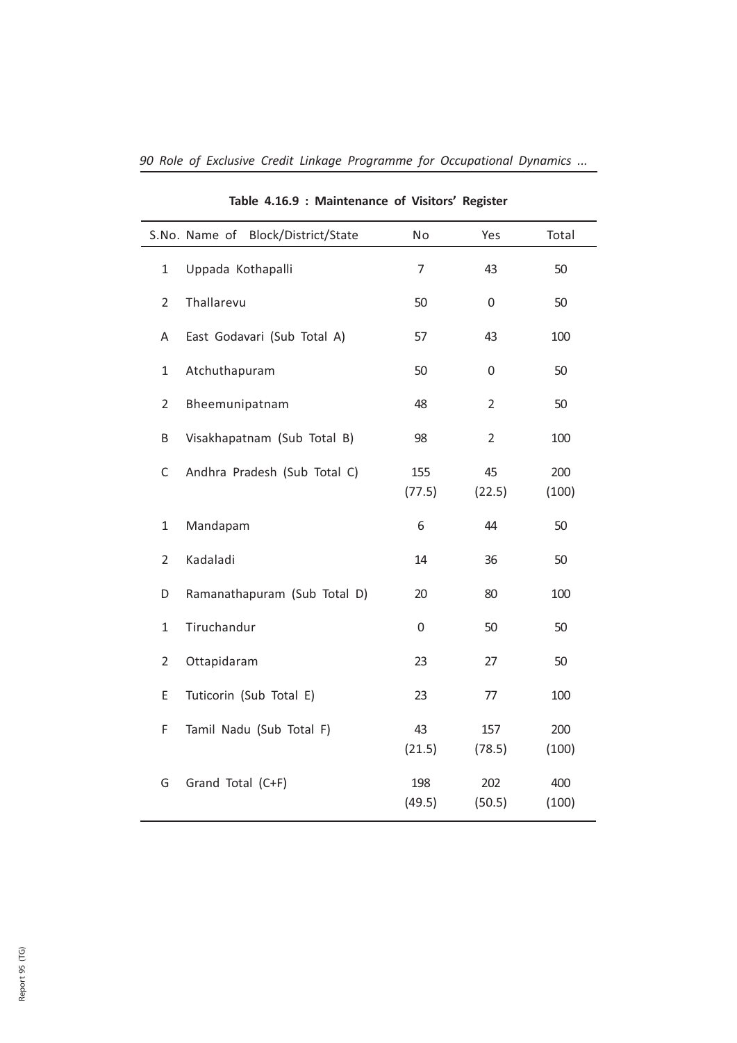**Table 4.16.9 : Maintenance of Visitors' Register**

| S.No. | Name of Block/District/State | No | Yes | Total |
|---|---|---|---|---|
| 1 | Uppada Kothapalli | 7 | 43 | 50 |
| 2 | Thallarevu | 50 | 0 | 50 |
| A | East Godavari (Sub Total A) | 57 | 43 | 100 |
| 1 | Atchuthapuram | 50 | 0 | 50 |
| 2 | Bheemunipatnam | 48 | 2 | 50 |
| B | Visakhapatnam (Sub Total B) | 98 | 2 | 100 |
| C | Andhra Pradesh (Sub Total C) | 155 (77.5) | 45 (22.5) | 200 (100) |
| 1 | Mandapam | 6 | 44 | 50 |
| 2 | Kadaladi | 14 | 36 | 50 |
| D | Ramanathapuram (Sub Total D) | 20 | 80 | 100 |
| 1 | Tiruchandur | 0 | 50 | 50 |
| 2 | Ottapidaram | 23 | 27 | 50 |
| E | Tuticorin (Sub Total E) | 23 | 77 | 100 |
| F | Tamil Nadu (Sub Total F) | 43 (21.5) | 157 (78.5) | 200 (100) |
| G | Grand Total (C+F) | 198 (49.5) | 202 (50.5) | 400 (100) |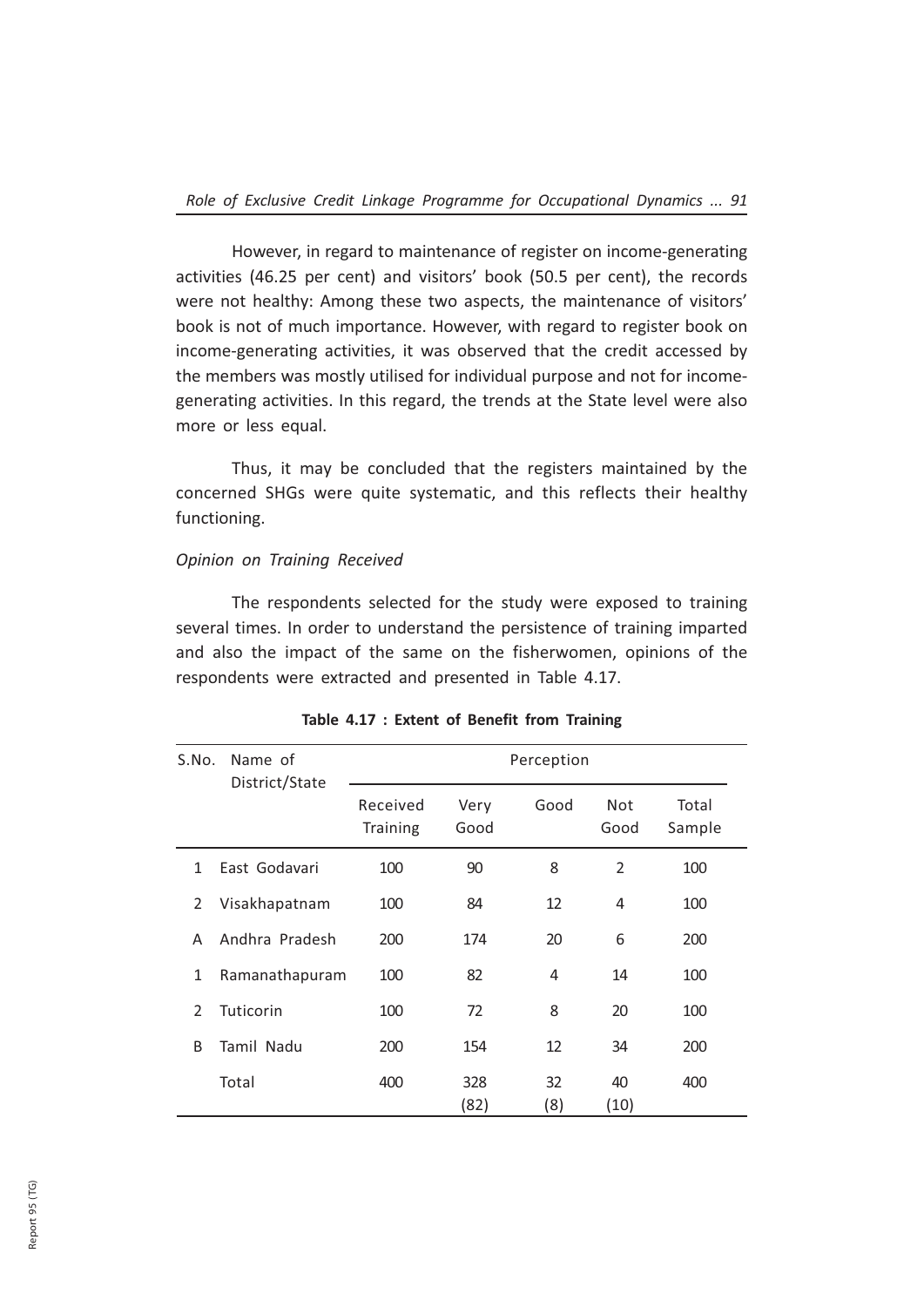However, in regard to maintenance of register on income-generating activities (46.25 per cent) and visitors' book (50.5 per cent), the records were not healthy: Among these two aspects, the maintenance of visitors' book is not of much importance. However, with regard to register book on income-generating activities, it was observed that the credit accessed by the members was mostly utilised for individual purpose and not for income-generating activities. In this regard, the trends at the State level were also more or less equal.

Thus, it may be concluded that the registers maintained by the concerned SHGs were quite systematic, and this reflects their healthy functioning.

*Opinion on Training Received*

The respondents selected for the study were exposed to training several times. In order to understand the persistence of training imparted and also the impact of the same on the fisherwomen, opinions of the respondents were extracted and presented in Table 4.17.

**Table 4.17 : Extent of Benefit from Training**

| S.No. | Name of District/State | Perception | | | | |
|---|---|---|---|---|---|---|
| | | Received Training | Very Good | Good | Not Good | Total Sample |
| 1 | East Godavari | 100 | 90 | 8 | 2 | 100 |
| 2 | Visakhapatnam | 100 | 84 | 12 | 4 | 100 |
| A | Andhra Pradesh | 200 | 174 | 20 | 6 | 200 |
| 1 | Ramanathapuram | 100 | 82 | 4 | 14 | 100 |
| 2 | Tuticorin | 100 | 72 | 8 | 20 | 100 |
| B | Tamil Nadu | 200 | 154 | 12 | 34 | 200 |
| | Total | 400 | 328 (82) | 32 (8) | 40 (10) | 400 |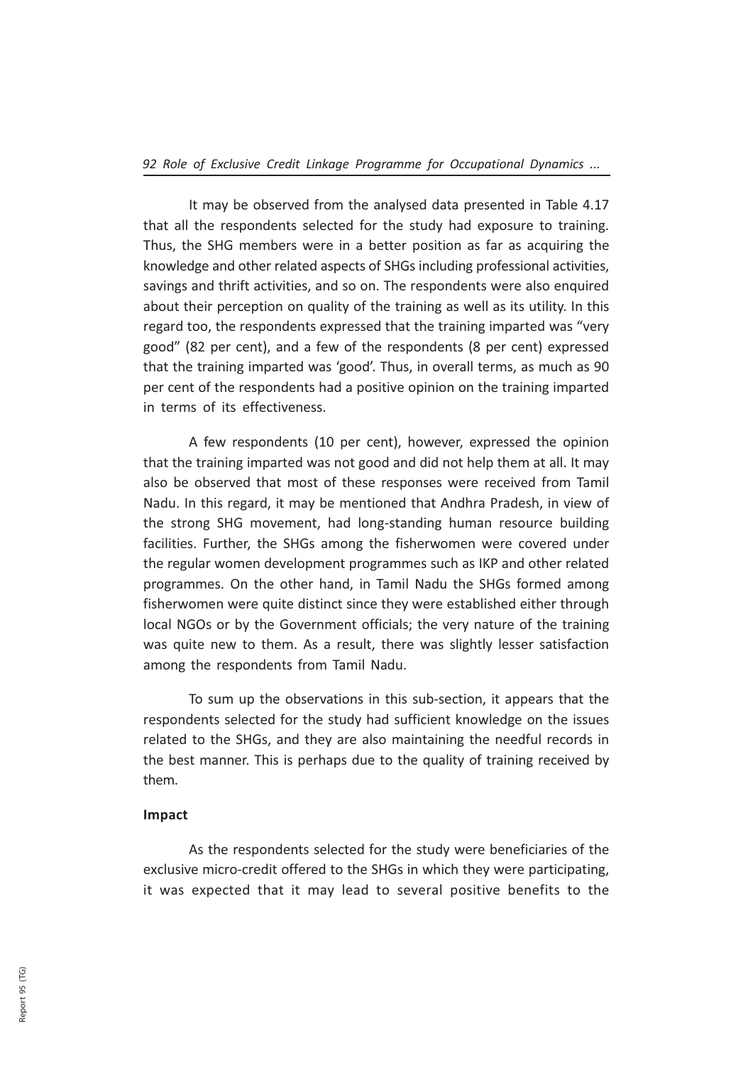It may be observed from the analysed data presented in Table 4.17 that all the respondents selected for the study had exposure to training. Thus, the SHG members were in a better position as far as acquiring the knowledge and other related aspects of SHGs including professional activities, savings and thrift activities, and so on. The respondents were also enquired about their perception on quality of the training as well as its utility. In this regard too, the respondents expressed that the training imparted was "very good" (82 per cent), and a few of the respondents (8 per cent) expressed that the training imparted was 'good'. Thus, in overall terms, as much as 90 per cent of the respondents had a positive opinion on the training imparted in terms of its effectiveness.

A few respondents (10 per cent), however, expressed the opinion that the training imparted was not good and did not help them at all. It may also be observed that most of these responses were received from Tamil Nadu. In this regard, it may be mentioned that Andhra Pradesh, in view of the strong SHG movement, had long-standing human resource building facilities. Further, the SHGs among the fisherwomen were covered under the regular women development programmes such as IKP and other related programmes. On the other hand, in Tamil Nadu the SHGs formed among fisherwomen were quite distinct since they were established either through local NGOs or by the Government officials; the very nature of the training was quite new to them. As a result, there was slightly lesser satisfaction among the respondents from Tamil Nadu.

To sum up the observations in this sub-section, it appears that the respondents selected for the study had sufficient knowledge on the issues related to the SHGs, and they are also maintaining the needful records in the best manner. This is perhaps due to the quality of training received by them.

**Impact**

As the respondents selected for the study were beneficiaries of the exclusive micro-credit offered to the SHGs in which they were participating, it was expected that it may lead to several positive benefits to the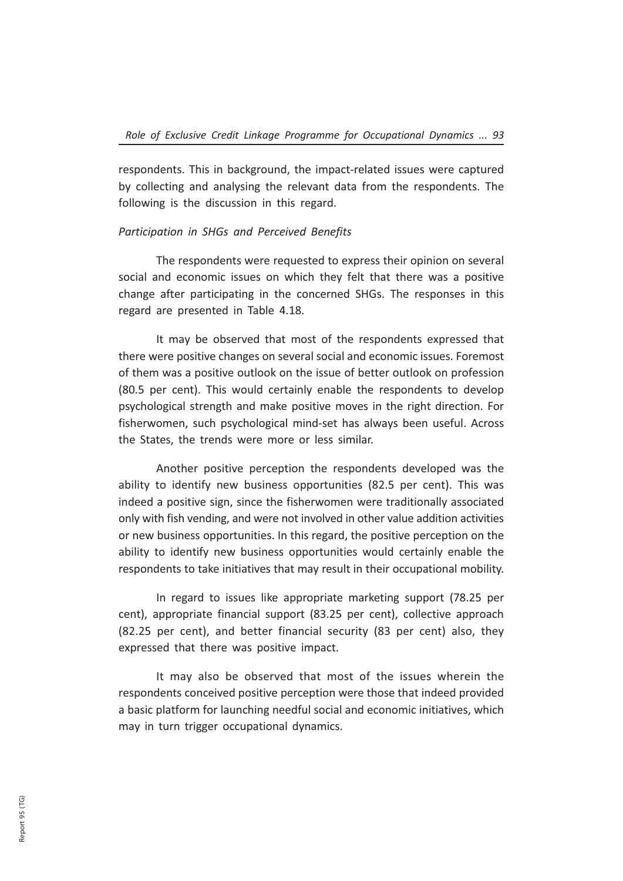respondents. This in background, the impact-related issues were captured by collecting and analysing the relevant data from the respondents. The following is the discussion in this regard.

*Participation in SHGs and Perceived Benefits*

The respondents were requested to express their opinion on several social and economic issues on which they felt that there was a positive change after participating in the concerned SHGs. The responses in this regard are presented in Table 4.18.

It may be observed that most of the respondents expressed that there were positive changes on several social and economic issues. Foremost of them was a positive outlook on the issue of better outlook on profession (80.5 per cent). This would certainly enable the respondents to develop psychological strength and make positive moves in the right direction. For fisherwomen, such psychological mind-set has always been useful. Across the States, the trends were more or less similar.

Another positive perception the respondents developed was the ability to identify new business opportunities (82.5 per cent). This was indeed a positive sign, since the fisherwomen were traditionally associated only with fish vending, and were not involved in other value addition activities or new business opportunities. In this regard, the positive perception on the ability to identify new business opportunities would certainly enable the respondents to take initiatives that may result in their occupational mobility.

In regard to issues like appropriate marketing support (78.25 per cent), appropriate financial support (83.25 per cent), collective approach (82.25 per cent), and better financial security (83 per cent) also, they expressed that there was positive impact.

It may also be observed that most of the issues wherein the respondents conceived positive perception were those that indeed provided a basic platform for launching needful social and economic initiatives, which may in turn trigger occupational dynamics.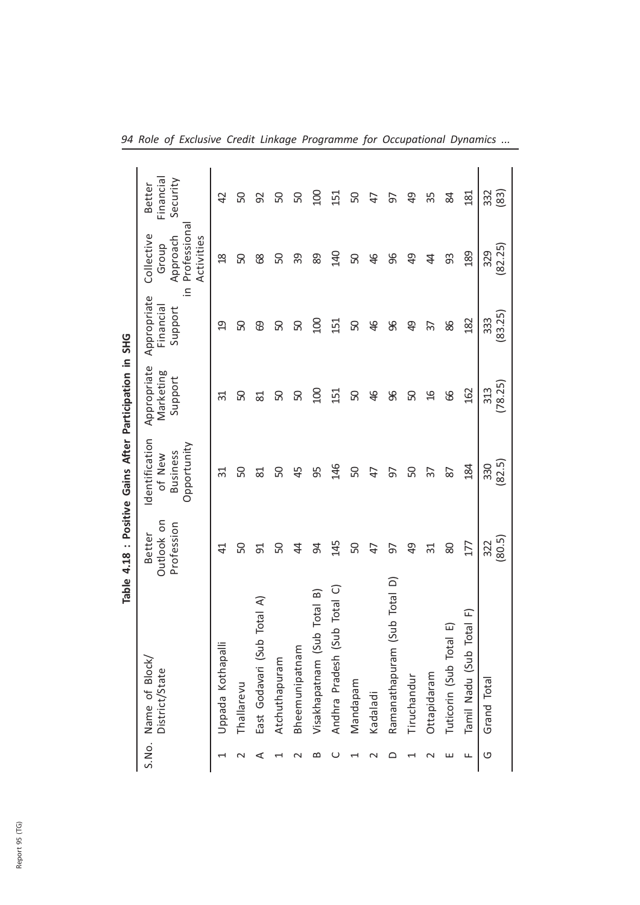**Table 4.18 : Positive Gains After Participation in SHG**

| S.No. | Name of Block/ District/State | Better Outlook on Profession | Identification of New Business Opportunity | Appropriate Marketing Support | Appropriate Financial Support | Collective Group Approach in Professional Activities | Better Financial Security |
|---|---|---|---|---|---|---|---|
| 1 | Uppada Kothapalli | 41 | 31 | 31 | 19 | 18 | 42 |
| 2 | Thallarevu | 50 | 50 | 50 | 50 | 50 | 50 |
| A | East Godavari (Sub Total A) | 91 | 81 | 81 | 69 | 68 | 92 |
| 1 | Atchuthapuram | 50 | 50 | 50 | 50 | 50 | 50 |
| 2 | Bheemunipatnam | 44 | 45 | 50 | 50 | 39 | 50 |
| B | Visakhapatnam (Sub Total B) | 94 | 95 | 100 | 100 | 89 | 100 |
| C | Andhra Pradesh (Sub Total C) | 145 | 146 | 151 | 151 | 140 | 151 |
| 1 | Mandapam | 50 | 50 | 50 | 50 | 50 | 50 |
| 2 | Kadaladi | 47 | 47 | 46 | 46 | 46 | 47 |
| D | Ramanathapuram (Sub Total D) | 97 | 97 | 96 | 96 | 96 | 97 |
| 1 | Tiruchandur | 49 | 50 | 50 | 49 | 49 | 49 |
| 2 | Ottapidaram | 31 | 37 | 16 | 37 | 44 | 35 |
| E | Tuticorin (Sub Total E) | 80 | 87 | 66 | 86 | 93 | 84 |
| F | Tamil Nadu (Sub Total F) | 177 | 184 | 162 | 182 | 189 | 181 |
| G | Grand Total | 322 (80.5) | 330 (82.5) | 313 (78.25) | 333 (83.25) | 329 (82.25) | 332 (83) |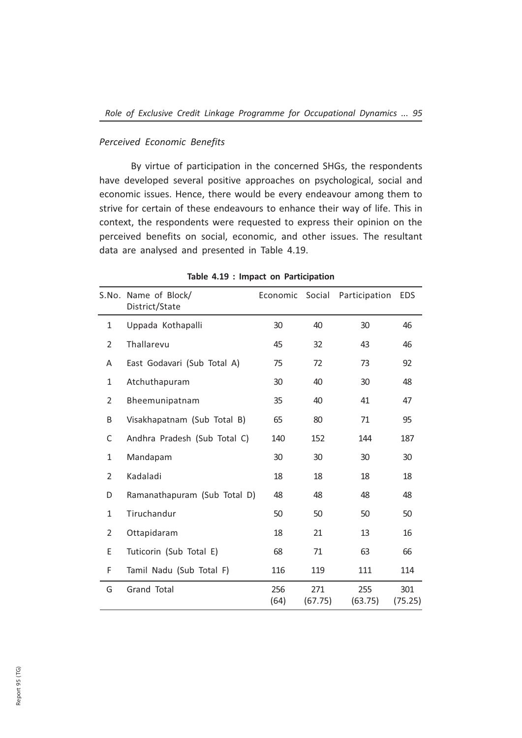*Perceived Economic Benefits*

By virtue of participation in the concerned SHGs, the respondents have developed several positive approaches on psychological, social and economic issues. Hence, there would be every endeavour among them to strive for certain of these endeavours to enhance their way of life. This in context, the respondents were requested to express their opinion on the perceived benefits on social, economic, and other issues. The resultant data are analysed and presented in Table 4.19.

**Table 4.19 : Impact on Participation**

| S.No. | Name of Block/ District/State | Economic | Social | Participation | EDS |
|---|---|---|---|---|---|
| 1 | Uppada Kothapalli | 30 | 40 | 30 | 46 |
| 2 | Thallarevu | 45 | 32 | 43 | 46 |
| A | East Godavari (Sub Total A) | 75 | 72 | 73 | 92 |
| 1 | Atchuthapuram | 30 | 40 | 30 | 48 |
| 2 | Bheemunipatnam | 35 | 40 | 41 | 47 |
| B | Visakhapatnam (Sub Total B) | 65 | 80 | 71 | 95 |
| C | Andhra Pradesh (Sub Total C) | 140 | 152 | 144 | 187 |
| 1 | Mandapam | 30 | 30 | 30 | 30 |
| 2 | Kadaladi | 18 | 18 | 18 | 18 |
| D | Ramanathapuram (Sub Total D) | 48 | 48 | 48 | 48 |
| 1 | Tiruchandur | 50 | 50 | 50 | 50 |
| 2 | Ottapidaram | 18 | 21 | 13 | 16 |
| E | Tuticorin (Sub Total E) | 68 | 71 | 63 | 66 |
| F | Tamil Nadu (Sub Total F) | 116 | 119 | 111 | 114 |
| G | Grand Total | 256 (64) | 271 (67.75) | 255 (63.75) | 301 (75.25) |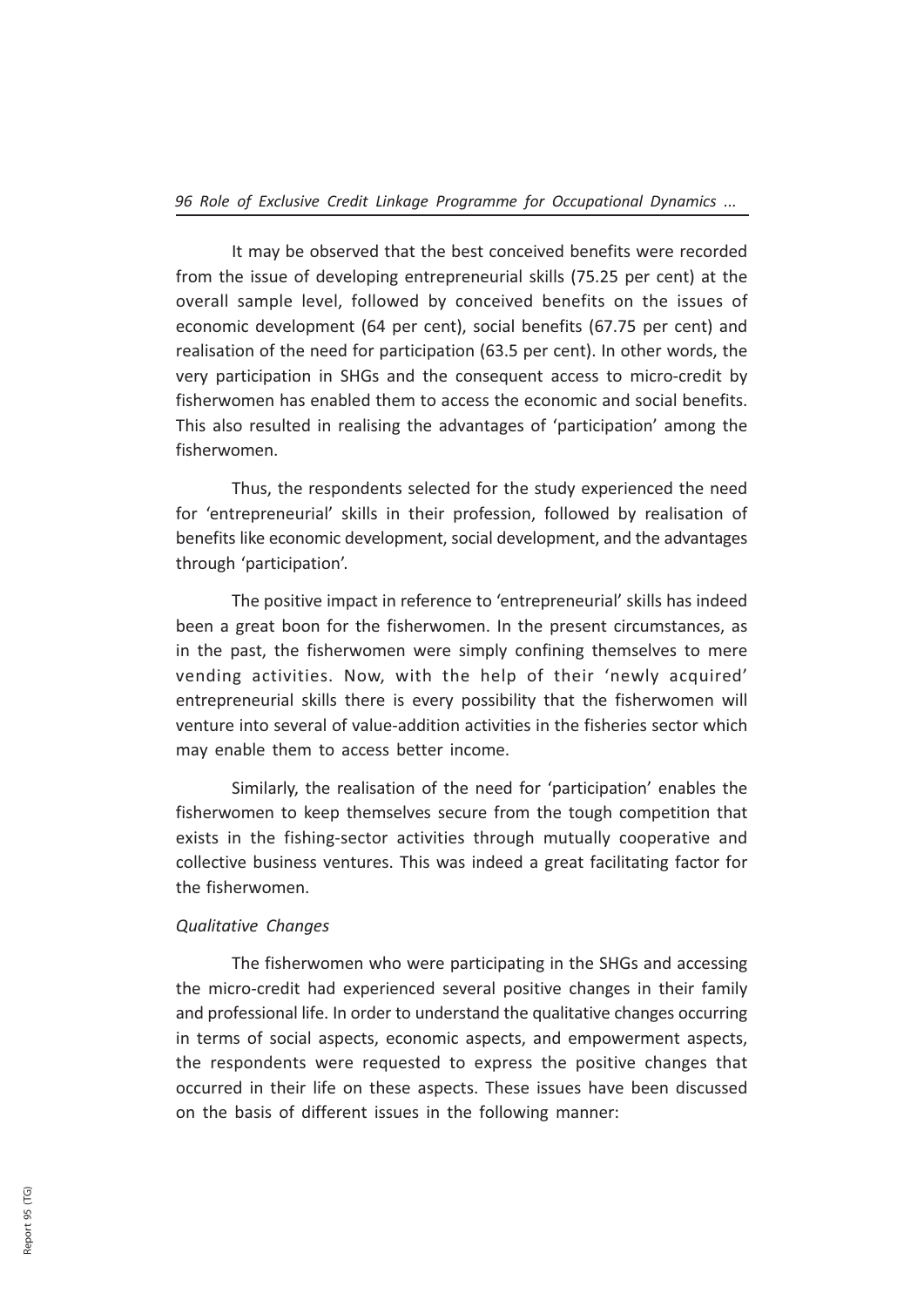It may be observed that the best conceived benefits were recorded from the issue of developing entrepreneurial skills (75.25 per cent) at the overall sample level, followed by conceived benefits on the issues of economic development (64 per cent), social benefits (67.75 per cent) and realisation of the need for participation (63.5 per cent). In other words, the very participation in SHGs and the consequent access to micro-credit by fisherwomen has enabled them to access the economic and social benefits. This also resulted in realising the advantages of 'participation' among the fisherwomen.

Thus, the respondents selected for the study experienced the need for 'entrepreneurial' skills in their profession, followed by realisation of benefits like economic development, social development, and the advantages through 'participation'.

The positive impact in reference to 'entrepreneurial' skills has indeed been a great boon for the fisherwomen. In the present circumstances, as in the past, the fisherwomen were simply confining themselves to mere vending activities. Now, with the help of their 'newly acquired' entrepreneurial skills there is every possibility that the fisherwomen will venture into several of value-addition activities in the fisheries sector which may enable them to access better income.

Similarly, the realisation of the need for 'participation' enables the fisherwomen to keep themselves secure from the tough competition that exists in the fishing-sector activities through mutually cooperative and collective business ventures. This was indeed a great facilitating factor for the fisherwomen.

*Qualitative Changes*

The fisherwomen who were participating in the SHGs and accessing the micro-credit had experienced several positive changes in their family and professional life. In order to understand the qualitative changes occurring in terms of social aspects, economic aspects, and empowerment aspects, the respondents were requested to express the positive changes that occurred in their life on these aspects. These issues have been discussed on the basis of different issues in the following manner: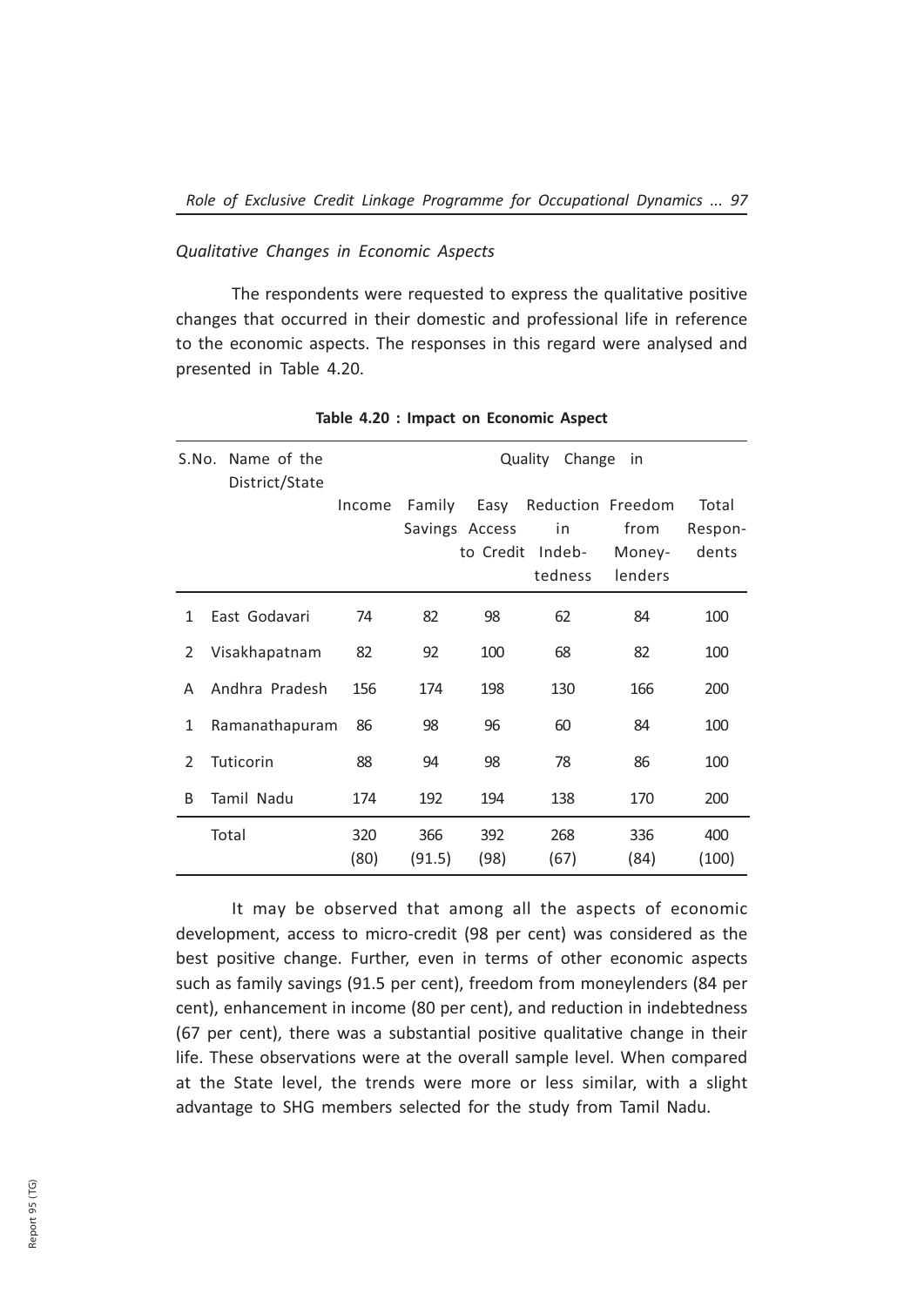*Qualitative Changes in Economic Aspects*

The respondents were requested to express the qualitative positive changes that occurred in their domestic and professional life in reference to the economic aspects. The responses in this regard were analysed and presented in Table 4.20.

**Table 4.20 : Impact on Economic Aspect**

| S.No. | Name of the District/State | Quality Change in | | | | | |
|---|---|---|---|---|---|---|---|
| | | Income | Family Savings | Easy Access to Credit | Reduction in Indebtedness | Freedom from Money-lenders | Total Respon-dents |
| 1 | East Godavari | 74 | 82 | 98 | 62 | 84 | 100 |
| 2 | Visakhapatnam | 82 | 92 | 100 | 68 | 82 | 100 |
| A | Andhra Pradesh | 156 | 174 | 198 | 130 | 166 | 200 |
| 1 | Ramanathapuram | 86 | 98 | 96 | 60 | 84 | 100 |
| 2 | Tuticorin | 88 | 94 | 98 | 78 | 86 | 100 |
| B | Tamil Nadu | 174 | 192 | 194 | 138 | 170 | 200 |
| | Total | 320 (80) | 366 (91.5) | 392 (98) | 268 (67) | 336 (84) | 400 (100) |

It may be observed that among all the aspects of economic development, access to micro-credit (98 per cent) was considered as the best positive change. Further, even in terms of other economic aspects such as family savings (91.5 per cent), freedom from moneylenders (84 per cent), enhancement in income (80 per cent), and reduction in indebtedness (67 per cent), there was a substantial positive qualitative change in their life. These observations were at the overall sample level. When compared at the State level, the trends were more or less similar, with a slight advantage to SHG members selected for the study from Tamil Nadu.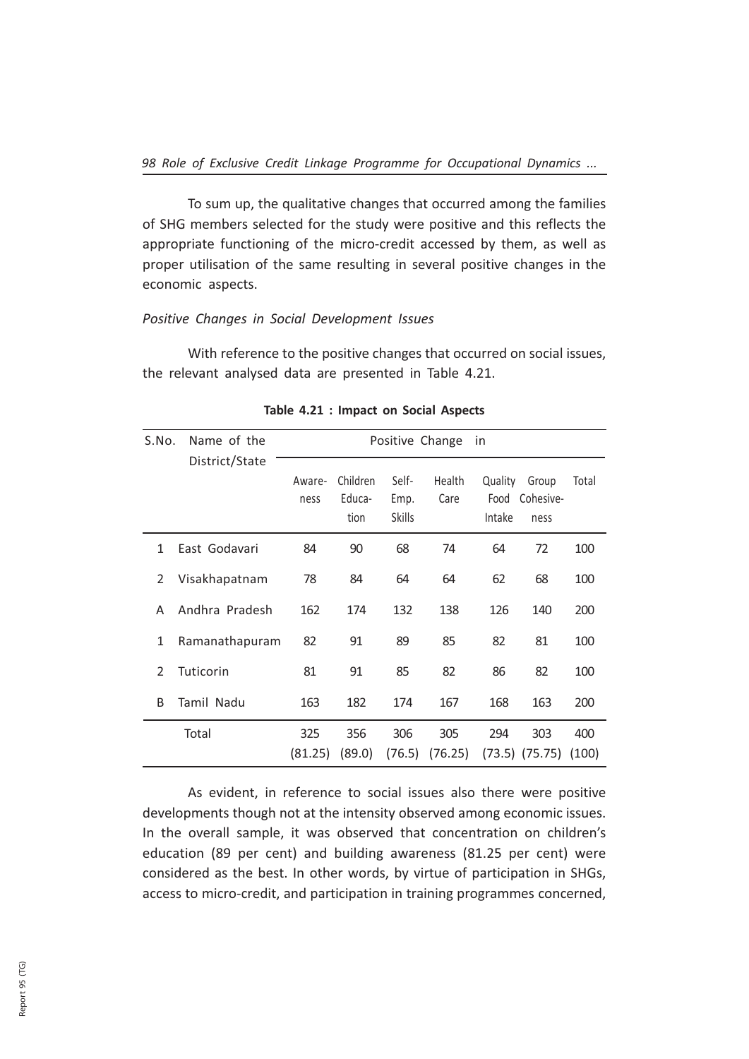To sum up, the qualitative changes that occurred among the families of SHG members selected for the study were positive and this reflects the appropriate functioning of the micro-credit accessed by them, as well as proper utilisation of the same resulting in several positive changes in the economic aspects.

*Positive Changes in Social Development Issues*

With reference to the positive changes that occurred on social issues, the relevant analysed data are presented in Table 4.21.

**Table 4.21 : Impact on Social Aspects**

| S.No. | Name of the District/State | Positive Change in | | | | | | |
|---|---|---|---|---|---|---|---|---|
| | | Awareness | Children Education | Self-Emp. Skills | Health Care | Quality Food Intake | Group Cohesiveness | Total |
| 1 | East Godavari | 84 | 90 | 68 | 74 | 64 | 72 | 100 |
| 2 | Visakhapatnam | 78 | 84 | 64 | 64 | 62 | 68 | 100 |
| A | Andhra Pradesh | 162 | 174 | 132 | 138 | 126 | 140 | 200 |
| 1 | Ramanathapuram | 82 | 91 | 89 | 85 | 82 | 81 | 100 |
| 2 | Tuticorin | 81 | 91 | 85 | 82 | 86 | 82 | 100 |
| B | Tamil Nadu | 163 | 182 | 174 | 167 | 168 | 163 | 200 |
| | Total | 325 (81.25) | 356 (89.0) | 306 (76.5) | 305 (76.25) | 294 (73.5) | 303 (75.75) | 400 (100) |

As evident, in reference to social issues also there were positive developments though not at the intensity observed among economic issues. In the overall sample, it was observed that concentration on children's education (89 per cent) and building awareness (81.25 per cent) were considered as the best. In other words, by virtue of participation in SHGs, access to micro-credit, and participation in training programmes concerned,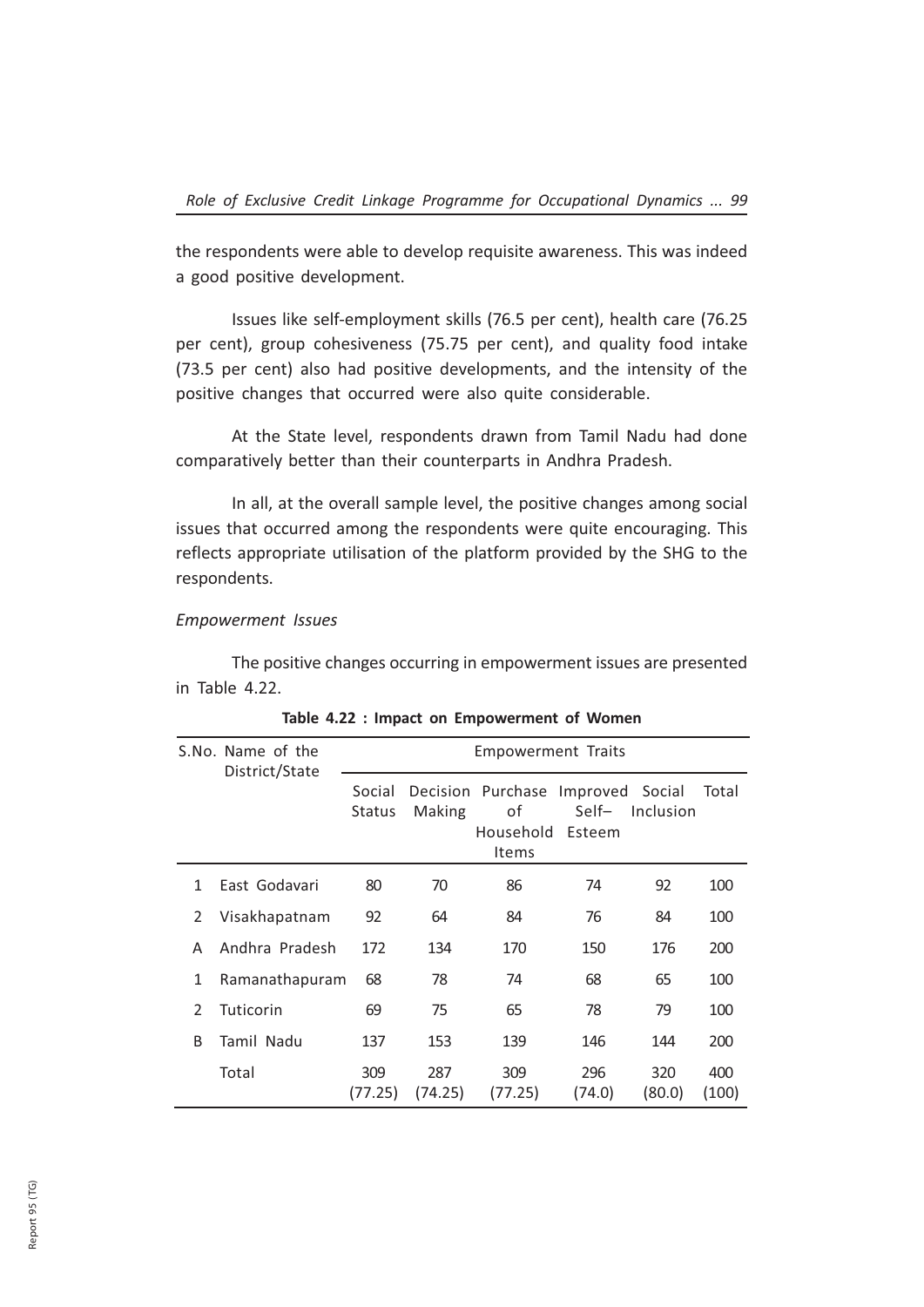the respondents were able to develop requisite awareness. This was indeed a good positive development.

Issues like self-employment skills (76.5 per cent), health care (76.25 per cent), group cohesiveness (75.75 per cent), and quality food intake (73.5 per cent) also had positive developments, and the intensity of the positive changes that occurred were also quite considerable.

At the State level, respondents drawn from Tamil Nadu had done comparatively better than their counterparts in Andhra Pradesh.

In all, at the overall sample level, the positive changes among social issues that occurred among the respondents were quite encouraging. This reflects appropriate utilisation of the platform provided by the SHG to the respondents.

*Empowerment Issues*

The positive changes occurring in empowerment issues are presented in Table 4.22.

**Table 4.22 : Impact on Empowerment of Women**

| S.No. | Name of the District/State | Empowerment Traits | | | | | |
|---|---|---|---|---|---|---|---|
| | | Social Status | Decision Making | Purchase of Household Items | Improved Self– Esteem | Social Inclusion | Total |
| 1 | East Godavari | 80 | 70 | 86 | 74 | 92 | 100 |
| 2 | Visakhapatnam | 92 | 64 | 84 | 76 | 84 | 100 |
| A | Andhra Pradesh | 172 | 134 | 170 | 150 | 176 | 200 |
| 1 | Ramanathapuram | 68 | 78 | 74 | 68 | 65 | 100 |
| 2 | Tuticorin | 69 | 75 | 65 | 78 | 79 | 100 |
| B | Tamil Nadu | 137 | 153 | 139 | 146 | 144 | 200 |
| | Total | 309 (77.25) | 287 (74.25) | 309 (77.25) | 296 (74.0) | 320 (80.0) | 400 (100) |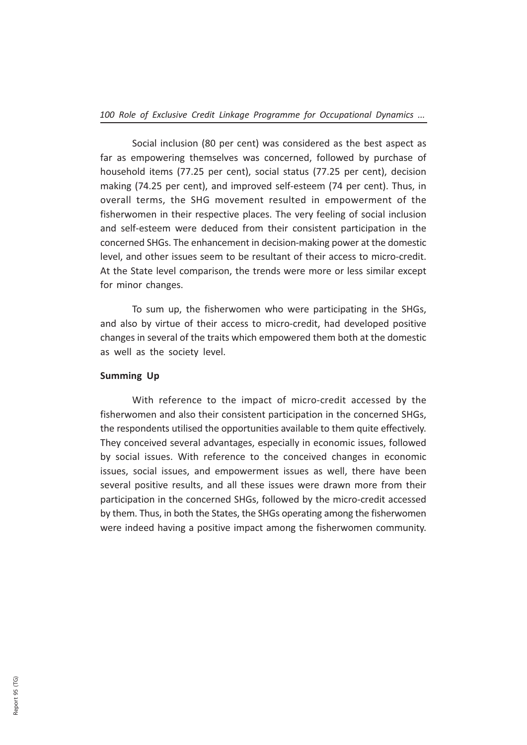Social inclusion (80 per cent) was considered as the best aspect as far as empowering themselves was concerned, followed by purchase of household items (77.25 per cent), social status (77.25 per cent), decision making (74.25 per cent), and improved self-esteem (74 per cent). Thus, in overall terms, the SHG movement resulted in empowerment of the fisherwomen in their respective places. The very feeling of social inclusion and self-esteem were deduced from their consistent participation in the concerned SHGs. The enhancement in decision-making power at the domestic level, and other issues seem to be resultant of their access to micro-credit. At the State level comparison, the trends were more or less similar except for minor changes.

To sum up, the fisherwomen who were participating in the SHGs, and also by virtue of their access to micro-credit, had developed positive changes in several of the traits which empowered them both at the domestic as well as the society level.

**Summing Up**

With reference to the impact of micro-credit accessed by the fisherwomen and also their consistent participation in the concerned SHGs, the respondents utilised the opportunities available to them quite effectively. They conceived several advantages, especially in economic issues, followed by social issues. With reference to the conceived changes in economic issues, social issues, and empowerment issues as well, there have been several positive results, and all these issues were drawn more from their participation in the concerned SHGs, followed by the micro-credit accessed by them. Thus, in both the States, the SHGs operating among the fisherwomen were indeed having a positive impact among the fisherwomen community.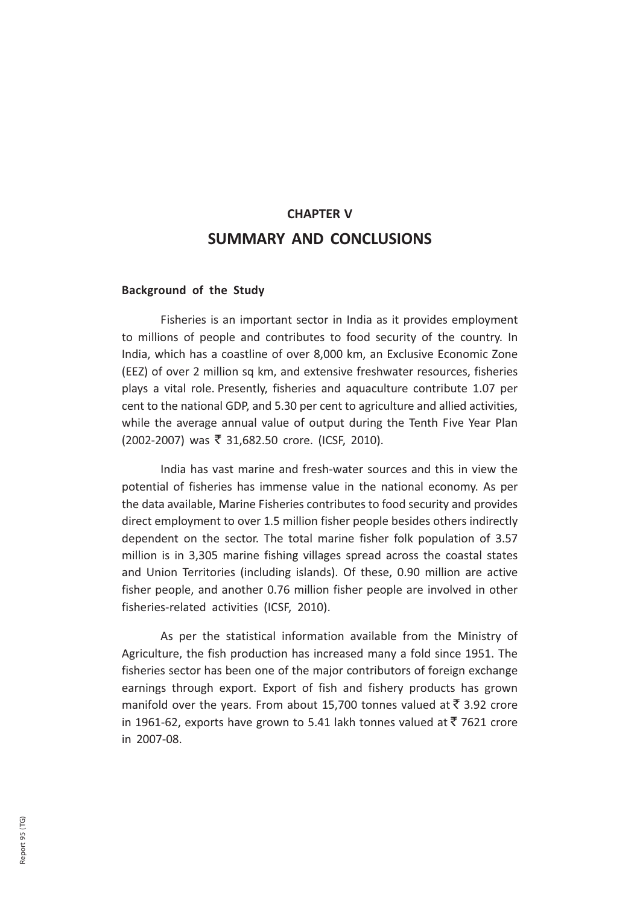# CHAPTER V

# SUMMARY AND CONCLUSIONS

### Background of the Study

Fisheries is an important sector in India as it provides employment to millions of people and contributes to food security of the country. In India, which has a coastline of over 8,000 km, an Exclusive Economic Zone (EEZ) of over 2 million sq km, and extensive freshwater resources, fisheries plays a vital role. Presently, fisheries and aquaculture contribute 1.07 per cent to the national GDP, and 5.30 per cent to agriculture and allied activities, while the average annual value of output during the Tenth Five Year Plan (2002-2007) was ₹ 31,682.50 crore. (ICSF, 2010).

India has vast marine and fresh-water sources and this in view the potential of fisheries has immense value in the national economy. As per the data available, Marine Fisheries contributes to food security and provides direct employment to over 1.5 million fisher people besides others indirectly dependent on the sector. The total marine fisher folk population of 3.57 million is in 3,305 marine fishing villages spread across the coastal states and Union Territories (including islands). Of these, 0.90 million are active fisher people, and another 0.76 million fisher people are involved in other fisheries-related activities (ICSF, 2010).

As per the statistical information available from the Ministry of Agriculture, the fish production has increased many a fold since 1951. The fisheries sector has been one of the major contributors of foreign exchange earnings through export. Export of fish and fishery products has grown manifold over the years. From about 15,700 tonnes valued at ₹ 3.92 crore in 1961-62, exports have grown to 5.41 lakh tonnes valued at ₹ 7621 crore in 2007-08.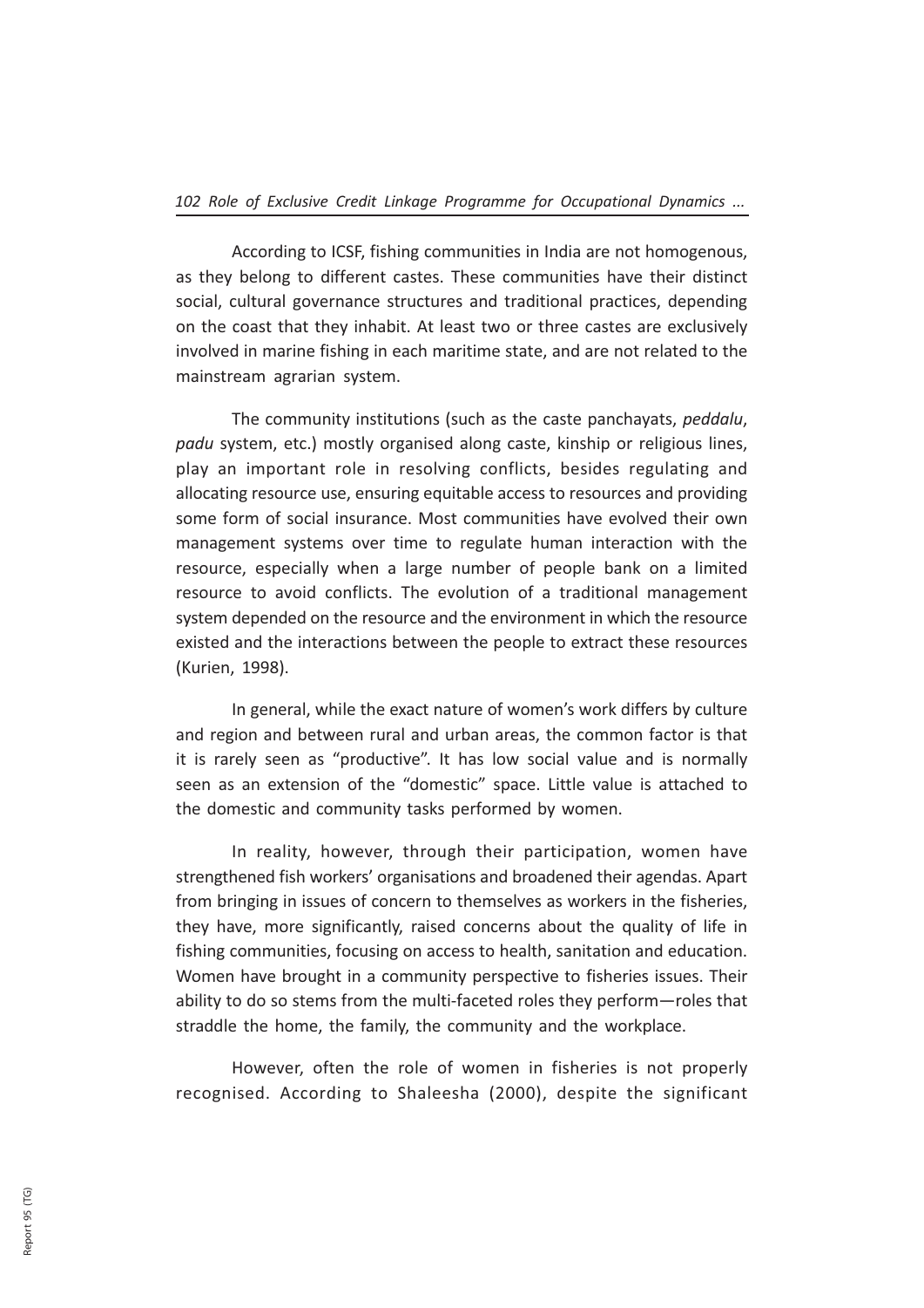According to ICSF, fishing communities in India are not homogenous, as they belong to different castes. These communities have their distinct social, cultural governance structures and traditional practices, depending on the coast that they inhabit. At least two or three castes are exclusively involved in marine fishing in each maritime state, and are not related to the mainstream agrarian system.

The community institutions (such as the caste panchayats, *peddalu*, *padu* system, etc.) mostly organised along caste, kinship or religious lines, play an important role in resolving conflicts, besides regulating and allocating resource use, ensuring equitable access to resources and providing some form of social insurance. Most communities have evolved their own management systems over time to regulate human interaction with the resource, especially when a large number of people bank on a limited resource to avoid conflicts. The evolution of a traditional management system depended on the resource and the environment in which the resource existed and the interactions between the people to extract these resources (Kurien, 1998).

In general, while the exact nature of women's work differs by culture and region and between rural and urban areas, the common factor is that it is rarely seen as "productive". It has low social value and is normally seen as an extension of the "domestic" space. Little value is attached to the domestic and community tasks performed by women.

In reality, however, through their participation, women have strengthened fish workers' organisations and broadened their agendas. Apart from bringing in issues of concern to themselves as workers in the fisheries, they have, more significantly, raised concerns about the quality of life in fishing communities, focusing on access to health, sanitation and education. Women have brought in a community perspective to fisheries issues. Their ability to do so stems from the multi-faceted roles they perform—roles that straddle the home, the family, the community and the workplace.

However, often the role of women in fisheries is not properly recognised. According to Shaleesha (2000), despite the significant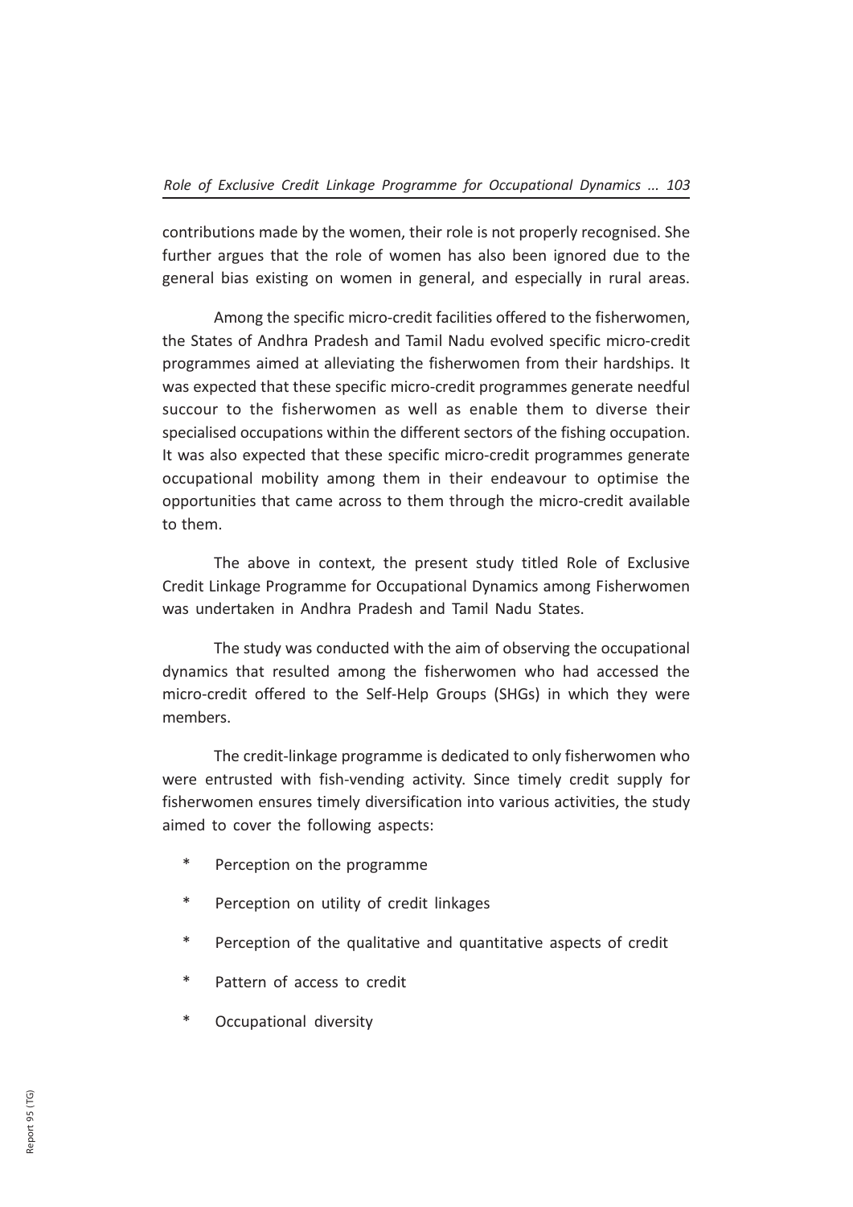contributions made by the women, their role is not properly recognised. She further argues that the role of women has also been ignored due to the general bias existing on women in general, and especially in rural areas.

Among the specific micro-credit facilities offered to the fisherwomen, the States of Andhra Pradesh and Tamil Nadu evolved specific micro-credit programmes aimed at alleviating the fisherwomen from their hardships. It was expected that these specific micro-credit programmes generate needful succour to the fisherwomen as well as enable them to diverse their specialised occupations within the different sectors of the fishing occupation. It was also expected that these specific micro-credit programmes generate occupational mobility among them in their endeavour to optimise the opportunities that came across to them through the micro-credit available to them.

The above in context, the present study titled Role of Exclusive Credit Linkage Programme for Occupational Dynamics among Fisherwomen was undertaken in Andhra Pradesh and Tamil Nadu States.

The study was conducted with the aim of observing the occupational dynamics that resulted among the fisherwomen who had accessed the micro-credit offered to the Self-Help Groups (SHGs) in which they were members.

The credit-linkage programme is dedicated to only fisherwomen who were entrusted with fish-vending activity. Since timely credit supply for fisherwomen ensures timely diversification into various activities, the study aimed to cover the following aspects:

* Perception on the programme
* Perception on utility of credit linkages
* Perception of the qualitative and quantitative aspects of credit
* Pattern of access to credit
* Occupational diversity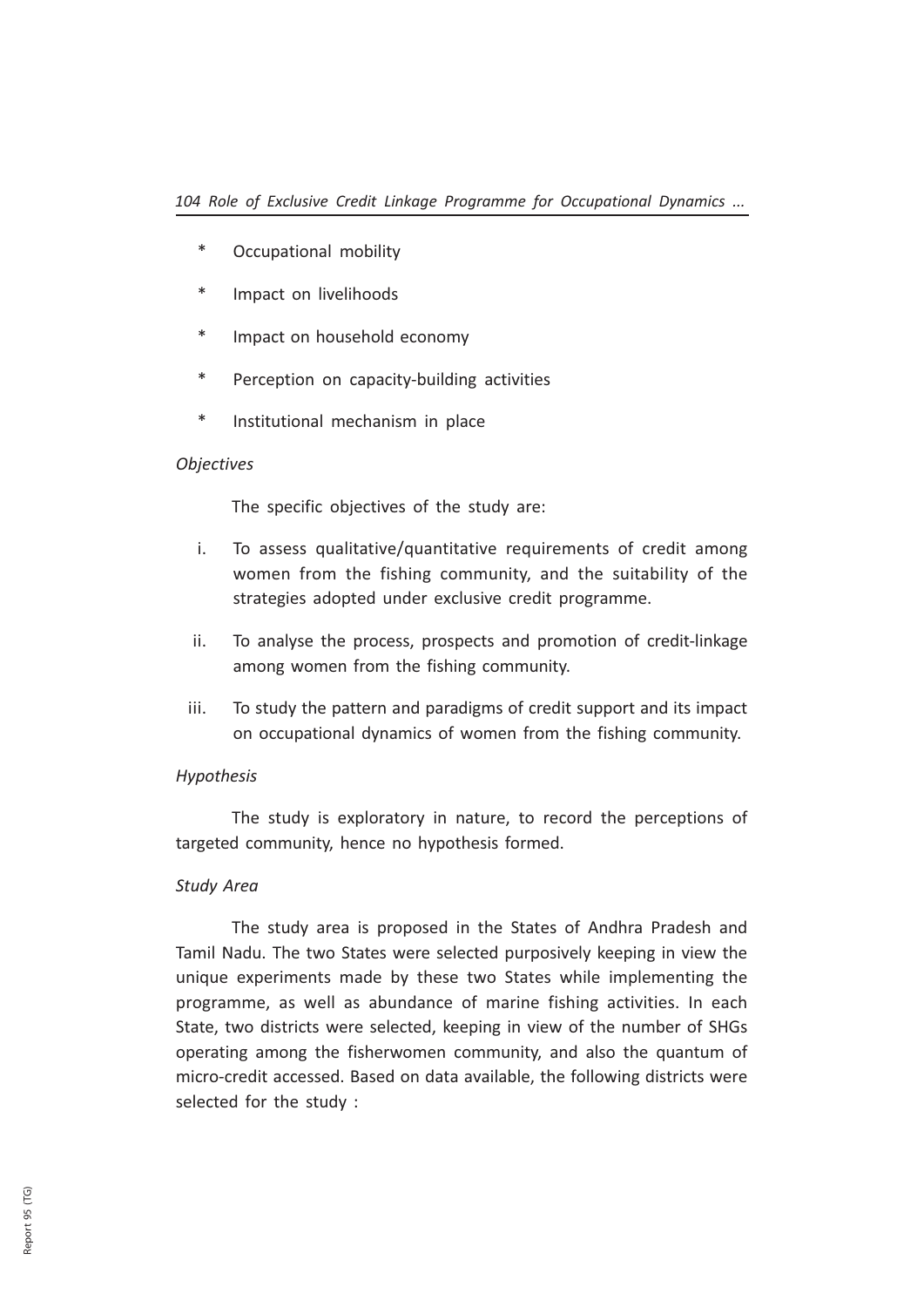* Occupational mobility
* Impact on livelihoods
* Impact on household economy
* Perception on capacity-building activities
* Institutional mechanism in place

*Objectives*

The specific objectives of the study are:

i. To assess qualitative/quantitative requirements of credit among women from the fishing community, and the suitability of the strategies adopted under exclusive credit programme.

ii. To analyse the process, prospects and promotion of credit-linkage among women from the fishing community.

iii. To study the pattern and paradigms of credit support and its impact on occupational dynamics of women from the fishing community.

*Hypothesis*

The study is exploratory in nature, to record the perceptions of targeted community, hence no hypothesis formed.

*Study Area*

The study area is proposed in the States of Andhra Pradesh and Tamil Nadu. The two States were selected purposively keeping in view the unique experiments made by these two States while implementing the programme, as well as abundance of marine fishing activities. In each State, two districts were selected, keeping in view of the number of SHGs operating among the fisherwomen community, and also the quantum of micro-credit accessed. Based on data available, the following districts were selected for the study :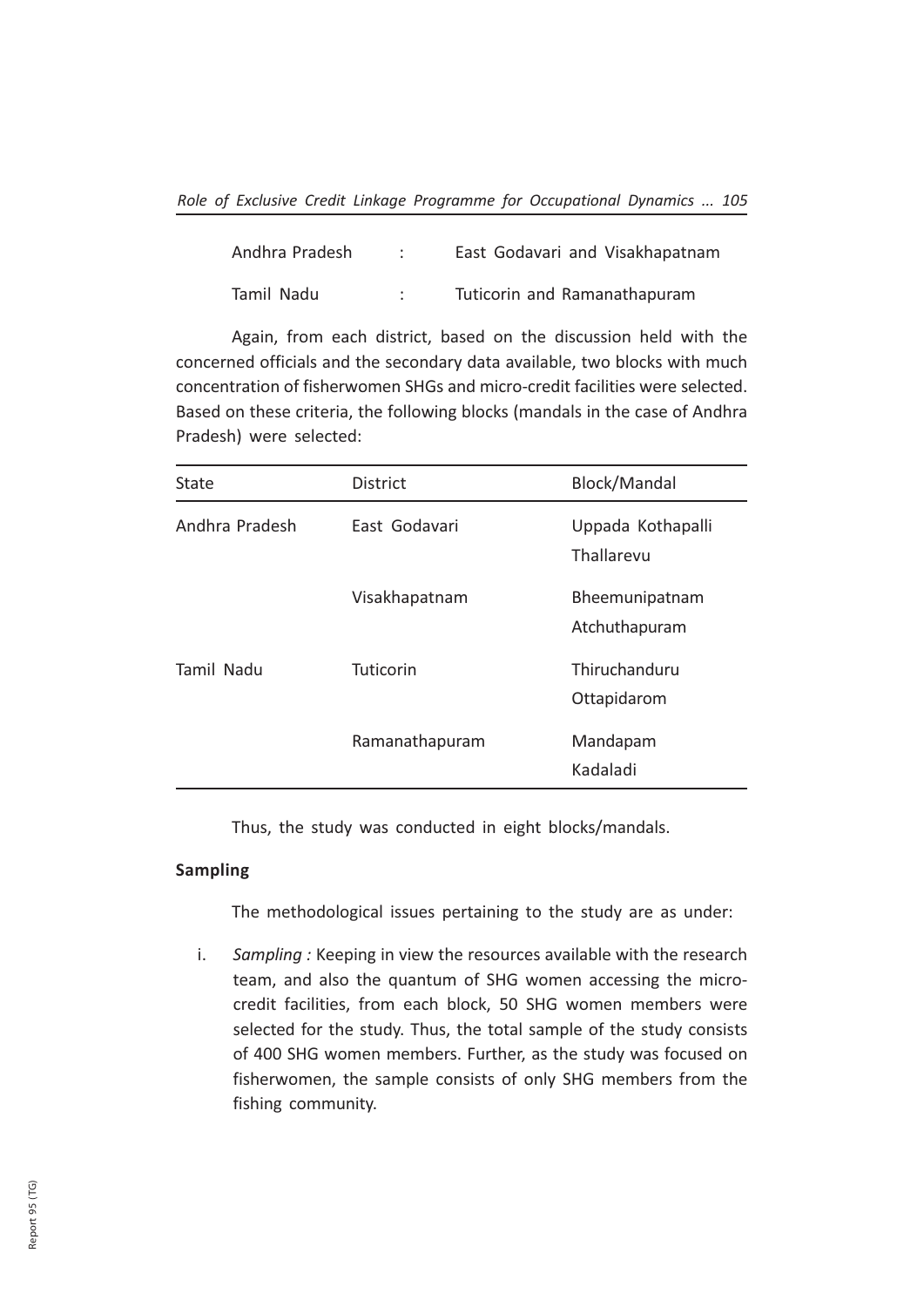| | | |
|---|---|---|
| Andhra Pradesh | : | East Godavari and Visakhapatnam |
| Tamil Nadu | : | Tuticorin and Ramanathapuram |

Again, from each district, based on the discussion held with the concerned officials and the secondary data available, two blocks with much concentration of fisherwomen SHGs and micro-credit facilities were selected. Based on these criteria, the following blocks (mandals in the case of Andhra Pradesh) were selected:

| State | District | Block/Mandal |
|---|---|---|
| Andhra Pradesh | East Godavari | Uppada Kothapalli<br>Thallarevu |
| | Visakhapatnam | Bheemunipatnam<br>Atchuthapuram |
| Tamil Nadu | Tuticorin | Thiruchanduru<br>Ottapidarom |
| | Ramanathapuram | Mandapam<br>Kadaladi |

Thus, the study was conducted in eight blocks/mandals.

**Sampling**

The methodological issues pertaining to the study are as under:

i. *Sampling :* Keeping in view the resources available with the research team, and also the quantum of SHG women accessing the micro-credit facilities, from each block, 50 SHG women members were selected for the study. Thus, the total sample of the study consists of 400 SHG women members. Further, as the study was focused on fisherwomen, the sample consists of only SHG members from the fishing community.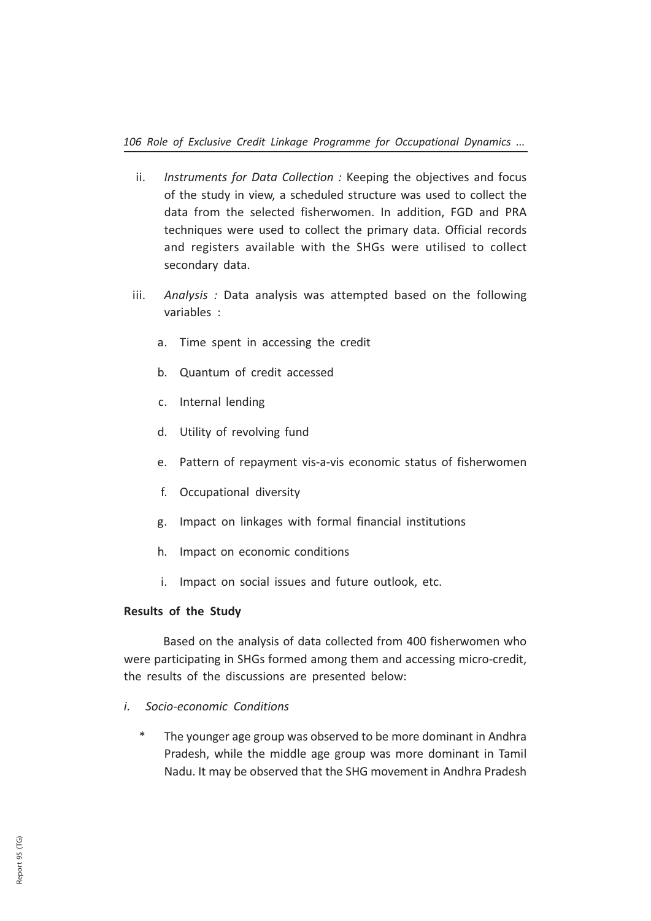ii. *Instruments for Data Collection :* Keeping the objectives and focus of the study in view, a scheduled structure was used to collect the data from the selected fisherwomen. In addition, FGD and PRA techniques were used to collect the primary data. Official records and registers available with the SHGs were utilised to collect secondary data.

iii. *Analysis :* Data analysis was attempted based on the following variables :

   a. Time spent in accessing the credit

   b. Quantum of credit accessed

   c. Internal lending

   d. Utility of revolving fund

   e. Pattern of repayment vis-a-vis economic status of fisherwomen

   f. Occupational diversity

   g. Impact on linkages with formal financial institutions

   h. Impact on economic conditions

   i. Impact on social issues and future outlook, etc.

**Results of the Study**

Based on the analysis of data collected from 400 fisherwomen who were participating in SHGs formed among them and accessing micro-credit, the results of the discussions are presented below:

*i. Socio-economic Conditions*

* The younger age group was observed to be more dominant in Andhra Pradesh, while the middle age group was more dominant in Tamil Nadu. It may be observed that the SHG movement in Andhra Pradesh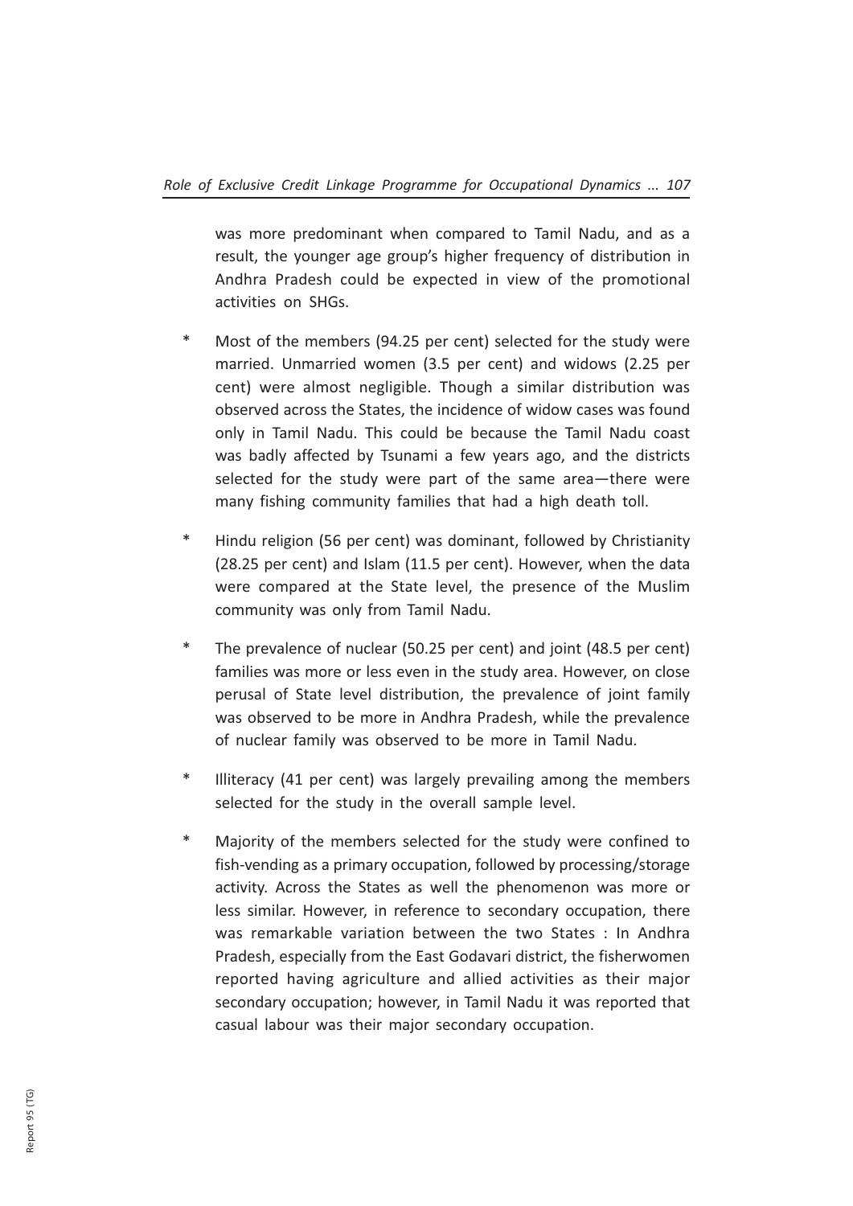was more predominant when compared to Tamil Nadu, and as a result, the younger age group's higher frequency of distribution in Andhra Pradesh could be expected in view of the promotional activities on SHGs.

* Most of the members (94.25 per cent) selected for the study were married. Unmarried women (3.5 per cent) and widows (2.25 per cent) were almost negligible. Though a similar distribution was observed across the States, the incidence of widow cases was found only in Tamil Nadu. This could be because the Tamil Nadu coast was badly affected by Tsunami a few years ago, and the districts selected for the study were part of the same area—there were many fishing community families that had a high death toll.

* Hindu religion (56 per cent) was dominant, followed by Christianity (28.25 per cent) and Islam (11.5 per cent). However, when the data were compared at the State level, the presence of the Muslim community was only from Tamil Nadu.

* The prevalence of nuclear (50.25 per cent) and joint (48.5 per cent) families was more or less even in the study area. However, on close perusal of State level distribution, the prevalence of joint family was observed to be more in Andhra Pradesh, while the prevalence of nuclear family was observed to be more in Tamil Nadu.

* Illiteracy (41 per cent) was largely prevailing among the members selected for the study in the overall sample level.

* Majority of the members selected for the study were confined to fish-vending as a primary occupation, followed by processing/storage activity. Across the States as well the phenomenon was more or less similar. However, in reference to secondary occupation, there was remarkable variation between the two States : In Andhra Pradesh, especially from the East Godavari district, the fisherwomen reported having agriculture and allied activities as their major secondary occupation; however, in Tamil Nadu it was reported that casual labour was their major secondary occupation.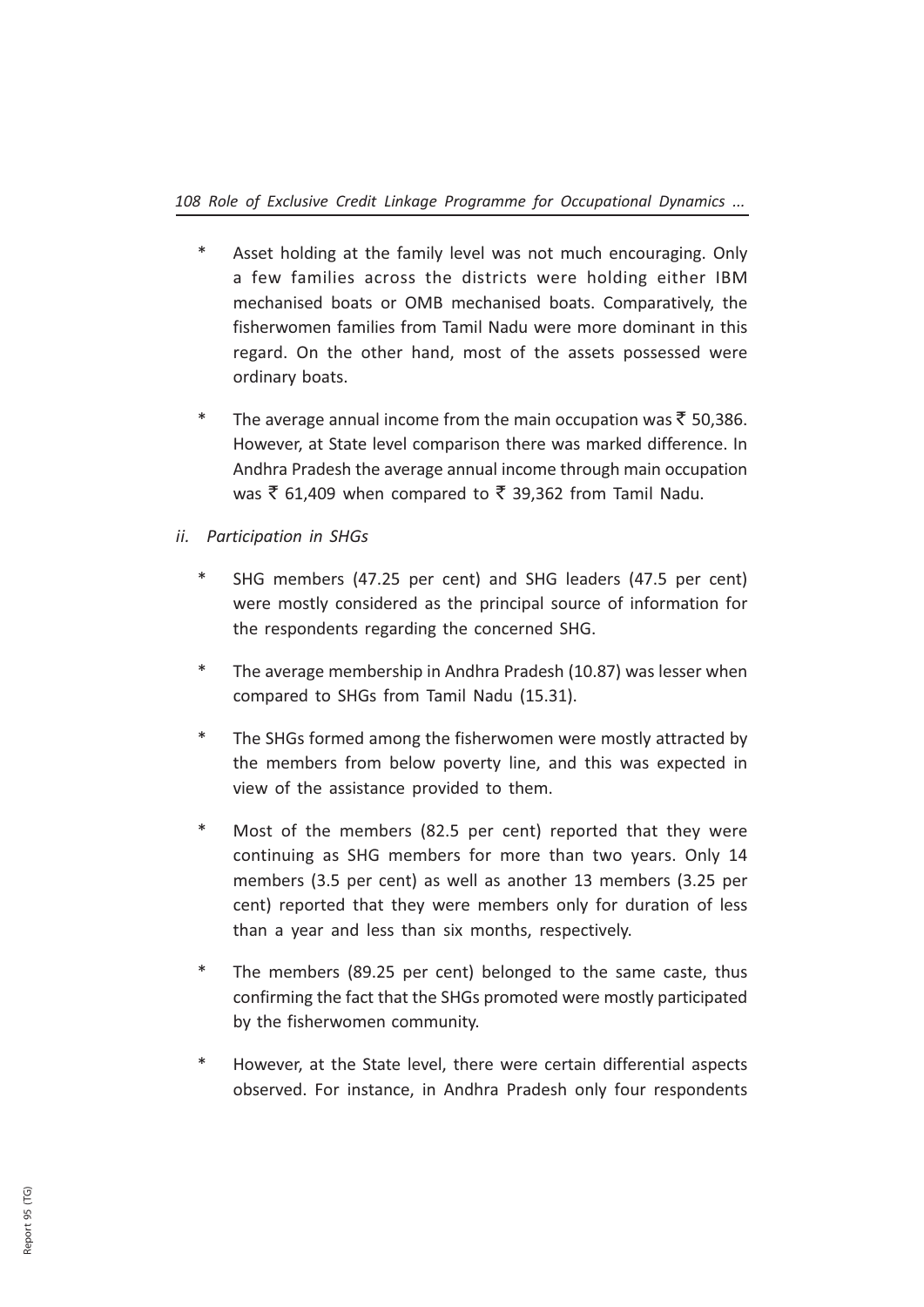* Asset holding at the family level was not much encouraging. Only a few families across the districts were holding either IBM mechanised boats or OMB mechanised boats. Comparatively, the fisherwomen families from Tamil Nadu were more dominant in this regard. On the other hand, most of the assets possessed were ordinary boats.

* The average annual income from the main occupation was ₹ 50,386. However, at State level comparison there was marked difference. In Andhra Pradesh the average annual income through main occupation was ₹ 61,409 when compared to ₹ 39,362 from Tamil Nadu.

*ii. Participation in SHGs*

* SHG members (47.25 per cent) and SHG leaders (47.5 per cent) were mostly considered as the principal source of information for the respondents regarding the concerned SHG.

* The average membership in Andhra Pradesh (10.87) was lesser when compared to SHGs from Tamil Nadu (15.31).

* The SHGs formed among the fisherwomen were mostly attracted by the members from below poverty line, and this was expected in view of the assistance provided to them.

* Most of the members (82.5 per cent) reported that they were continuing as SHG members for more than two years. Only 14 members (3.5 per cent) as well as another 13 members (3.25 per cent) reported that they were members only for duration of less than a year and less than six months, respectively.

* The members (89.25 per cent) belonged to the same caste, thus confirming the fact that the SHGs promoted were mostly participated by the fisherwomen community.

* However, at the State level, there were certain differential aspects observed. For instance, in Andhra Pradesh only four respondents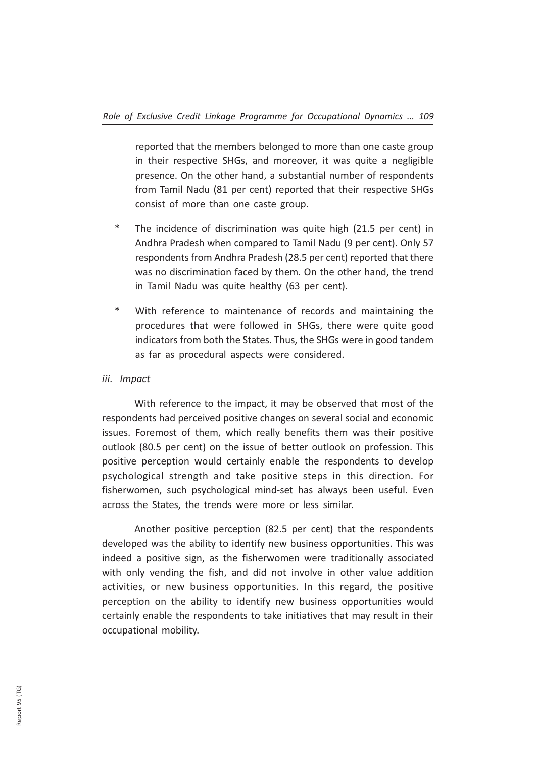reported that the members belonged to more than one caste group in their respective SHGs, and moreover, it was quite a negligible presence. On the other hand, a substantial number of respondents from Tamil Nadu (81 per cent) reported that their respective SHGs consist of more than one caste group.

* The incidence of discrimination was quite high (21.5 per cent) in Andhra Pradesh when compared to Tamil Nadu (9 per cent). Only 57 respondents from Andhra Pradesh (28.5 per cent) reported that there was no discrimination faced by them. On the other hand, the trend in Tamil Nadu was quite healthy (63 per cent).

* With reference to maintenance of records and maintaining the procedures that were followed in SHGs, there were quite good indicators from both the States. Thus, the SHGs were in good tandem as far as procedural aspects were considered.

*iii. Impact*

With reference to the impact, it may be observed that most of the respondents had perceived positive changes on several social and economic issues. Foremost of them, which really benefits them was their positive outlook (80.5 per cent) on the issue of better outlook on profession. This positive perception would certainly enable the respondents to develop psychological strength and take positive steps in this direction. For fisherwomen, such psychological mind-set has always been useful. Even across the States, the trends were more or less similar.

Another positive perception (82.5 per cent) that the respondents developed was the ability to identify new business opportunities. This was indeed a positive sign, as the fisherwomen were traditionally associated with only vending the fish, and did not involve in other value addition activities, or new business opportunities. In this regard, the positive perception on the ability to identify new business opportunities would certainly enable the respondents to take initiatives that may result in their occupational mobility.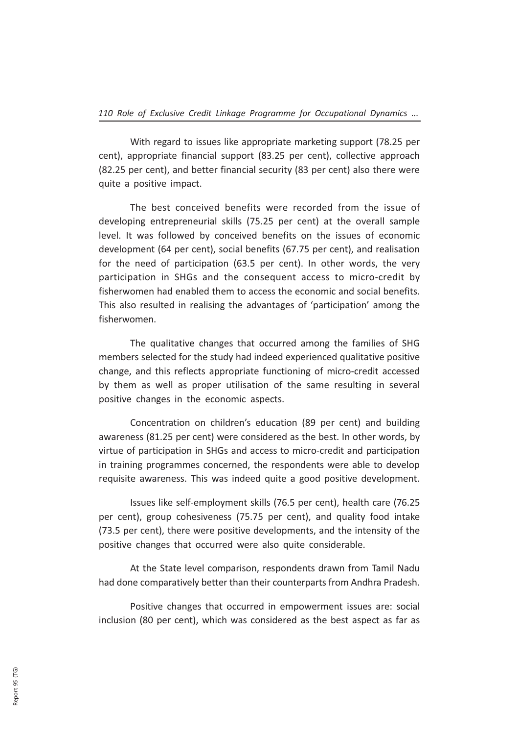With regard to issues like appropriate marketing support (78.25 per cent), appropriate financial support (83.25 per cent), collective approach (82.25 per cent), and better financial security (83 per cent) also there were quite a positive impact.

The best conceived benefits were recorded from the issue of developing entrepreneurial skills (75.25 per cent) at the overall sample level. It was followed by conceived benefits on the issues of economic development (64 per cent), social benefits (67.75 per cent), and realisation for the need of participation (63.5 per cent). In other words, the very participation in SHGs and the consequent access to micro-credit by fisherwomen had enabled them to access the economic and social benefits. This also resulted in realising the advantages of 'participation' among the fisherwomen.

The qualitative changes that occurred among the families of SHG members selected for the study had indeed experienced qualitative positive change, and this reflects appropriate functioning of micro-credit accessed by them as well as proper utilisation of the same resulting in several positive changes in the economic aspects.

Concentration on children's education (89 per cent) and building awareness (81.25 per cent) were considered as the best. In other words, by virtue of participation in SHGs and access to micro-credit and participation in training programmes concerned, the respondents were able to develop requisite awareness. This was indeed quite a good positive development.

Issues like self-employment skills (76.5 per cent), health care (76.25 per cent), group cohesiveness (75.75 per cent), and quality food intake (73.5 per cent), there were positive developments, and the intensity of the positive changes that occurred were also quite considerable.

At the State level comparison, respondents drawn from Tamil Nadu had done comparatively better than their counterparts from Andhra Pradesh.

Positive changes that occurred in empowerment issues are: social inclusion (80 per cent), which was considered as the best aspect as far as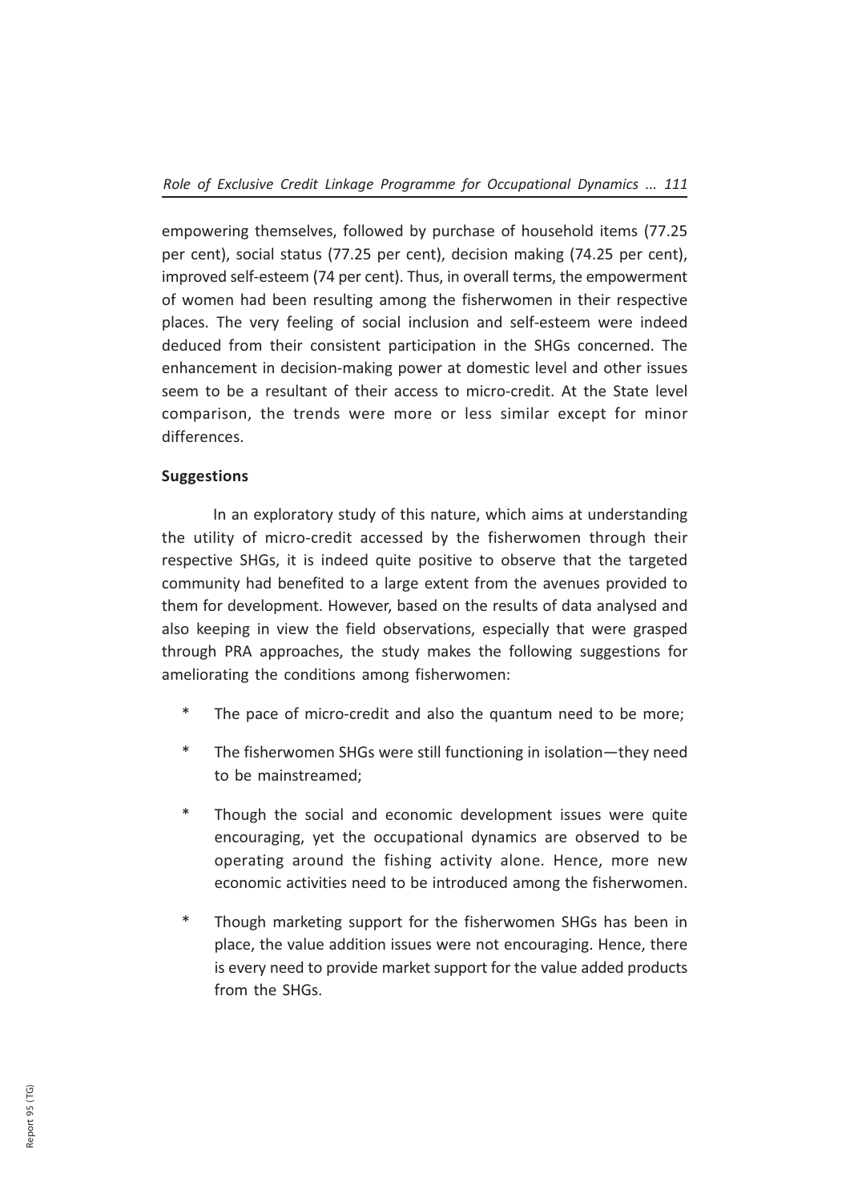empowering themselves, followed by purchase of household items (77.25 per cent), social status (77.25 per cent), decision making (74.25 per cent), improved self-esteem (74 per cent). Thus, in overall terms, the empowerment of women had been resulting among the fisherwomen in their respective places. The very feeling of social inclusion and self-esteem were indeed deduced from their consistent participation in the SHGs concerned. The enhancement in decision-making power at domestic level and other issues seem to be a resultant of their access to micro-credit. At the State level comparison, the trends were more or less similar except for minor differences.

**Suggestions**

In an exploratory study of this nature, which aims at understanding the utility of micro-credit accessed by the fisherwomen through their respective SHGs, it is indeed quite positive to observe that the targeted community had benefited to a large extent from the avenues provided to them for development. However, based on the results of data analysed and also keeping in view the field observations, especially that were grasped through PRA approaches, the study makes the following suggestions for ameliorating the conditions among fisherwomen:

* The pace of micro-credit and also the quantum need to be more;
* The fisherwomen SHGs were still functioning in isolation—they need to be mainstreamed;
* Though the social and economic development issues were quite encouraging, yet the occupational dynamics are observed to be operating around the fishing activity alone. Hence, more new economic activities need to be introduced among the fisherwomen.
* Though marketing support for the fisherwomen SHGs has been in place, the value addition issues were not encouraging. Hence, there is every need to provide market support for the value added products from the SHGs.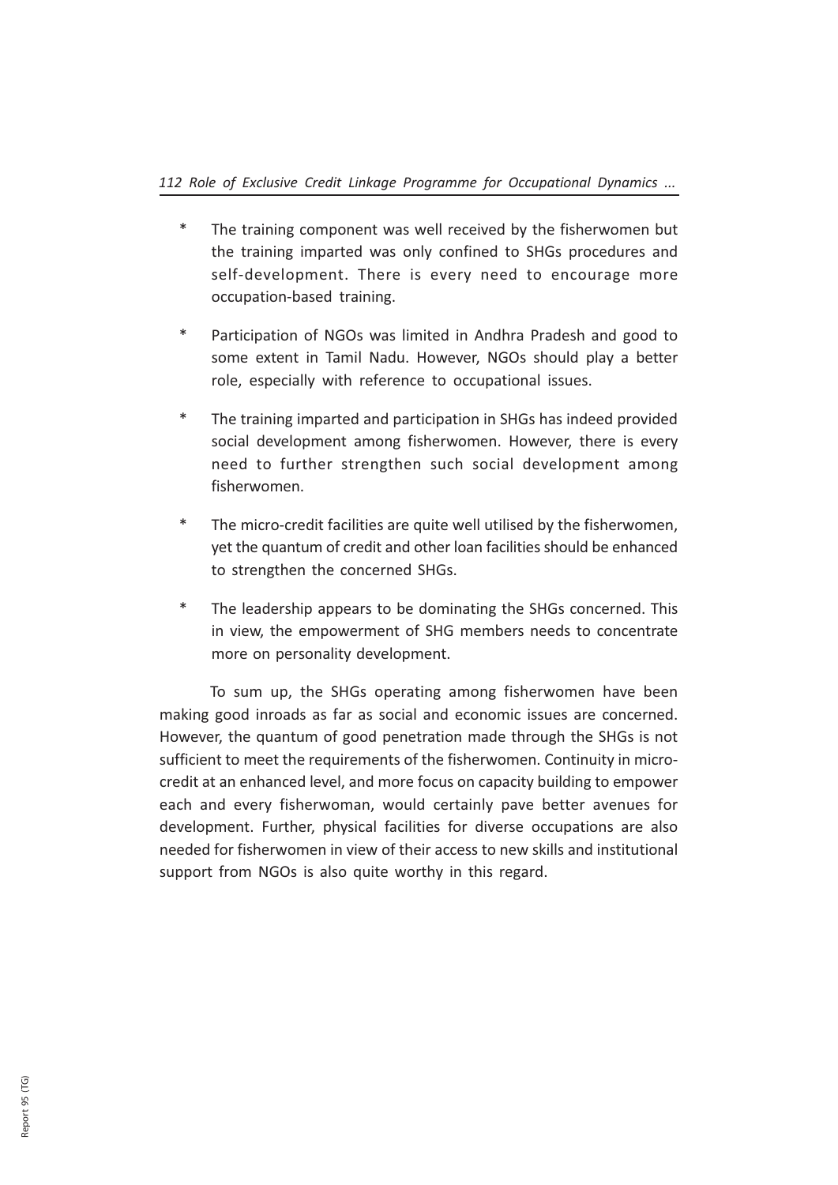* The training component was well received by the fisherwomen but the training imparted was only confined to SHGs procedures and self-development. There is every need to encourage more occupation-based training.

* Participation of NGOs was limited in Andhra Pradesh and good to some extent in Tamil Nadu. However, NGOs should play a better role, especially with reference to occupational issues.

* The training imparted and participation in SHGs has indeed provided social development among fisherwomen. However, there is every need to further strengthen such social development among fisherwomen.

* The micro-credit facilities are quite well utilised by the fisherwomen, yet the quantum of credit and other loan facilities should be enhanced to strengthen the concerned SHGs.

* The leadership appears to be dominating the SHGs concerned. This in view, the empowerment of SHG members needs to concentrate more on personality development.

To sum up, the SHGs operating among fisherwomen have been making good inroads as far as social and economic issues are concerned. However, the quantum of good penetration made through the SHGs is not sufficient to meet the requirements of the fisherwomen. Continuity in micro-credit at an enhanced level, and more focus on capacity building to empower each and every fisherwoman, would certainly pave better avenues for development. Further, physical facilities for diverse occupations are also needed for fisherwomen in view of their access to new skills and institutional support from NGOs is also quite worthy in this regard.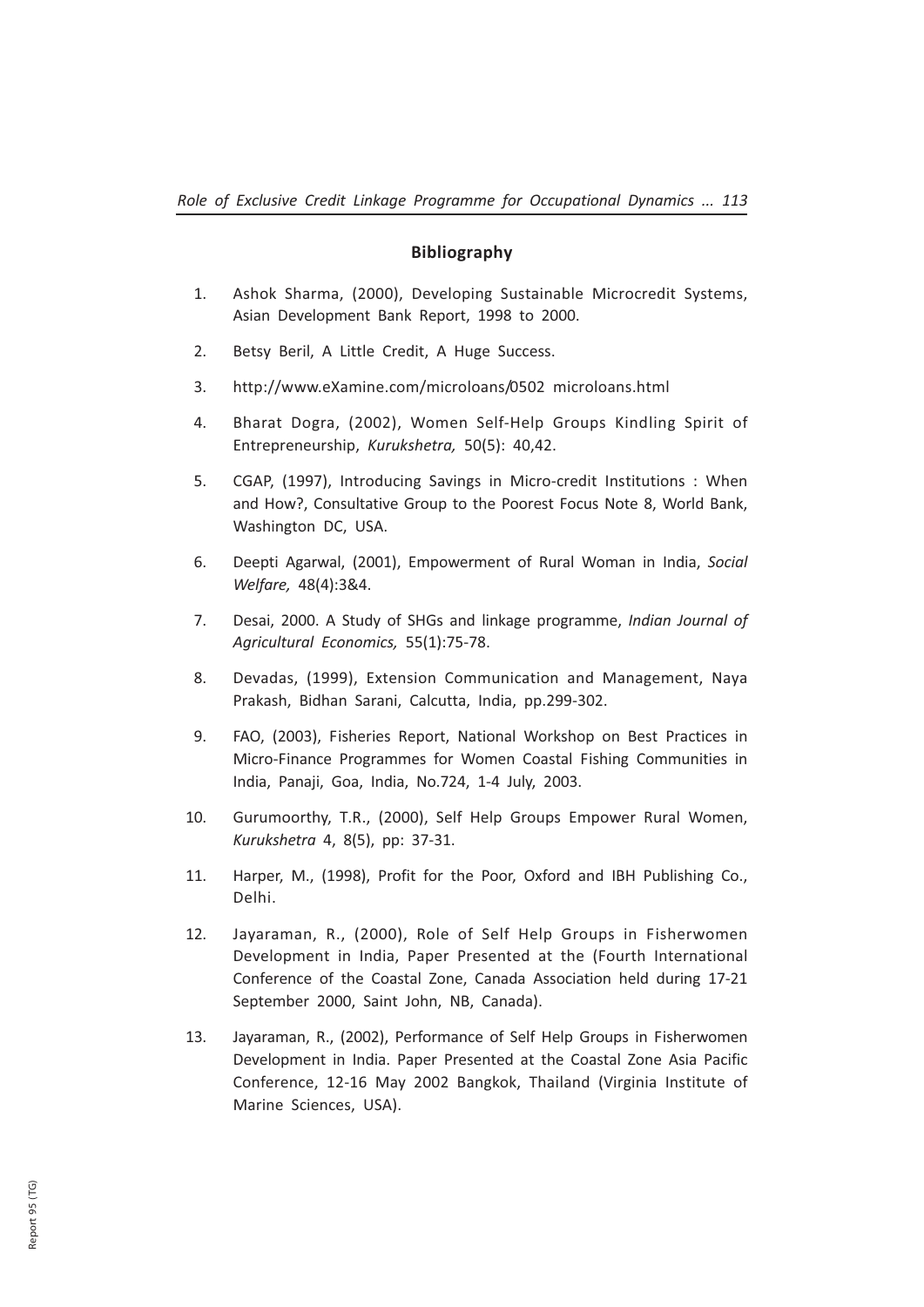## Bibliography

1. Ashok Sharma, (2000), Developing Sustainable Microcredit Systems, Asian Development Bank Report, 1998 to 2000.
2. Betsy Beril, A Little Credit, A Huge Success.
3. http://www.eXamine.com/microloans/0502 microloans.html
4. Bharat Dogra, (2002), Women Self-Help Groups Kindling Spirit of Entrepreneurship, *Kurukshetra,* 50(5): 40,42.
5. CGAP, (1997), Introducing Savings in Micro-credit Institutions : When and How?, Consultative Group to the Poorest Focus Note 8, World Bank, Washington DC, USA.
6. Deepti Agarwal, (2001), Empowerment of Rural Woman in India, *Social Welfare,* 48(4):3&4.
7. Desai, 2000. A Study of SHGs and linkage programme, *Indian Journal of Agricultural Economics,* 55(1):75-78.
8. Devadas, (1999), Extension Communication and Management, Naya Prakash, Bidhan Sarani, Calcutta, India, pp.299-302.
9. FAO, (2003), Fisheries Report, National Workshop on Best Practices in Micro-Finance Programmes for Women Coastal Fishing Communities in India, Panaji, Goa, India, No.724, 1-4 July, 2003.
10. Gurumoorthy, T.R., (2000), Self Help Groups Empower Rural Women, *Kurukshetra* 4, 8(5), pp: 37-31.
11. Harper, M., (1998), Profit for the Poor, Oxford and IBH Publishing Co., Delhi.
12. Jayaraman, R., (2000), Role of Self Help Groups in Fisherwomen Development in India, Paper Presented at the (Fourth International Conference of the Coastal Zone, Canada Association held during 17-21 September 2000, Saint John, NB, Canada).
13. Jayaraman, R., (2002), Performance of Self Help Groups in Fisherwomen Development in India. Paper Presented at the Coastal Zone Asia Pacific Conference, 12-16 May 2002 Bangkok, Thailand (Virginia Institute of Marine Sciences, USA).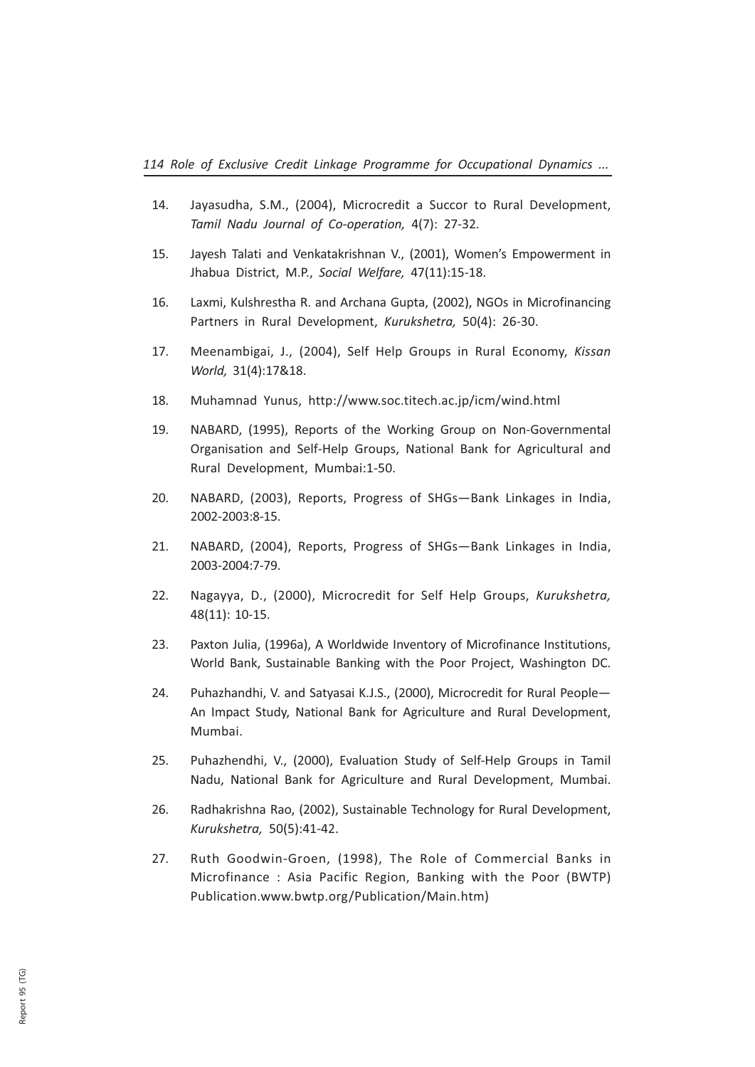14. Jayasudha, S.M., (2004), Microcredit a Succor to Rural Development, *Tamil Nadu Journal of Co-operation,* 4(7): 27-32.

15. Jayesh Talati and Venkatakrishnan V., (2001), Women's Empowerment in Jhabua District, M.P., *Social Welfare,* 47(11):15-18.

16. Laxmi, Kulshrestha R. and Archana Gupta, (2002), NGOs in Microfinancing Partners in Rural Development, *Kurukshetra,* 50(4): 26-30.

17. Meenambigai, J., (2004), Self Help Groups in Rural Economy, *Kissan World,* 31(4):17&18.

18. Muhamnad Yunus, http://www.soc.titech.ac.jp/icm/wind.html

19. NABARD, (1995), Reports of the Working Group on Non-Governmental Organisation and Self-Help Groups, National Bank for Agricultural and Rural Development, Mumbai:1-50.

20. NABARD, (2003), Reports, Progress of SHGs—Bank Linkages in India, 2002-2003:8-15.

21. NABARD, (2004), Reports, Progress of SHGs—Bank Linkages in India, 2003-2004:7-79.

22. Nagayya, D., (2000), Microcredit for Self Help Groups, *Kurukshetra,* 48(11): 10-15.

23. Paxton Julia, (1996a), A Worldwide Inventory of Microfinance Institutions, World Bank, Sustainable Banking with the Poor Project, Washington DC.

24. Puhazhandhi, V. and Satyasai K.J.S., (2000), Microcredit for Rural People—An Impact Study, National Bank for Agriculture and Rural Development, Mumbai.

25. Puhazhendhi, V., (2000), Evaluation Study of Self-Help Groups in Tamil Nadu, National Bank for Agriculture and Rural Development, Mumbai.

26. Radhakrishna Rao, (2002), Sustainable Technology for Rural Development, *Kurukshetra,* 50(5):41-42.

27. Ruth Goodwin-Groen, (1998), The Role of Commercial Banks in Microfinance : Asia Pacific Region, Banking with the Poor (BWTP) Publication.www.bwtp.org/Publication/Main.htm)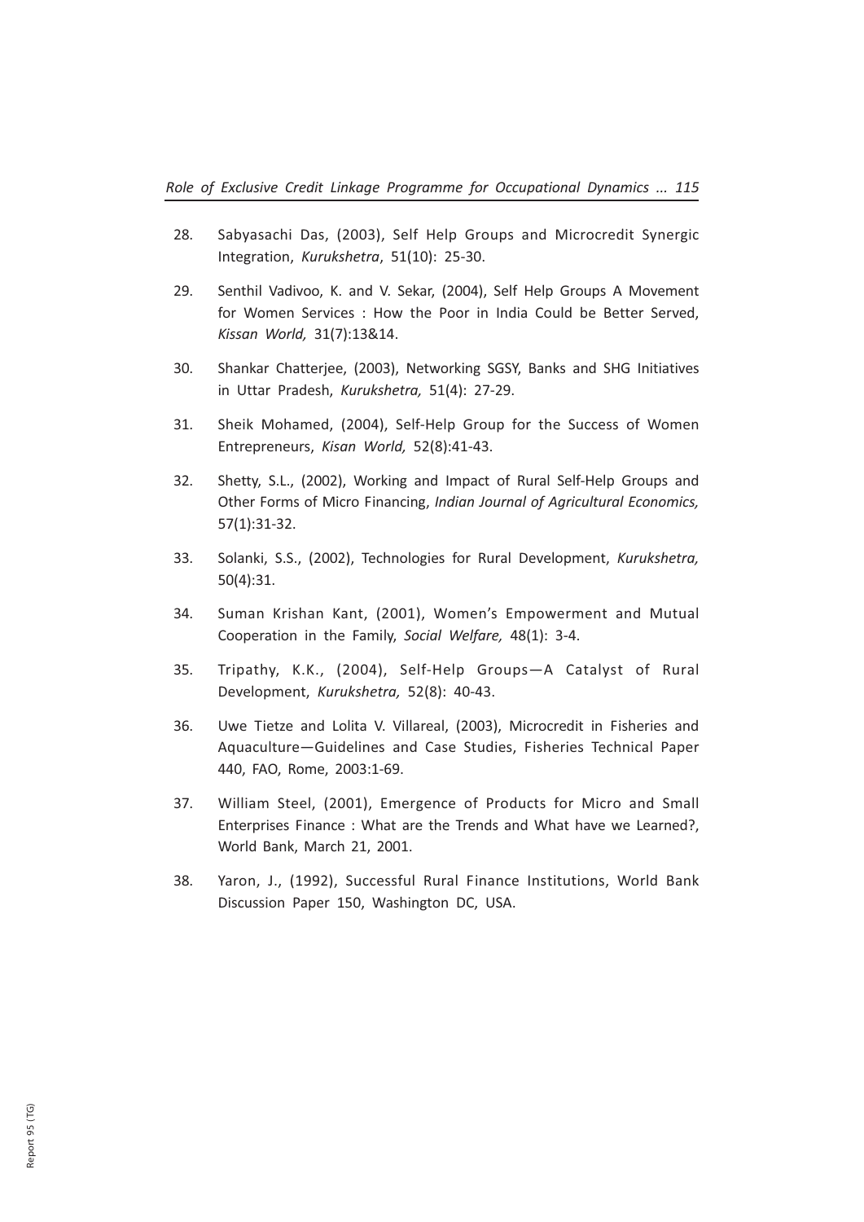28. Sabyasachi Das, (2003), Self Help Groups and Microcredit Synergic Integration, *Kurukshetra*, 51(10): 25-30.

29. Senthil Vadivoo, K. and V. Sekar, (2004), Self Help Groups A Movement for Women Services : How the Poor in India Could be Better Served, *Kissan World,* 31(7):13&14.

30. Shankar Chatterjee, (2003), Networking SGSY, Banks and SHG Initiatives in Uttar Pradesh, *Kurukshetra,* 51(4): 27-29.

31. Sheik Mohamed, (2004), Self-Help Group for the Success of Women Entrepreneurs, *Kisan World,* 52(8):41-43.

32. Shetty, S.L., (2002), Working and Impact of Rural Self-Help Groups and Other Forms of Micro Financing, *Indian Journal of Agricultural Economics,* 57(1):31-32.

33. Solanki, S.S., (2002), Technologies for Rural Development, *Kurukshetra,* 50(4):31.

34. Suman Krishan Kant, (2001), Women's Empowerment and Mutual Cooperation in the Family, *Social Welfare,* 48(1): 3-4.

35. Tripathy, K.K., (2004), Self-Help Groups—A Catalyst of Rural Development, *Kurukshetra,* 52(8): 40-43.

36. Uwe Tietze and Lolita V. Villareal, (2003), Microcredit in Fisheries and Aquaculture—Guidelines and Case Studies, Fisheries Technical Paper 440, FAO, Rome, 2003:1-69.

37. William Steel, (2001), Emergence of Products for Micro and Small Enterprises Finance : What are the Trends and What have we Learned?, World Bank, March 21, 2001.

38. Yaron, J., (1992), Successful Rural Finance Institutions, World Bank Discussion Paper 150, Washington DC, USA.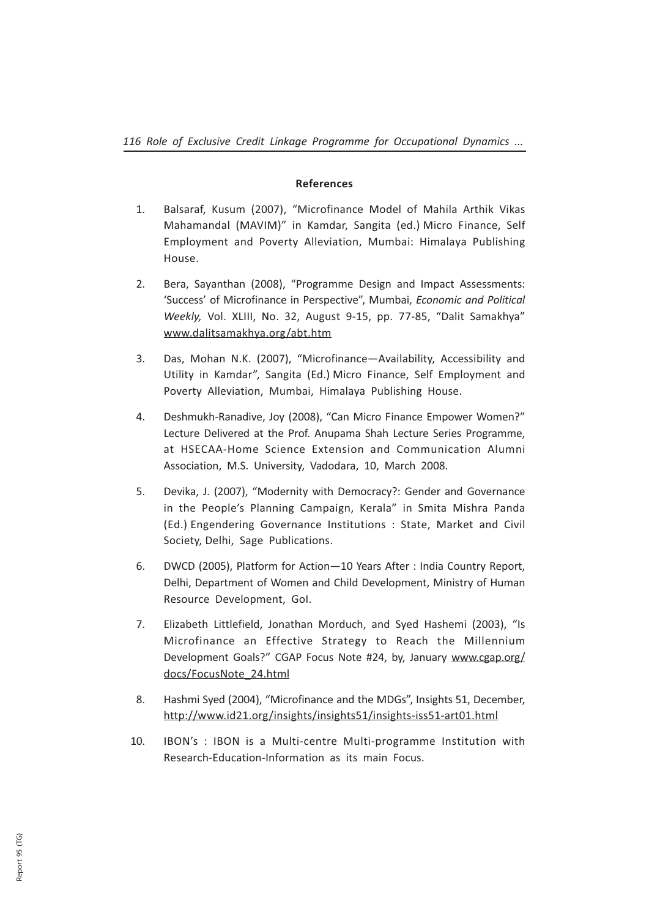### References

1. Balsaraf, Kusum (2007), "Microfinance Model of Mahila Arthik Vikas Mahamandal (MAVIM)" in Kamdar, Sangita (ed.) Micro Finance, Self Employment and Poverty Alleviation, Mumbai: Himalaya Publishing House.

2. Bera, Sayanthan (2008), "Programme Design and Impact Assessments: 'Success' of Microfinance in Perspective", Mumbai, *Economic and Political Weekly,* Vol. XLIII, No. 32, August 9-15, pp. 77-85, "Dalit Samakhya" www.dalitsamakhya.org/abt.htm

3. Das, Mohan N.K. (2007), "Microfinance—Availability, Accessibility and Utility in Kamdar", Sangita (Ed.) Micro Finance, Self Employment and Poverty Alleviation, Mumbai, Himalaya Publishing House.

4. Deshmukh-Ranadive, Joy (2008), "Can Micro Finance Empower Women?" Lecture Delivered at the Prof. Anupama Shah Lecture Series Programme, at HSECAA-Home Science Extension and Communication Alumni Association, M.S. University, Vadodara, 10, March 2008.

5. Devika, J. (2007), "Modernity with Democracy?: Gender and Governance in the People's Planning Campaign, Kerala" in Smita Mishra Panda (Ed.) Engendering Governance Institutions : State, Market and Civil Society, Delhi, Sage Publications.

6. DWCD (2005), Platform for Action—10 Years After : India Country Report, Delhi, Department of Women and Child Development, Ministry of Human Resource Development, GoI.

7. Elizabeth Littlefield, Jonathan Morduch, and Syed Hashemi (2003), "Is Microfinance an Effective Strategy to Reach the Millennium Development Goals?" CGAP Focus Note #24, by, January www.cgap.org/docs/FocusNote_24.html

8. Hashmi Syed (2004), "Microfinance and the MDGs", Insights 51, December, http://www.id21.org/insights/insights51/insights-iss51-art01.html

10. IBON's : IBON is a Multi-centre Multi-programme Institution with Research-Education-Information as its main Focus.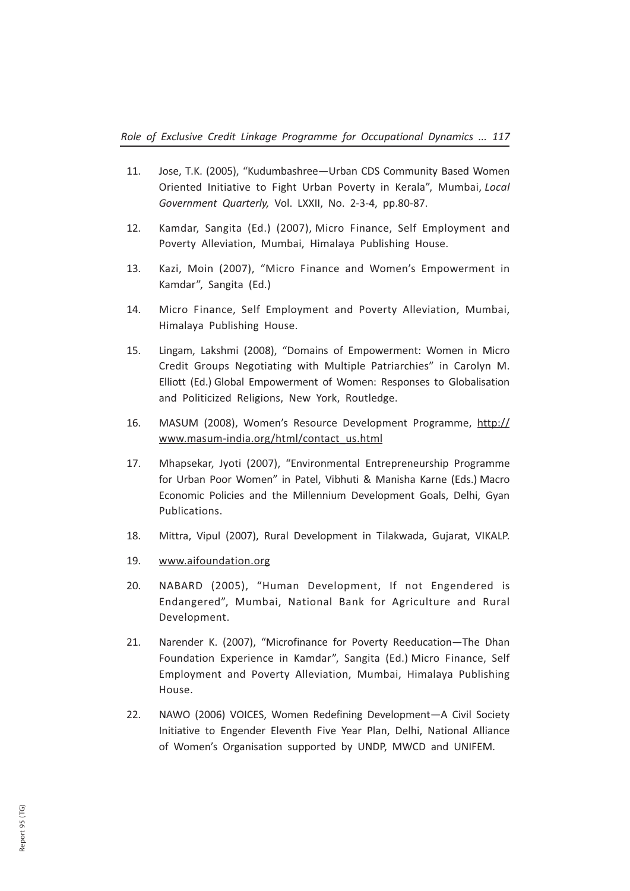11. Jose, T.K. (2005), "Kudumbashree—Urban CDS Community Based Women Oriented Initiative to Fight Urban Poverty in Kerala", Mumbai, *Local Government Quarterly,* Vol. LXXII, No. 2-3-4, pp.80-87.

12. Kamdar, Sangita (Ed.) (2007), Micro Finance, Self Employment and Poverty Alleviation, Mumbai, Himalaya Publishing House.

13. Kazi, Moin (2007), "Micro Finance and Women's Empowerment in Kamdar", Sangita (Ed.)

14. Micro Finance, Self Employment and Poverty Alleviation, Mumbai, Himalaya Publishing House.

15. Lingam, Lakshmi (2008), "Domains of Empowerment: Women in Micro Credit Groups Negotiating with Multiple Patriarchies" in Carolyn M. Elliott (Ed.) Global Empowerment of Women: Responses to Globalisation and Politicized Religions, New York, Routledge.

16. MASUM (2008), Women's Resource Development Programme, http://www.masum-india.org/html/contact_us.html

17. Mhapsekar, Jyoti (2007), "Environmental Entrepreneurship Programme for Urban Poor Women" in Patel, Vibhuti & Manisha Karne (Eds.) Macro Economic Policies and the Millennium Development Goals, Delhi, Gyan Publications.

18. Mittra, Vipul (2007), Rural Development in Tilakwada, Gujarat, VIKALP.

19. www.aifoundation.org

20. NABARD (2005), "Human Development, If not Engendered is Endangered", Mumbai, National Bank for Agriculture and Rural Development.

21. Narender K. (2007), "Microfinance for Poverty Reeducation—The Dhan Foundation Experience in Kamdar", Sangita (Ed.) Micro Finance, Self Employment and Poverty Alleviation, Mumbai, Himalaya Publishing House.

22. NAWO (2006) VOICES, Women Redefining Development—A Civil Society Initiative to Engender Eleventh Five Year Plan, Delhi, National Alliance of Women's Organisation supported by UNDP, MWCD and UNIFEM.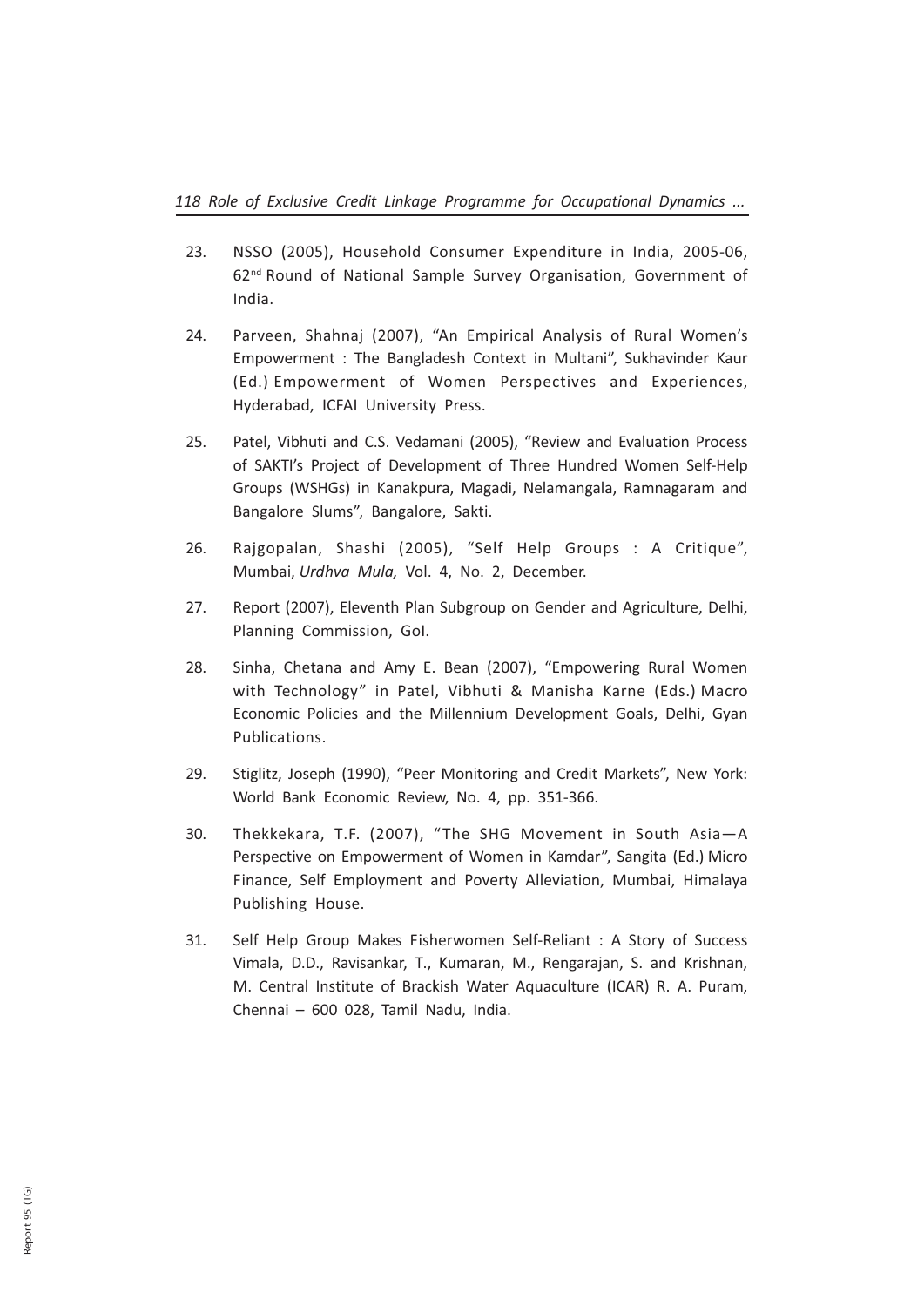23. NSSO (2005), Household Consumer Expenditure in India, 2005-06, 62nd Round of National Sample Survey Organisation, Government of India.

24. Parveen, Shahnaj (2007), "An Empirical Analysis of Rural Women's Empowerment : The Bangladesh Context in Multani", Sukhavinder Kaur (Ed.) Empowerment of Women Perspectives and Experiences, Hyderabad, ICFAI University Press.

25. Patel, Vibhuti and C.S. Vedamani (2005), "Review and Evaluation Process of SAKTI's Project of Development of Three Hundred Women Self-Help Groups (WSHGs) in Kanakpura, Magadi, Nelamangala, Ramnagaram and Bangalore Slums", Bangalore, Sakti.

26. Rajgopalan, Shashi (2005), "Self Help Groups : A Critique", Mumbai, *Urdhva Mula,* Vol. 4, No. 2, December.

27. Report (2007), Eleventh Plan Subgroup on Gender and Agriculture, Delhi, Planning Commission, GoI.

28. Sinha, Chetana and Amy E. Bean (2007), "Empowering Rural Women with Technology" in Patel, Vibhuti & Manisha Karne (Eds.) Macro Economic Policies and the Millennium Development Goals, Delhi, Gyan Publications.

29. Stiglitz, Joseph (1990), "Peer Monitoring and Credit Markets", New York: World Bank Economic Review, No. 4, pp. 351-366.

30. Thekkekara, T.F. (2007), "The SHG Movement in South Asia—A Perspective on Empowerment of Women in Kamdar", Sangita (Ed.) Micro Finance, Self Employment and Poverty Alleviation, Mumbai, Himalaya Publishing House.

31. Self Help Group Makes Fisherwomen Self-Reliant : A Story of Success Vimala, D.D., Ravisankar, T., Kumaran, M., Rengarajan, S. and Krishnan, M. Central Institute of Brackish Water Aquaculture (ICAR) R. A. Puram, Chennai – 600 028, Tamil Nadu, India.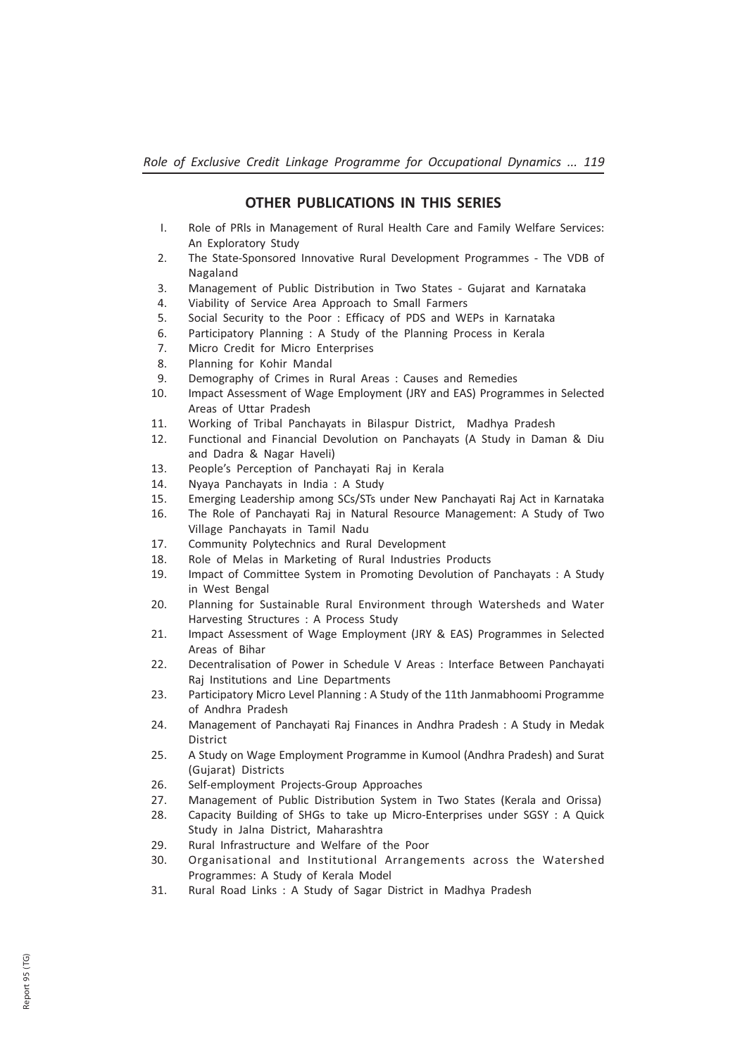## OTHER PUBLICATIONS IN THIS SERIES

I. Role of PRIs in Management of Rural Health Care and Family Welfare Services: An Exploratory Study
2. The State-Sponsored Innovative Rural Development Programmes - The VDB of Nagaland
3. Management of Public Distribution in Two States - Gujarat and Karnataka
4. Viability of Service Area Approach to Small Farmers
5. Social Security to the Poor : Efficacy of PDS and WEPs in Karnataka
6. Participatory Planning : A Study of the Planning Process in Kerala
7. Micro Credit for Micro Enterprises
8. Planning for Kohir Mandal
9. Demography of Crimes in Rural Areas : Causes and Remedies
10. Impact Assessment of Wage Employment (JRY and EAS) Programmes in Selected Areas of Uttar Pradesh
11. Working of Tribal Panchayats in Bilaspur District, Madhya Pradesh
12. Functional and Financial Devolution on Panchayats (A Study in Daman & Diu and Dadra & Nagar Haveli)
13. People's Perception of Panchayati Raj in Kerala
14. Nyaya Panchayats in India : A Study
15. Emerging Leadership among SCs/STs under New Panchayati Raj Act in Karnataka
16. The Role of Panchayati Raj in Natural Resource Management: A Study of Two Village Panchayats in Tamil Nadu
17. Community Polytechnics and Rural Development
18. Role of Melas in Marketing of Rural Industries Products
19. Impact of Committee System in Promoting Devolution of Panchayats : A Study in West Bengal
20. Planning for Sustainable Rural Environment through Watersheds and Water Harvesting Structures : A Process Study
21. Impact Assessment of Wage Employment (JRY & EAS) Programmes in Selected Areas of Bihar
22. Decentralisation of Power in Schedule V Areas : Interface Between Panchayati Raj Institutions and Line Departments
23. Participatory Micro Level Planning : A Study of the 11th Janmabhoomi Programme of Andhra Pradesh
24. Management of Panchayati Raj Finances in Andhra Pradesh : A Study in Medak District
25. A Study on Wage Employment Programme in Kumool (Andhra Pradesh) and Surat (Gujarat) Districts
26. Self-employment Projects-Group Approaches
27. Management of Public Distribution System in Two States (Kerala and Orissa)
28. Capacity Building of SHGs to take up Micro-Enterprises under SGSY : A Quick Study in Jalna District, Maharashtra
29. Rural Infrastructure and Welfare of the Poor
30. Organisational and Institutional Arrangements across the Watershed Programmes: A Study of Kerala Model
31. Rural Road Links : A Study of Sagar District in Madhya Pradesh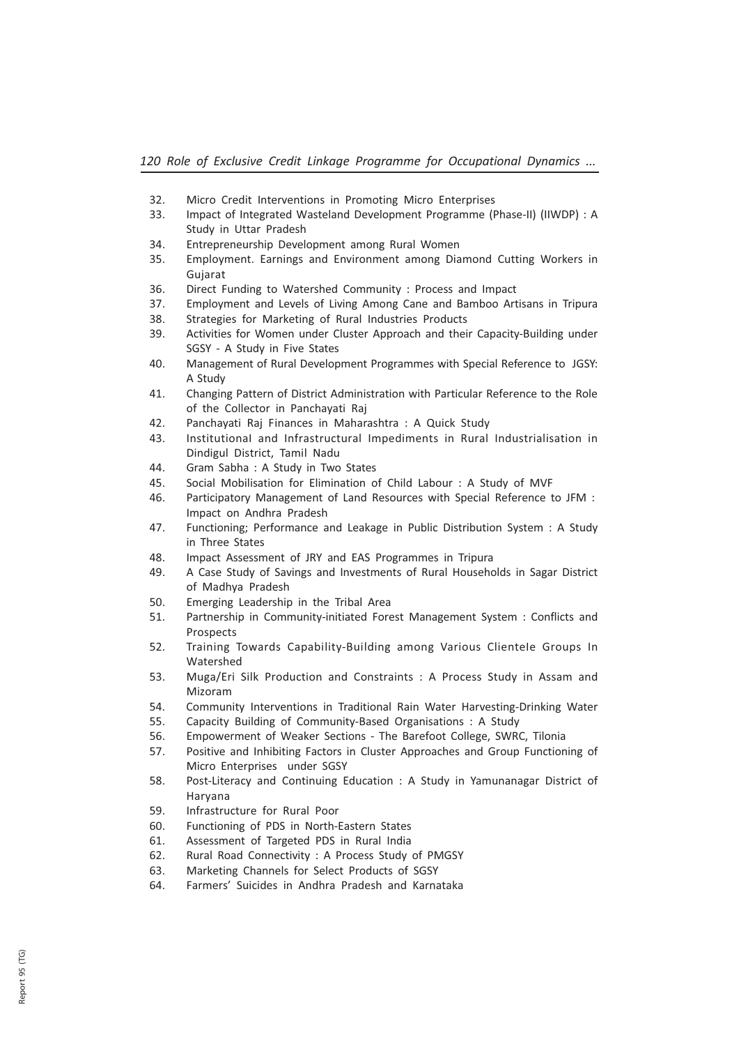32. Micro Credit Interventions in Promoting Micro Enterprises
33. Impact of Integrated Wasteland Development Programme (Phase-II) (IIWDP) : A Study in Uttar Pradesh
34. Entrepreneurship Development among Rural Women
35. Employment. Earnings and Environment among Diamond Cutting Workers in Gujarat
36. Direct Funding to Watershed Community : Process and Impact
37. Employment and Levels of Living Among Cane and Bamboo Artisans in Tripura
38. Strategies for Marketing of Rural Industries Products
39. Activities for Women under Cluster Approach and their Capacity-Building under SGSY - A Study in Five States
40. Management of Rural Development Programmes with Special Reference to JGSY: A Study
41. Changing Pattern of District Administration with Particular Reference to the Role of the Collector in Panchayati Raj
42. Panchayati Raj Finances in Maharashtra : A Quick Study
43. Institutional and Infrastructural Impediments in Rural Industrialisation in Dindigul District, Tamil Nadu
44. Gram Sabha : A Study in Two States
45. Social Mobilisation for Elimination of Child Labour : A Study of MVF
46. Participatory Management of Land Resources with Special Reference to JFM : Impact on Andhra Pradesh
47. Functioning; Performance and Leakage in Public Distribution System : A Study in Three States
48. Impact Assessment of JRY and EAS Programmes in Tripura
49. A Case Study of Savings and Investments of Rural Households in Sagar District of Madhya Pradesh
50. Emerging Leadership in the Tribal Area
51. Partnership in Community-initiated Forest Management System : Conflicts and Prospects
52. Training Towards Capability-Building among Various Clientele Groups In Watershed
53. Muga/Eri Silk Production and Constraints : A Process Study in Assam and Mizoram
54. Community Interventions in Traditional Rain Water Harvesting-Drinking Water
55. Capacity Building of Community-Based Organisations : A Study
56. Empowerment of Weaker Sections - The Barefoot College, SWRC, Tilonia
57. Positive and Inhibiting Factors in Cluster Approaches and Group Functioning of Micro Enterprises under SGSY
58. Post-Literacy and Continuing Education : A Study in Yamunanagar District of Haryana
59. Infrastructure for Rural Poor
60. Functioning of PDS in North-Eastern States
61. Assessment of Targeted PDS in Rural India
62. Rural Road Connectivity : A Process Study of PMGSY
63. Marketing Channels for Select Products of SGSY
64. Farmers' Suicides in Andhra Pradesh and Karnataka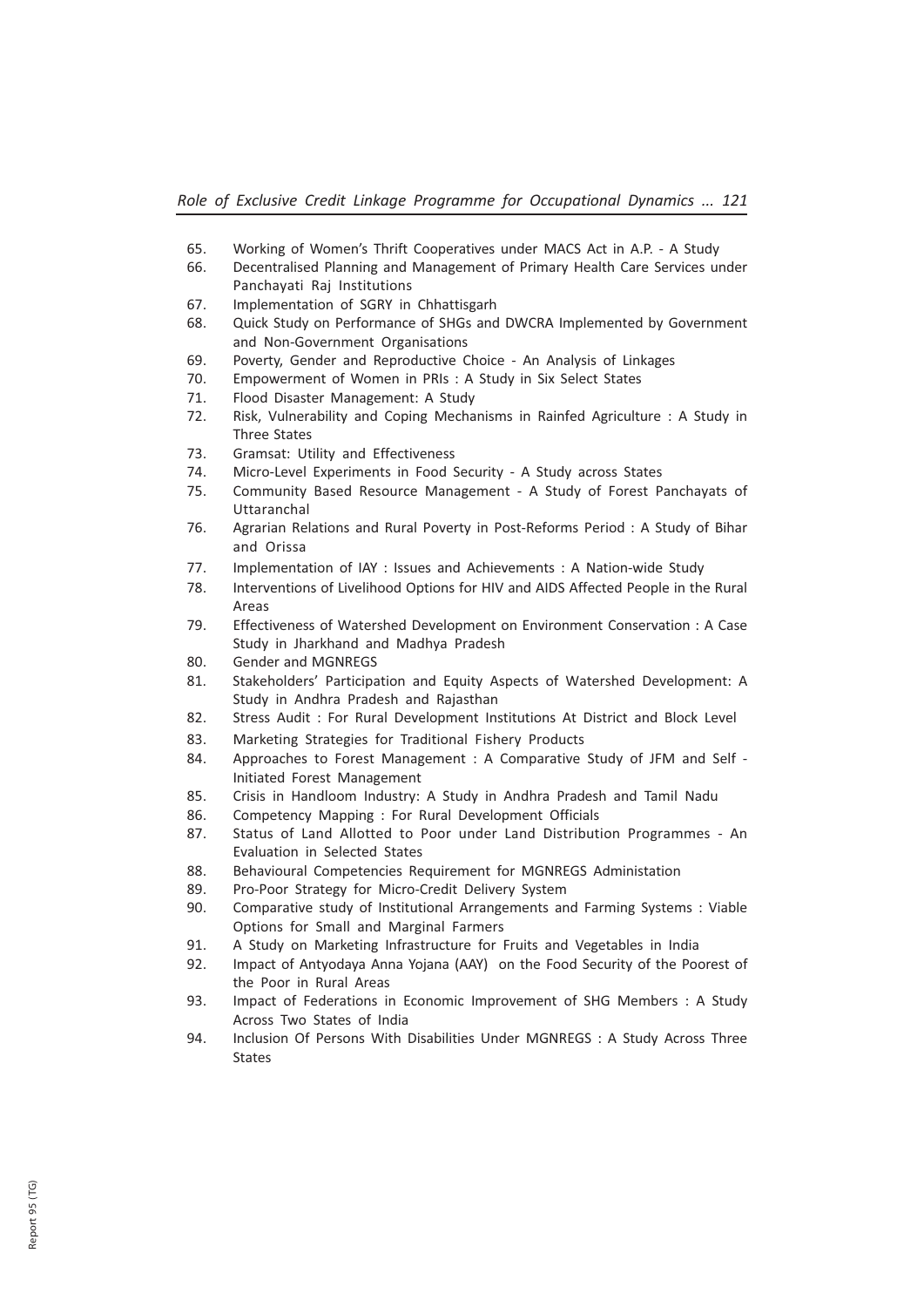65. Working of Women's Thrift Cooperatives under MACS Act in A.P. - A Study
66. Decentralised Planning and Management of Primary Health Care Services under Panchayati Raj Institutions
67. Implementation of SGRY in Chhattisgarh
68. Quick Study on Performance of SHGs and DWCRA Implemented by Government and Non-Government Organisations
69. Poverty, Gender and Reproductive Choice - An Analysis of Linkages
70. Empowerment of Women in PRIs : A Study in Six Select States
71. Flood Disaster Management: A Study
72. Risk, Vulnerability and Coping Mechanisms in Rainfed Agriculture : A Study in Three States
73. Gramsat: Utility and Effectiveness
74. Micro-Level Experiments in Food Security - A Study across States
75. Community Based Resource Management - A Study of Forest Panchayats of Uttaranchal
76. Agrarian Relations and Rural Poverty in Post-Reforms Period : A Study of Bihar and Orissa
77. Implementation of IAY : Issues and Achievements : A Nation-wide Study
78. Interventions of Livelihood Options for HIV and AIDS Affected People in the Rural Areas
79. Effectiveness of Watershed Development on Environment Conservation : A Case Study in Jharkhand and Madhya Pradesh
80. Gender and MGNREGS
81. Stakeholders' Participation and Equity Aspects of Watershed Development: A Study in Andhra Pradesh and Rajasthan
82. Stress Audit : For Rural Development Institutions At District and Block Level
83. Marketing Strategies for Traditional Fishery Products
84. Approaches to Forest Management : A Comparative Study of JFM and Self - Initiated Forest Management
85. Crisis in Handloom Industry: A Study in Andhra Pradesh and Tamil Nadu
86. Competency Mapping : For Rural Development Officials
87. Status of Land Allotted to Poor under Land Distribution Programmes - An Evaluation in Selected States
88. Behavioural Competencies Requirement for MGNREGS Administation
89. Pro-Poor Strategy for Micro-Credit Delivery System
90. Comparative study of Institutional Arrangements and Farming Systems : Viable Options for Small and Marginal Farmers
91. A Study on Marketing Infrastructure for Fruits and Vegetables in India
92. Impact of Antyodaya Anna Yojana (AAY) on the Food Security of the Poorest of the Poor in Rural Areas
93. Impact of Federations in Economic Improvement of SHG Members : A Study Across Two States of India
94. Inclusion Of Persons With Disabilities Under MGNREGS : A Study Across Three States